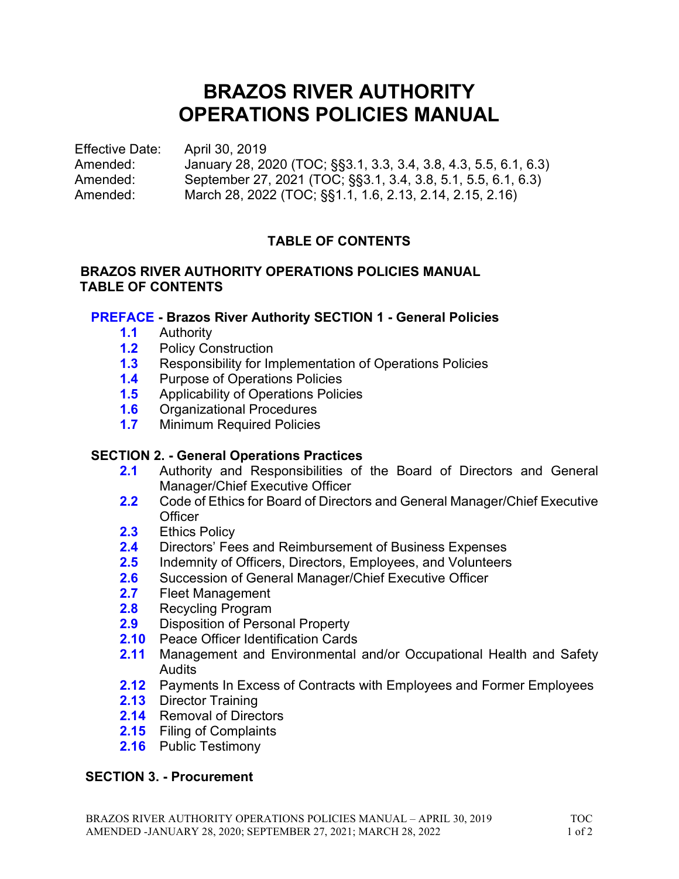# BRAZOS RIVER AUTHORITY
# OPERATIONS POLICIES MANUAL

Effective Date: April 30, 2019
Amended: January 28, 2020 (TOC; §§3.1, 3.3, 3.4, 3.8, 4.3, 5.5, 6.1, 6.3)
Amended: September 27, 2021 (TOC; §§3.1, 3.4, 3.8, 5.1, 5.5, 6.1, 6.3)
Amended: March 28, 2022 (TOC; §§1.1, 1.6, 2.13, 2.14, 2.15, 2.16)

## TABLE OF CONTENTS

**BRAZOS RIVER AUTHORITY OPERATIONS POLICIES MANUAL TABLE OF CONTENTS**

**PREFACE - Brazos River Authority SECTION 1 - General Policies**

- **1.1** Authority
- **1.2** Policy Construction
- **1.3** Responsibility for Implementation of Operations Policies
- **1.4** Purpose of Operations Policies
- **1.5** Applicability of Operations Policies
- **1.6** Organizational Procedures
- **1.7** Minimum Required Policies

**SECTION 2. - General Operations Practices**

- **2.1** Authority and Responsibilities of the Board of Directors and General Manager/Chief Executive Officer
- **2.2** Code of Ethics for Board of Directors and General Manager/Chief Executive Officer
- **2.3** Ethics Policy
- **2.4** Directors' Fees and Reimbursement of Business Expenses
- **2.5** Indemnity of Officers, Directors, Employees, and Volunteers
- **2.6** Succession of General Manager/Chief Executive Officer
- **2.7** Fleet Management
- **2.8** Recycling Program
- **2.9** Disposition of Personal Property
- **2.10** Peace Officer Identification Cards
- **2.11** Management and Environmental and/or Occupational Health and Safety Audits
- **2.12** Payments In Excess of Contracts with Employees and Former Employees
- **2.13** Director Training
- **2.14** Removal of Directors
- **2.15** Filing of Complaints
- **2.16** Public Testimony

**SECTION 3. - Procurement**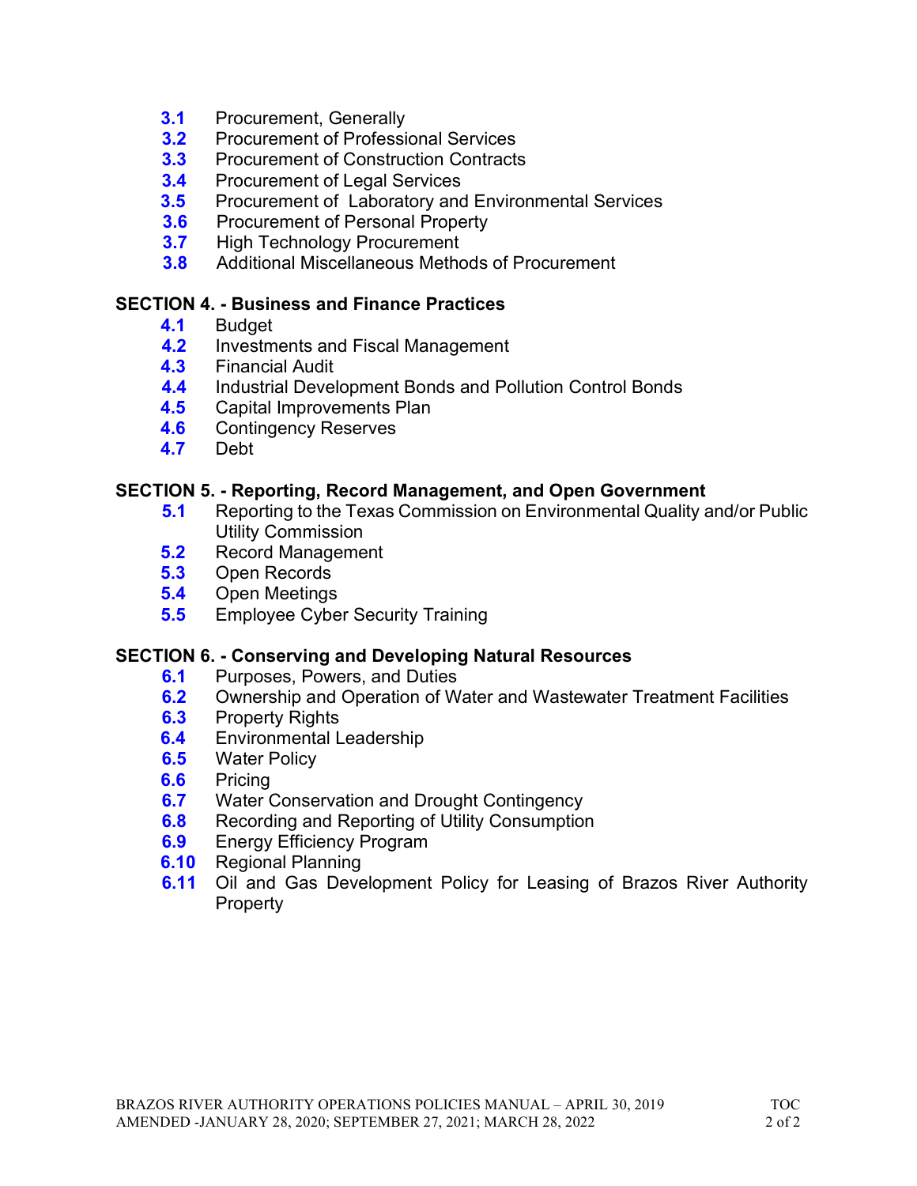**3.1** Procurement, Generally
**3.2** Procurement of Professional Services
**3.3** Procurement of Construction Contracts
**3.4** Procurement of Legal Services
**3.5** Procurement of Laboratory and Environmental Services
**3.6** Procurement of Personal Property
**3.7** High Technology Procurement
**3.8** Additional Miscellaneous Methods of Procurement

## SECTION 4. - Business and Finance Practices

**4.1** Budget
**4.2** Investments and Fiscal Management
**4.3** Financial Audit
**4.4** Industrial Development Bonds and Pollution Control Bonds
**4.5** Capital Improvements Plan
**4.6** Contingency Reserves
**4.7** Debt

## SECTION 5. - Reporting, Record Management, and Open Government

**5.1** Reporting to the Texas Commission on Environmental Quality and/or Public Utility Commission
**5.2** Record Management
**5.3** Open Records
**5.4** Open Meetings
**5.5** Employee Cyber Security Training

## SECTION 6. - Conserving and Developing Natural Resources

**6.1** Purposes, Powers, and Duties
**6.2** Ownership and Operation of Water and Wastewater Treatment Facilities
**6.3** Property Rights
**6.4** Environmental Leadership
**6.5** Water Policy
**6.6** Pricing
**6.7** Water Conservation and Drought Contingency
**6.8** Recording and Reporting of Utility Consumption
**6.9** Energy Efficiency Program
**6.10** Regional Planning
**6.11** Oil and Gas Development Policy for Leasing of Brazos River Authority Property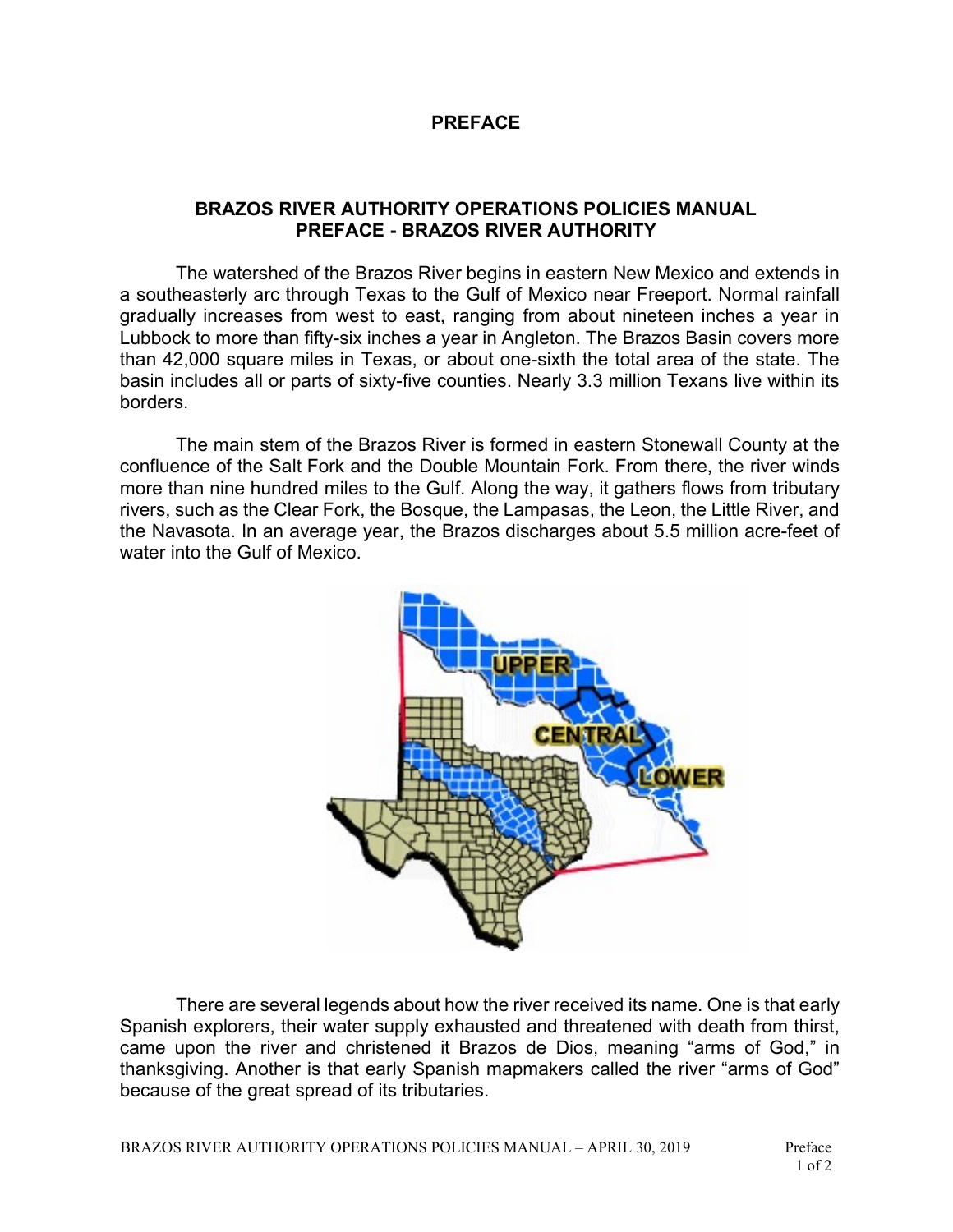# PREFACE

## BRAZOS RIVER AUTHORITY OPERATIONS POLICIES MANUAL
## PREFACE - BRAZOS RIVER AUTHORITY

The watershed of the Brazos River begins in eastern New Mexico and extends in a southeasterly arc through Texas to the Gulf of Mexico near Freeport. Normal rainfall gradually increases from west to east, ranging from about nineteen inches a year in Lubbock to more than fifty-six inches a year in Angleton. The Brazos Basin covers more than 42,000 square miles in Texas, or about one-sixth the total area of the state. The basin includes all or parts of sixty-five counties. Nearly 3.3 million Texans live within its borders.

The main stem of the Brazos River is formed in eastern Stonewall County at the confluence of the Salt Fork and the Double Mountain Fork. From there, the river winds more than nine hundred miles to the Gulf. Along the way, it gathers flows from tributary rivers, such as the Clear Fork, the Bosque, the Lampasas, the Leon, the Little River, and the Navasota. In an average year, the Brazos discharges about 5.5 million acre-feet of water into the Gulf of Mexico.

There are several legends about how the river received its name. One is that early Spanish explorers, their water supply exhausted and threatened with death from thirst, came upon the river and christened it Brazos de Dios, meaning "arms of God," in thanksgiving. Another is that early Spanish mapmakers called the river "arms of God" because of the great spread of its tributaries.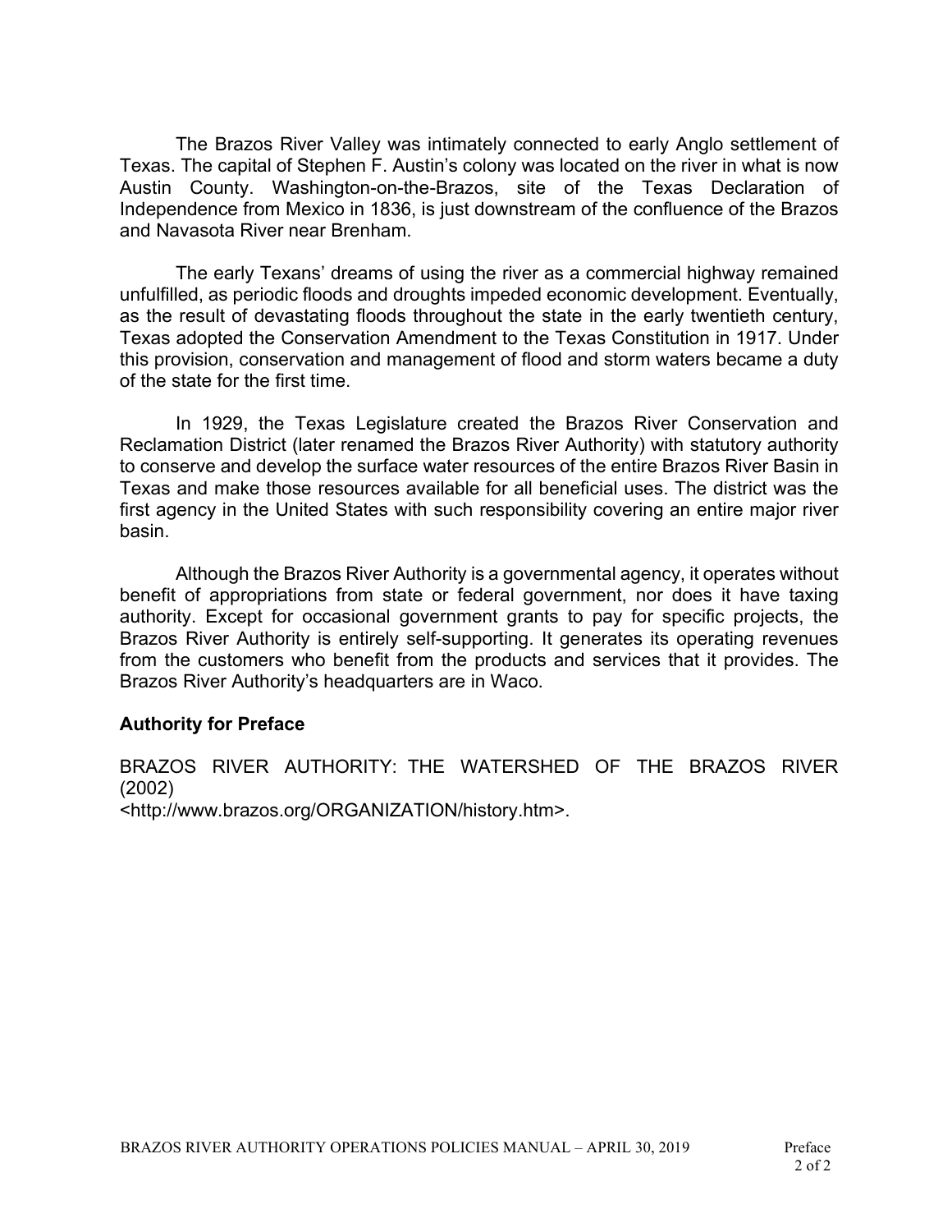The Brazos River Valley was intimately connected to early Anglo settlement of Texas. The capital of Stephen F. Austin's colony was located on the river in what is now Austin County. Washington-on-the-Brazos, site of the Texas Declaration of Independence from Mexico in 1836, is just downstream of the confluence of the Brazos and Navasota River near Brenham.

The early Texans' dreams of using the river as a commercial highway remained unfulfilled, as periodic floods and droughts impeded economic development. Eventually, as the result of devastating floods throughout the state in the early twentieth century, Texas adopted the Conservation Amendment to the Texas Constitution in 1917. Under this provision, conservation and management of flood and storm waters became a duty of the state for the first time.

In 1929, the Texas Legislature created the Brazos River Conservation and Reclamation District (later renamed the Brazos River Authority) with statutory authority to conserve and develop the surface water resources of the entire Brazos River Basin in Texas and make those resources available for all beneficial uses. The district was the first agency in the United States with such responsibility covering an entire major river basin.

Although the Brazos River Authority is a governmental agency, it operates without benefit of appropriations from state or federal government, nor does it have taxing authority. Except for occasional government grants to pay for specific projects, the Brazos River Authority is entirely self-supporting. It generates its operating revenues from the customers who benefit from the products and services that it provides. The Brazos River Authority's headquarters are in Waco.

### Authority for Preface

BRAZOS RIVER AUTHORITY: THE WATERSHED OF THE BRAZOS RIVER (2002)
<http://www.brazos.org/ORGANIZATION/history.htm>.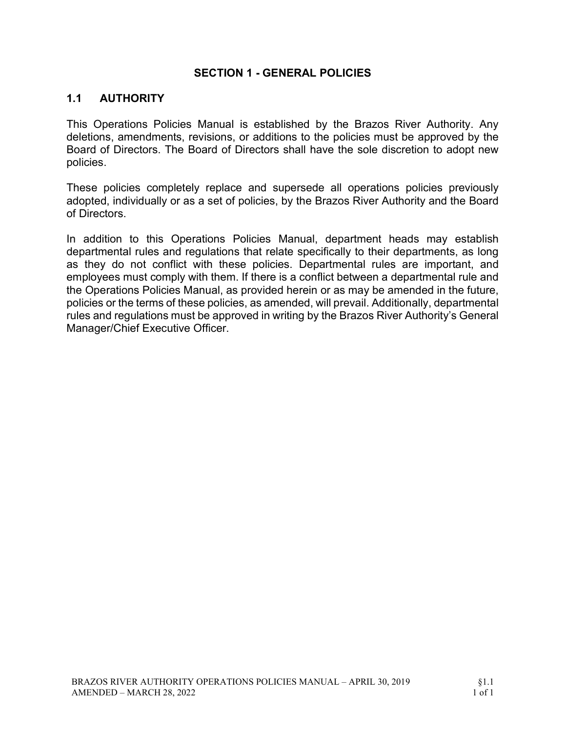# SECTION 1 - GENERAL POLICIES

## 1.1 AUTHORITY

This Operations Policies Manual is established by the Brazos River Authority. Any deletions, amendments, revisions, or additions to the policies must be approved by the Board of Directors. The Board of Directors shall have the sole discretion to adopt new policies.

These policies completely replace and supersede all operations policies previously adopted, individually or as a set of policies, by the Brazos River Authority and the Board of Directors.

In addition to this Operations Policies Manual, department heads may establish departmental rules and regulations that relate specifically to their departments, as long as they do not conflict with these policies. Departmental rules are important, and employees must comply with them. If there is a conflict between a departmental rule and the Operations Policies Manual, as provided herein or as may be amended in the future, policies or the terms of these policies, as amended, will prevail. Additionally, departmental rules and regulations must be approved in writing by the Brazos River Authority's General Manager/Chief Executive Officer.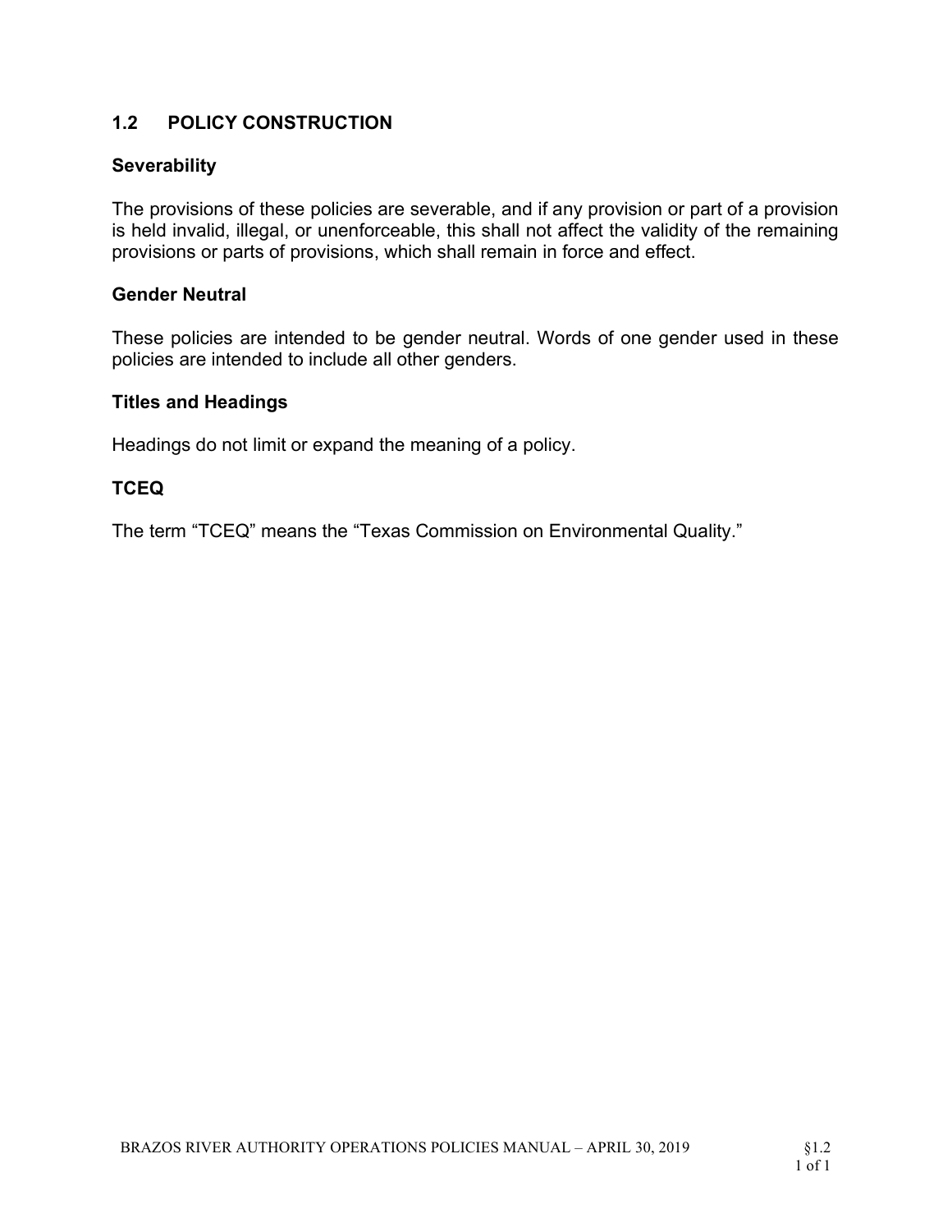## 1.2 POLICY CONSTRUCTION

### Severability

The provisions of these policies are severable, and if any provision or part of a provision is held invalid, illegal, or unenforceable, this shall not affect the validity of the remaining provisions or parts of provisions, which shall remain in force and effect.

### Gender Neutral

These policies are intended to be gender neutral. Words of one gender used in these policies are intended to include all other genders.

### Titles and Headings

Headings do not limit or expand the meaning of a policy.

### TCEQ

The term “TCEQ” means the “Texas Commission on Environmental Quality.”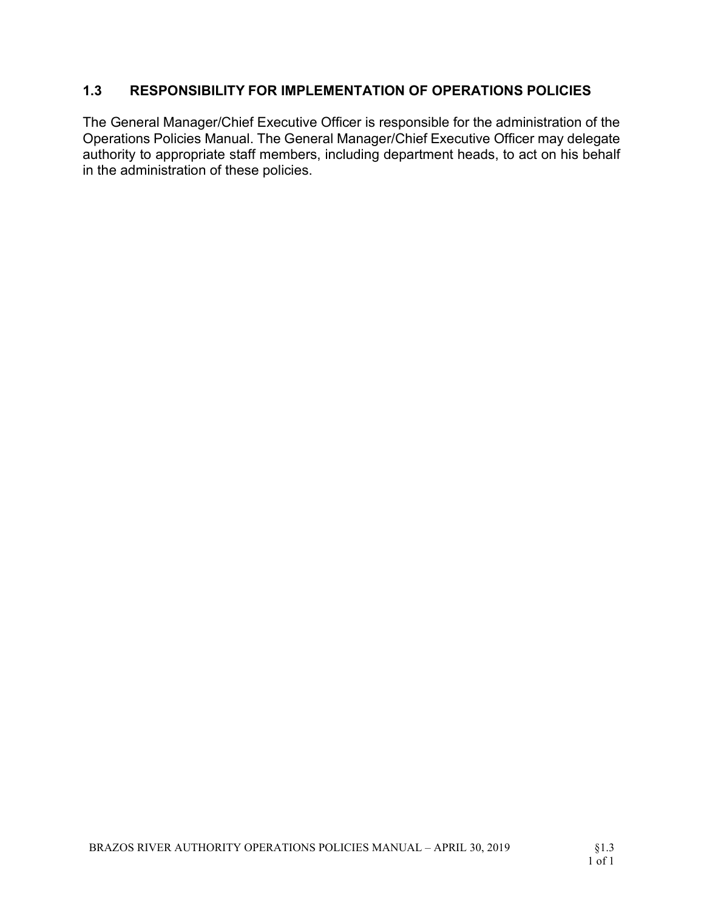## 1.3 RESPONSIBILITY FOR IMPLEMENTATION OF OPERATIONS POLICIES

The General Manager/Chief Executive Officer is responsible for the administration of the Operations Policies Manual. The General Manager/Chief Executive Officer may delegate authority to appropriate staff members, including department heads, to act on his behalf in the administration of these policies.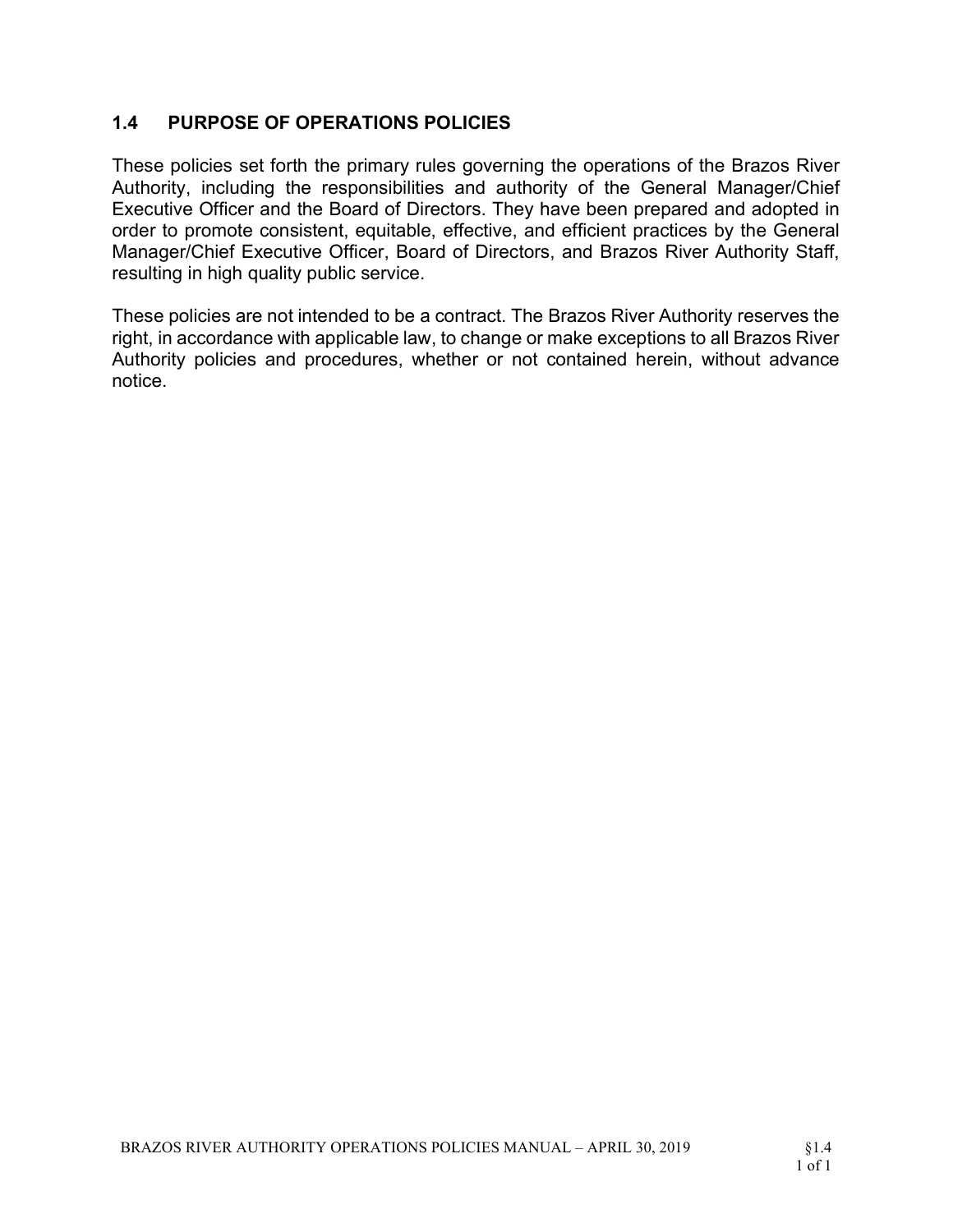## 1.4 PURPOSE OF OPERATIONS POLICIES

These policies set forth the primary rules governing the operations of the Brazos River Authority, including the responsibilities and authority of the General Manager/Chief Executive Officer and the Board of Directors. They have been prepared and adopted in order to promote consistent, equitable, effective, and efficient practices by the General Manager/Chief Executive Officer, Board of Directors, and Brazos River Authority Staff, resulting in high quality public service.

These policies are not intended to be a contract. The Brazos River Authority reserves the right, in accordance with applicable law, to change or make exceptions to all Brazos River Authority policies and procedures, whether or not contained herein, without advance notice.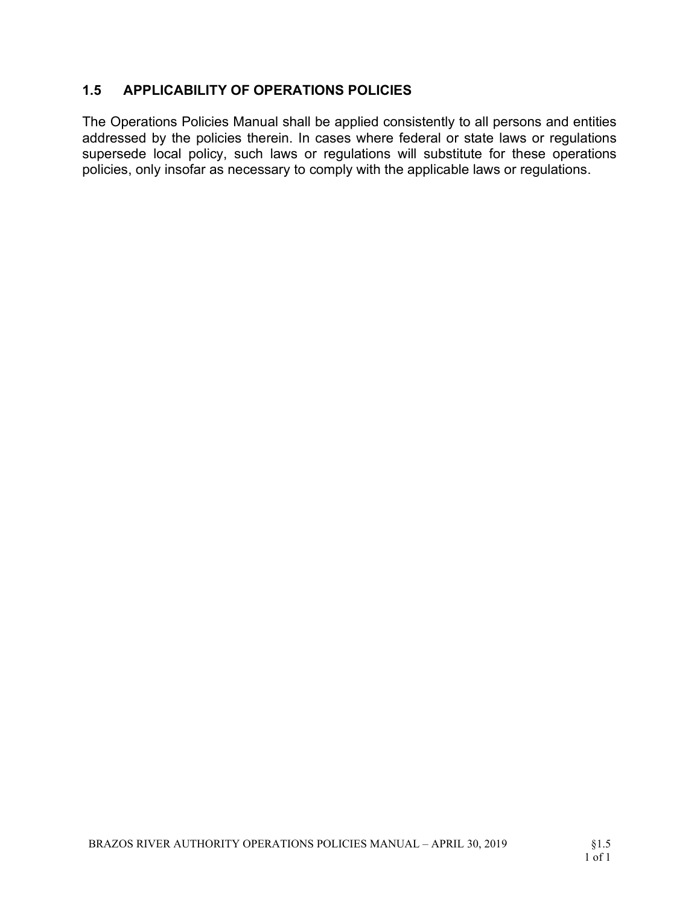## 1.5 APPLICABILITY OF OPERATIONS POLICIES

The Operations Policies Manual shall be applied consistently to all persons and entities addressed by the policies therein. In cases where federal or state laws or regulations supersede local policy, such laws or regulations will substitute for these operations policies, only insofar as necessary to comply with the applicable laws or regulations.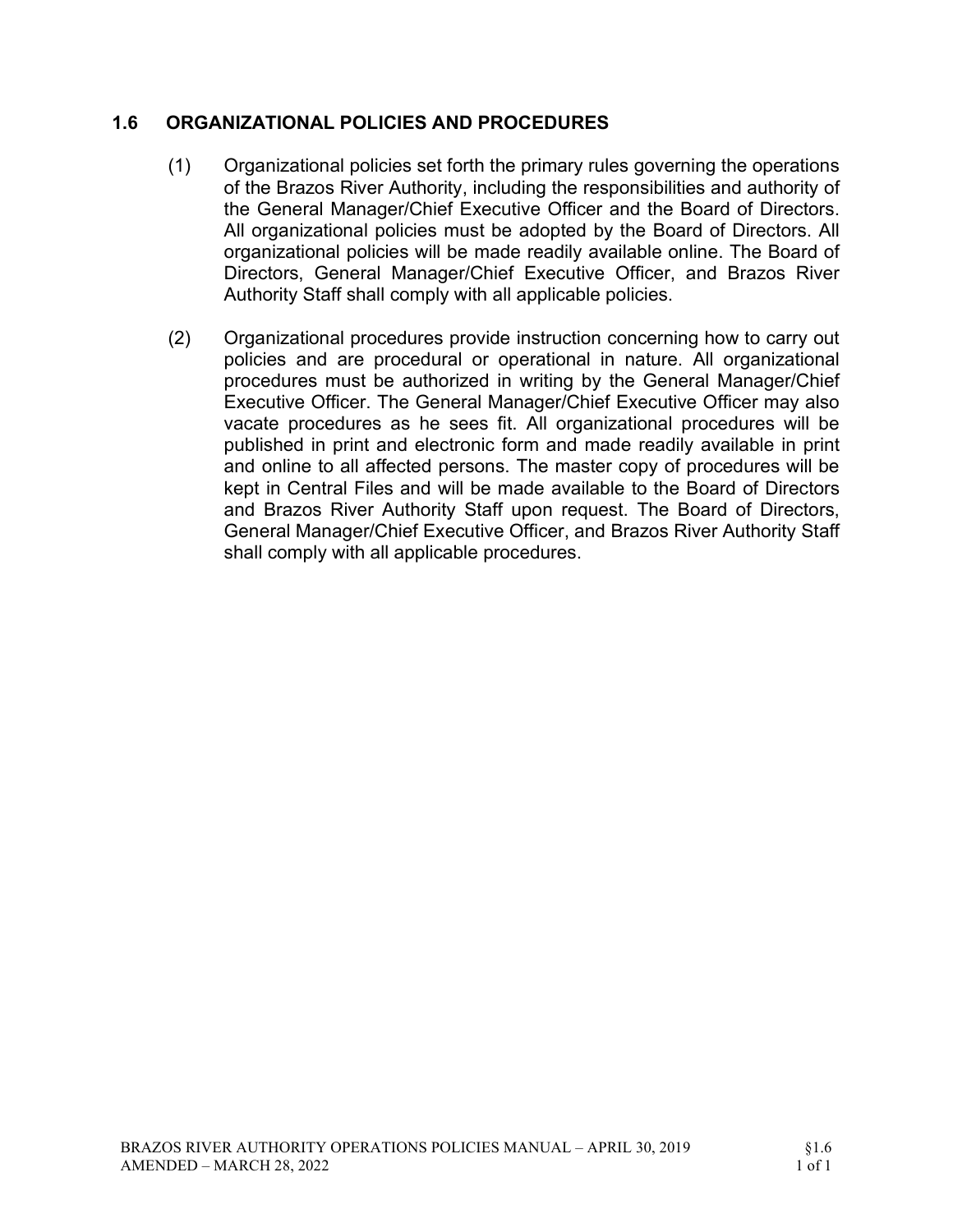## 1.6 ORGANIZATIONAL POLICIES AND PROCEDURES

(1) Organizational policies set forth the primary rules governing the operations of the Brazos River Authority, including the responsibilities and authority of the General Manager/Chief Executive Officer and the Board of Directors. All organizational policies must be adopted by the Board of Directors. All organizational policies will be made readily available online. The Board of Directors, General Manager/Chief Executive Officer, and Brazos River Authority Staff shall comply with all applicable policies.

(2) Organizational procedures provide instruction concerning how to carry out policies and are procedural or operational in nature. All organizational procedures must be authorized in writing by the General Manager/Chief Executive Officer. The General Manager/Chief Executive Officer may also vacate procedures as he sees fit. All organizational procedures will be published in print and electronic form and made readily available in print and online to all affected persons. The master copy of procedures will be kept in Central Files and will be made available to the Board of Directors and Brazos River Authority Staff upon request. The Board of Directors, General Manager/Chief Executive Officer, and Brazos River Authority Staff shall comply with all applicable procedures.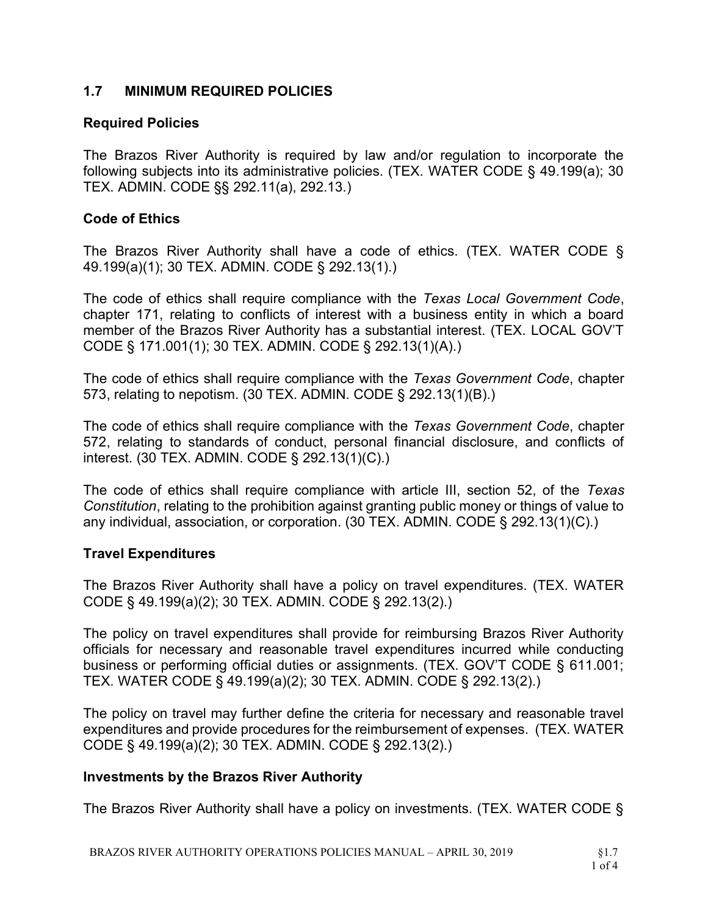## 1.7 MINIMUM REQUIRED POLICIES

### Required Policies

The Brazos River Authority is required by law and/or regulation to incorporate the following subjects into its administrative policies. (TEX. WATER CODE § 49.199(a); 30 TEX. ADMIN. CODE §§ 292.11(a), 292.13.)

### Code of Ethics

The Brazos River Authority shall have a code of ethics. (TEX. WATER CODE § 49.199(a)(1); 30 TEX. ADMIN. CODE § 292.13(1).)

The code of ethics shall require compliance with the *Texas Local Government Code*, chapter 171, relating to conflicts of interest with a business entity in which a board member of the Brazos River Authority has a substantial interest. (TEX. LOCAL GOV'T CODE § 171.001(1); 30 TEX. ADMIN. CODE § 292.13(1)(A).)

The code of ethics shall require compliance with the *Texas Government Code*, chapter 573, relating to nepotism. (30 TEX. ADMIN. CODE § 292.13(1)(B).)

The code of ethics shall require compliance with the *Texas Government Code*, chapter 572, relating to standards of conduct, personal financial disclosure, and conflicts of interest. (30 TEX. ADMIN. CODE § 292.13(1)(C).)

The code of ethics shall require compliance with article III, section 52, of the *Texas Constitution*, relating to the prohibition against granting public money or things of value to any individual, association, or corporation. (30 TEX. ADMIN. CODE § 292.13(1)(C).)

### Travel Expenditures

The Brazos River Authority shall have a policy on travel expenditures. (TEX. WATER CODE § 49.199(a)(2); 30 TEX. ADMIN. CODE § 292.13(2).)

The policy on travel expenditures shall provide for reimbursing Brazos River Authority officials for necessary and reasonable travel expenditures incurred while conducting business or performing official duties or assignments. (TEX. GOV'T CODE § 611.001; TEX. WATER CODE § 49.199(a)(2); 30 TEX. ADMIN. CODE § 292.13(2).)

The policy on travel may further define the criteria for necessary and reasonable travel expenditures and provide procedures for the reimbursement of expenses. (TEX. WATER CODE § 49.199(a)(2); 30 TEX. ADMIN. CODE § 292.13(2).)

### Investments by the Brazos River Authority

The Brazos River Authority shall have a policy on investments. (TEX. WATER CODE §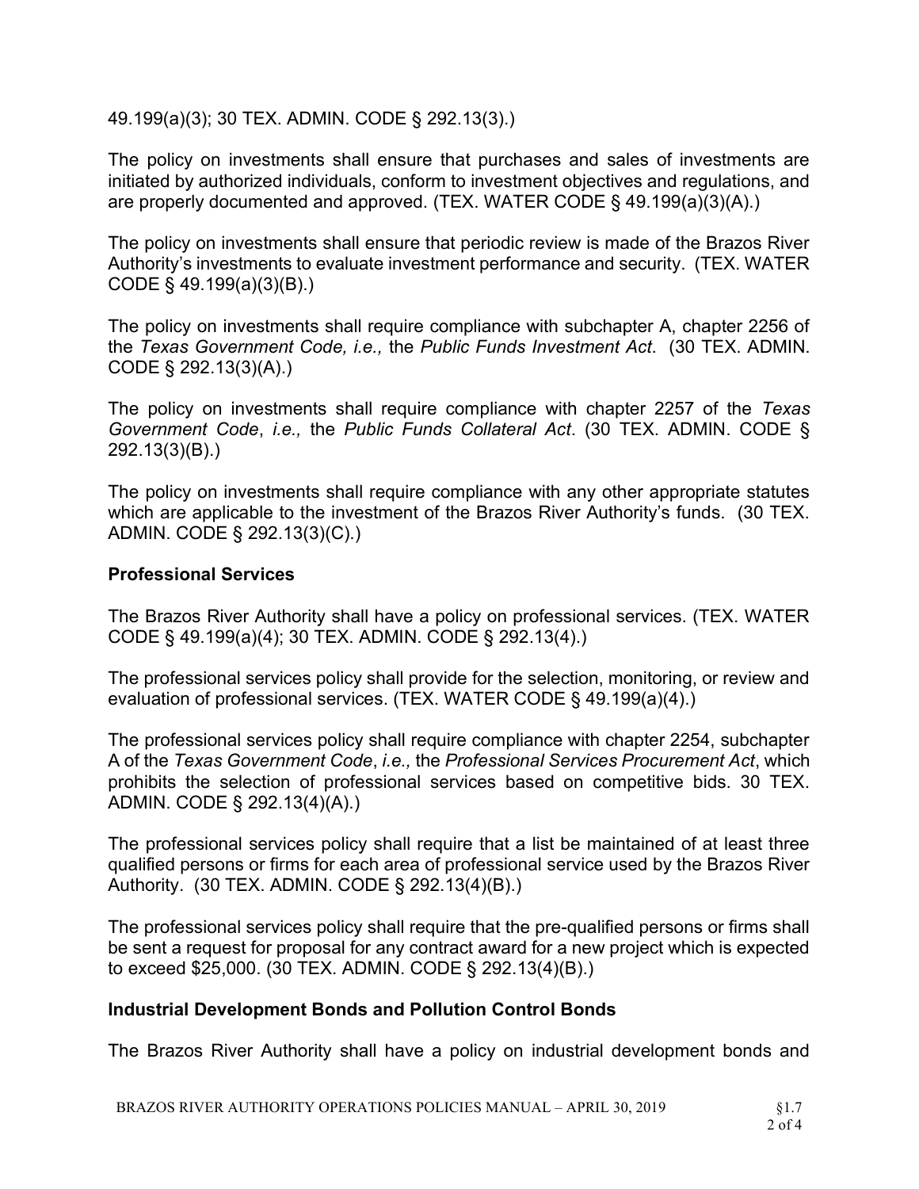49.199(a)(3); 30 TEX. ADMIN. CODE § 292.13(3).)

The policy on investments shall ensure that purchases and sales of investments are initiated by authorized individuals, conform to investment objectives and regulations, and are properly documented and approved. (TEX. WATER CODE § 49.199(a)(3)(A).)

The policy on investments shall ensure that periodic review is made of the Brazos River Authority's investments to evaluate investment performance and security. (TEX. WATER CODE § 49.199(a)(3)(B).)

The policy on investments shall require compliance with subchapter A, chapter 2256 of the *Texas Government Code, i.e.,* the *Public Funds Investment Act*. (30 TEX. ADMIN. CODE § 292.13(3)(A).)

The policy on investments shall require compliance with chapter 2257 of the *Texas Government Code*, *i.e.,* the *Public Funds Collateral Act*. (30 TEX. ADMIN. CODE § 292.13(3)(B).)

The policy on investments shall require compliance with any other appropriate statutes which are applicable to the investment of the Brazos River Authority's funds. (30 TEX. ADMIN. CODE § 292.13(3)(C).)

## Professional Services

The Brazos River Authority shall have a policy on professional services. (TEX. WATER CODE § 49.199(a)(4); 30 TEX. ADMIN. CODE § 292.13(4).)

The professional services policy shall provide for the selection, monitoring, or review and evaluation of professional services. (TEX. WATER CODE § 49.199(a)(4).)

The professional services policy shall require compliance with chapter 2254, subchapter A of the *Texas Government Code*, *i.e.,* the *Professional Services Procurement Act*, which prohibits the selection of professional services based on competitive bids. 30 TEX. ADMIN. CODE § 292.13(4)(A).)

The professional services policy shall require that a list be maintained of at least three qualified persons or firms for each area of professional service used by the Brazos River Authority. (30 TEX. ADMIN. CODE § 292.13(4)(B).)

The professional services policy shall require that the pre-qualified persons or firms shall be sent a request for proposal for any contract award for a new project which is expected to exceed $25,000. (30 TEX. ADMIN. CODE § 292.13(4)(B).)

## Industrial Development Bonds and Pollution Control Bonds

The Brazos River Authority shall have a policy on industrial development bonds and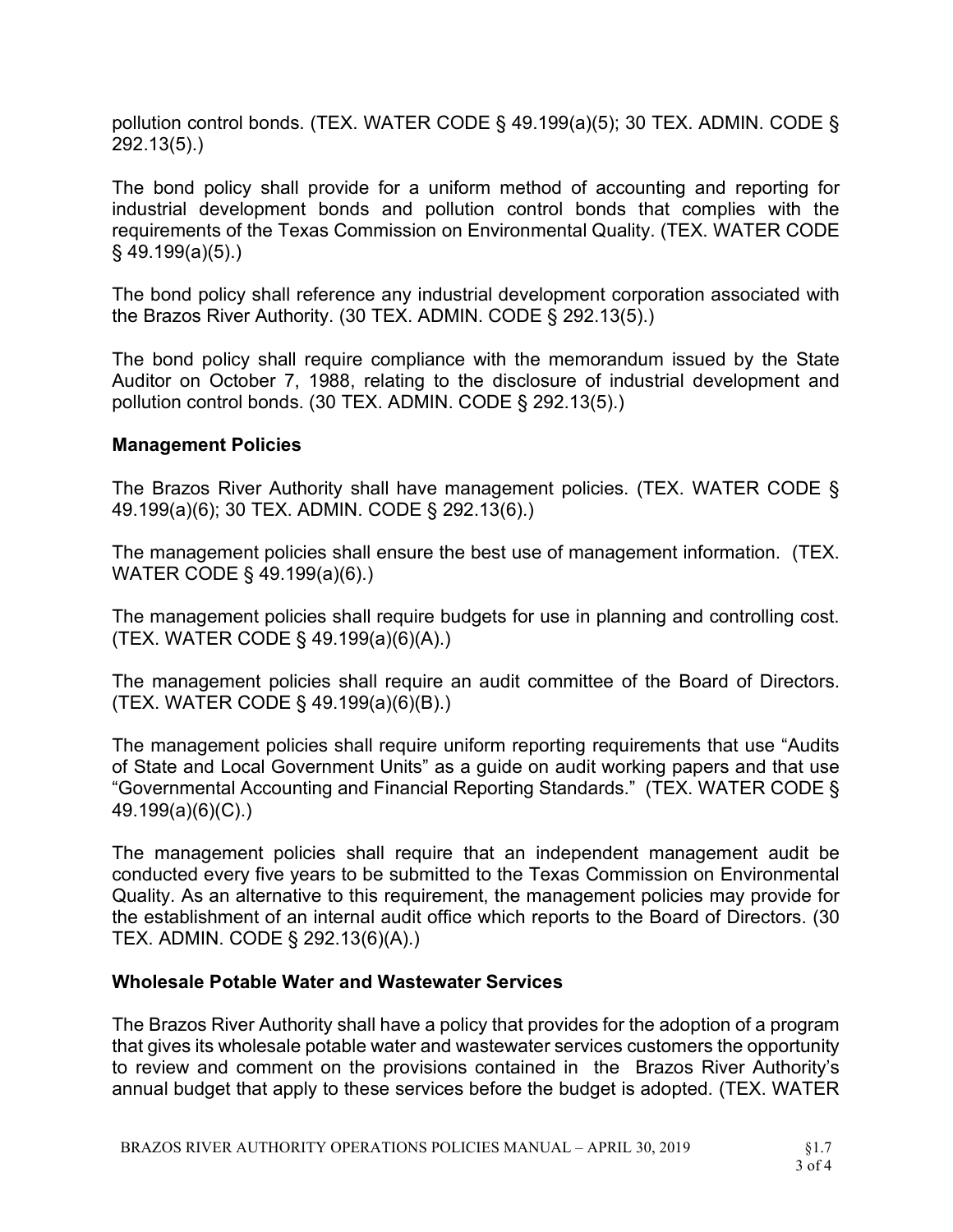pollution control bonds. (TEX. WATER CODE § 49.199(a)(5); 30 TEX. ADMIN. CODE § 292.13(5).)

The bond policy shall provide for a uniform method of accounting and reporting for industrial development bonds and pollution control bonds that complies with the requirements of the Texas Commission on Environmental Quality. (TEX. WATER CODE § 49.199(a)(5).)

The bond policy shall reference any industrial development corporation associated with the Brazos River Authority. (30 TEX. ADMIN. CODE § 292.13(5).)

The bond policy shall require compliance with the memorandum issued by the State Auditor on October 7, 1988, relating to the disclosure of industrial development and pollution control bonds. (30 TEX. ADMIN. CODE § 292.13(5).)

**Management Policies**

The Brazos River Authority shall have management policies. (TEX. WATER CODE § 49.199(a)(6); 30 TEX. ADMIN. CODE § 292.13(6).)

The management policies shall ensure the best use of management information. (TEX. WATER CODE § 49.199(a)(6).)

The management policies shall require budgets for use in planning and controlling cost. (TEX. WATER CODE § 49.199(a)(6)(A).)

The management policies shall require an audit committee of the Board of Directors. (TEX. WATER CODE § 49.199(a)(6)(B).)

The management policies shall require uniform reporting requirements that use "Audits of State and Local Government Units" as a guide on audit working papers and that use "Governmental Accounting and Financial Reporting Standards." (TEX. WATER CODE § 49.199(a)(6)(C).)

The management policies shall require that an independent management audit be conducted every five years to be submitted to the Texas Commission on Environmental Quality. As an alternative to this requirement, the management policies may provide for the establishment of an internal audit office which reports to the Board of Directors. (30 TEX. ADMIN. CODE § 292.13(6)(A).)

**Wholesale Potable Water and Wastewater Services**

The Brazos River Authority shall have a policy that provides for the adoption of a program that gives its wholesale potable water and wastewater services customers the opportunity to review and comment on the provisions contained in the Brazos River Authority's annual budget that apply to these services before the budget is adopted. (TEX. WATER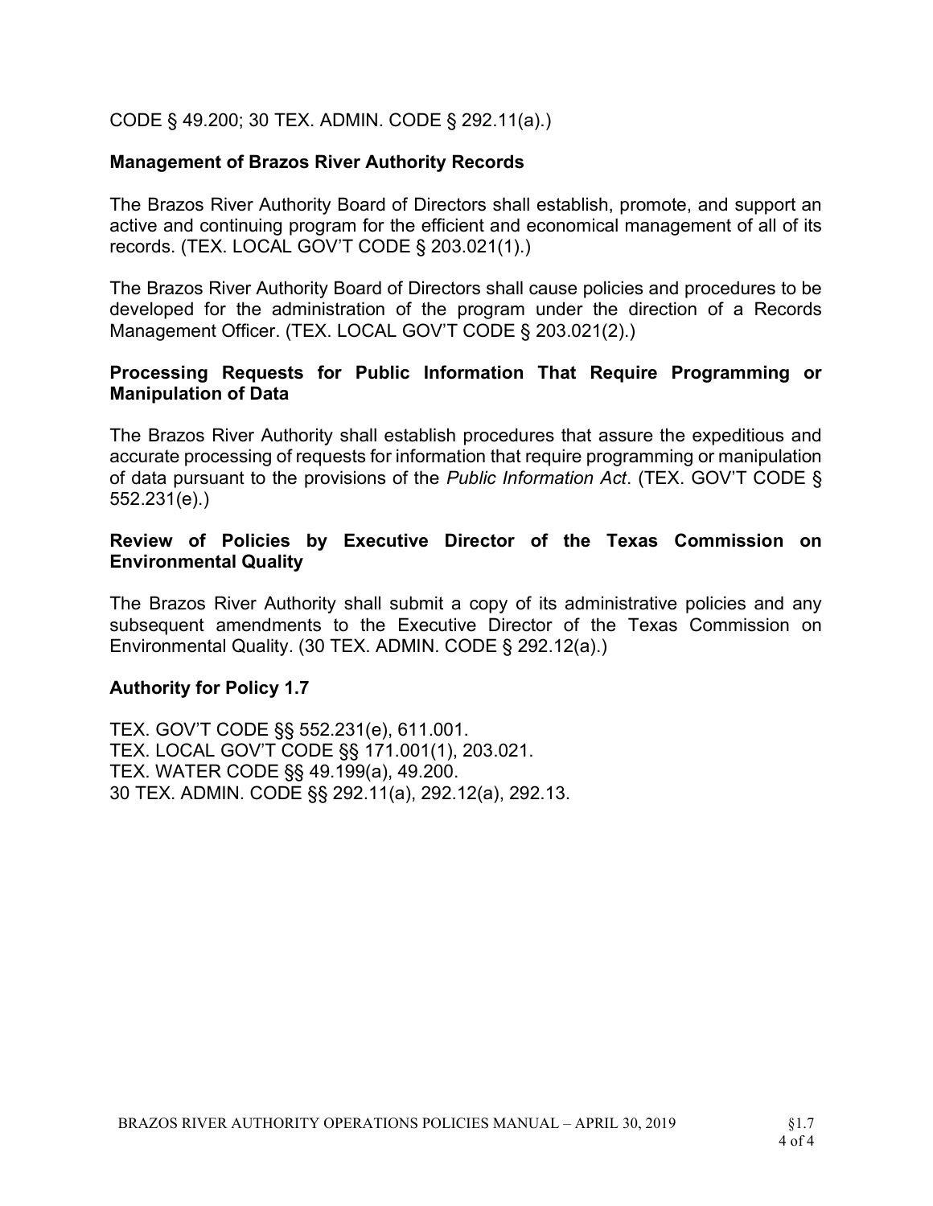CODE § 49.200; 30 TEX. ADMIN. CODE § 292.11(a).)

**Management of Brazos River Authority Records**

The Brazos River Authority Board of Directors shall establish, promote, and support an active and continuing program for the efficient and economical management of all of its records. (TEX. LOCAL GOV'T CODE § 203.021(1).)

The Brazos River Authority Board of Directors shall cause policies and procedures to be developed for the administration of the program under the direction of a Records Management Officer. (TEX. LOCAL GOV'T CODE § 203.021(2).)

**Processing Requests for Public Information That Require Programming or Manipulation of Data**

The Brazos River Authority shall establish procedures that assure the expeditious and accurate processing of requests for information that require programming or manipulation of data pursuant to the provisions of the *Public Information Act*. (TEX. GOV'T CODE § 552.231(e).)

**Review of Policies by Executive Director of the Texas Commission on Environmental Quality**

The Brazos River Authority shall submit a copy of its administrative policies and any subsequent amendments to the Executive Director of the Texas Commission on Environmental Quality. (30 TEX. ADMIN. CODE § 292.12(a).)

**Authority for Policy 1.7**

TEX. GOV'T CODE §§ 552.231(e), 611.001.
TEX. LOCAL GOV'T CODE §§ 171.001(1), 203.021.
TEX. WATER CODE §§ 49.199(a), 49.200.
30 TEX. ADMIN. CODE §§ 292.11(a), 292.12(a), 292.13.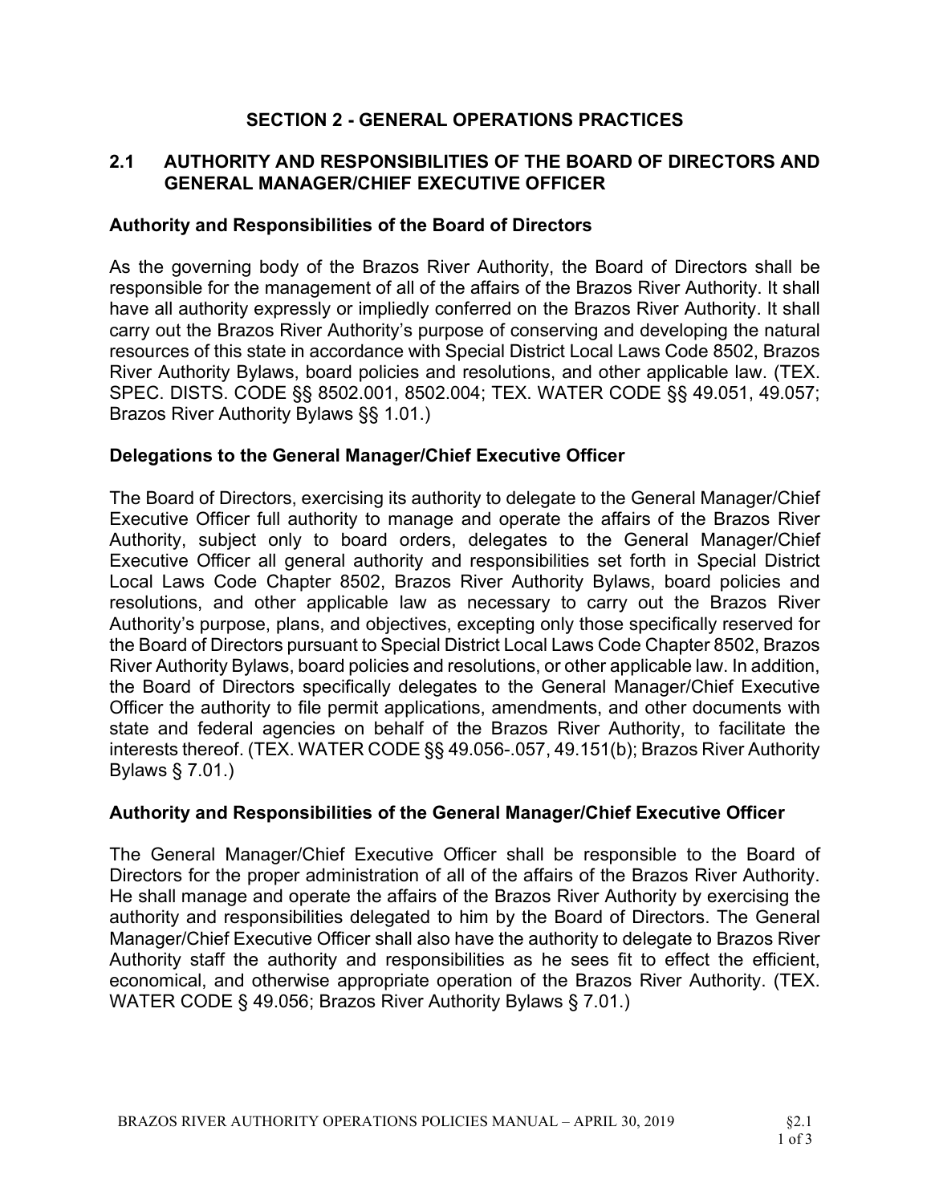# SECTION 2 - GENERAL OPERATIONS PRACTICES

## 2.1 AUTHORITY AND RESPONSIBILITIES OF THE BOARD OF DIRECTORS AND GENERAL MANAGER/CHIEF EXECUTIVE OFFICER

### Authority and Responsibilities of the Board of Directors

As the governing body of the Brazos River Authority, the Board of Directors shall be responsible for the management of all of the affairs of the Brazos River Authority. It shall have all authority expressly or impliedly conferred on the Brazos River Authority. It shall carry out the Brazos River Authority's purpose of conserving and developing the natural resources of this state in accordance with Special District Local Laws Code 8502, Brazos River Authority Bylaws, board policies and resolutions, and other applicable law. (TEX. SPEC. DISTS. CODE §§ 8502.001, 8502.004; TEX. WATER CODE §§ 49.051, 49.057; Brazos River Authority Bylaws §§ 1.01.)

### Delegations to the General Manager/Chief Executive Officer

The Board of Directors, exercising its authority to delegate to the General Manager/Chief Executive Officer full authority to manage and operate the affairs of the Brazos River Authority, subject only to board orders, delegates to the General Manager/Chief Executive Officer all general authority and responsibilities set forth in Special District Local Laws Code Chapter 8502, Brazos River Authority Bylaws, board policies and resolutions, and other applicable law as necessary to carry out the Brazos River Authority's purpose, plans, and objectives, excepting only those specifically reserved for the Board of Directors pursuant to Special District Local Laws Code Chapter 8502, Brazos River Authority Bylaws, board policies and resolutions, or other applicable law. In addition, the Board of Directors specifically delegates to the General Manager/Chief Executive Officer the authority to file permit applications, amendments, and other documents with state and federal agencies on behalf of the Brazos River Authority, to facilitate the interests thereof. (TEX. WATER CODE §§ 49.056-.057, 49.151(b); Brazos River Authority Bylaws § 7.01.)

### Authority and Responsibilities of the General Manager/Chief Executive Officer

The General Manager/Chief Executive Officer shall be responsible to the Board of Directors for the proper administration of all of the affairs of the Brazos River Authority. He shall manage and operate the affairs of the Brazos River Authority by exercising the authority and responsibilities delegated to him by the Board of Directors. The General Manager/Chief Executive Officer shall also have the authority to delegate to Brazos River Authority staff the authority and responsibilities as he sees fit to effect the efficient, economical, and otherwise appropriate operation of the Brazos River Authority. (TEX. WATER CODE § 49.056; Brazos River Authority Bylaws § 7.01.)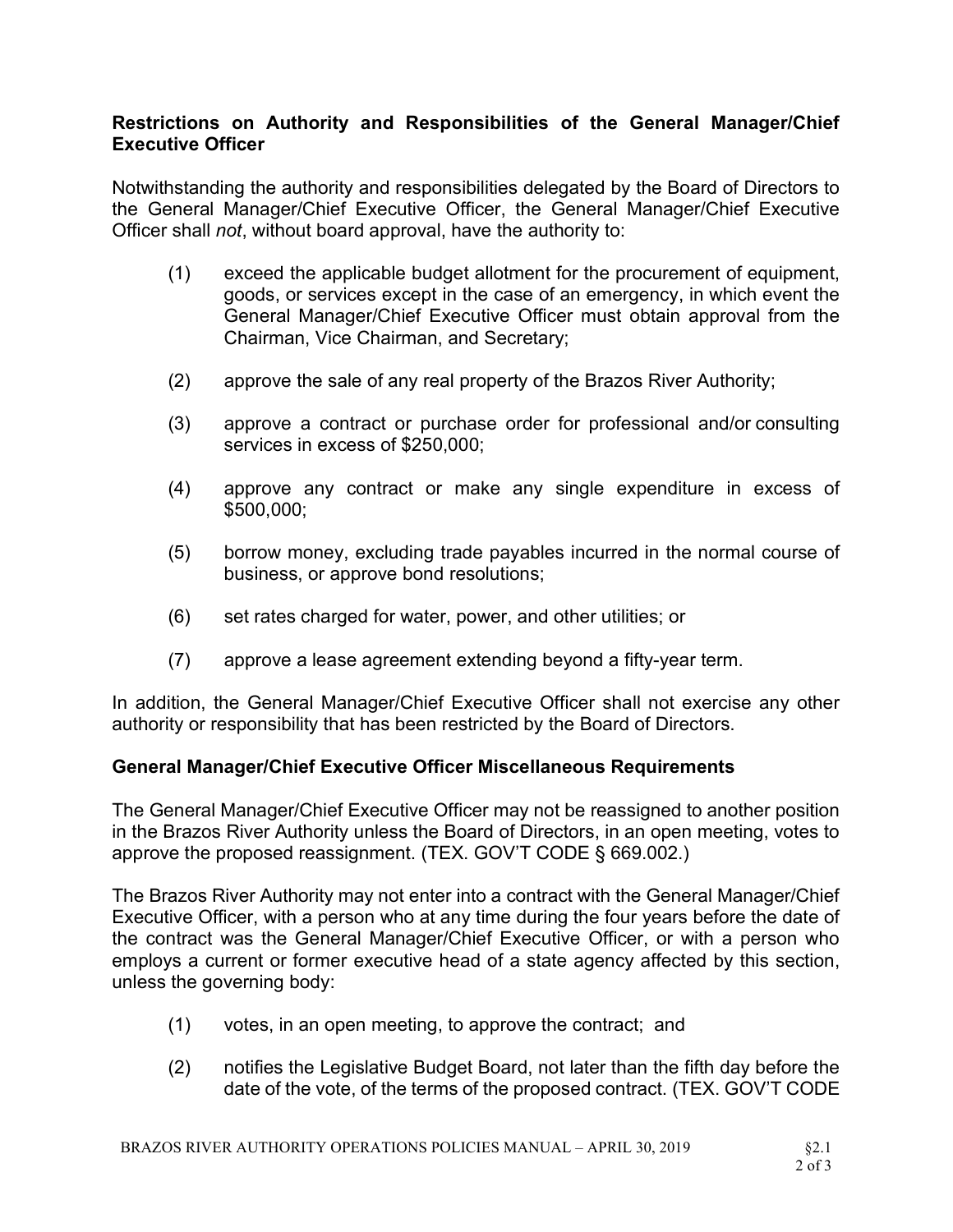**Restrictions on Authority and Responsibilities of the General Manager/Chief Executive Officer**

Notwithstanding the authority and responsibilities delegated by the Board of Directors to the General Manager/Chief Executive Officer, the General Manager/Chief Executive Officer shall *not*, without board approval, have the authority to:

(1) exceed the applicable budget allotment for the procurement of equipment, goods, or services except in the case of an emergency, in which event the General Manager/Chief Executive Officer must obtain approval from the Chairman, Vice Chairman, and Secretary;

(2) approve the sale of any real property of the Brazos River Authority;

(3) approve a contract or purchase order for professional and/or consulting services in excess of $250,000;

(4) approve any contract or make any single expenditure in excess of $500,000;

(5) borrow money, excluding trade payables incurred in the normal course of business, or approve bond resolutions;

(6) set rates charged for water, power, and other utilities; or

(7) approve a lease agreement extending beyond a fifty-year term.

In addition, the General Manager/Chief Executive Officer shall not exercise any other authority or responsibility that has been restricted by the Board of Directors.

**General Manager/Chief Executive Officer Miscellaneous Requirements**

The General Manager/Chief Executive Officer may not be reassigned to another position in the Brazos River Authority unless the Board of Directors, in an open meeting, votes to approve the proposed reassignment. (TEX. GOV'T CODE § 669.002.)

The Brazos River Authority may not enter into a contract with the General Manager/Chief Executive Officer, with a person who at any time during the four years before the date of the contract was the General Manager/Chief Executive Officer, or with a person who employs a current or former executive head of a state agency affected by this section, unless the governing body:

(1) votes, in an open meeting, to approve the contract; and

(2) notifies the Legislative Budget Board, not later than the fifth day before the date of the vote, of the terms of the proposed contract. (TEX. GOV'T CODE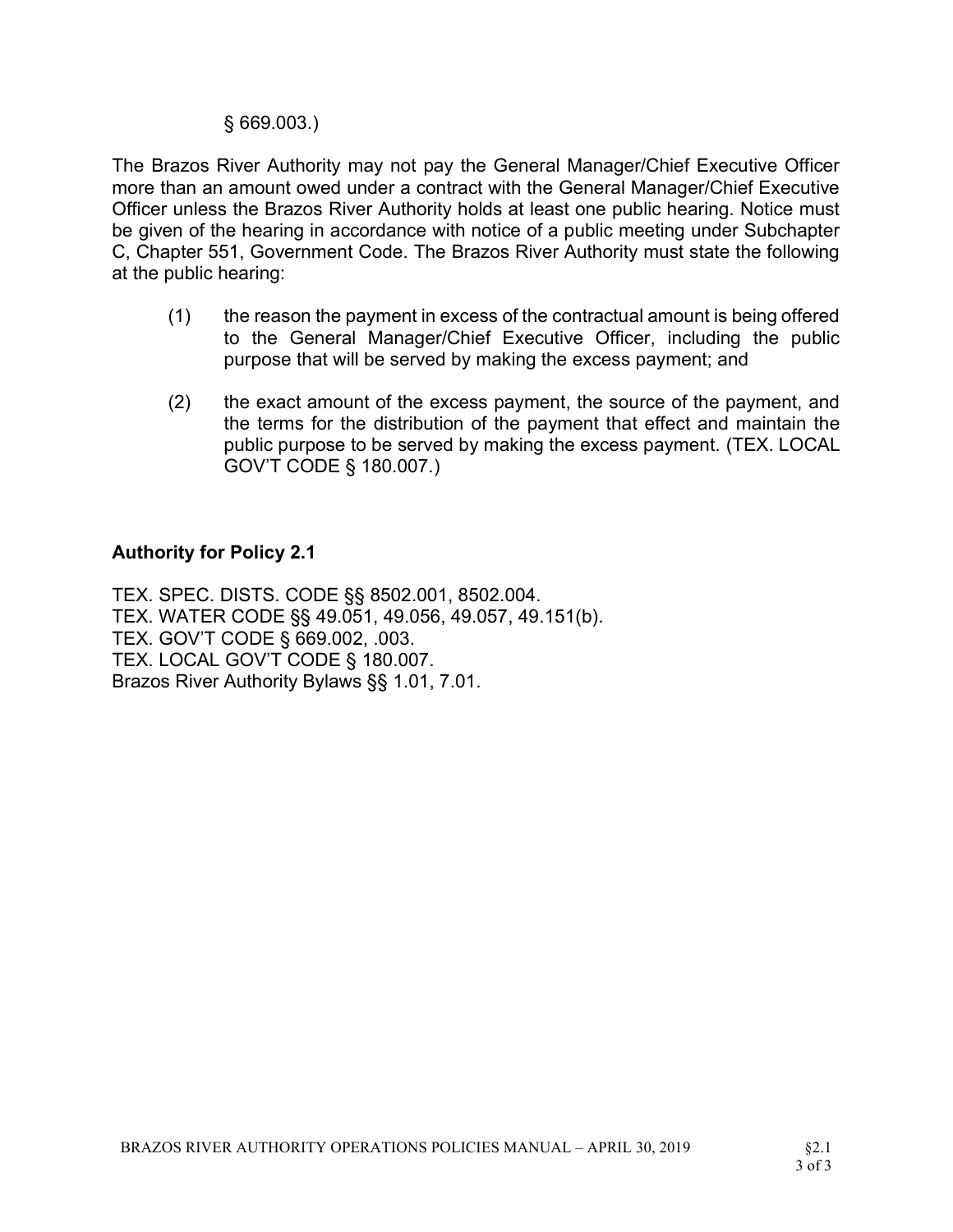§ 669.003.)

The Brazos River Authority may not pay the General Manager/Chief Executive Officer more than an amount owed under a contract with the General Manager/Chief Executive Officer unless the Brazos River Authority holds at least one public hearing. Notice must be given of the hearing in accordance with notice of a public meeting under Subchapter C, Chapter 551, Government Code. The Brazos River Authority must state the following at the public hearing:

(1) the reason the payment in excess of the contractual amount is being offered to the General Manager/Chief Executive Officer, including the public purpose that will be served by making the excess payment; and

(2) the exact amount of the excess payment, the source of the payment, and the terms for the distribution of the payment that effect and maintain the public purpose to be served by making the excess payment. (TEX. LOCAL GOV'T CODE § 180.007.)

### Authority for Policy 2.1

TEX. SPEC. DISTS. CODE §§ 8502.001, 8502.004.
TEX. WATER CODE §§ 49.051, 49.056, 49.057, 49.151(b).
TEX. GOV'T CODE § 669.002, .003.
TEX. LOCAL GOV'T CODE § 180.007.
Brazos River Authority Bylaws §§ 1.01, 7.01.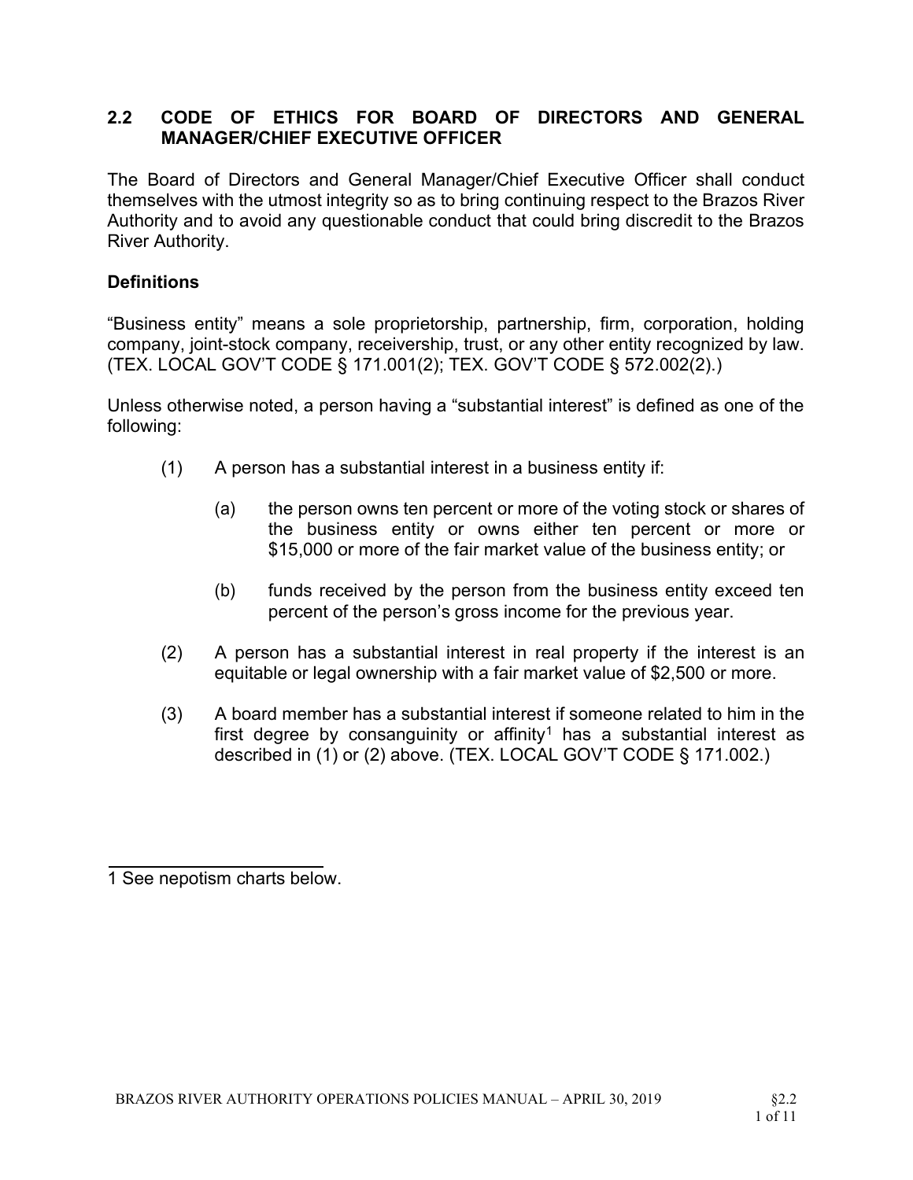## 2.2 CODE OF ETHICS FOR BOARD OF DIRECTORS AND GENERAL MANAGER/CHIEF EXECUTIVE OFFICER

The Board of Directors and General Manager/Chief Executive Officer shall conduct themselves with the utmost integrity so as to bring continuing respect to the Brazos River Authority and to avoid any questionable conduct that could bring discredit to the Brazos River Authority.

### Definitions

"Business entity" means a sole proprietorship, partnership, firm, corporation, holding company, joint-stock company, receivership, trust, or any other entity recognized by law. (TEX. LOCAL GOV'T CODE § 171.001(2); TEX. GOV'T CODE § 572.002(2).)

Unless otherwise noted, a person having a "substantial interest" is defined as one of the following:

(1) A person has a substantial interest in a business entity if:

  (a) the person owns ten percent or more of the voting stock or shares of the business entity or owns either ten percent or more or $15,000 or more of the fair market value of the business entity; or

  (b) funds received by the person from the business entity exceed ten percent of the person's gross income for the previous year.

(2) A person has a substantial interest in real property if the interest is an equitable or legal ownership with a fair market value of $2,500 or more.

(3) A board member has a substantial interest if someone related to him in the first degree by consanguinity or affinity[1] has a substantial interest as described in (1) or (2) above. (TEX. LOCAL GOV'T CODE § 171.002.)

---

[1] See nepotism charts below.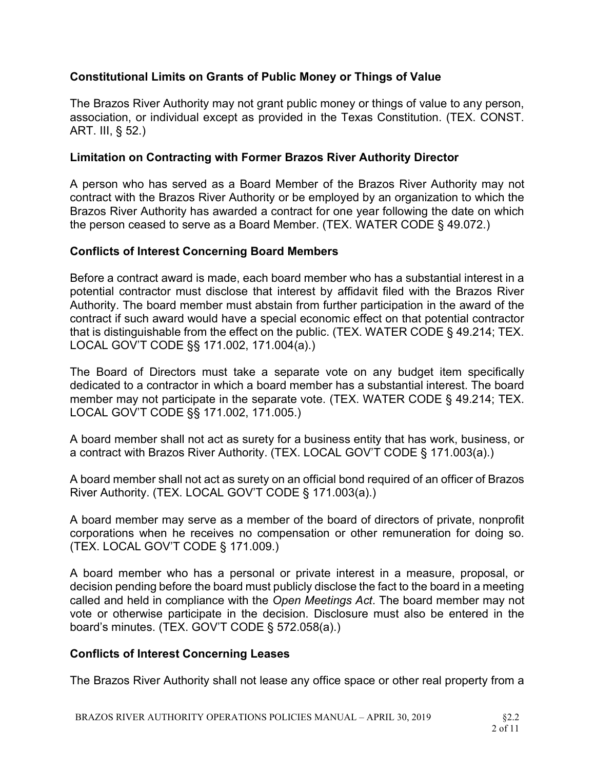### Constitutional Limits on Grants of Public Money or Things of Value

The Brazos River Authority may not grant public money or things of value to any person, association, or individual except as provided in the Texas Constitution. (TEX. CONST. ART. III, § 52.)

### Limitation on Contracting with Former Brazos River Authority Director

A person who has served as a Board Member of the Brazos River Authority may not contract with the Brazos River Authority or be employed by an organization to which the Brazos River Authority has awarded a contract for one year following the date on which the person ceased to serve as a Board Member. (TEX. WATER CODE § 49.072.)

### Conflicts of Interest Concerning Board Members

Before a contract award is made, each board member who has a substantial interest in a potential contractor must disclose that interest by affidavit filed with the Brazos River Authority. The board member must abstain from further participation in the award of the contract if such award would have a special economic effect on that potential contractor that is distinguishable from the effect on the public. (TEX. WATER CODE § 49.214; TEX. LOCAL GOV'T CODE §§ 171.002, 171.004(a).)

The Board of Directors must take a separate vote on any budget item specifically dedicated to a contractor in which a board member has a substantial interest. The board member may not participate in the separate vote. (TEX. WATER CODE § 49.214; TEX. LOCAL GOV'T CODE §§ 171.002, 171.005.)

A board member shall not act as surety for a business entity that has work, business, or a contract with Brazos River Authority. (TEX. LOCAL GOV'T CODE § 171.003(a).)

A board member shall not act as surety on an official bond required of an officer of Brazos River Authority. (TEX. LOCAL GOV'T CODE § 171.003(a).)

A board member may serve as a member of the board of directors of private, nonprofit corporations when he receives no compensation or other remuneration for doing so. (TEX. LOCAL GOV'T CODE § 171.009.)

A board member who has a personal or private interest in a measure, proposal, or decision pending before the board must publicly disclose the fact to the board in a meeting called and held in compliance with the *Open Meetings Act*. The board member may not vote or otherwise participate in the decision. Disclosure must also be entered in the board's minutes. (TEX. GOV'T CODE § 572.058(a).)

### Conflicts of Interest Concerning Leases

The Brazos River Authority shall not lease any office space or other real property from a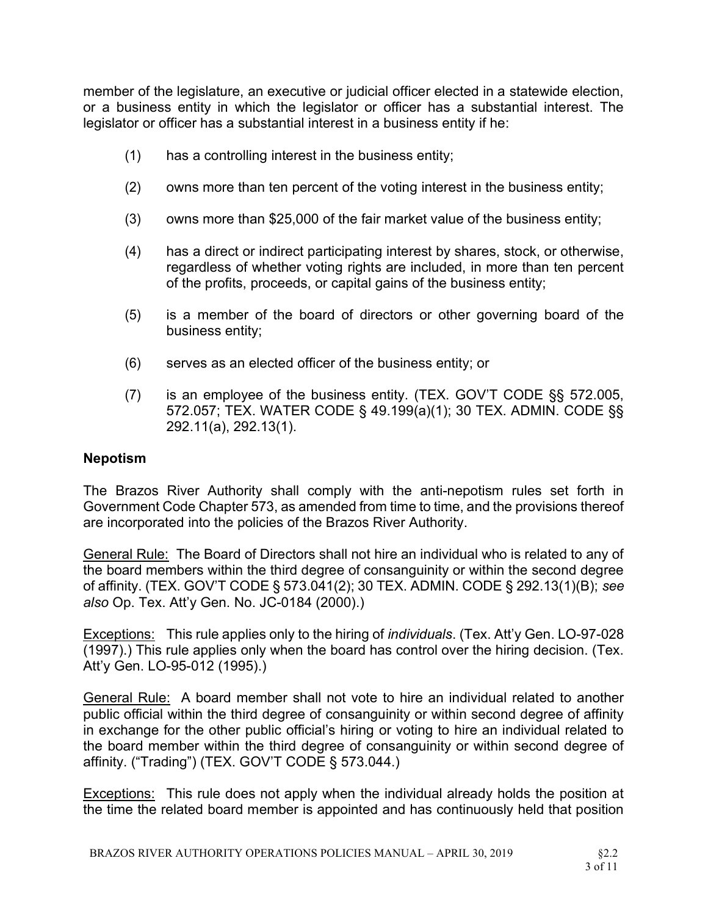member of the legislature, an executive or judicial officer elected in a statewide election, or a business entity in which the legislator or officer has a substantial interest. The legislator or officer has a substantial interest in a business entity if he:

(1) has a controlling interest in the business entity;

(2) owns more than ten percent of the voting interest in the business entity;

(3) owns more than $25,000 of the fair market value of the business entity;

(4) has a direct or indirect participating interest by shares, stock, or otherwise, regardless of whether voting rights are included, in more than ten percent of the profits, proceeds, or capital gains of the business entity;

(5) is a member of the board of directors or other governing board of the business entity;

(6) serves as an elected officer of the business entity; or

(7) is an employee of the business entity. (TEX. GOV'T CODE §§ 572.005, 572.057; TEX. WATER CODE § 49.199(a)(1); 30 TEX. ADMIN. CODE §§ 292.11(a), 292.13(1).

**Nepotism**

The Brazos River Authority shall comply with the anti-nepotism rules set forth in Government Code Chapter 573, as amended from time to time, and the provisions thereof are incorporated into the policies of the Brazos River Authority.

<u>General Rule:</u> The Board of Directors shall not hire an individual who is related to any of the board members within the third degree of consanguinity or within the second degree of affinity. (TEX. GOV'T CODE § 573.041(2); 30 TEX. ADMIN. CODE § 292.13(1)(B); *see also* Op. Tex. Att'y Gen. No. JC-0184 (2000).)

<u>Exceptions:</u> This rule applies only to the hiring of *individuals*. (Tex. Att'y Gen. LO-97-028 (1997).) This rule applies only when the board has control over the hiring decision. (Tex. Att'y Gen. LO-95-012 (1995).)

<u>General Rule:</u> A board member shall not vote to hire an individual related to another public official within the third degree of consanguinity or within second degree of affinity in exchange for the other public official's hiring or voting to hire an individual related to the board member within the third degree of consanguinity or within second degree of affinity. ("Trading") (TEX. GOV'T CODE § 573.044.)

<u>Exceptions:</u> This rule does not apply when the individual already holds the position at the time the related board member is appointed and has continuously held that position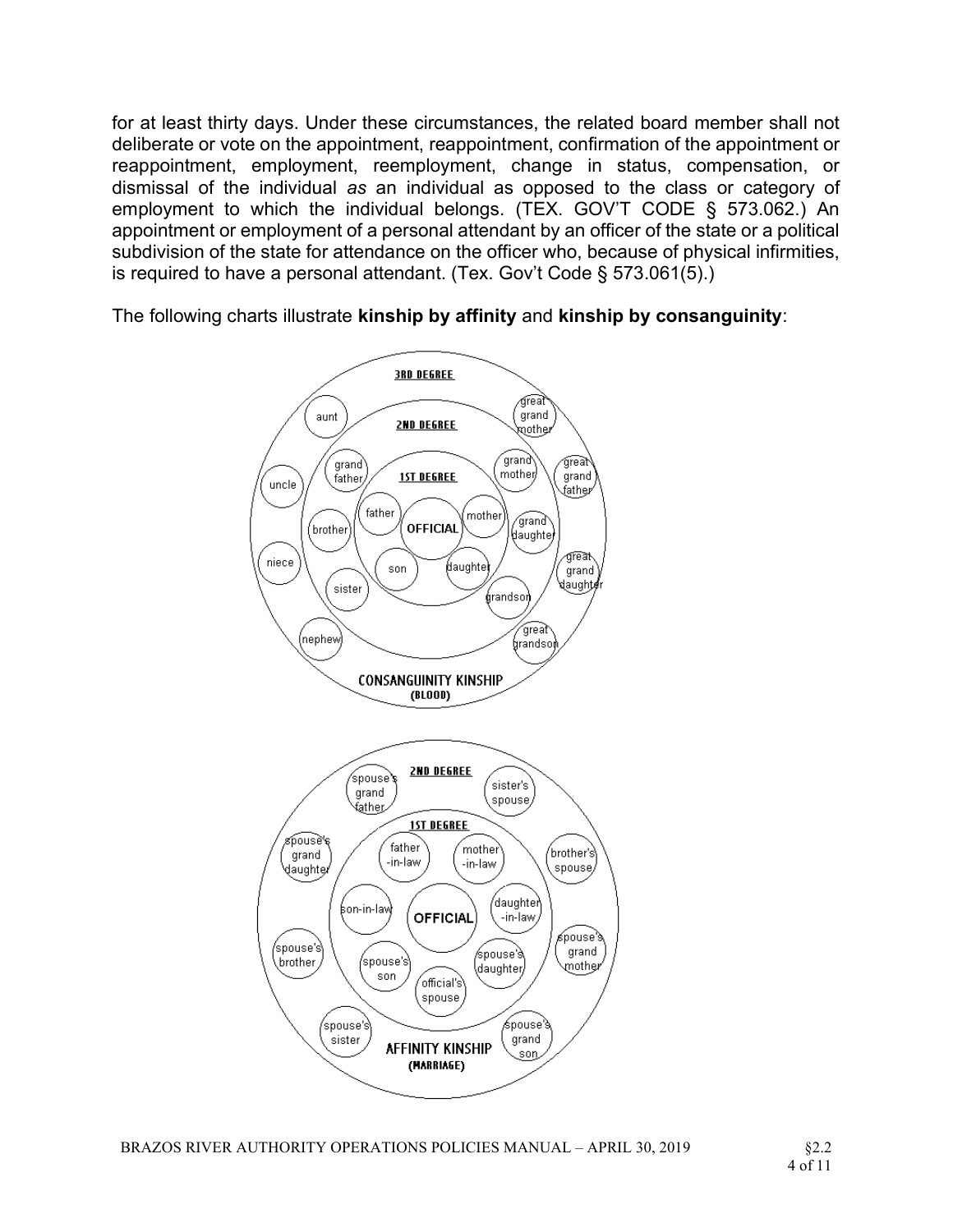for at least thirty days. Under these circumstances, the related board member shall not deliberate or vote on the appointment, reappointment, confirmation of the appointment or reappointment, employment, reemployment, change in status, compensation, or dismissal of the individual *as* an individual as opposed to the class or category of employment to which the individual belongs. (TEX. GOV'T CODE § 573.062.) An appointment or employment of a personal attendant by an officer of the state or a political subdivision of the state for attendance on the officer who, because of physical infirmities, is required to have a personal attendant. (Tex. Gov't Code § 573.061(5).)

The following charts illustrate **kinship by affinity** and **kinship by consanguinity**:

**CONSANGUINITY KINSHIP (BLOOD)**

OFFICIAL

- **1ST DEGREE:** father, mother, son, daughter
- **2ND DEGREE:** grandfather, grandmother, brother, sister, granddaughter, grandson
- **3RD DEGREE:** aunt, uncle, niece, nephew, great grandmother, great grandfather, great granddaughter, great grandson

**AFFINITY KINSHIP (MARRIAGE)**

OFFICIAL

- **1ST DEGREE:** father-in-law, mother-in-law, son-in-law, daughter-in-law, spouse's son, spouse's daughter, official's spouse
- **2ND DEGREE:** spouse's grandfather, sister's spouse, spouse's granddaughter, brother's spouse, spouse's brother, spouse's grandmother, spouse's sister, spouse's grandson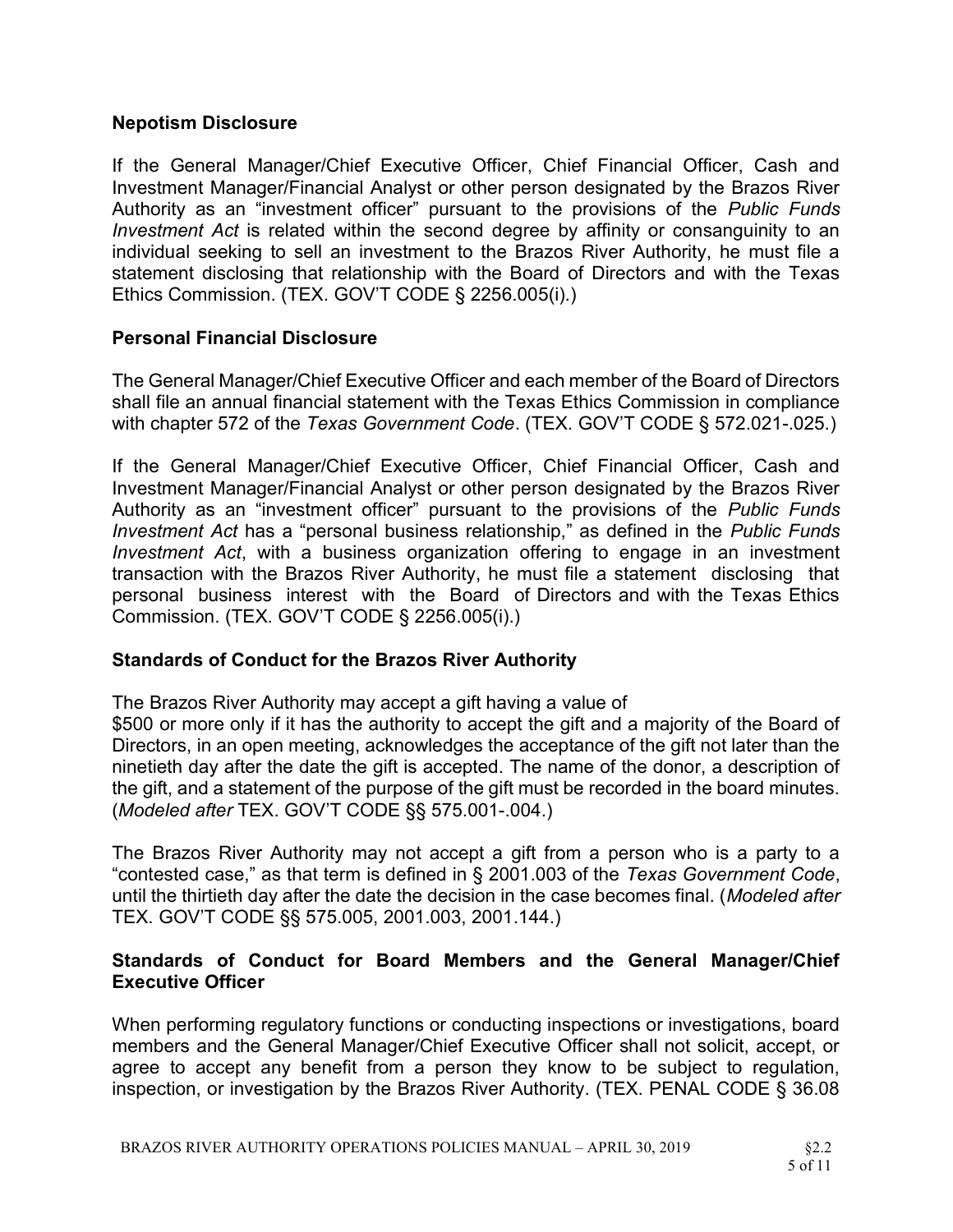## Nepotism Disclosure

If the General Manager/Chief Executive Officer, Chief Financial Officer, Cash and Investment Manager/Financial Analyst or other person designated by the Brazos River Authority as an "investment officer" pursuant to the provisions of the *Public Funds Investment Act* is related within the second degree by affinity or consanguinity to an individual seeking to sell an investment to the Brazos River Authority, he must file a statement disclosing that relationship with the Board of Directors and with the Texas Ethics Commission. (TEX. GOV'T CODE § 2256.005(i).)

## Personal Financial Disclosure

The General Manager/Chief Executive Officer and each member of the Board of Directors shall file an annual financial statement with the Texas Ethics Commission in compliance with chapter 572 of the *Texas Government Code*. (TEX. GOV'T CODE § 572.021-.025.)

If the General Manager/Chief Executive Officer, Chief Financial Officer, Cash and Investment Manager/Financial Analyst or other person designated by the Brazos River Authority as an "investment officer" pursuant to the provisions of the *Public Funds Investment Act* has a "personal business relationship," as defined in the *Public Funds Investment Act*, with a business organization offering to engage in an investment transaction with the Brazos River Authority, he must file a statement disclosing that personal business interest with the Board of Directors and with the Texas Ethics Commission. (TEX. GOV'T CODE § 2256.005(i).)

## Standards of Conduct for the Brazos River Authority

The Brazos River Authority may accept a gift having a value of $500 or more only if it has the authority to accept the gift and a majority of the Board of Directors, in an open meeting, acknowledges the acceptance of the gift not later than the ninetieth day after the date the gift is accepted. The name of the donor, a description of the gift, and a statement of the purpose of the gift must be recorded in the board minutes. (*Modeled after* TEX. GOV'T CODE §§ 575.001-.004.)

The Brazos River Authority may not accept a gift from a person who is a party to a "contested case," as that term is defined in § 2001.003 of the *Texas Government Code*, until the thirtieth day after the date the decision in the case becomes final. (*Modeled after* TEX. GOV'T CODE §§ 575.005, 2001.003, 2001.144.)

## Standards of Conduct for Board Members and the General Manager/Chief Executive Officer

When performing regulatory functions or conducting inspections or investigations, board members and the General Manager/Chief Executive Officer shall not solicit, accept, or agree to accept any benefit from a person they know to be subject to regulation, inspection, or investigation by the Brazos River Authority. (TEX. PENAL CODE § 36.08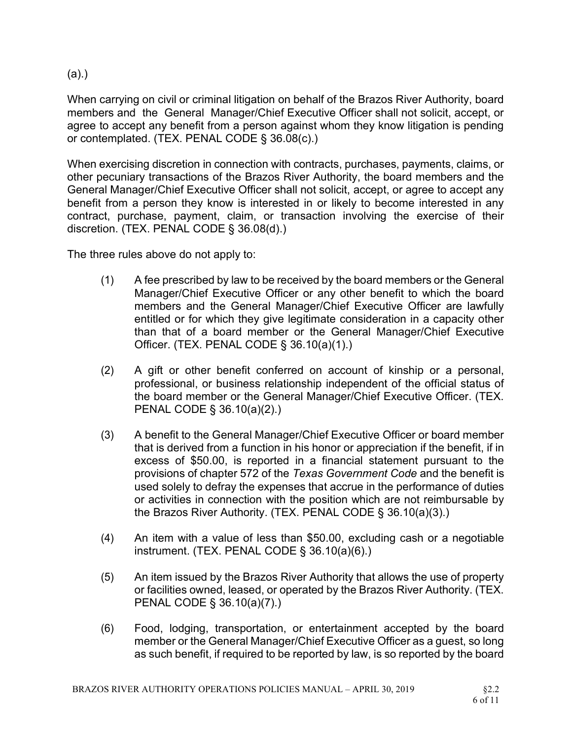(a).)

When carrying on civil or criminal litigation on behalf of the Brazos River Authority, board members and the General Manager/Chief Executive Officer shall not solicit, accept, or agree to accept any benefit from a person against whom they know litigation is pending or contemplated. (TEX. PENAL CODE § 36.08(c).)

When exercising discretion in connection with contracts, purchases, payments, claims, or other pecuniary transactions of the Brazos River Authority, the board members and the General Manager/Chief Executive Officer shall not solicit, accept, or agree to accept any benefit from a person they know is interested in or likely to become interested in any contract, purchase, payment, claim, or transaction involving the exercise of their discretion. (TEX. PENAL CODE § 36.08(d).)

The three rules above do not apply to:

(1) A fee prescribed by law to be received by the board members or the General Manager/Chief Executive Officer or any other benefit to which the board members and the General Manager/Chief Executive Officer are lawfully entitled or for which they give legitimate consideration in a capacity other than that of a board member or the General Manager/Chief Executive Officer. (TEX. PENAL CODE § 36.10(a)(1).)

(2) A gift or other benefit conferred on account of kinship or a personal, professional, or business relationship independent of the official status of the board member or the General Manager/Chief Executive Officer. (TEX. PENAL CODE § 36.10(a)(2).)

(3) A benefit to the General Manager/Chief Executive Officer or board member that is derived from a function in his honor or appreciation if the benefit, if in excess of $50.00, is reported in a financial statement pursuant to the provisions of chapter 572 of the *Texas Government Code* and the benefit is used solely to defray the expenses that accrue in the performance of duties or activities in connection with the position which are not reimbursable by the Brazos River Authority. (TEX. PENAL CODE § 36.10(a)(3).)

(4) An item with a value of less than $50.00, excluding cash or a negotiable instrument. (TEX. PENAL CODE § 36.10(a)(6).)

(5) An item issued by the Brazos River Authority that allows the use of property or facilities owned, leased, or operated by the Brazos River Authority. (TEX. PENAL CODE § 36.10(a)(7).)

(6) Food, lodging, transportation, or entertainment accepted by the board member or the General Manager/Chief Executive Officer as a guest, so long as such benefit, if required to be reported by law, is so reported by the board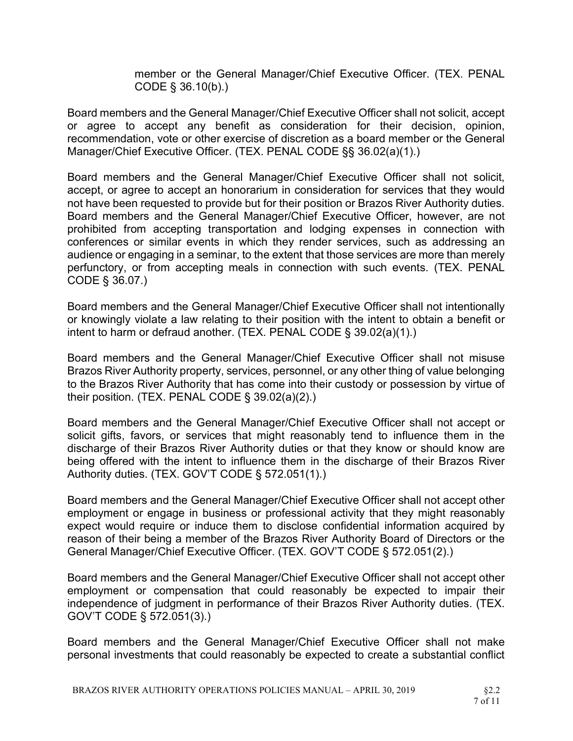member or the General Manager/Chief Executive Officer. (TEX. PENAL CODE § 36.10(b).)

Board members and the General Manager/Chief Executive Officer shall not solicit, accept or agree to accept any benefit as consideration for their decision, opinion, recommendation, vote or other exercise of discretion as a board member or the General Manager/Chief Executive Officer. (TEX. PENAL CODE §§ 36.02(a)(1).)

Board members and the General Manager/Chief Executive Officer shall not solicit, accept, or agree to accept an honorarium in consideration for services that they would not have been requested to provide but for their position or Brazos River Authority duties. Board members and the General Manager/Chief Executive Officer, however, are not prohibited from accepting transportation and lodging expenses in connection with conferences or similar events in which they render services, such as addressing an audience or engaging in a seminar, to the extent that those services are more than merely perfunctory, or from accepting meals in connection with such events. (TEX. PENAL CODE § 36.07.)

Board members and the General Manager/Chief Executive Officer shall not intentionally or knowingly violate a law relating to their position with the intent to obtain a benefit or intent to harm or defraud another. (TEX. PENAL CODE § 39.02(a)(1).)

Board members and the General Manager/Chief Executive Officer shall not misuse Brazos River Authority property, services, personnel, or any other thing of value belonging to the Brazos River Authority that has come into their custody or possession by virtue of their position. (TEX. PENAL CODE § 39.02(a)(2).)

Board members and the General Manager/Chief Executive Officer shall not accept or solicit gifts, favors, or services that might reasonably tend to influence them in the discharge of their Brazos River Authority duties or that they know or should know are being offered with the intent to influence them in the discharge of their Brazos River Authority duties. (TEX. GOV'T CODE § 572.051(1).)

Board members and the General Manager/Chief Executive Officer shall not accept other employment or engage in business or professional activity that they might reasonably expect would require or induce them to disclose confidential information acquired by reason of their being a member of the Brazos River Authority Board of Directors or the General Manager/Chief Executive Officer. (TEX. GOV'T CODE § 572.051(2).)

Board members and the General Manager/Chief Executive Officer shall not accept other employment or compensation that could reasonably be expected to impair their independence of judgment in performance of their Brazos River Authority duties. (TEX. GOV'T CODE § 572.051(3).)

Board members and the General Manager/Chief Executive Officer shall not make personal investments that could reasonably be expected to create a substantial conflict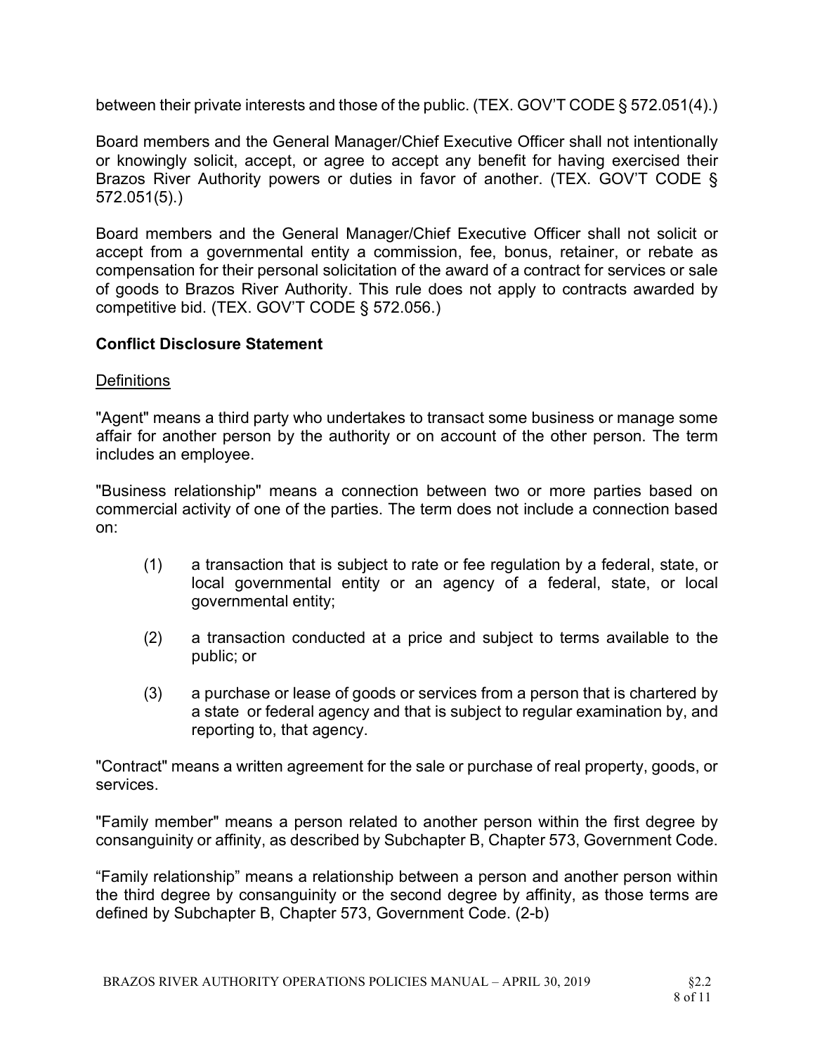between their private interests and those of the public. (TEX. GOV'T CODE § 572.051(4).)

Board members and the General Manager/Chief Executive Officer shall not intentionally or knowingly solicit, accept, or agree to accept any benefit for having exercised their Brazos River Authority powers or duties in favor of another. (TEX. GOV'T CODE § 572.051(5).)

Board members and the General Manager/Chief Executive Officer shall not solicit or accept from a governmental entity a commission, fee, bonus, retainer, or rebate as compensation for their personal solicitation of the award of a contract for services or sale of goods to Brazos River Authority. This rule does not apply to contracts awarded by competitive bid. (TEX. GOV'T CODE § 572.056.)

**Conflict Disclosure Statement**

Definitions

"Agent" means a third party who undertakes to transact some business or manage some affair for another person by the authority or on account of the other person. The term includes an employee.

"Business relationship" means a connection between two or more parties based on commercial activity of one of the parties. The term does not include a connection based on:

(1) a transaction that is subject to rate or fee regulation by a federal, state, or local governmental entity or an agency of a federal, state, or local governmental entity;

(2) a transaction conducted at a price and subject to terms available to the public; or

(3) a purchase or lease of goods or services from a person that is chartered by a state or federal agency and that is subject to regular examination by, and reporting to, that agency.

"Contract" means a written agreement for the sale or purchase of real property, goods, or services.

"Family member" means a person related to another person within the first degree by consanguinity or affinity, as described by Subchapter B, Chapter 573, Government Code.

"Family relationship" means a relationship between a person and another person within the third degree by consanguinity or the second degree by affinity, as those terms are defined by Subchapter B, Chapter 573, Government Code. (2-b)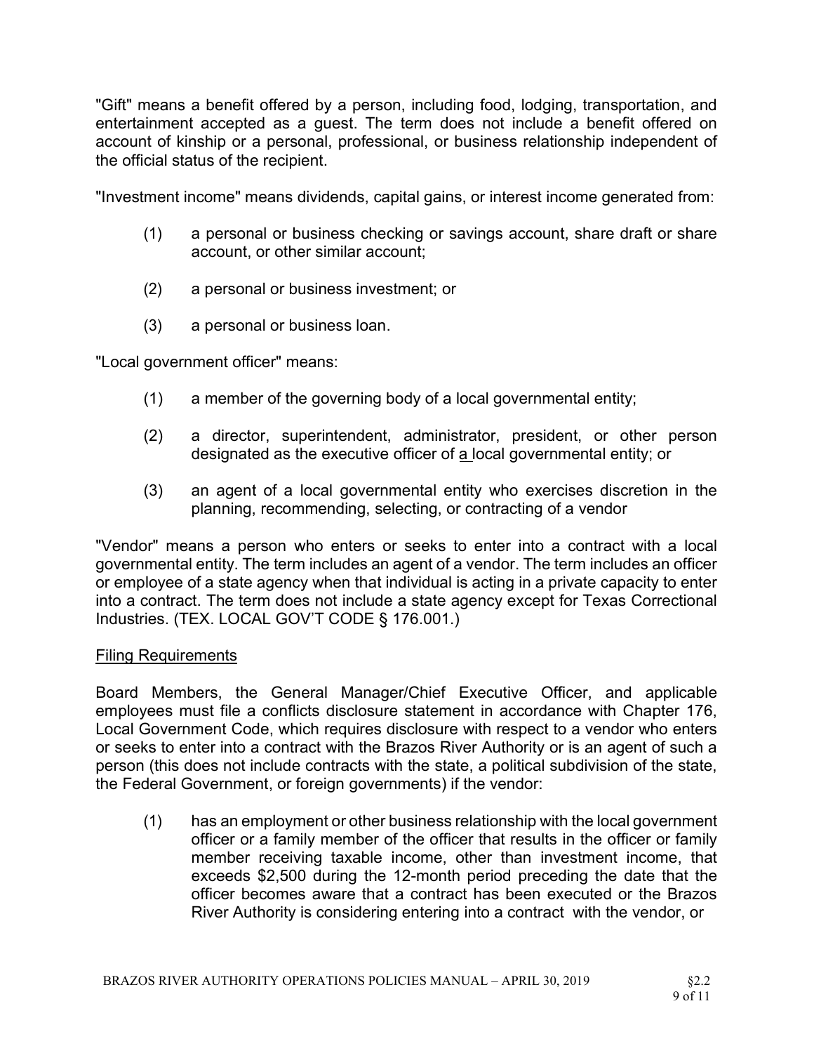"Gift" means a benefit offered by a person, including food, lodging, transportation, and entertainment accepted as a guest. The term does not include a benefit offered on account of kinship or a personal, professional, or business relationship independent of the official status of the recipient.

"Investment income" means dividends, capital gains, or interest income generated from:

(1) a personal or business checking or savings account, share draft or share account, or other similar account;

(2) a personal or business investment; or

(3) a personal or business loan.

"Local government officer" means:

(1) a member of the governing body of a local governmental entity;

(2) a director, superintendent, administrator, president, or other person designated as the executive officer of a local governmental entity; or

(3) an agent of a local governmental entity who exercises discretion in the planning, recommending, selecting, or contracting of a vendor

"Vendor" means a person who enters or seeks to enter into a contract with a local governmental entity. The term includes an agent of a vendor. The term includes an officer or employee of a state agency when that individual is acting in a private capacity to enter into a contract. The term does not include a state agency except for Texas Correctional Industries. (TEX. LOCAL GOV'T CODE § 176.001.)

<u>Filing Requirements</u>

Board Members, the General Manager/Chief Executive Officer, and applicable employees must file a conflicts disclosure statement in accordance with Chapter 176, Local Government Code, which requires disclosure with respect to a vendor who enters or seeks to enter into a contract with the Brazos River Authority or is an agent of such a person (this does not include contracts with the state, a political subdivision of the state, the Federal Government, or foreign governments) if the vendor:

(1) has an employment or other business relationship with the local government officer or a family member of the officer that results in the officer or family member receiving taxable income, other than investment income, that exceeds $2,500 during the 12-month period preceding the date that the officer becomes aware that a contract has been executed or the Brazos River Authority is considering entering into a contract with the vendor, or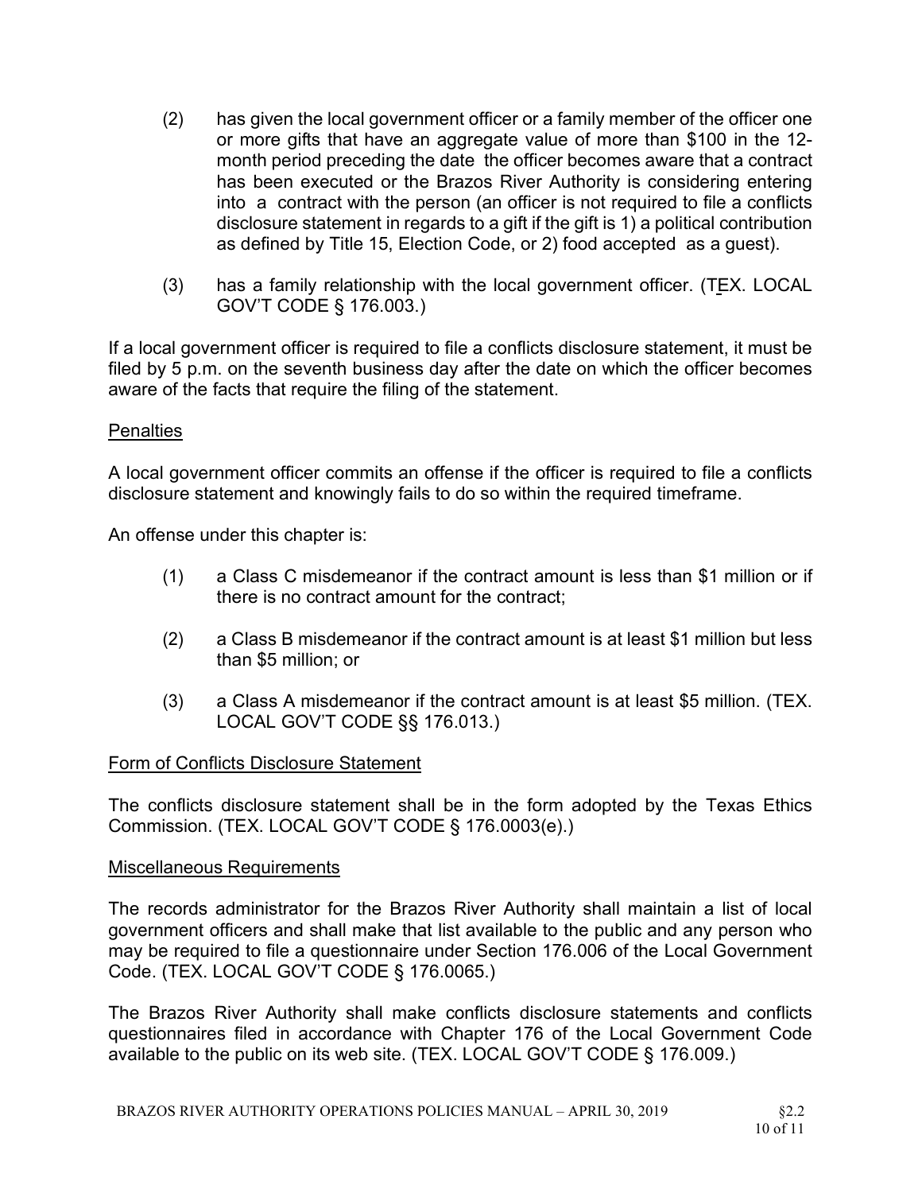(2) has given the local government officer or a family member of the officer one or more gifts that have an aggregate value of more than $100 in the 12-month period preceding the date the officer becomes aware that a contract has been executed or the Brazos River Authority is considering entering into a contract with the person (an officer is not required to file a conflicts disclosure statement in regards to a gift if the gift is 1) a political contribution as defined by Title 15, Election Code, or 2) food accepted as a guest).

(3) has a family relationship with the local government officer. (TEX. LOCAL GOV'T CODE § 176.003.)

If a local government officer is required to file a conflicts disclosure statement, it must be filed by 5 p.m. on the seventh business day after the date on which the officer becomes aware of the facts that require the filing of the statement.

<u>Penalties</u>

A local government officer commits an offense if the officer is required to file a conflicts disclosure statement and knowingly fails to do so within the required timeframe.

An offense under this chapter is:

(1) a Class C misdemeanor if the contract amount is less than $1 million or if there is no contract amount for the contract;

(2) a Class B misdemeanor if the contract amount is at least $1 million but less than $5 million; or

(3) a Class A misdemeanor if the contract amount is at least $5 million. (TEX. LOCAL GOV'T CODE §§ 176.013.)

<u>Form of Conflicts Disclosure Statement</u>

The conflicts disclosure statement shall be in the form adopted by the Texas Ethics Commission. (TEX. LOCAL GOV'T CODE § 176.0003(e).)

<u>Miscellaneous Requirements</u>

The records administrator for the Brazos River Authority shall maintain a list of local government officers and shall make that list available to the public and any person who may be required to file a questionnaire under Section 176.006 of the Local Government Code. (TEX. LOCAL GOV'T CODE § 176.0065.)

The Brazos River Authority shall make conflicts disclosure statements and conflicts questionnaires filed in accordance with Chapter 176 of the Local Government Code available to the public on its web site. (TEX. LOCAL GOV'T CODE § 176.009.)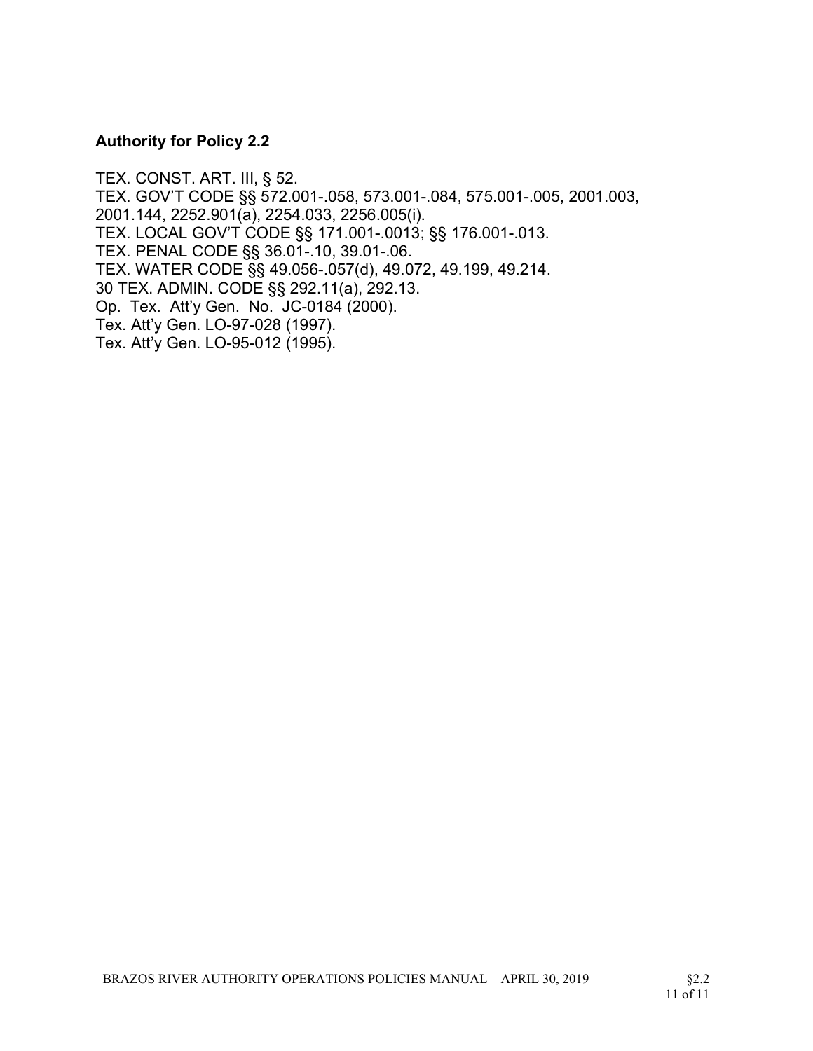### Authority for Policy 2.2

TEX. CONST. ART. III, § 52.
TEX. GOV'T CODE §§ 572.001-.058, 573.001-.084, 575.001-.005, 2001.003, 2001.144, 2252.901(a), 2254.033, 2256.005(i).
TEX. LOCAL GOV'T CODE §§ 171.001-.0013; §§ 176.001-.013.
TEX. PENAL CODE §§ 36.01-.10, 39.01-.06.
TEX. WATER CODE §§ 49.056-.057(d), 49.072, 49.199, 49.214.
30 TEX. ADMIN. CODE §§ 292.11(a), 292.13.
Op. Tex. Att'y Gen. No. JC-0184 (2000).
Tex. Att'y Gen. LO-97-028 (1997).
Tex. Att'y Gen. LO-95-012 (1995).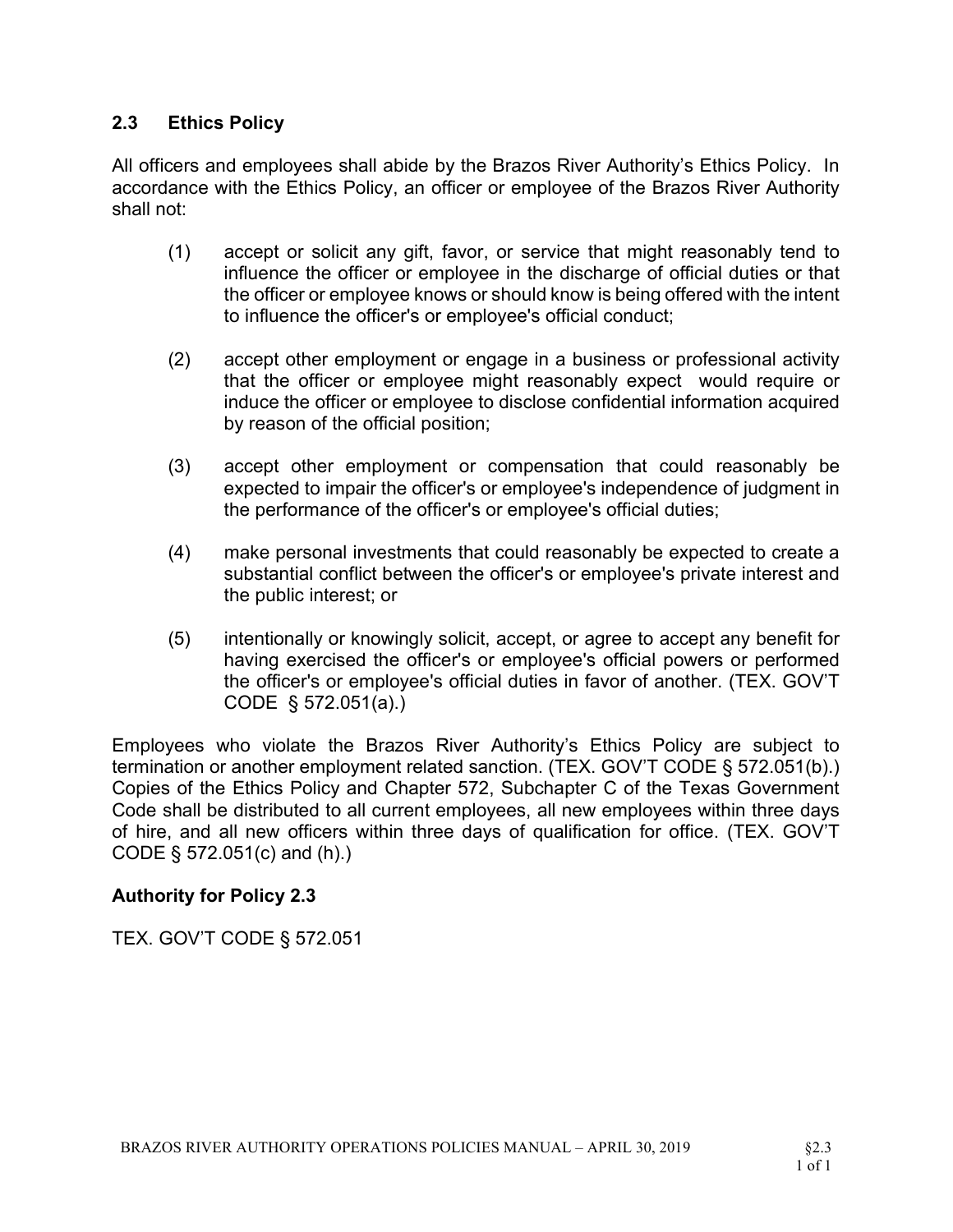## 2.3 Ethics Policy

All officers and employees shall abide by the Brazos River Authority's Ethics Policy. In accordance with the Ethics Policy, an officer or employee of the Brazos River Authority shall not:

(1) accept or solicit any gift, favor, or service that might reasonably tend to influence the officer or employee in the discharge of official duties or that the officer or employee knows or should know is being offered with the intent to influence the officer's or employee's official conduct;

(2) accept other employment or engage in a business or professional activity that the officer or employee might reasonably expect would require or induce the officer or employee to disclose confidential information acquired by reason of the official position;

(3) accept other employment or compensation that could reasonably be expected to impair the officer's or employee's independence of judgment in the performance of the officer's or employee's official duties;

(4) make personal investments that could reasonably be expected to create a substantial conflict between the officer's or employee's private interest and the public interest; or

(5) intentionally or knowingly solicit, accept, or agree to accept any benefit for having exercised the officer's or employee's official powers or performed the officer's or employee's official duties in favor of another. (TEX. GOV'T CODE § 572.051(a).)

Employees who violate the Brazos River Authority's Ethics Policy are subject to termination or another employment related sanction. (TEX. GOV'T CODE § 572.051(b).) Copies of the Ethics Policy and Chapter 572, Subchapter C of the Texas Government Code shall be distributed to all current employees, all new employees within three days of hire, and all new officers within three days of qualification for office. (TEX. GOV'T CODE § 572.051(c) and (h).)

### Authority for Policy 2.3

TEX. GOV'T CODE § 572.051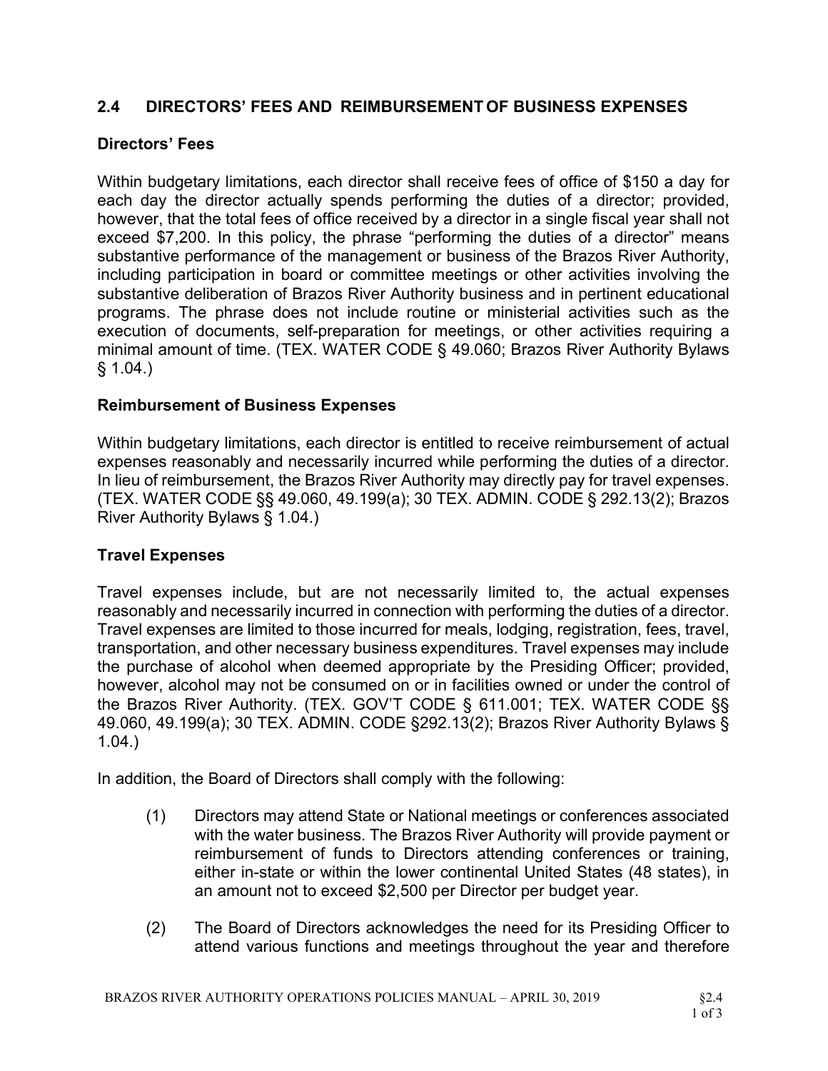## 2.4 DIRECTORS' FEES AND REIMBURSEMENT OF BUSINESS EXPENSES

### Directors' Fees

Within budgetary limitations, each director shall receive fees of office of $150 a day for each day the director actually spends performing the duties of a director; provided, however, that the total fees of office received by a director in a single fiscal year shall not exceed $7,200. In this policy, the phrase "performing the duties of a director" means substantive performance of the management or business of the Brazos River Authority, including participation in board or committee meetings or other activities involving the substantive deliberation of Brazos River Authority business and in pertinent educational programs. The phrase does not include routine or ministerial activities such as the execution of documents, self-preparation for meetings, or other activities requiring a minimal amount of time. (TEX. WATER CODE § 49.060; Brazos River Authority Bylaws § 1.04.)

### Reimbursement of Business Expenses

Within budgetary limitations, each director is entitled to receive reimbursement of actual expenses reasonably and necessarily incurred while performing the duties of a director. In lieu of reimbursement, the Brazos River Authority may directly pay for travel expenses. (TEX. WATER CODE §§ 49.060, 49.199(a); 30 TEX. ADMIN. CODE § 292.13(2); Brazos River Authority Bylaws § 1.04.)

### Travel Expenses

Travel expenses include, but are not necessarily limited to, the actual expenses reasonably and necessarily incurred in connection with performing the duties of a director. Travel expenses are limited to those incurred for meals, lodging, registration, fees, travel, transportation, and other necessary business expenditures. Travel expenses may include the purchase of alcohol when deemed appropriate by the Presiding Officer; provided, however, alcohol may not be consumed on or in facilities owned or under the control of the Brazos River Authority. (TEX. GOV'T CODE § 611.001; TEX. WATER CODE §§ 49.060, 49.199(a); 30 TEX. ADMIN. CODE §292.13(2); Brazos River Authority Bylaws § 1.04.)

In addition, the Board of Directors shall comply with the following:

(1) Directors may attend State or National meetings or conferences associated with the water business. The Brazos River Authority will provide payment or reimbursement of funds to Directors attending conferences or training, either in-state or within the lower continental United States (48 states), in an amount not to exceed $2,500 per Director per budget year.

(2) The Board of Directors acknowledges the need for its Presiding Officer to attend various functions and meetings throughout the year and therefore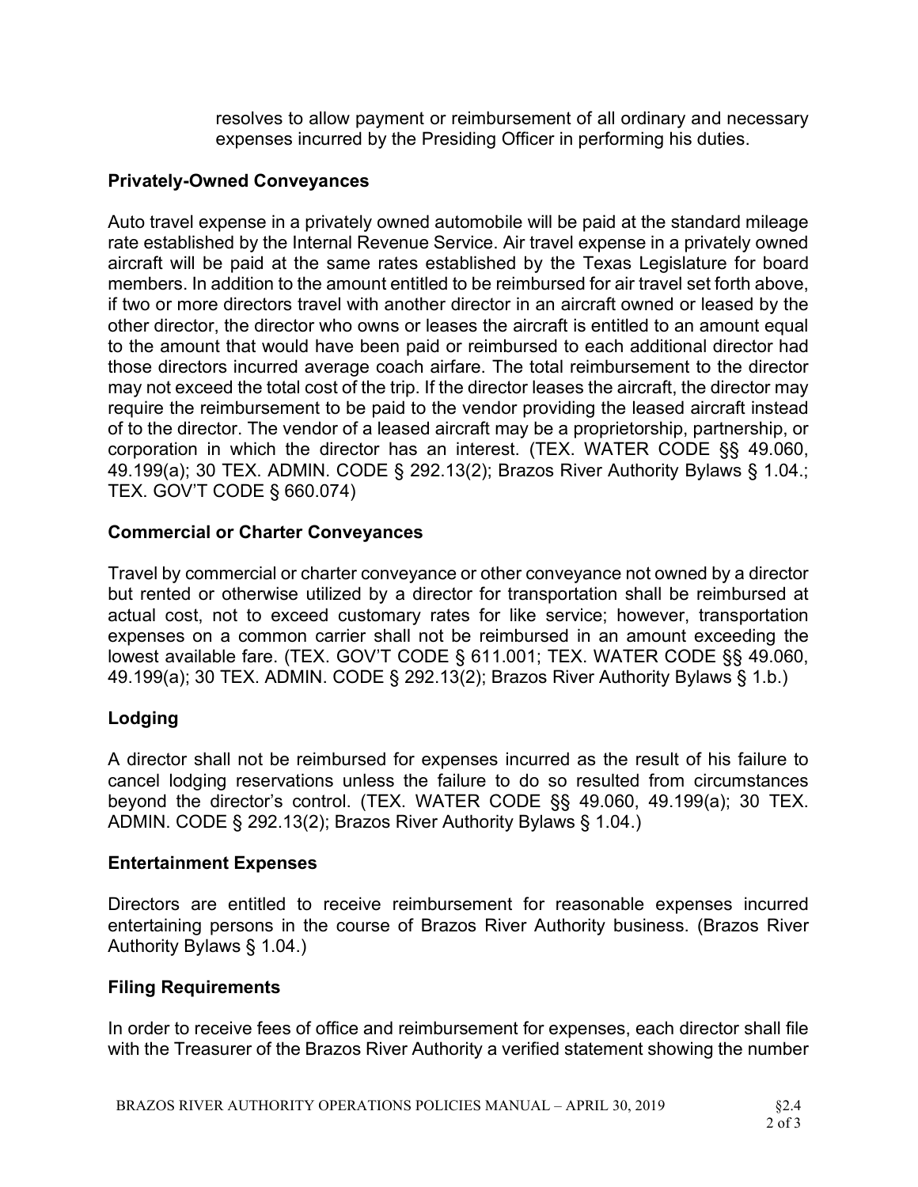resolves to allow payment or reimbursement of all ordinary and necessary expenses incurred by the Presiding Officer in performing his duties.

### Privately-Owned Conveyances

Auto travel expense in a privately owned automobile will be paid at the standard mileage rate established by the Internal Revenue Service. Air travel expense in a privately owned aircraft will be paid at the same rates established by the Texas Legislature for board members. In addition to the amount entitled to be reimbursed for air travel set forth above, if two or more directors travel with another director in an aircraft owned or leased by the other director, the director who owns or leases the aircraft is entitled to an amount equal to the amount that would have been paid or reimbursed to each additional director had those directors incurred average coach airfare. The total reimbursement to the director may not exceed the total cost of the trip. If the director leases the aircraft, the director may require the reimbursement to be paid to the vendor providing the leased aircraft instead of to the director. The vendor of a leased aircraft may be a proprietorship, partnership, or corporation in which the director has an interest. (TEX. WATER CODE §§ 49.060, 49.199(a); 30 TEX. ADMIN. CODE § 292.13(2); Brazos River Authority Bylaws § 1.04.; TEX. GOV'T CODE § 660.074)

### Commercial or Charter Conveyances

Travel by commercial or charter conveyance or other conveyance not owned by a director but rented or otherwise utilized by a director for transportation shall be reimbursed at actual cost, not to exceed customary rates for like service; however, transportation expenses on a common carrier shall not be reimbursed in an amount exceeding the lowest available fare. (TEX. GOV'T CODE § 611.001; TEX. WATER CODE §§ 49.060, 49.199(a); 30 TEX. ADMIN. CODE § 292.13(2); Brazos River Authority Bylaws § 1.b.)

### Lodging

A director shall not be reimbursed for expenses incurred as the result of his failure to cancel lodging reservations unless the failure to do so resulted from circumstances beyond the director's control. (TEX. WATER CODE §§ 49.060, 49.199(a); 30 TEX. ADMIN. CODE § 292.13(2); Brazos River Authority Bylaws § 1.04.)

### Entertainment Expenses

Directors are entitled to receive reimbursement for reasonable expenses incurred entertaining persons in the course of Brazos River Authority business. (Brazos River Authority Bylaws § 1.04.)

### Filing Requirements

In order to receive fees of office and reimbursement for expenses, each director shall file with the Treasurer of the Brazos River Authority a verified statement showing the number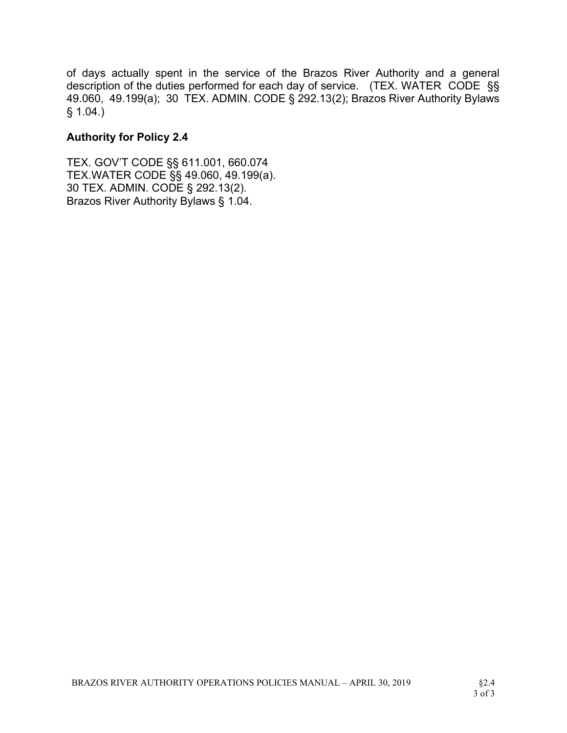of days actually spent in the service of the Brazos River Authority and a general description of the duties performed for each day of service. (TEX. WATER CODE §§ 49.060, 49.199(a); 30 TEX. ADMIN. CODE § 292.13(2); Brazos River Authority Bylaws § 1.04.)

**Authority for Policy 2.4**

TEX. GOV'T CODE §§ 611.001, 660.074
TEX.WATER CODE §§ 49.060, 49.199(a).
30 TEX. ADMIN. CODE § 292.13(2).
Brazos River Authority Bylaws § 1.04.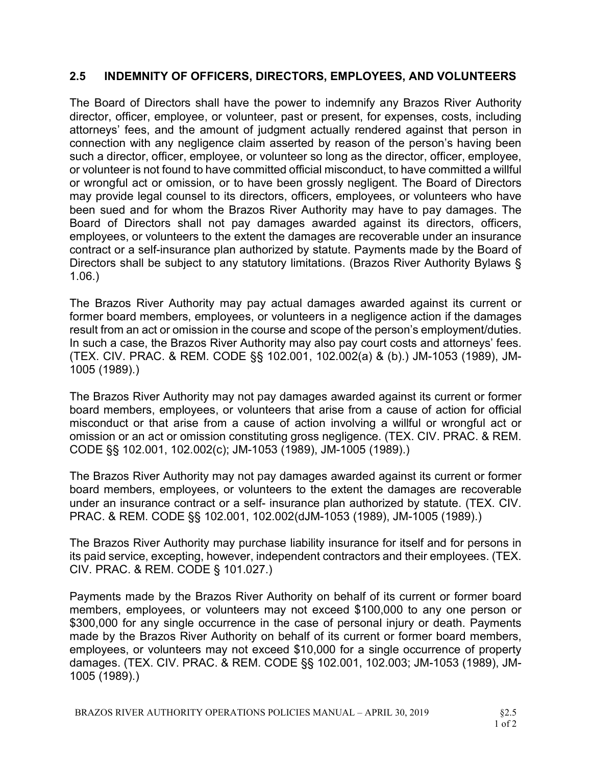## 2.5 INDEMNITY OF OFFICERS, DIRECTORS, EMPLOYEES, AND VOLUNTEERS

The Board of Directors shall have the power to indemnify any Brazos River Authority director, officer, employee, or volunteer, past or present, for expenses, costs, including attorneys' fees, and the amount of judgment actually rendered against that person in connection with any negligence claim asserted by reason of the person's having been such a director, officer, employee, or volunteer so long as the director, officer, employee, or volunteer is not found to have committed official misconduct, to have committed a willful or wrongful act or omission, or to have been grossly negligent. The Board of Directors may provide legal counsel to its directors, officers, employees, or volunteers who have been sued and for whom the Brazos River Authority may have to pay damages. The Board of Directors shall not pay damages awarded against its directors, officers, employees, or volunteers to the extent the damages are recoverable under an insurance contract or a self-insurance plan authorized by statute. Payments made by the Board of Directors shall be subject to any statutory limitations. (Brazos River Authority Bylaws § 1.06.)

The Brazos River Authority may pay actual damages awarded against its current or former board members, employees, or volunteers in a negligence action if the damages result from an act or omission in the course and scope of the person's employment/duties. In such a case, the Brazos River Authority may also pay court costs and attorneys' fees. (TEX. CIV. PRAC. & REM. CODE §§ 102.001, 102.002(a) & (b).) JM-1053 (1989), JM-1005 (1989).)

The Brazos River Authority may not pay damages awarded against its current or former board members, employees, or volunteers that arise from a cause of action for official misconduct or that arise from a cause of action involving a willful or wrongful act or omission or an act or omission constituting gross negligence. (TEX. CIV. PRAC. & REM. CODE §§ 102.001, 102.002(c); JM-1053 (1989), JM-1005 (1989).)

The Brazos River Authority may not pay damages awarded against its current or former board members, employees, or volunteers to the extent the damages are recoverable under an insurance contract or a self- insurance plan authorized by statute. (TEX. CIV. PRAC. & REM. CODE §§ 102.001, 102.002(dJM-1053 (1989), JM-1005 (1989).)

The Brazos River Authority may purchase liability insurance for itself and for persons in its paid service, excepting, however, independent contractors and their employees. (TEX. CIV. PRAC. & REM. CODE § 101.027.)

Payments made by the Brazos River Authority on behalf of its current or former board members, employees, or volunteers may not exceed $100,000 to any one person or $300,000 for any single occurrence in the case of personal injury or death. Payments made by the Brazos River Authority on behalf of its current or former board members, employees, or volunteers may not exceed $10,000 for a single occurrence of property damages. (TEX. CIV. PRAC. & REM. CODE §§ 102.001, 102.003; JM-1053 (1989), JM-1005 (1989).)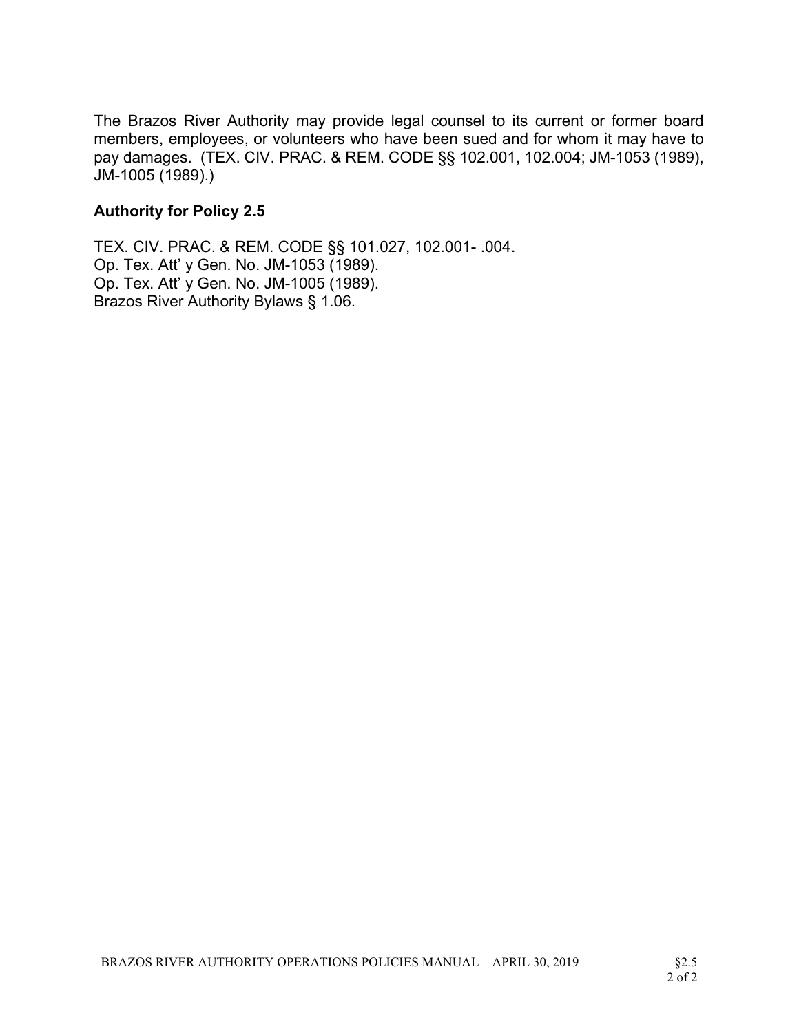The Brazos River Authority may provide legal counsel to its current or former board members, employees, or volunteers who have been sued and for whom it may have to pay damages. (TEX. CIV. PRAC. & REM. CODE §§ 102.001, 102.004; JM-1053 (1989), JM-1005 (1989).)

### Authority for Policy 2.5

TEX. CIV. PRAC. & REM. CODE §§ 101.027, 102.001- .004.
Op. Tex. Att' y Gen. No. JM-1053 (1989).
Op. Tex. Att' y Gen. No. JM-1005 (1989).
Brazos River Authority Bylaws § 1.06.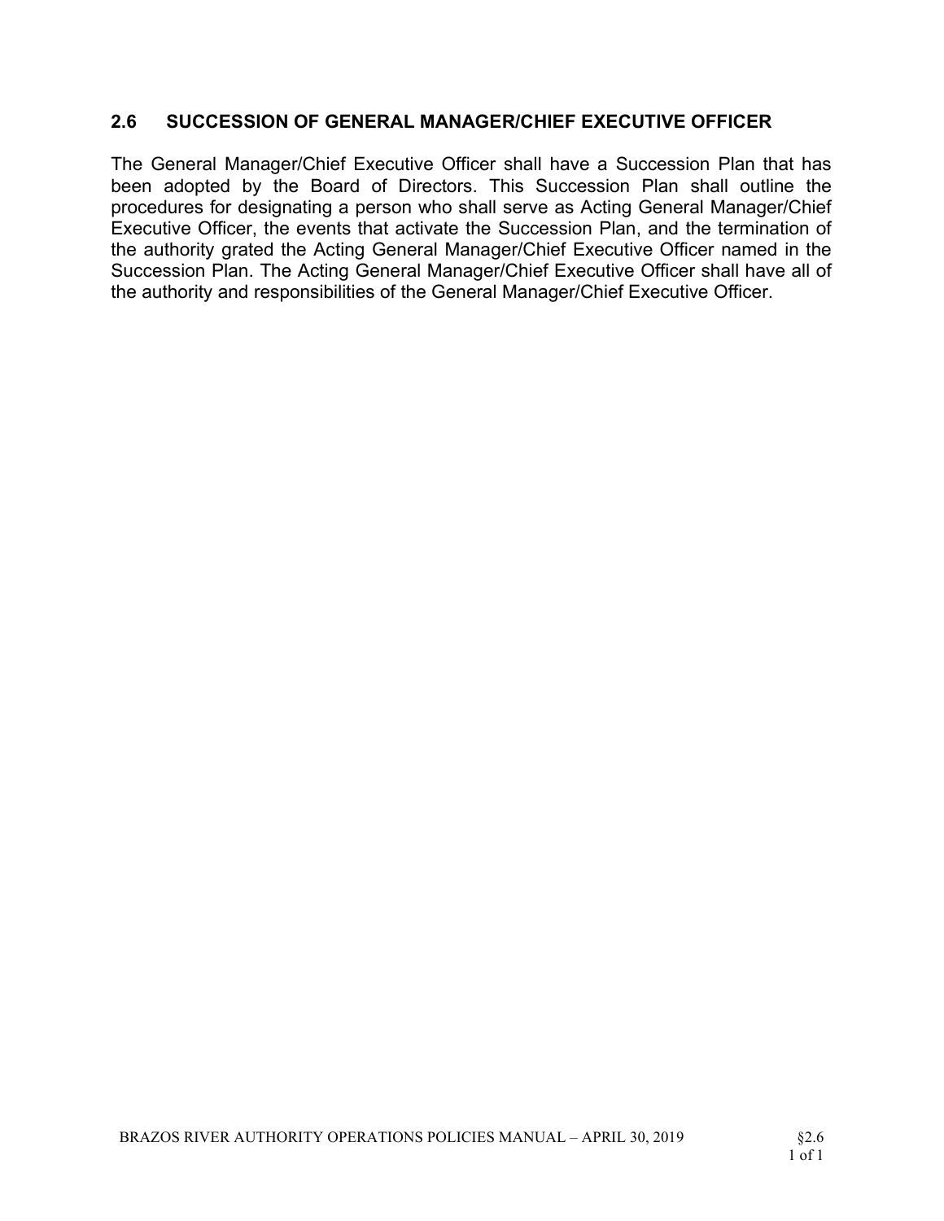## 2.6 SUCCESSION OF GENERAL MANAGER/CHIEF EXECUTIVE OFFICER

The General Manager/Chief Executive Officer shall have a Succession Plan that has been adopted by the Board of Directors. This Succession Plan shall outline the procedures for designating a person who shall serve as Acting General Manager/Chief Executive Officer, the events that activate the Succession Plan, and the termination of the authority grated the Acting General Manager/Chief Executive Officer named in the Succession Plan. The Acting General Manager/Chief Executive Officer shall have all of the authority and responsibilities of the General Manager/Chief Executive Officer.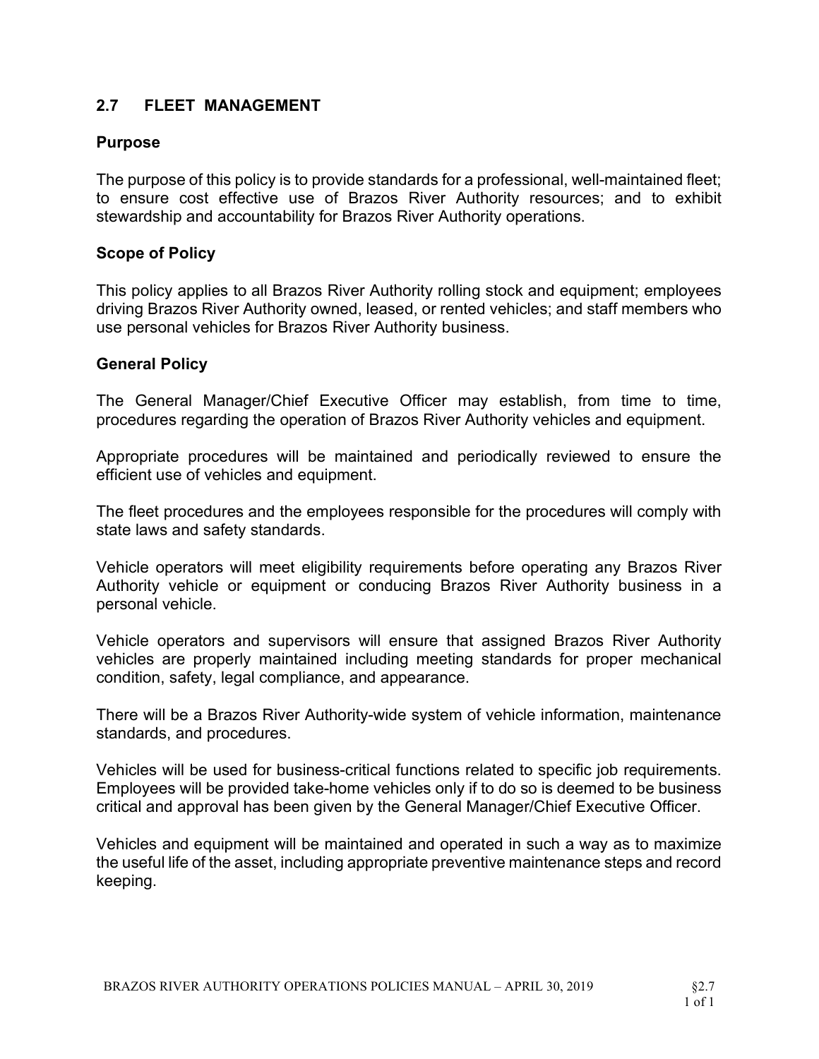## 2.7 FLEET MANAGEMENT

### Purpose

The purpose of this policy is to provide standards for a professional, well-maintained fleet; to ensure cost effective use of Brazos River Authority resources; and to exhibit stewardship and accountability for Brazos River Authority operations.

### Scope of Policy

This policy applies to all Brazos River Authority rolling stock and equipment; employees driving Brazos River Authority owned, leased, or rented vehicles; and staff members who use personal vehicles for Brazos River Authority business.

### General Policy

The General Manager/Chief Executive Officer may establish, from time to time, procedures regarding the operation of Brazos River Authority vehicles and equipment.

Appropriate procedures will be maintained and periodically reviewed to ensure the efficient use of vehicles and equipment.

The fleet procedures and the employees responsible for the procedures will comply with state laws and safety standards.

Vehicle operators will meet eligibility requirements before operating any Brazos River Authority vehicle or equipment or conducing Brazos River Authority business in a personal vehicle.

Vehicle operators and supervisors will ensure that assigned Brazos River Authority vehicles are properly maintained including meeting standards for proper mechanical condition, safety, legal compliance, and appearance.

There will be a Brazos River Authority-wide system of vehicle information, maintenance standards, and procedures.

Vehicles will be used for business-critical functions related to specific job requirements. Employees will be provided take-home vehicles only if to do so is deemed to be business critical and approval has been given by the General Manager/Chief Executive Officer.

Vehicles and equipment will be maintained and operated in such a way as to maximize the useful life of the asset, including appropriate preventive maintenance steps and record keeping.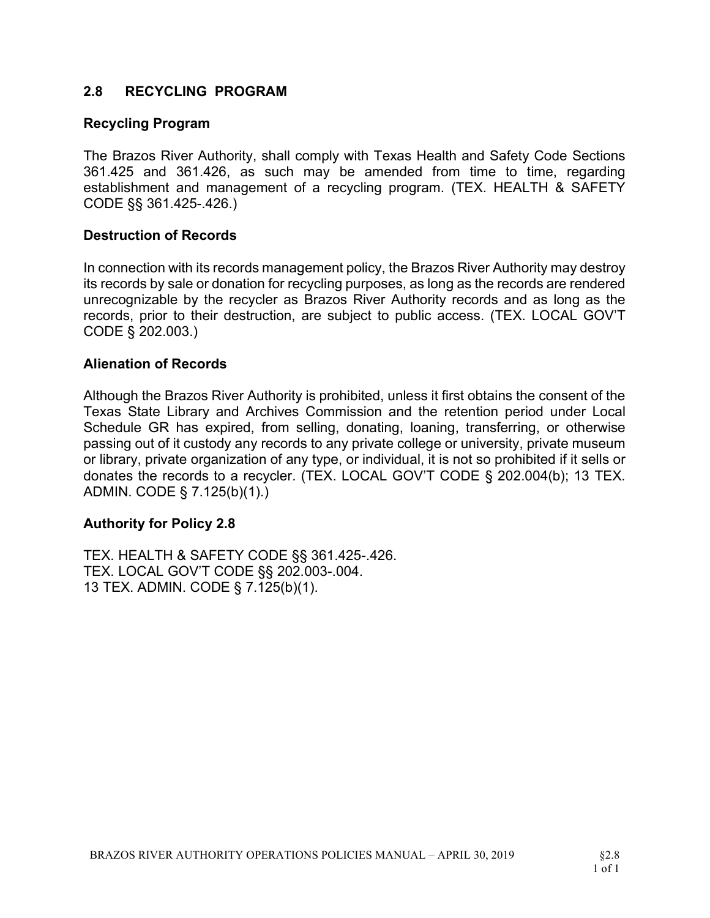## 2.8 RECYCLING PROGRAM

### Recycling Program

The Brazos River Authority, shall comply with Texas Health and Safety Code Sections 361.425 and 361.426, as such may be amended from time to time, regarding establishment and management of a recycling program. (TEX. HEALTH & SAFETY CODE §§ 361.425-.426.)

### Destruction of Records

In connection with its records management policy, the Brazos River Authority may destroy its records by sale or donation for recycling purposes, as long as the records are rendered unrecognizable by the recycler as Brazos River Authority records and as long as the records, prior to their destruction, are subject to public access. (TEX. LOCAL GOV'T CODE § 202.003.)

### Alienation of Records

Although the Brazos River Authority is prohibited, unless it first obtains the consent of the Texas State Library and Archives Commission and the retention period under Local Schedule GR has expired, from selling, donating, loaning, transferring, or otherwise passing out of it custody any records to any private college or university, private museum or library, private organization of any type, or individual, it is not so prohibited if it sells or donates the records to a recycler. (TEX. LOCAL GOV'T CODE § 202.004(b); 13 TEX. ADMIN. CODE § 7.125(b)(1).)

### Authority for Policy 2.8

TEX. HEALTH & SAFETY CODE §§ 361.425-.426.
TEX. LOCAL GOV'T CODE §§ 202.003-.004.
13 TEX. ADMIN. CODE § 7.125(b)(1).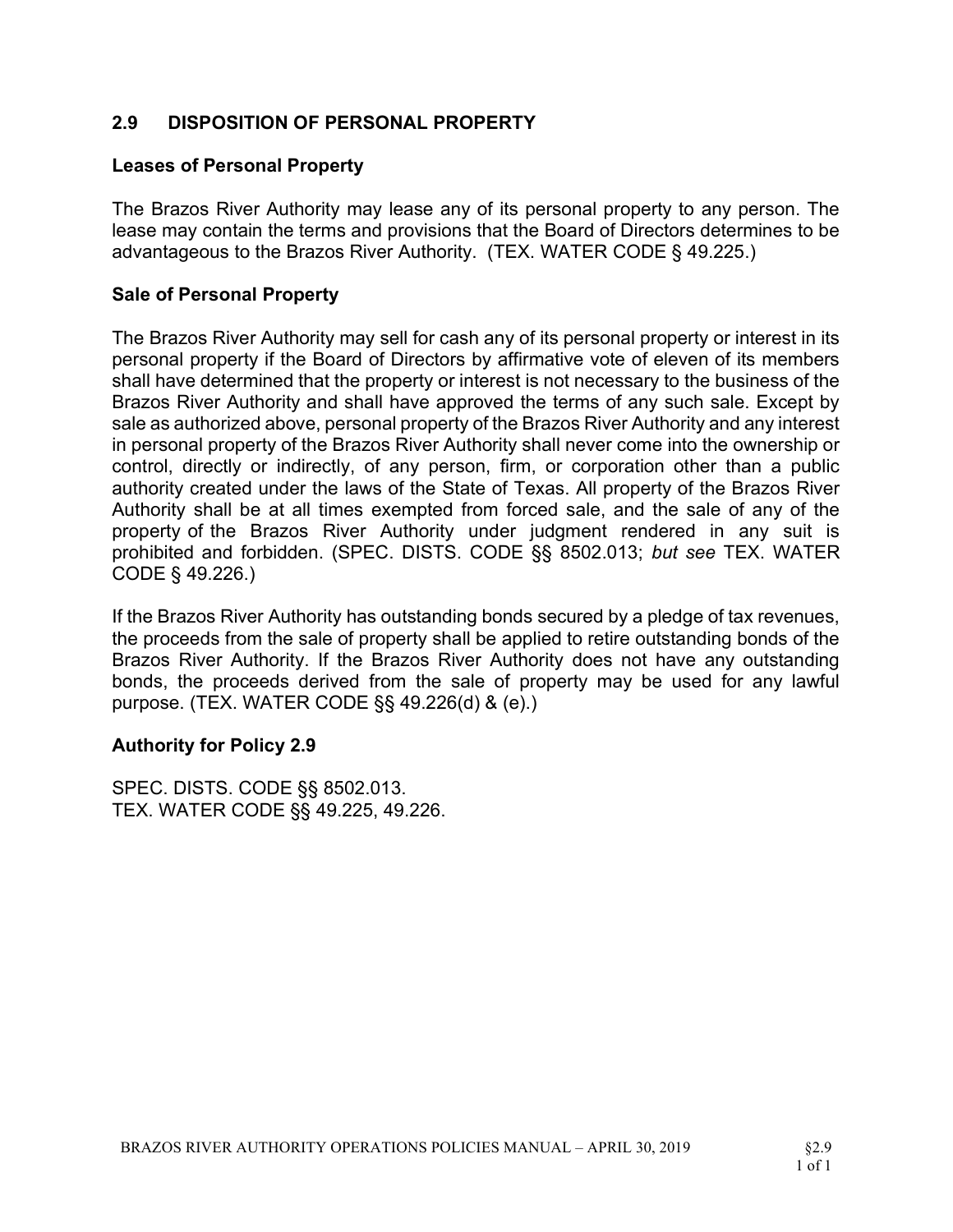## 2.9 DISPOSITION OF PERSONAL PROPERTY

### Leases of Personal Property

The Brazos River Authority may lease any of its personal property to any person. The lease may contain the terms and provisions that the Board of Directors determines to be advantageous to the Brazos River Authority. (TEX. WATER CODE § 49.225.)

### Sale of Personal Property

The Brazos River Authority may sell for cash any of its personal property or interest in its personal property if the Board of Directors by affirmative vote of eleven of its members shall have determined that the property or interest is not necessary to the business of the Brazos River Authority and shall have approved the terms of any such sale. Except by sale as authorized above, personal property of the Brazos River Authority and any interest in personal property of the Brazos River Authority shall never come into the ownership or control, directly or indirectly, of any person, firm, or corporation other than a public authority created under the laws of the State of Texas. All property of the Brazos River Authority shall be at all times exempted from forced sale, and the sale of any of the property of the Brazos River Authority under judgment rendered in any suit is prohibited and forbidden. (SPEC. DISTS. CODE §§ 8502.013; *but see* TEX. WATER CODE § 49.226.)

If the Brazos River Authority has outstanding bonds secured by a pledge of tax revenues, the proceeds from the sale of property shall be applied to retire outstanding bonds of the Brazos River Authority. If the Brazos River Authority does not have any outstanding bonds, the proceeds derived from the sale of property may be used for any lawful purpose. (TEX. WATER CODE §§ 49.226(d) & (e).)

### Authority for Policy 2.9

SPEC. DISTS. CODE §§ 8502.013.
TEX. WATER CODE §§ 49.225, 49.226.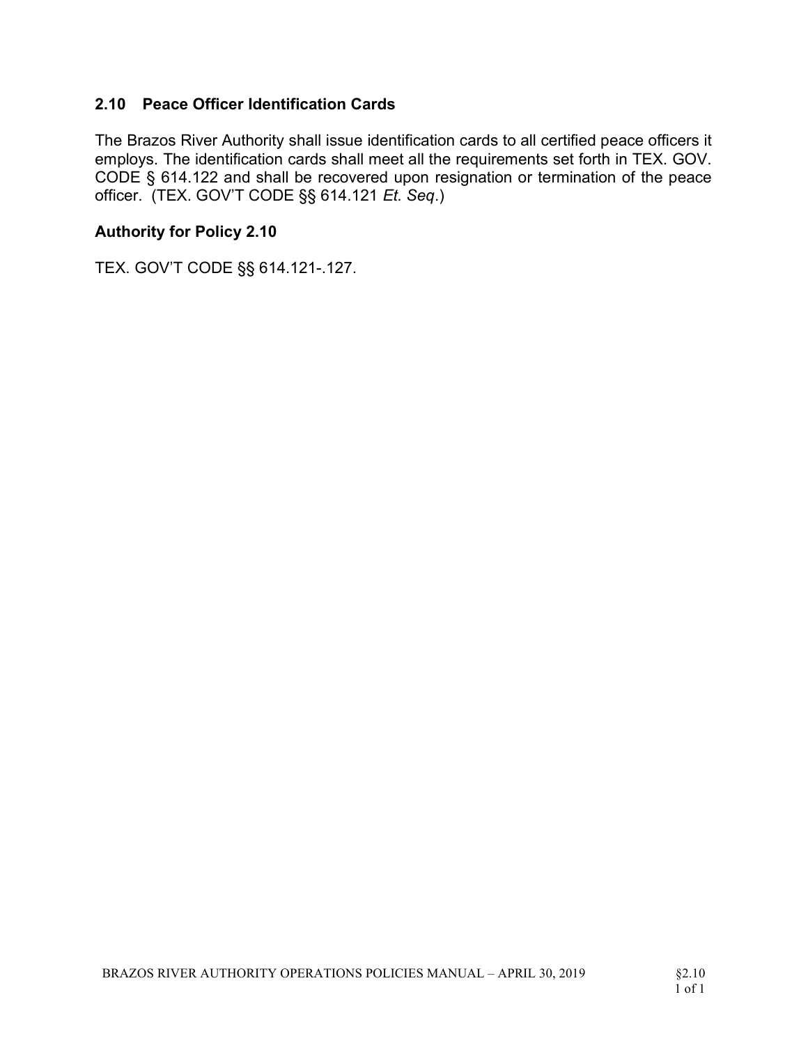## 2.10 Peace Officer Identification Cards

The Brazos River Authority shall issue identification cards to all certified peace officers it employs. The identification cards shall meet all the requirements set forth in TEX. GOV. CODE § 614.122 and shall be recovered upon resignation or termination of the peace officer. (TEX. GOV'T CODE §§ 614.121 *Et. Seq*.)

### Authority for Policy 2.10

TEX. GOV'T CODE §§ 614.121-.127.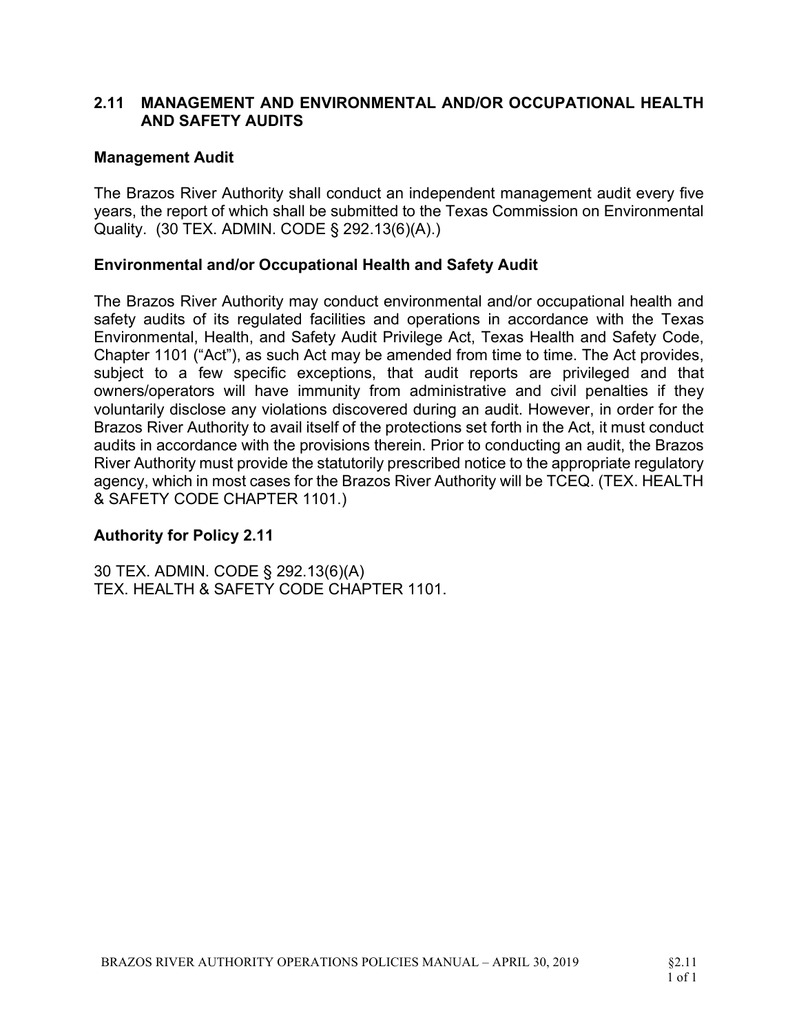## 2.11 MANAGEMENT AND ENVIRONMENTAL AND/OR OCCUPATIONAL HEALTH AND SAFETY AUDITS

### Management Audit

The Brazos River Authority shall conduct an independent management audit every five years, the report of which shall be submitted to the Texas Commission on Environmental Quality. (30 TEX. ADMIN. CODE § 292.13(6)(A).)

### Environmental and/or Occupational Health and Safety Audit

The Brazos River Authority may conduct environmental and/or occupational health and safety audits of its regulated facilities and operations in accordance with the Texas Environmental, Health, and Safety Audit Privilege Act, Texas Health and Safety Code, Chapter 1101 ("Act"), as such Act may be amended from time to time. The Act provides, subject to a few specific exceptions, that audit reports are privileged and that owners/operators will have immunity from administrative and civil penalties if they voluntarily disclose any violations discovered during an audit. However, in order for the Brazos River Authority to avail itself of the protections set forth in the Act, it must conduct audits in accordance with the provisions therein. Prior to conducting an audit, the Brazos River Authority must provide the statutorily prescribed notice to the appropriate regulatory agency, which in most cases for the Brazos River Authority will be TCEQ. (TEX. HEALTH & SAFETY CODE CHAPTER 1101.)

### Authority for Policy 2.11

30 TEX. ADMIN. CODE § 292.13(6)(A)
TEX. HEALTH & SAFETY CODE CHAPTER 1101.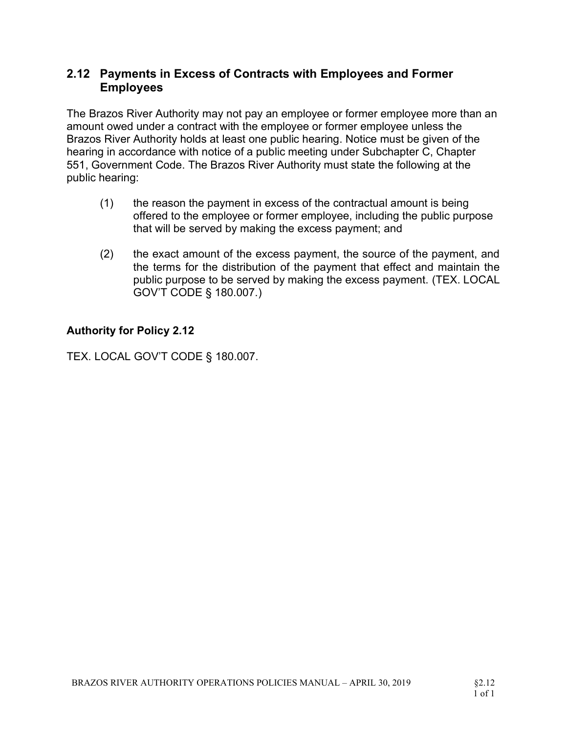## 2.12 Payments in Excess of Contracts with Employees and Former Employees

The Brazos River Authority may not pay an employee or former employee more than an amount owed under a contract with the employee or former employee unless the Brazos River Authority holds at least one public hearing. Notice must be given of the hearing in accordance with notice of a public meeting under Subchapter C, Chapter 551, Government Code. The Brazos River Authority must state the following at the public hearing:

(1) the reason the payment in excess of the contractual amount is being offered to the employee or former employee, including the public purpose that will be served by making the excess payment; and

(2) the exact amount of the excess payment, the source of the payment, and the terms for the distribution of the payment that effect and maintain the public purpose to be served by making the excess payment. (TEX. LOCAL GOV'T CODE § 180.007.)

### Authority for Policy 2.12

TEX. LOCAL GOV'T CODE § 180.007.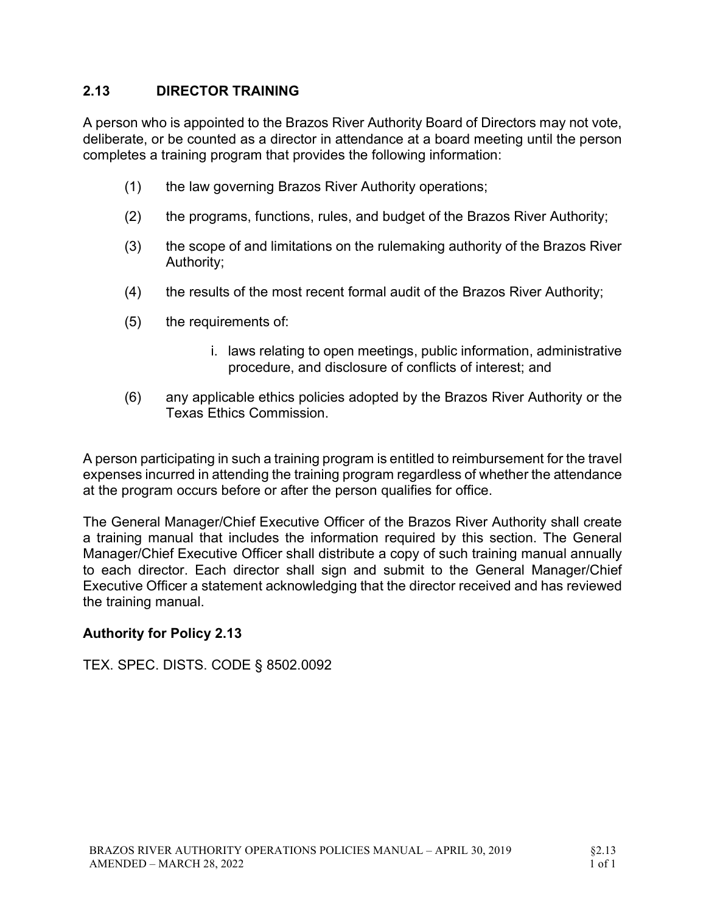## 2.13 DIRECTOR TRAINING

A person who is appointed to the Brazos River Authority Board of Directors may not vote, deliberate, or be counted as a director in attendance at a board meeting until the person completes a training program that provides the following information:

(1) the law governing Brazos River Authority operations;

(2) the programs, functions, rules, and budget of the Brazos River Authority;

(3) the scope of and limitations on the rulemaking authority of the Brazos River Authority;

(4) the results of the most recent formal audit of the Brazos River Authority;

(5) the requirements of:

  i. laws relating to open meetings, public information, administrative procedure, and disclosure of conflicts of interest; and

(6) any applicable ethics policies adopted by the Brazos River Authority or the Texas Ethics Commission.

A person participating in such a training program is entitled to reimbursement for the travel expenses incurred in attending the training program regardless of whether the attendance at the program occurs before or after the person qualifies for office.

The General Manager/Chief Executive Officer of the Brazos River Authority shall create a training manual that includes the information required by this section. The General Manager/Chief Executive Officer shall distribute a copy of such training manual annually to each director. Each director shall sign and submit to the General Manager/Chief Executive Officer a statement acknowledging that the director received and has reviewed the training manual.

### Authority for Policy 2.13

TEX. SPEC. DISTS. CODE § 8502.0092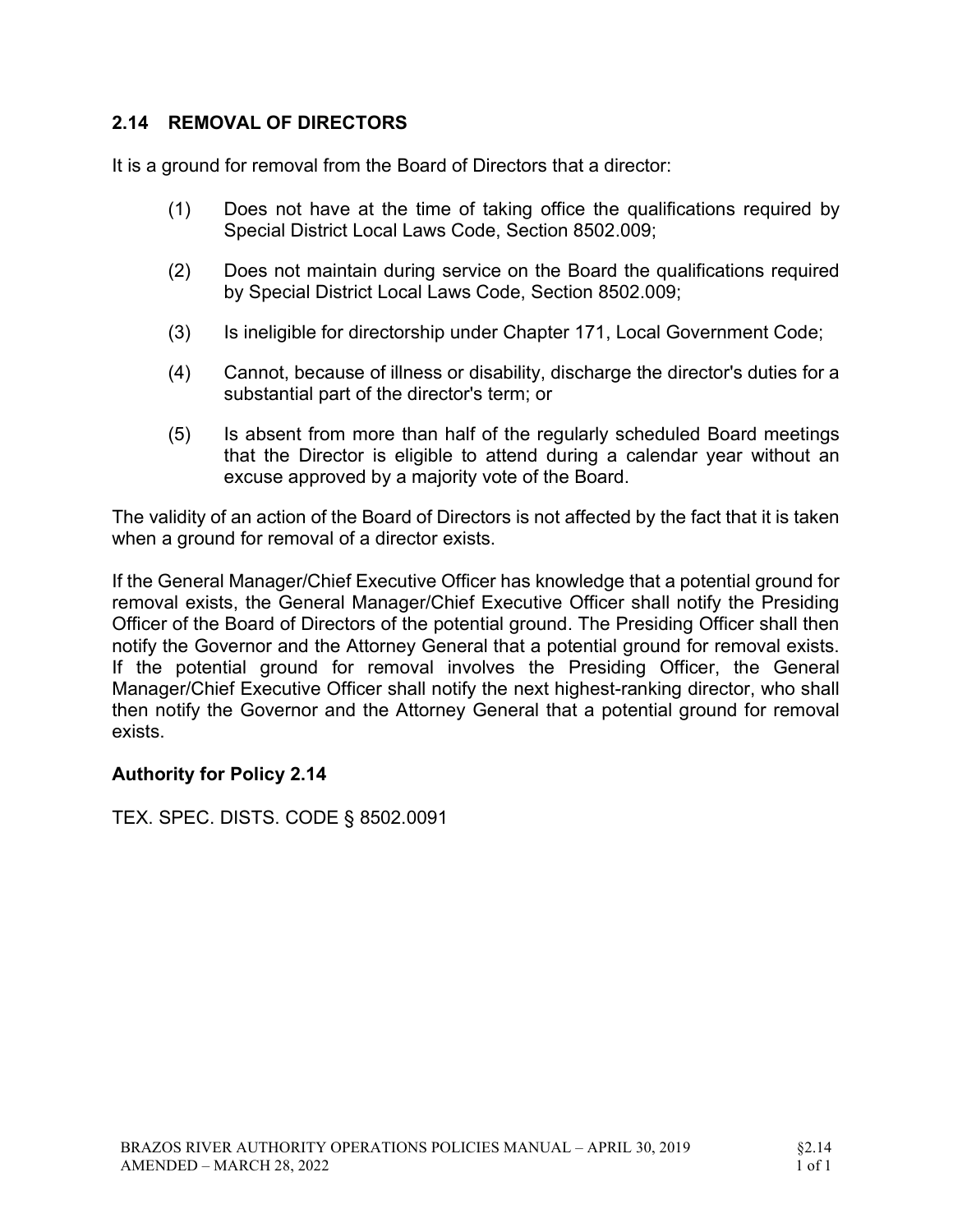## 2.14 REMOVAL OF DIRECTORS

It is a ground for removal from the Board of Directors that a director:

(1) Does not have at the time of taking office the qualifications required by Special District Local Laws Code, Section 8502.009;

(2) Does not maintain during service on the Board the qualifications required by Special District Local Laws Code, Section 8502.009;

(3) Is ineligible for directorship under Chapter 171, Local Government Code;

(4) Cannot, because of illness or disability, discharge the director's duties for a substantial part of the director's term; or

(5) Is absent from more than half of the regularly scheduled Board meetings that the Director is eligible to attend during a calendar year without an excuse approved by a majority vote of the Board.

The validity of an action of the Board of Directors is not affected by the fact that it is taken when a ground for removal of a director exists.

If the General Manager/Chief Executive Officer has knowledge that a potential ground for removal exists, the General Manager/Chief Executive Officer shall notify the Presiding Officer of the Board of Directors of the potential ground. The Presiding Officer shall then notify the Governor and the Attorney General that a potential ground for removal exists. If the potential ground for removal involves the Presiding Officer, the General Manager/Chief Executive Officer shall notify the next highest-ranking director, who shall then notify the Governor and the Attorney General that a potential ground for removal exists.

### Authority for Policy 2.14

TEX. SPEC. DISTS. CODE § 8502.0091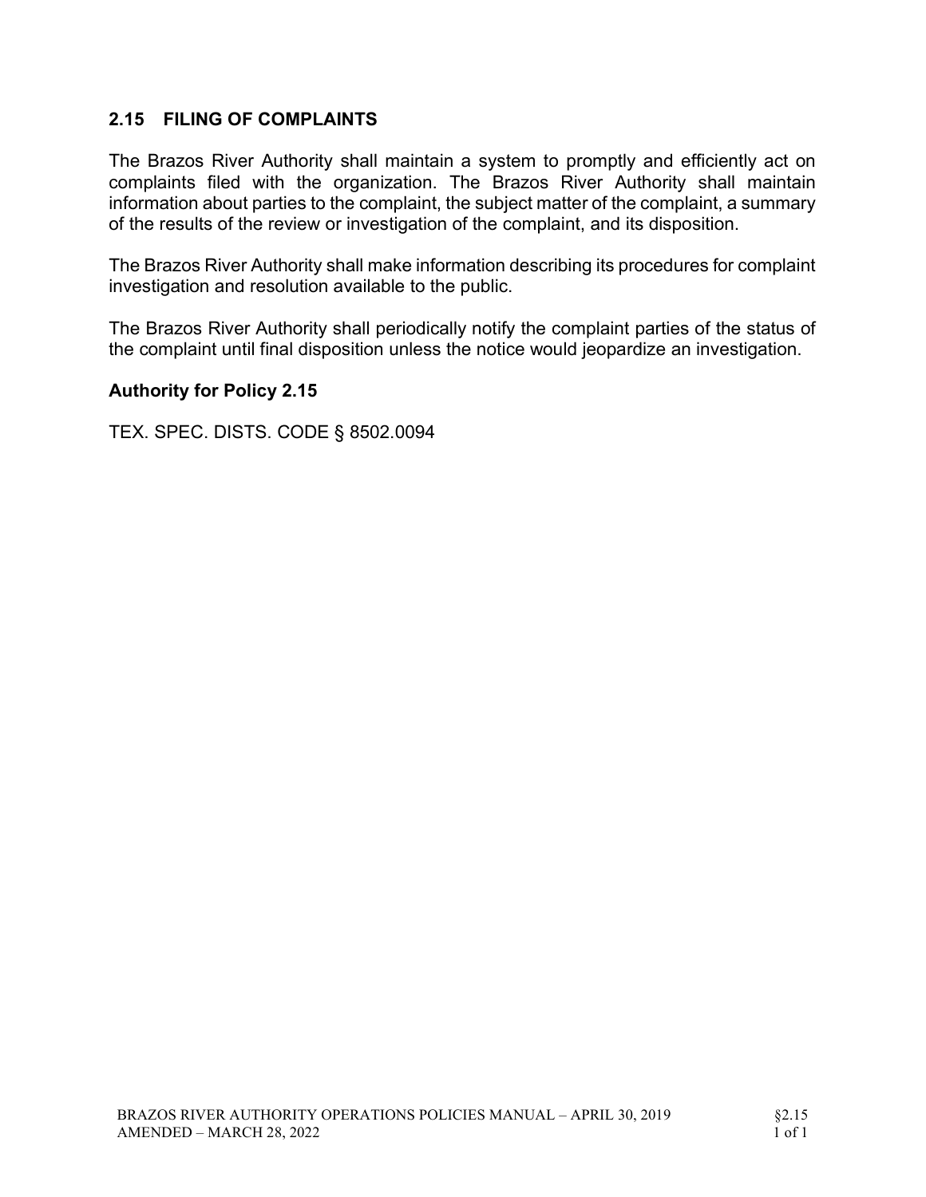## 2.15 FILING OF COMPLAINTS

The Brazos River Authority shall maintain a system to promptly and efficiently act on complaints filed with the organization. The Brazos River Authority shall maintain information about parties to the complaint, the subject matter of the complaint, a summary of the results of the review or investigation of the complaint, and its disposition.

The Brazos River Authority shall make information describing its procedures for complaint investigation and resolution available to the public.

The Brazos River Authority shall periodically notify the complaint parties of the status of the complaint until final disposition unless the notice would jeopardize an investigation.

### Authority for Policy 2.15

TEX. SPEC. DISTS. CODE § 8502.0094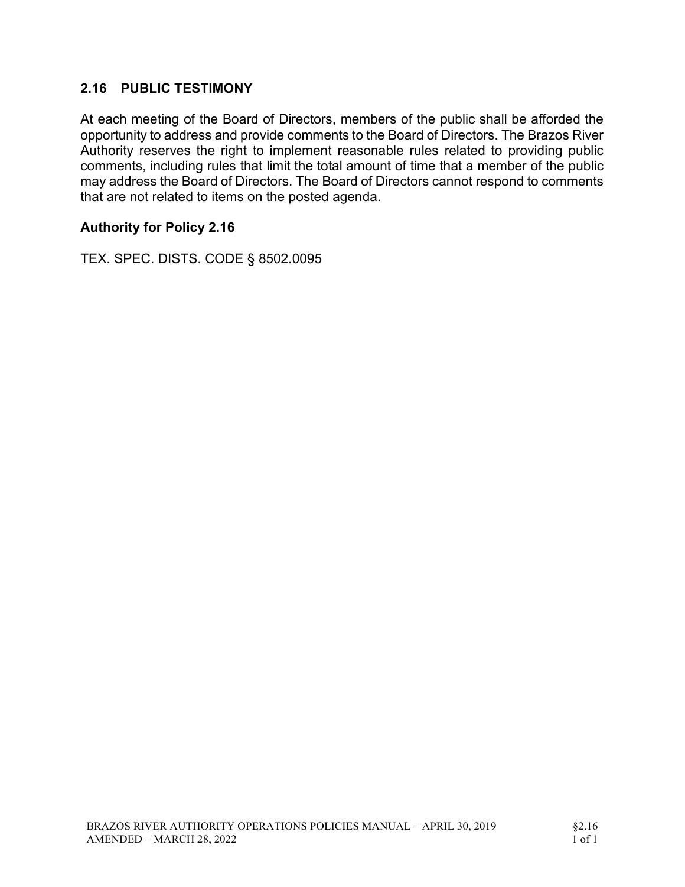## 2.16 PUBLIC TESTIMONY

At each meeting of the Board of Directors, members of the public shall be afforded the opportunity to address and provide comments to the Board of Directors. The Brazos River Authority reserves the right to implement reasonable rules related to providing public comments, including rules that limit the total amount of time that a member of the public may address the Board of Directors. The Board of Directors cannot respond to comments that are not related to items on the posted agenda.

### Authority for Policy 2.16

TEX. SPEC. DISTS. CODE § 8502.0095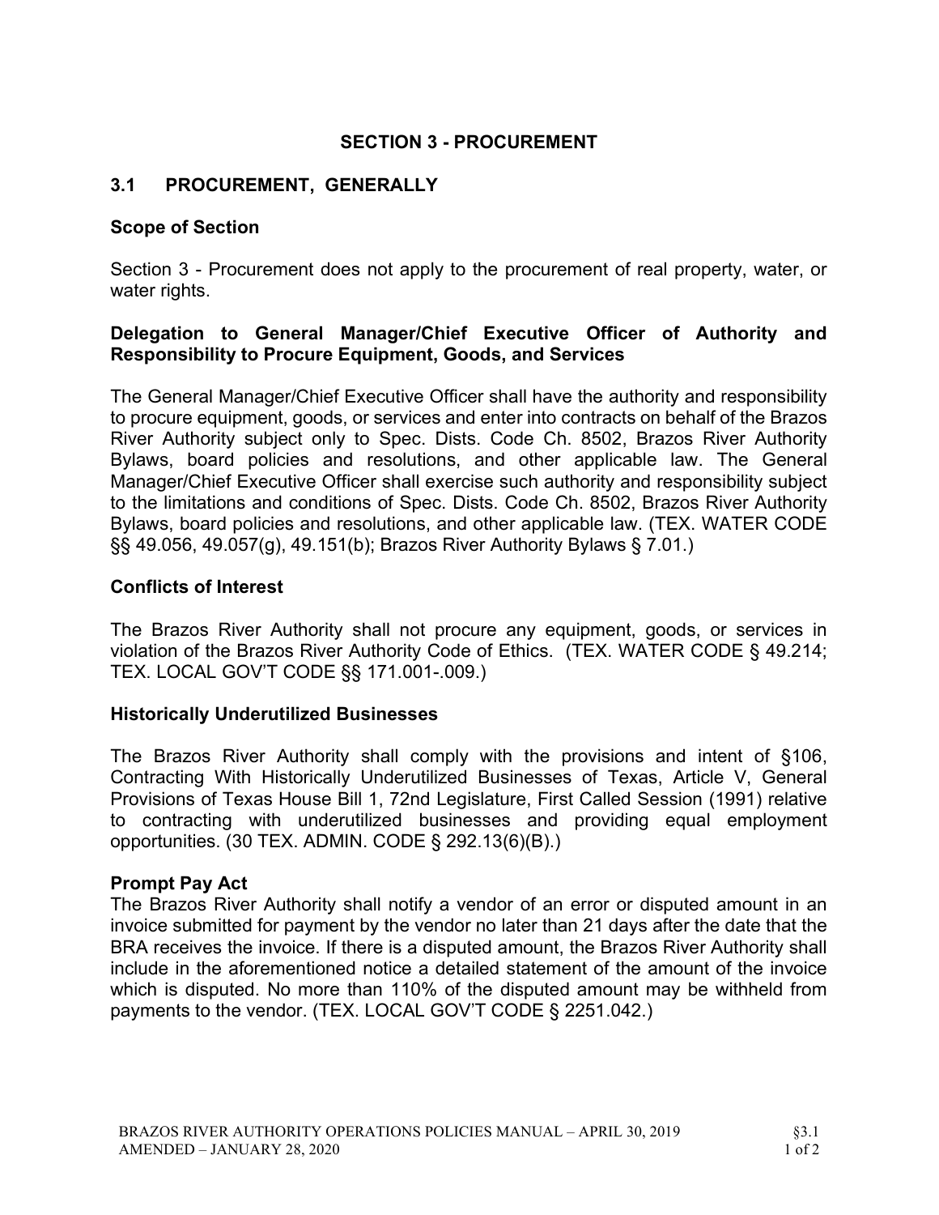# SECTION 3 - PROCUREMENT

## 3.1 PROCUREMENT, GENERALLY

### Scope of Section

Section 3 - Procurement does not apply to the procurement of real property, water, or water rights.

### Delegation to General Manager/Chief Executive Officer of Authority and Responsibility to Procure Equipment, Goods, and Services

The General Manager/Chief Executive Officer shall have the authority and responsibility to procure equipment, goods, or services and enter into contracts on behalf of the Brazos River Authority subject only to Spec. Dists. Code Ch. 8502, Brazos River Authority Bylaws, board policies and resolutions, and other applicable law. The General Manager/Chief Executive Officer shall exercise such authority and responsibility subject to the limitations and conditions of Spec. Dists. Code Ch. 8502, Brazos River Authority Bylaws, board policies and resolutions, and other applicable law. (TEX. WATER CODE §§ 49.056, 49.057(g), 49.151(b); Brazos River Authority Bylaws § 7.01.)

### Conflicts of Interest

The Brazos River Authority shall not procure any equipment, goods, or services in violation of the Brazos River Authority Code of Ethics. (TEX. WATER CODE § 49.214; TEX. LOCAL GOV'T CODE §§ 171.001-.009.)

### Historically Underutilized Businesses

The Brazos River Authority shall comply with the provisions and intent of §106, Contracting With Historically Underutilized Businesses of Texas, Article V, General Provisions of Texas House Bill 1, 72nd Legislature, First Called Session (1991) relative to contracting with underutilized businesses and providing equal employment opportunities. (30 TEX. ADMIN. CODE § 292.13(6)(B).)

### Prompt Pay Act

The Brazos River Authority shall notify a vendor of an error or disputed amount in an invoice submitted for payment by the vendor no later than 21 days after the date that the BRA receives the invoice. If there is a disputed amount, the Brazos River Authority shall include in the aforementioned notice a detailed statement of the amount of the invoice which is disputed. No more than 110% of the disputed amount may be withheld from payments to the vendor. (TEX. LOCAL GOV'T CODE § 2251.042.)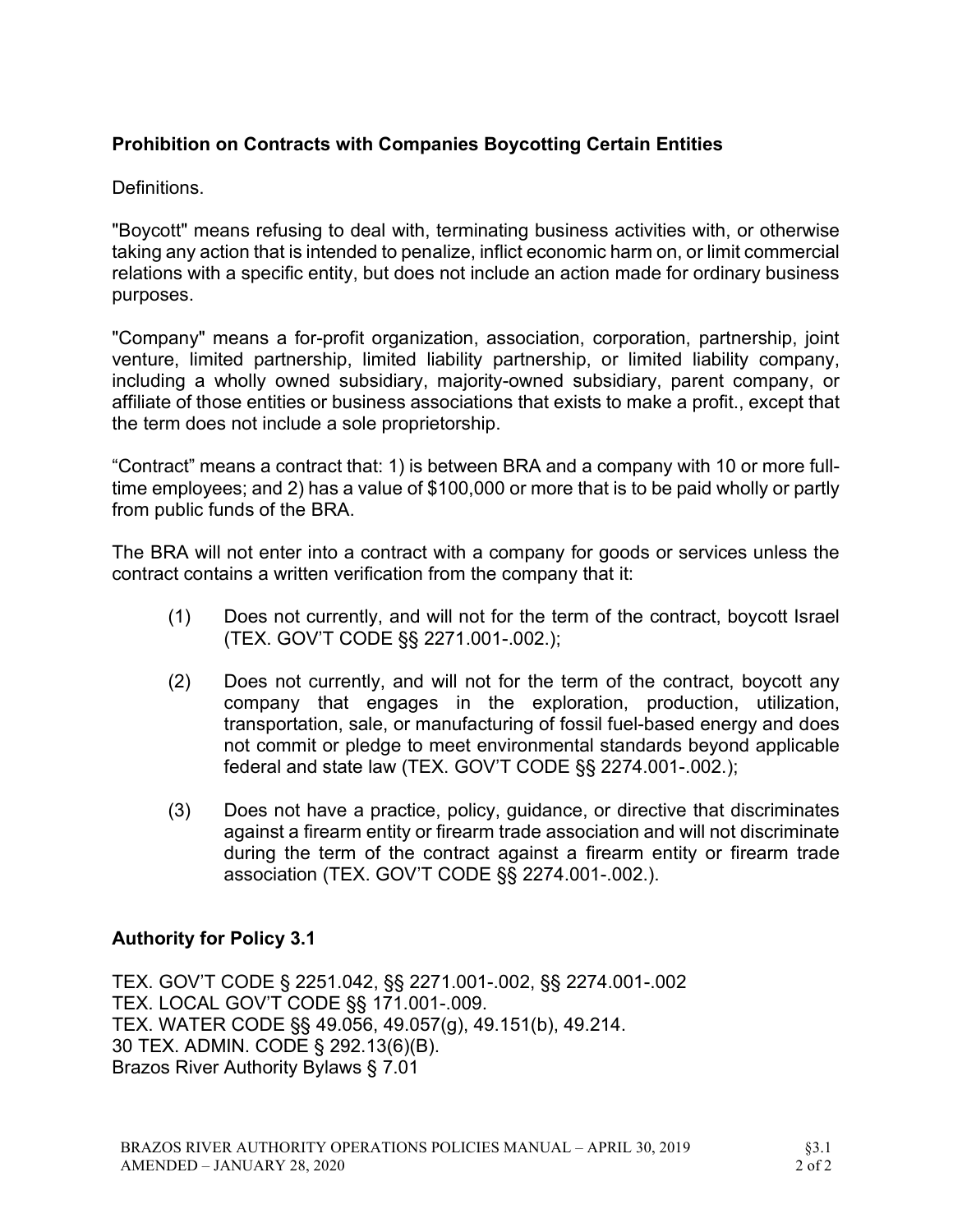**Prohibition on Contracts with Companies Boycotting Certain Entities**

Definitions.

"Boycott" means refusing to deal with, terminating business activities with, or otherwise taking any action that is intended to penalize, inflict economic harm on, or limit commercial relations with a specific entity, but does not include an action made for ordinary business purposes.

"Company" means a for-profit organization, association, corporation, partnership, joint venture, limited partnership, limited liability partnership, or limited liability company, including a wholly owned subsidiary, majority-owned subsidiary, parent company, or affiliate of those entities or business associations that exists to make a profit., except that the term does not include a sole proprietorship.

"Contract" means a contract that: 1) is between BRA and a company with 10 or more full-time employees; and 2) has a value of $100,000 or more that is to be paid wholly or partly from public funds of the BRA.

The BRA will not enter into a contract with a company for goods or services unless the contract contains a written verification from the company that it:

(1) Does not currently, and will not for the term of the contract, boycott Israel (TEX. GOV'T CODE §§ 2271.001-.002.);

(2) Does not currently, and will not for the term of the contract, boycott any company that engages in the exploration, production, utilization, transportation, sale, or manufacturing of fossil fuel-based energy and does not commit or pledge to meet environmental standards beyond applicable federal and state law (TEX. GOV'T CODE §§ 2274.001-.002.);

(3) Does not have a practice, policy, guidance, or directive that discriminates against a firearm entity or firearm trade association and will not discriminate during the term of the contract against a firearm entity or firearm trade association (TEX. GOV'T CODE §§ 2274.001-.002.).

**Authority for Policy 3.1**

TEX. GOV'T CODE § 2251.042, §§ 2271.001-.002, §§ 2274.001-.002
TEX. LOCAL GOV'T CODE §§ 171.001-.009.
TEX. WATER CODE §§ 49.056, 49.057(g), 49.151(b), 49.214.
30 TEX. ADMIN. CODE § 292.13(6)(B).
Brazos River Authority Bylaws § 7.01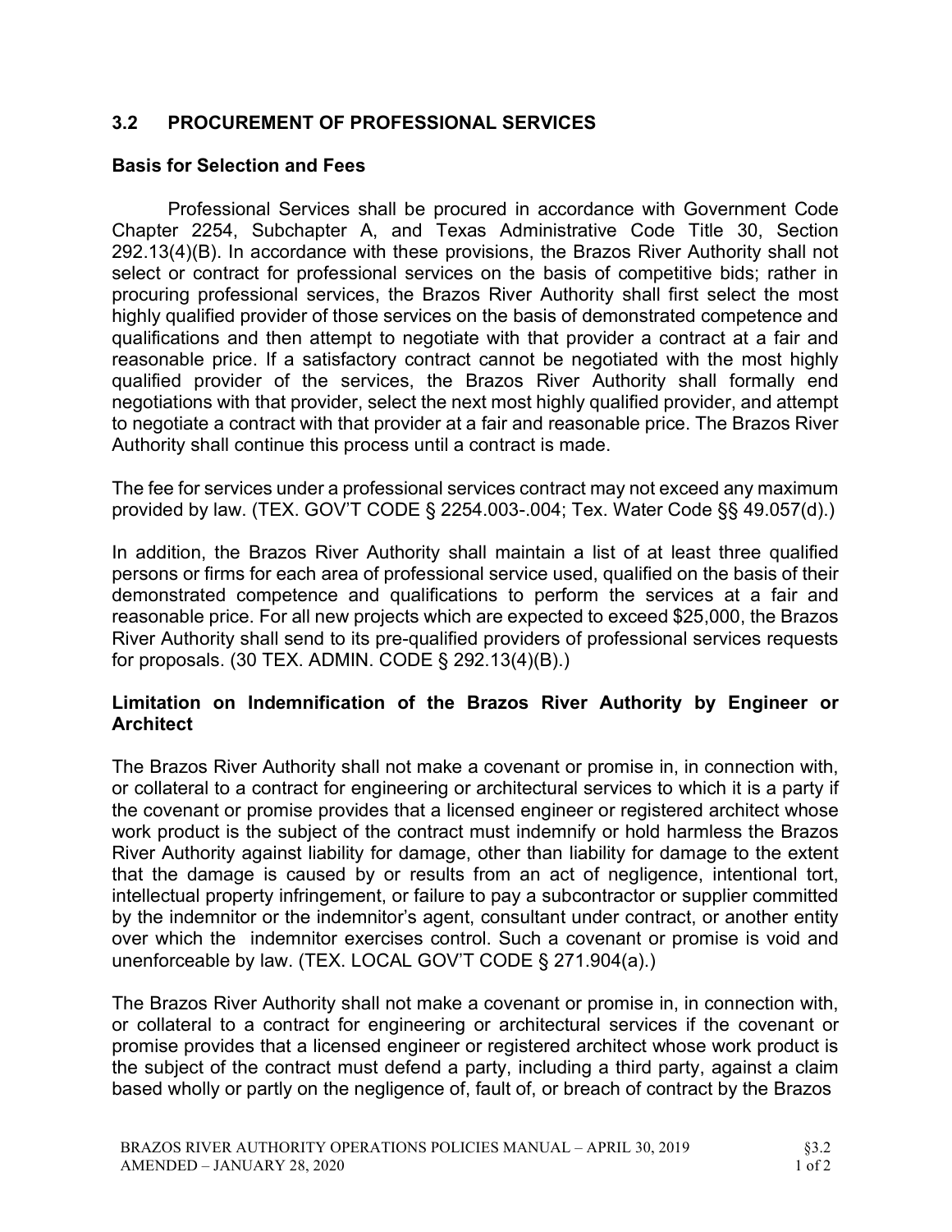## 3.2 PROCUREMENT OF PROFESSIONAL SERVICES

### Basis for Selection and Fees

Professional Services shall be procured in accordance with Government Code Chapter 2254, Subchapter A, and Texas Administrative Code Title 30, Section 292.13(4)(B). In accordance with these provisions, the Brazos River Authority shall not select or contract for professional services on the basis of competitive bids; rather in procuring professional services, the Brazos River Authority shall first select the most highly qualified provider of those services on the basis of demonstrated competence and qualifications and then attempt to negotiate with that provider a contract at a fair and reasonable price. If a satisfactory contract cannot be negotiated with the most highly qualified provider of the services, the Brazos River Authority shall formally end negotiations with that provider, select the next most highly qualified provider, and attempt to negotiate a contract with that provider at a fair and reasonable price. The Brazos River Authority shall continue this process until a contract is made.

The fee for services under a professional services contract may not exceed any maximum provided by law. (TEX. GOV'T CODE § 2254.003-.004; Tex. Water Code §§ 49.057(d).)

In addition, the Brazos River Authority shall maintain a list of at least three qualified persons or firms for each area of professional service used, qualified on the basis of their demonstrated competence and qualifications to perform the services at a fair and reasonable price. For all new projects which are expected to exceed $25,000, the Brazos River Authority shall send to its pre-qualified providers of professional services requests for proposals. (30 TEX. ADMIN. CODE § 292.13(4)(B).)

### Limitation on Indemnification of the Brazos River Authority by Engineer or Architect

The Brazos River Authority shall not make a covenant or promise in, in connection with, or collateral to a contract for engineering or architectural services to which it is a party if the covenant or promise provides that a licensed engineer or registered architect whose work product is the subject of the contract must indemnify or hold harmless the Brazos River Authority against liability for damage, other than liability for damage to the extent that the damage is caused by or results from an act of negligence, intentional tort, intellectual property infringement, or failure to pay a subcontractor or supplier committed by the indemnitor or the indemnitor's agent, consultant under contract, or another entity over which the indemnitor exercises control. Such a covenant or promise is void and unenforceable by law. (TEX. LOCAL GOV'T CODE § 271.904(a).)

The Brazos River Authority shall not make a covenant or promise in, in connection with, or collateral to a contract for engineering or architectural services if the covenant or promise provides that a licensed engineer or registered architect whose work product is the subject of the contract must defend a party, including a third party, against a claim based wholly or partly on the negligence of, fault of, or breach of contract by the Brazos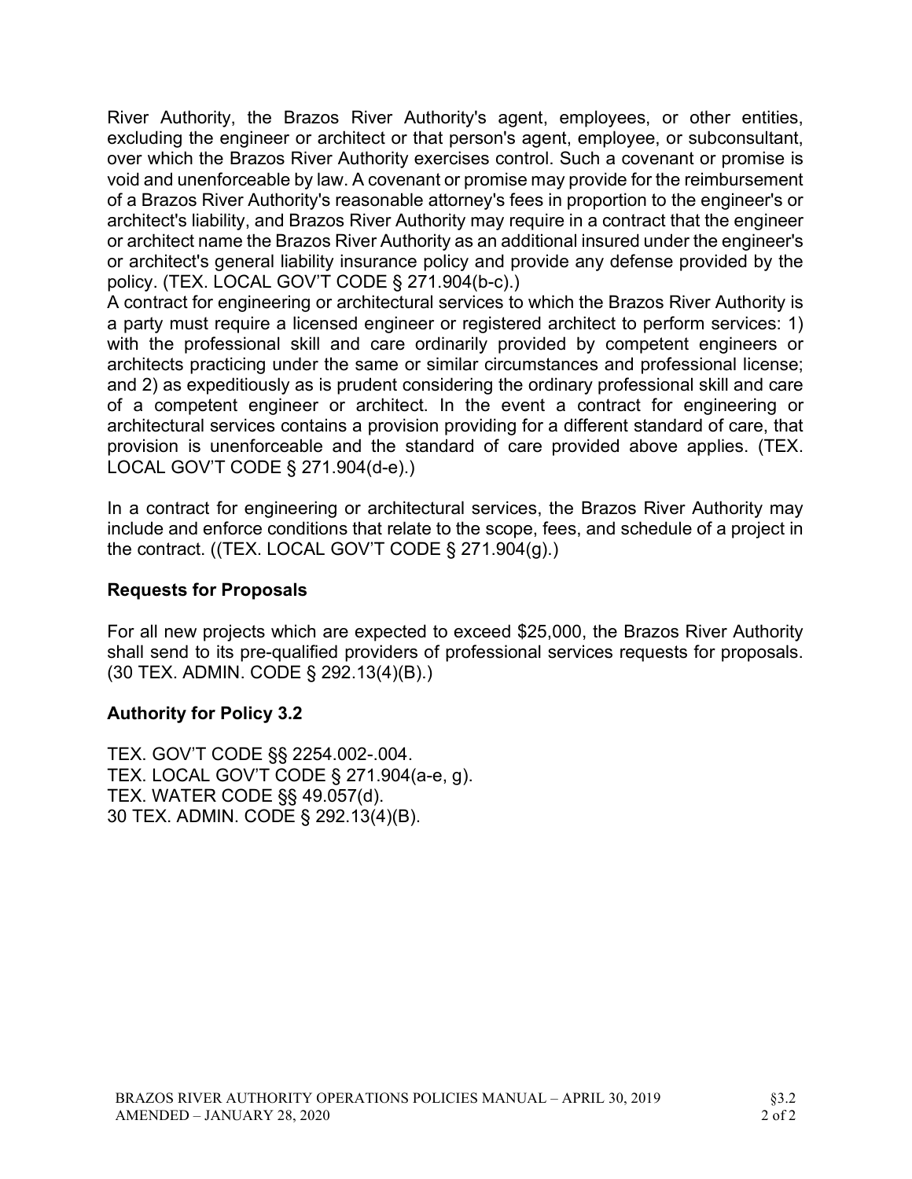River Authority, the Brazos River Authority's agent, employees, or other entities, excluding the engineer or architect or that person's agent, employee, or subconsultant, over which the Brazos River Authority exercises control. Such a covenant or promise is void and unenforceable by law. A covenant or promise may provide for the reimbursement of a Brazos River Authority's reasonable attorney's fees in proportion to the engineer's or architect's liability, and Brazos River Authority may require in a contract that the engineer or architect name the Brazos River Authority as an additional insured under the engineer's or architect's general liability insurance policy and provide any defense provided by the policy. (TEX. LOCAL GOV'T CODE § 271.904(b-c).)
A contract for engineering or architectural services to which the Brazos River Authority is a party must require a licensed engineer or registered architect to perform services: 1) with the professional skill and care ordinarily provided by competent engineers or architects practicing under the same or similar circumstances and professional license; and 2) as expeditiously as is prudent considering the ordinary professional skill and care of a competent engineer or architect. In the event a contract for engineering or architectural services contains a provision providing for a different standard of care, that provision is unenforceable and the standard of care provided above applies. (TEX. LOCAL GOV'T CODE § 271.904(d-e).)

In a contract for engineering or architectural services, the Brazos River Authority may include and enforce conditions that relate to the scope, fees, and schedule of a project in the contract. ((TEX. LOCAL GOV'T CODE § 271.904(g).)

**Requests for Proposals**

For all new projects which are expected to exceed $25,000, the Brazos River Authority shall send to its pre-qualified providers of professional services requests for proposals. (30 TEX. ADMIN. CODE § 292.13(4)(B).)

**Authority for Policy 3.2**

TEX. GOV'T CODE §§ 2254.002-.004.
TEX. LOCAL GOV'T CODE § 271.904(a-e, g).
TEX. WATER CODE §§ 49.057(d).
30 TEX. ADMIN. CODE § 292.13(4)(B).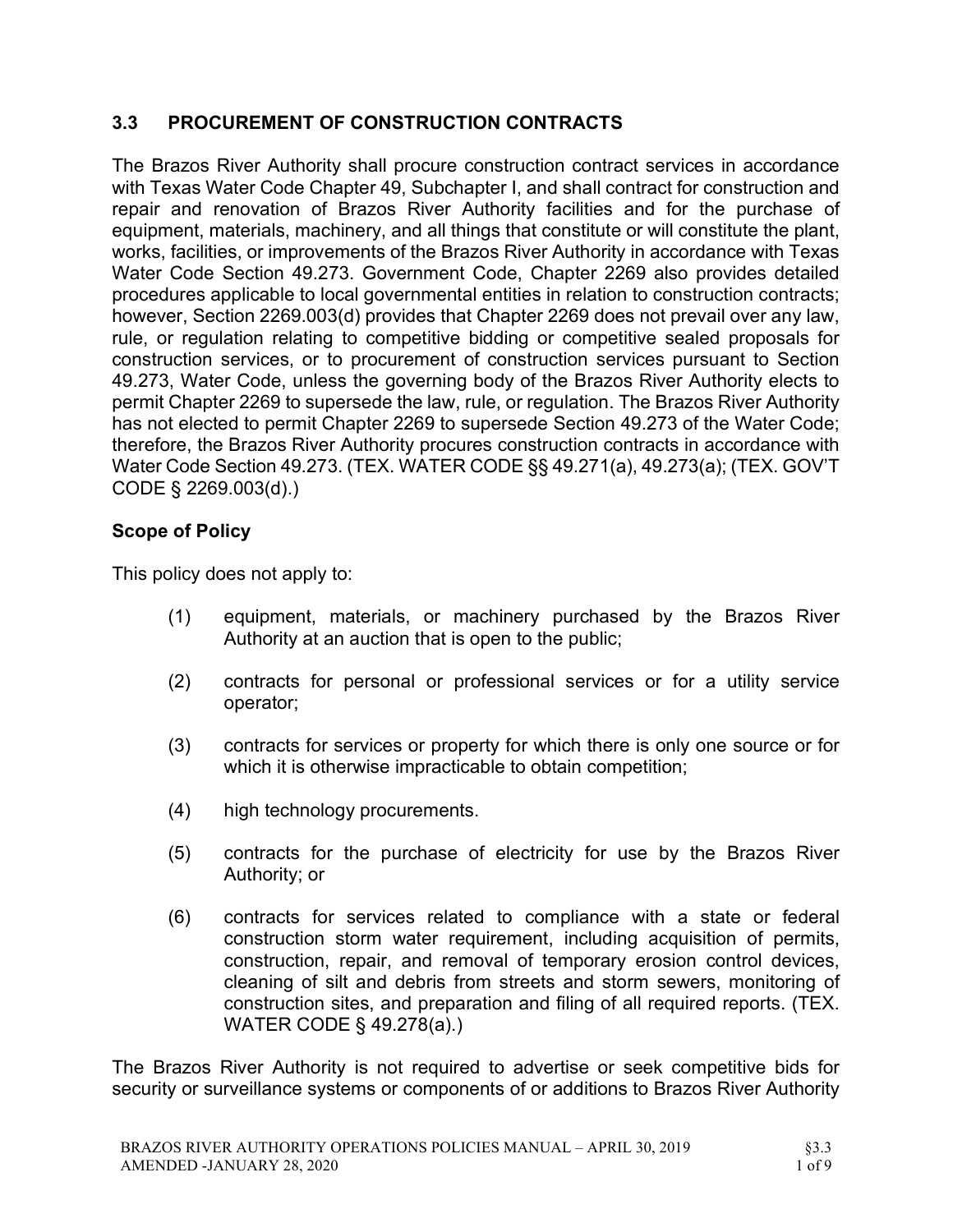## 3.3 PROCUREMENT OF CONSTRUCTION CONTRACTS

The Brazos River Authority shall procure construction contract services in accordance with Texas Water Code Chapter 49, Subchapter I, and shall contract for construction and repair and renovation of Brazos River Authority facilities and for the purchase of equipment, materials, machinery, and all things that constitute or will constitute the plant, works, facilities, or improvements of the Brazos River Authority in accordance with Texas Water Code Section 49.273. Government Code, Chapter 2269 also provides detailed procedures applicable to local governmental entities in relation to construction contracts; however, Section 2269.003(d) provides that Chapter 2269 does not prevail over any law, rule, or regulation relating to competitive bidding or competitive sealed proposals for construction services, or to procurement of construction services pursuant to Section 49.273, Water Code, unless the governing body of the Brazos River Authority elects to permit Chapter 2269 to supersede the law, rule, or regulation. The Brazos River Authority has not elected to permit Chapter 2269 to supersede Section 49.273 of the Water Code; therefore, the Brazos River Authority procures construction contracts in accordance with Water Code Section 49.273. (TEX. WATER CODE §§ 49.271(a), 49.273(a); (TEX. GOV'T CODE § 2269.003(d).)

**Scope of Policy**

This policy does not apply to:

(1) equipment, materials, or machinery purchased by the Brazos River Authority at an auction that is open to the public;

(2) contracts for personal or professional services or for a utility service operator;

(3) contracts for services or property for which there is only one source or for which it is otherwise impracticable to obtain competition;

(4) high technology procurements.

(5) contracts for the purchase of electricity for use by the Brazos River Authority; or

(6) contracts for services related to compliance with a state or federal construction storm water requirement, including acquisition of permits, construction, repair, and removal of temporary erosion control devices, cleaning of silt and debris from streets and storm sewers, monitoring of construction sites, and preparation and filing of all required reports. (TEX. WATER CODE § 49.278(a).)

The Brazos River Authority is not required to advertise or seek competitive bids for security or surveillance systems or components of or additions to Brazos River Authority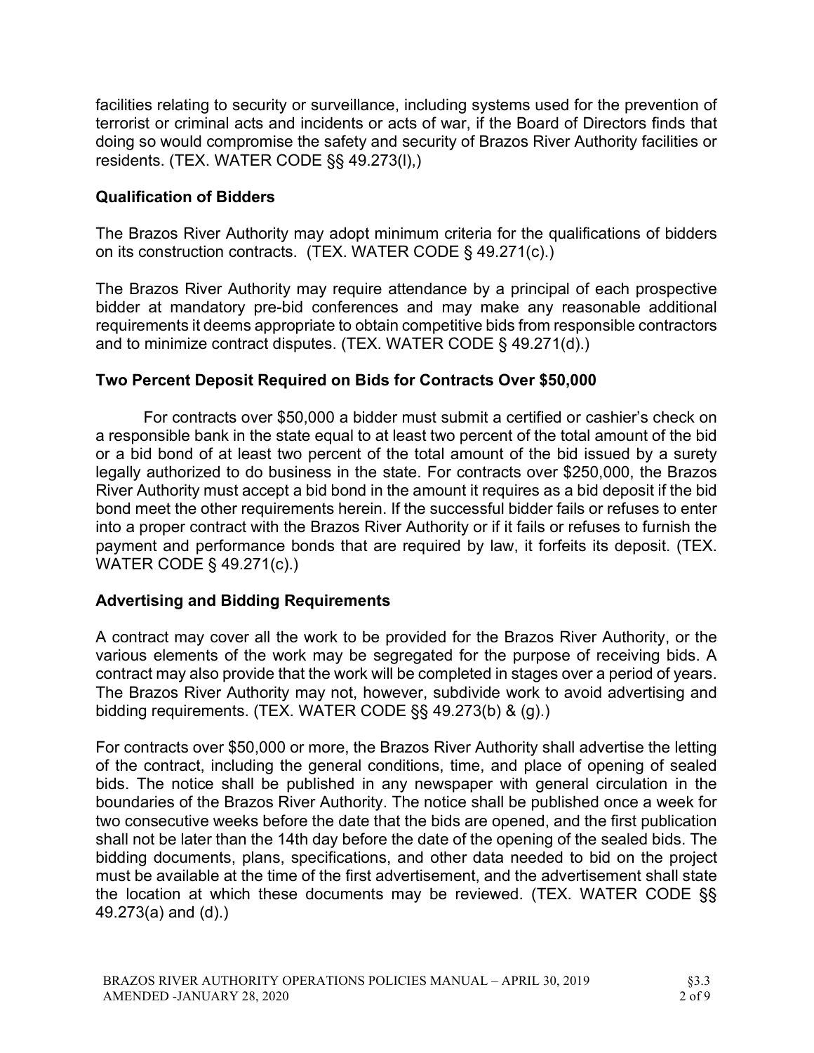facilities relating to security or surveillance, including systems used for the prevention of terrorist or criminal acts and incidents or acts of war, if the Board of Directors finds that doing so would compromise the safety and security of Brazos River Authority facilities or residents. (TEX. WATER CODE §§ 49.273(l),)

### Qualification of Bidders

The Brazos River Authority may adopt minimum criteria for the qualifications of bidders on its construction contracts. (TEX. WATER CODE § 49.271(c).)

The Brazos River Authority may require attendance by a principal of each prospective bidder at mandatory pre-bid conferences and may make any reasonable additional requirements it deems appropriate to obtain competitive bids from responsible contractors and to minimize contract disputes. (TEX. WATER CODE § 49.271(d).)

### Two Percent Deposit Required on Bids for Contracts Over $50,000

For contracts over $50,000 a bidder must submit a certified or cashier's check on a responsible bank in the state equal to at least two percent of the total amount of the bid or a bid bond of at least two percent of the total amount of the bid issued by a surety legally authorized to do business in the state. For contracts over $250,000, the Brazos River Authority must accept a bid bond in the amount it requires as a bid deposit if the bid bond meet the other requirements herein. If the successful bidder fails or refuses to enter into a proper contract with the Brazos River Authority or if it fails or refuses to furnish the payment and performance bonds that are required by law, it forfeits its deposit. (TEX. WATER CODE § 49.271(c).)

### Advertising and Bidding Requirements

A contract may cover all the work to be provided for the Brazos River Authority, or the various elements of the work may be segregated for the purpose of receiving bids. A contract may also provide that the work will be completed in stages over a period of years. The Brazos River Authority may not, however, subdivide work to avoid advertising and bidding requirements. (TEX. WATER CODE §§ 49.273(b) & (g).)

For contracts over $50,000 or more, the Brazos River Authority shall advertise the letting of the contract, including the general conditions, time, and place of opening of sealed bids. The notice shall be published in any newspaper with general circulation in the boundaries of the Brazos River Authority. The notice shall be published once a week for two consecutive weeks before the date that the bids are opened, and the first publication shall not be later than the 14th day before the date of the opening of the sealed bids. The bidding documents, plans, specifications, and other data needed to bid on the project must be available at the time of the first advertisement, and the advertisement shall state the location at which these documents may be reviewed. (TEX. WATER CODE §§ 49.273(a) and (d).)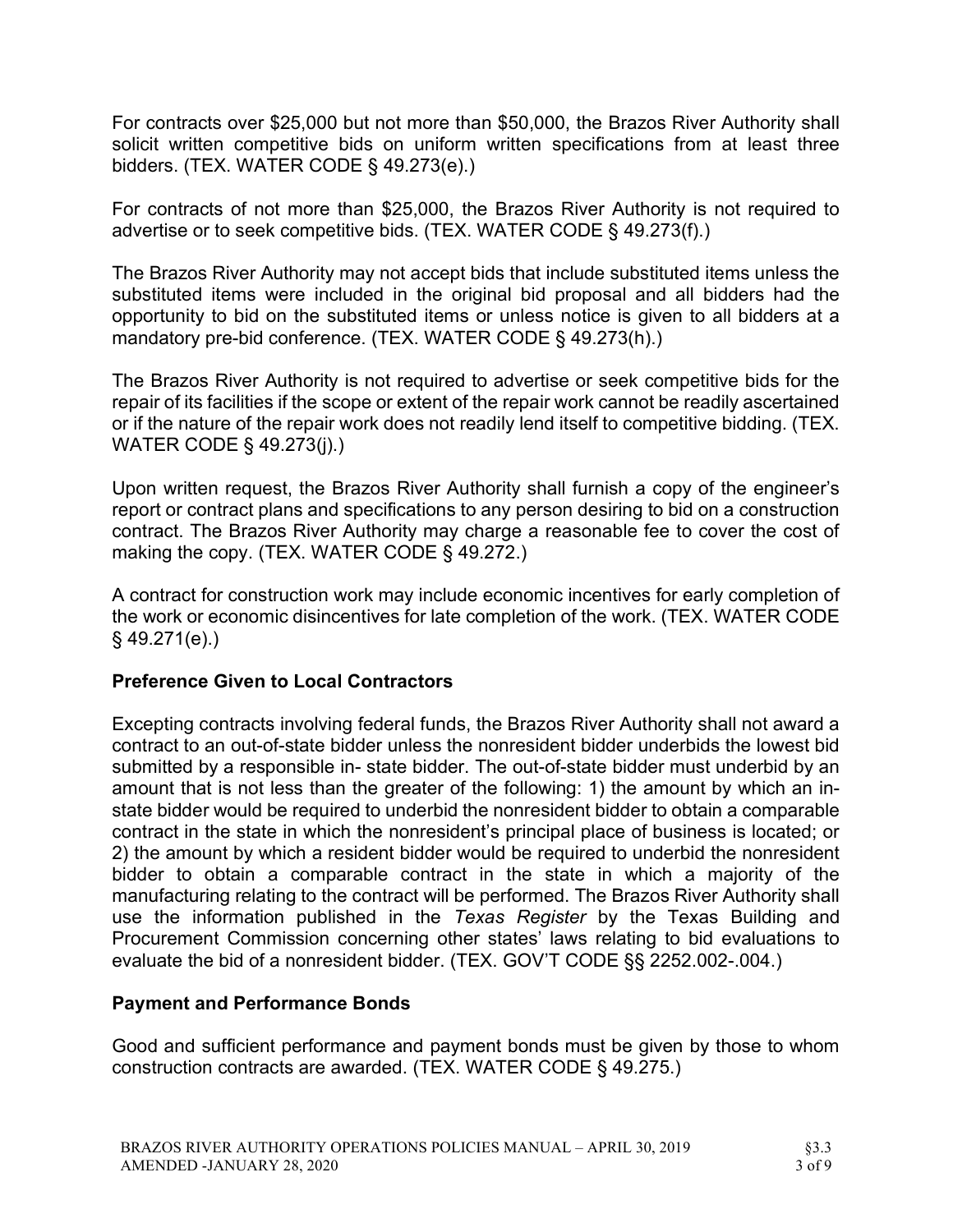For contracts over $25,000 but not more than $50,000, the Brazos River Authority shall solicit written competitive bids on uniform written specifications from at least three bidders. (TEX. WATER CODE § 49.273(e).)

For contracts of not more than $25,000, the Brazos River Authority is not required to advertise or to seek competitive bids. (TEX. WATER CODE § 49.273(f).)

The Brazos River Authority may not accept bids that include substituted items unless the substituted items were included in the original bid proposal and all bidders had the opportunity to bid on the substituted items or unless notice is given to all bidders at a mandatory pre-bid conference. (TEX. WATER CODE § 49.273(h).)

The Brazos River Authority is not required to advertise or seek competitive bids for the repair of its facilities if the scope or extent of the repair work cannot be readily ascertained or if the nature of the repair work does not readily lend itself to competitive bidding. (TEX. WATER CODE § 49.273(j).)

Upon written request, the Brazos River Authority shall furnish a copy of the engineer's report or contract plans and specifications to any person desiring to bid on a construction contract. The Brazos River Authority may charge a reasonable fee to cover the cost of making the copy. (TEX. WATER CODE § 49.272.)

A contract for construction work may include economic incentives for early completion of the work or economic disincentives for late completion of the work. (TEX. WATER CODE § 49.271(e).)

## Preference Given to Local Contractors

Excepting contracts involving federal funds, the Brazos River Authority shall not award a contract to an out-of-state bidder unless the nonresident bidder underbids the lowest bid submitted by a responsible in- state bidder. The out-of-state bidder must underbid by an amount that is not less than the greater of the following: 1) the amount by which an in-state bidder would be required to underbid the nonresident bidder to obtain a comparable contract in the state in which the nonresident's principal place of business is located; or 2) the amount by which a resident bidder would be required to underbid the nonresident bidder to obtain a comparable contract in the state in which a majority of the manufacturing relating to the contract will be performed. The Brazos River Authority shall use the information published in the *Texas Register* by the Texas Building and Procurement Commission concerning other states' laws relating to bid evaluations to evaluate the bid of a nonresident bidder. (TEX. GOV'T CODE §§ 2252.002-.004.)

## Payment and Performance Bonds

Good and sufficient performance and payment bonds must be given by those to whom construction contracts are awarded. (TEX. WATER CODE § 49.275.)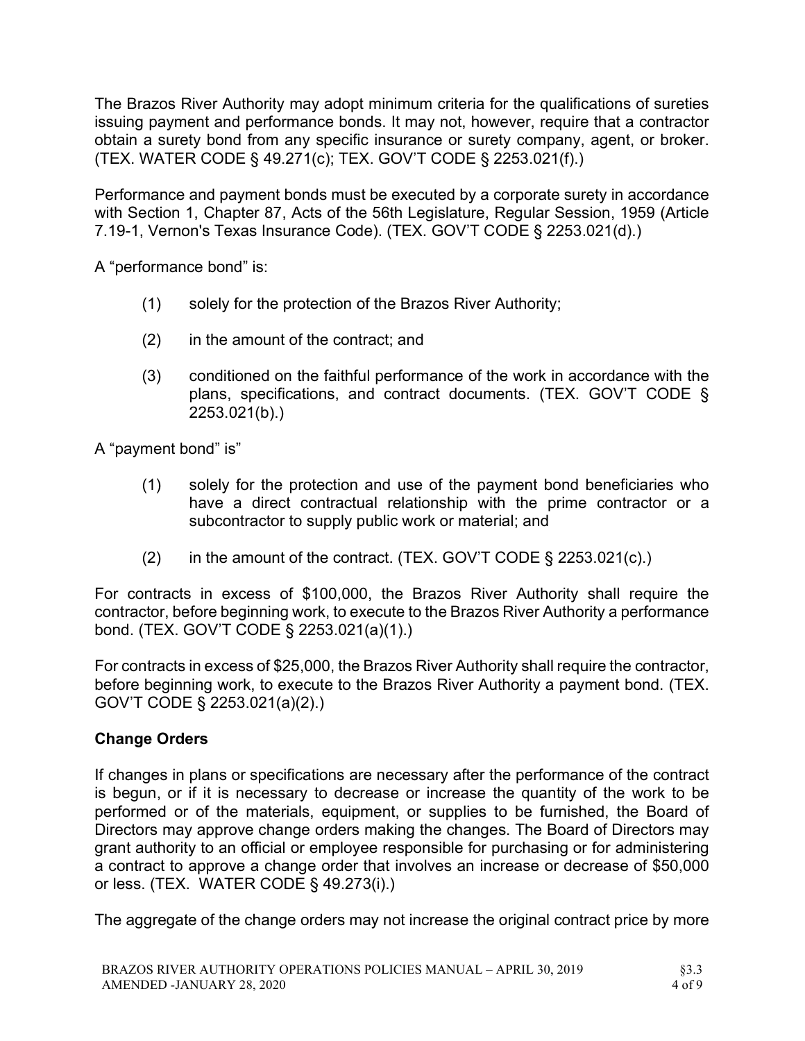The Brazos River Authority may adopt minimum criteria for the qualifications of sureties issuing payment and performance bonds. It may not, however, require that a contractor obtain a surety bond from any specific insurance or surety company, agent, or broker. (TEX. WATER CODE § 49.271(c); TEX. GOV'T CODE § 2253.021(f).)

Performance and payment bonds must be executed by a corporate surety in accordance with Section 1, Chapter 87, Acts of the 56th Legislature, Regular Session, 1959 (Article 7.19-1, Vernon's Texas Insurance Code). (TEX. GOV'T CODE § 2253.021(d).)

A "performance bond" is:

(1) solely for the protection of the Brazos River Authority;

(2) in the amount of the contract; and

(3) conditioned on the faithful performance of the work in accordance with the plans, specifications, and contract documents. (TEX. GOV'T CODE § 2253.021(b).)

A "payment bond" is"

(1) solely for the protection and use of the payment bond beneficiaries who have a direct contractual relationship with the prime contractor or a subcontractor to supply public work or material; and

(2) in the amount of the contract. (TEX. GOV'T CODE § 2253.021(c).)

For contracts in excess of $100,000, the Brazos River Authority shall require the contractor, before beginning work, to execute to the Brazos River Authority a performance bond. (TEX. GOV'T CODE § 2253.021(a)(1).)

For contracts in excess of $25,000, the Brazos River Authority shall require the contractor, before beginning work, to execute to the Brazos River Authority a payment bond. (TEX. GOV'T CODE § 2253.021(a)(2).)

**Change Orders**

If changes in plans or specifications are necessary after the performance of the contract is begun, or if it is necessary to decrease or increase the quantity of the work to be performed or of the materials, equipment, or supplies to be furnished, the Board of Directors may approve change orders making the changes. The Board of Directors may grant authority to an official or employee responsible for purchasing or for administering a contract to approve a change order that involves an increase or decrease of $50,000 or less. (TEX. WATER CODE § 49.273(i).)

The aggregate of the change orders may not increase the original contract price by more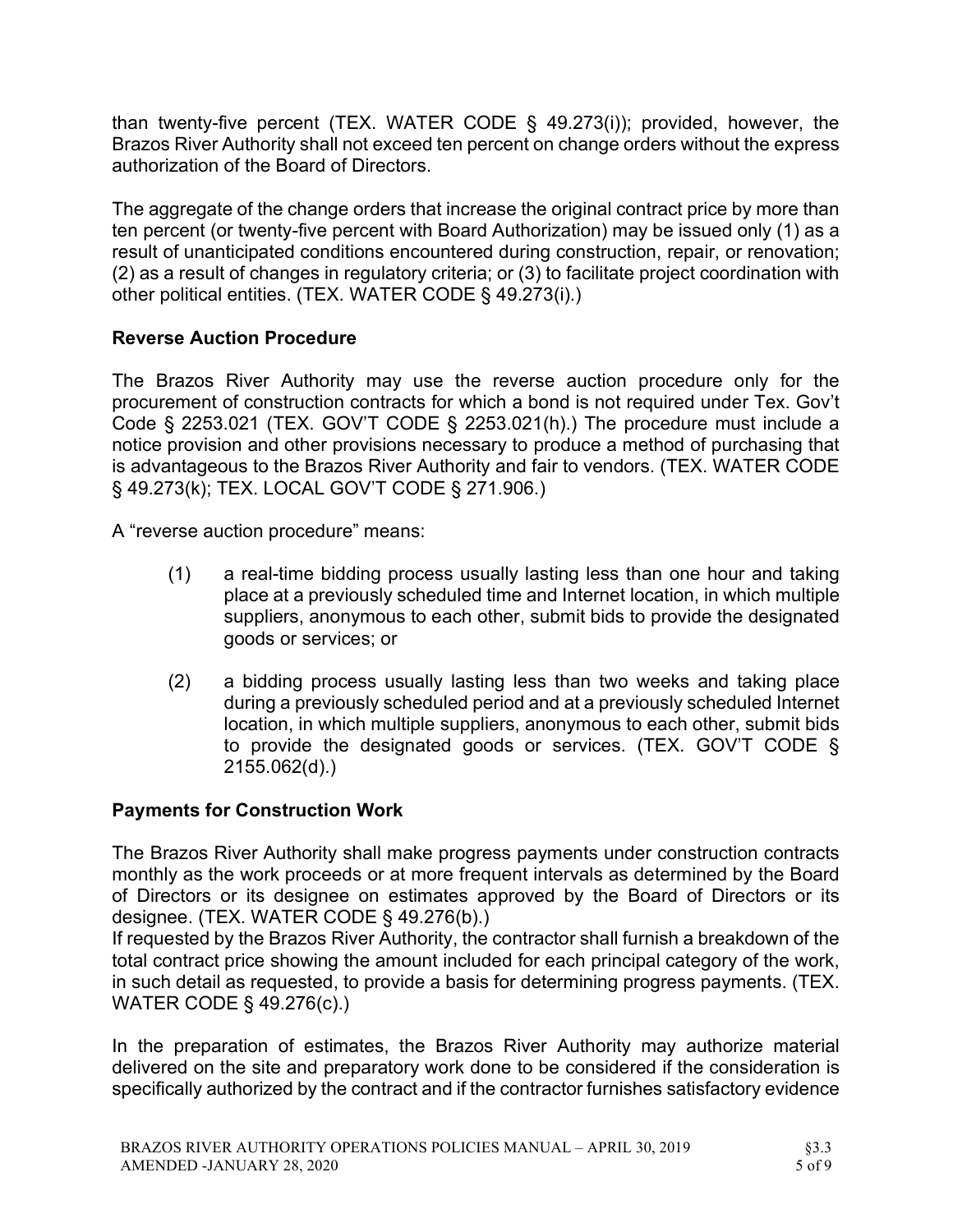than twenty-five percent (TEX. WATER CODE § 49.273(i)); provided, however, the Brazos River Authority shall not exceed ten percent on change orders without the express authorization of the Board of Directors.

The aggregate of the change orders that increase the original contract price by more than ten percent (or twenty-five percent with Board Authorization) may be issued only (1) as a result of unanticipated conditions encountered during construction, repair, or renovation; (2) as a result of changes in regulatory criteria; or (3) to facilitate project coordination with other political entities. (TEX. WATER CODE § 49.273(i).)

**Reverse Auction Procedure**

The Brazos River Authority may use the reverse auction procedure only for the procurement of construction contracts for which a bond is not required under Tex. Gov't Code § 2253.021 (TEX. GOV'T CODE § 2253.021(h).) The procedure must include a notice provision and other provisions necessary to produce a method of purchasing that is advantageous to the Brazos River Authority and fair to vendors. (TEX. WATER CODE § 49.273(k); TEX. LOCAL GOV'T CODE § 271.906.)

A "reverse auction procedure" means:

(1) a real-time bidding process usually lasting less than one hour and taking place at a previously scheduled time and Internet location, in which multiple suppliers, anonymous to each other, submit bids to provide the designated goods or services; or

(2) a bidding process usually lasting less than two weeks and taking place during a previously scheduled period and at a previously scheduled Internet location, in which multiple suppliers, anonymous to each other, submit bids to provide the designated goods or services. (TEX. GOV'T CODE § 2155.062(d).)

**Payments for Construction Work**

The Brazos River Authority shall make progress payments under construction contracts monthly as the work proceeds or at more frequent intervals as determined by the Board of Directors or its designee on estimates approved by the Board of Directors or its designee. (TEX. WATER CODE § 49.276(b).)

If requested by the Brazos River Authority, the contractor shall furnish a breakdown of the total contract price showing the amount included for each principal category of the work, in such detail as requested, to provide a basis for determining progress payments. (TEX. WATER CODE § 49.276(c).)

In the preparation of estimates, the Brazos River Authority may authorize material delivered on the site and preparatory work done to be considered if the consideration is specifically authorized by the contract and if the contractor furnishes satisfactory evidence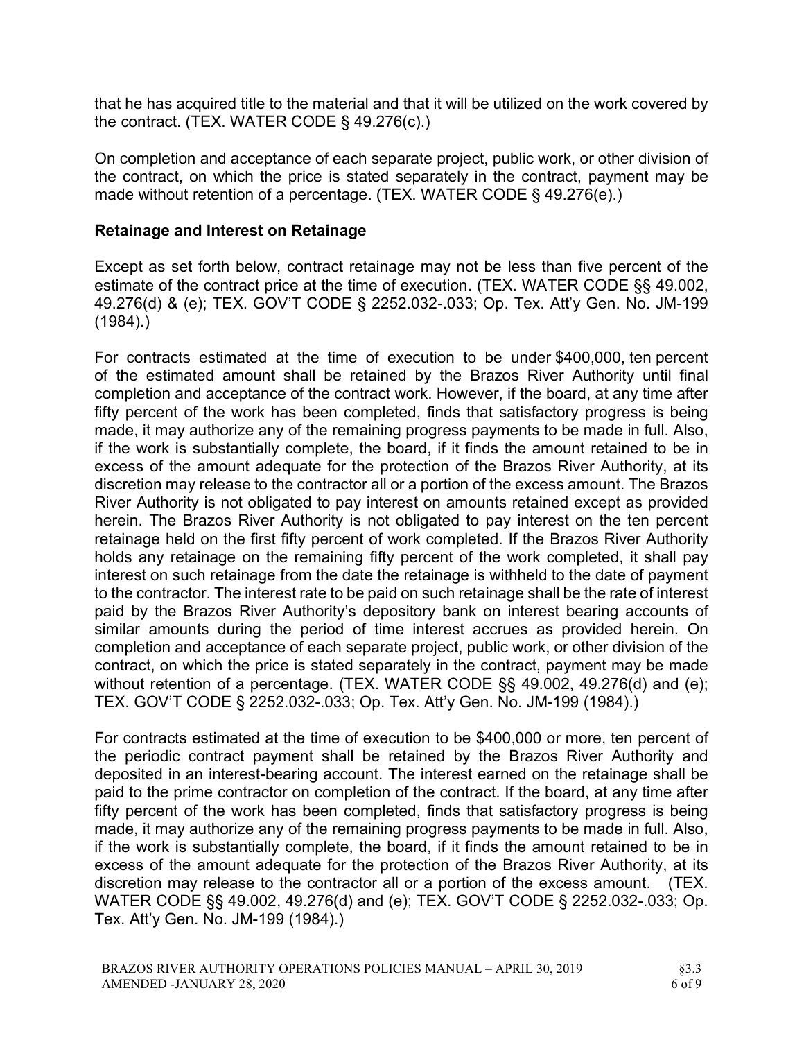that he has acquired title to the material and that it will be utilized on the work covered by the contract. (TEX. WATER CODE § 49.276(c).)

On completion and acceptance of each separate project, public work, or other division of the contract, on which the price is stated separately in the contract, payment may be made without retention of a percentage. (TEX. WATER CODE § 49.276(e).)

**Retainage and Interest on Retainage**

Except as set forth below, contract retainage may not be less than five percent of the estimate of the contract price at the time of execution. (TEX. WATER CODE §§ 49.002, 49.276(d) & (e); TEX. GOV'T CODE § 2252.032-.033; Op. Tex. Att'y Gen. No. JM-199 (1984).)

For contracts estimated at the time of execution to be under $400,000, ten percent of the estimated amount shall be retained by the Brazos River Authority until final completion and acceptance of the contract work. However, if the board, at any time after fifty percent of the work has been completed, finds that satisfactory progress is being made, it may authorize any of the remaining progress payments to be made in full. Also, if the work is substantially complete, the board, if it finds the amount retained to be in excess of the amount adequate for the protection of the Brazos River Authority, at its discretion may release to the contractor all or a portion of the excess amount. The Brazos River Authority is not obligated to pay interest on amounts retained except as provided herein. The Brazos River Authority is not obligated to pay interest on the ten percent retainage held on the first fifty percent of work completed. If the Brazos River Authority holds any retainage on the remaining fifty percent of the work completed, it shall pay interest on such retainage from the date the retainage is withheld to the date of payment to the contractor. The interest rate to be paid on such retainage shall be the rate of interest paid by the Brazos River Authority's depository bank on interest bearing accounts of similar amounts during the period of time interest accrues as provided herein. On completion and acceptance of each separate project, public work, or other division of the contract, on which the price is stated separately in the contract, payment may be made without retention of a percentage. (TEX. WATER CODE §§ 49.002, 49.276(d) and (e); TEX. GOV'T CODE § 2252.032-.033; Op. Tex. Att'y Gen. No. JM-199 (1984).)

For contracts estimated at the time of execution to be $400,000 or more, ten percent of the periodic contract payment shall be retained by the Brazos River Authority and deposited in an interest-bearing account. The interest earned on the retainage shall be paid to the prime contractor on completion of the contract. If the board, at any time after fifty percent of the work has been completed, finds that satisfactory progress is being made, it may authorize any of the remaining progress payments to be made in full. Also, if the work is substantially complete, the board, if it finds the amount retained to be in excess of the amount adequate for the protection of the Brazos River Authority, at its discretion may release to the contractor all or a portion of the excess amount. (TEX. WATER CODE §§ 49.002, 49.276(d) and (e); TEX. GOV'T CODE § 2252.032-.033; Op. Tex. Att'y Gen. No. JM-199 (1984).)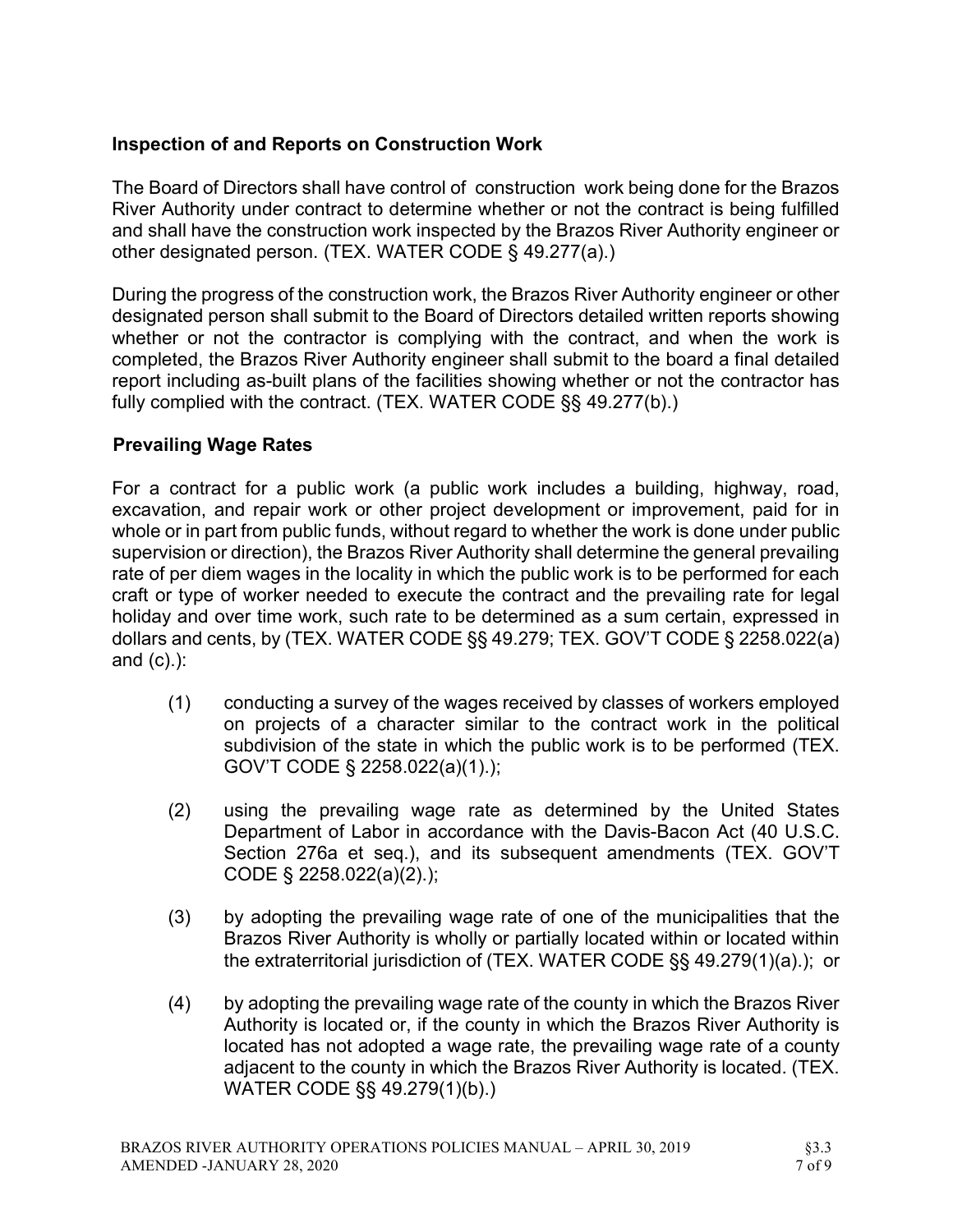### Inspection of and Reports on Construction Work

The Board of Directors shall have control of construction work being done for the Brazos River Authority under contract to determine whether or not the contract is being fulfilled and shall have the construction work inspected by the Brazos River Authority engineer or other designated person. (TEX. WATER CODE § 49.277(a).)

During the progress of the construction work, the Brazos River Authority engineer or other designated person shall submit to the Board of Directors detailed written reports showing whether or not the contractor is complying with the contract, and when the work is completed, the Brazos River Authority engineer shall submit to the board a final detailed report including as-built plans of the facilities showing whether or not the contractor has fully complied with the contract. (TEX. WATER CODE §§ 49.277(b).)

### Prevailing Wage Rates

For a contract for a public work (a public work includes a building, highway, road, excavation, and repair work or other project development or improvement, paid for in whole or in part from public funds, without regard to whether the work is done under public supervision or direction), the Brazos River Authority shall determine the general prevailing rate of per diem wages in the locality in which the public work is to be performed for each craft or type of worker needed to execute the contract and the prevailing rate for legal holiday and over time work, such rate to be determined as a sum certain, expressed in dollars and cents, by (TEX. WATER CODE §§ 49.279; TEX. GOV'T CODE § 2258.022(a) and (c).):

(1) conducting a survey of the wages received by classes of workers employed on projects of a character similar to the contract work in the political subdivision of the state in which the public work is to be performed (TEX. GOV'T CODE § 2258.022(a)(1).);

(2) using the prevailing wage rate as determined by the United States Department of Labor in accordance with the Davis-Bacon Act (40 U.S.C. Section 276a et seq.), and its subsequent amendments (TEX. GOV'T CODE § 2258.022(a)(2).);

(3) by adopting the prevailing wage rate of one of the municipalities that the Brazos River Authority is wholly or partially located within or located within the extraterritorial jurisdiction of (TEX. WATER CODE §§ 49.279(1)(a).); or

(4) by adopting the prevailing wage rate of the county in which the Brazos River Authority is located or, if the county in which the Brazos River Authority is located has not adopted a wage rate, the prevailing wage rate of a county adjacent to the county in which the Brazos River Authority is located. (TEX. WATER CODE §§ 49.279(1)(b).)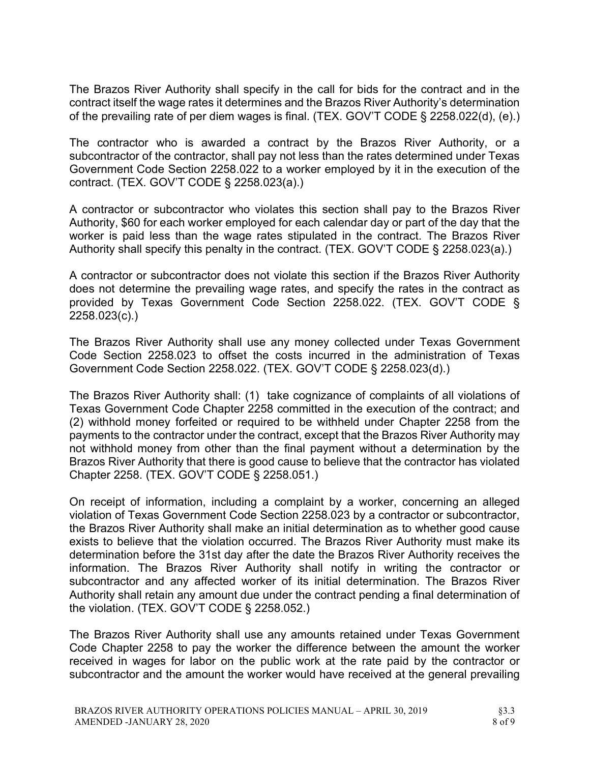The Brazos River Authority shall specify in the call for bids for the contract and in the contract itself the wage rates it determines and the Brazos River Authority's determination of the prevailing rate of per diem wages is final. (TEX. GOV'T CODE § 2258.022(d), (e).)

The contractor who is awarded a contract by the Brazos River Authority, or a subcontractor of the contractor, shall pay not less than the rates determined under Texas Government Code Section 2258.022 to a worker employed by it in the execution of the contract. (TEX. GOV'T CODE § 2258.023(a).)

A contractor or subcontractor who violates this section shall pay to the Brazos River Authority, $60 for each worker employed for each calendar day or part of the day that the worker is paid less than the wage rates stipulated in the contract. The Brazos River Authority shall specify this penalty in the contract. (TEX. GOV'T CODE § 2258.023(a).)

A contractor or subcontractor does not violate this section if the Brazos River Authority does not determine the prevailing wage rates, and specify the rates in the contract as provided by Texas Government Code Section 2258.022. (TEX. GOV'T CODE § 2258.023(c).)

The Brazos River Authority shall use any money collected under Texas Government Code Section 2258.023 to offset the costs incurred in the administration of Texas Government Code Section 2258.022. (TEX. GOV'T CODE § 2258.023(d).)

The Brazos River Authority shall: (1) take cognizance of complaints of all violations of Texas Government Code Chapter 2258 committed in the execution of the contract; and (2) withhold money forfeited or required to be withheld under Chapter 2258 from the payments to the contractor under the contract, except that the Brazos River Authority may not withhold money from other than the final payment without a determination by the Brazos River Authority that there is good cause to believe that the contractor has violated Chapter 2258. (TEX. GOV'T CODE § 2258.051.)

On receipt of information, including a complaint by a worker, concerning an alleged violation of Texas Government Code Section 2258.023 by a contractor or subcontractor, the Brazos River Authority shall make an initial determination as to whether good cause exists to believe that the violation occurred. The Brazos River Authority must make its determination before the 31st day after the date the Brazos River Authority receives the information. The Brazos River Authority shall notify in writing the contractor or subcontractor and any affected worker of its initial determination. The Brazos River Authority shall retain any amount due under the contract pending a final determination of the violation. (TEX. GOV'T CODE § 2258.052.)

The Brazos River Authority shall use any amounts retained under Texas Government Code Chapter 2258 to pay the worker the difference between the amount the worker received in wages for labor on the public work at the rate paid by the contractor or subcontractor and the amount the worker would have received at the general prevailing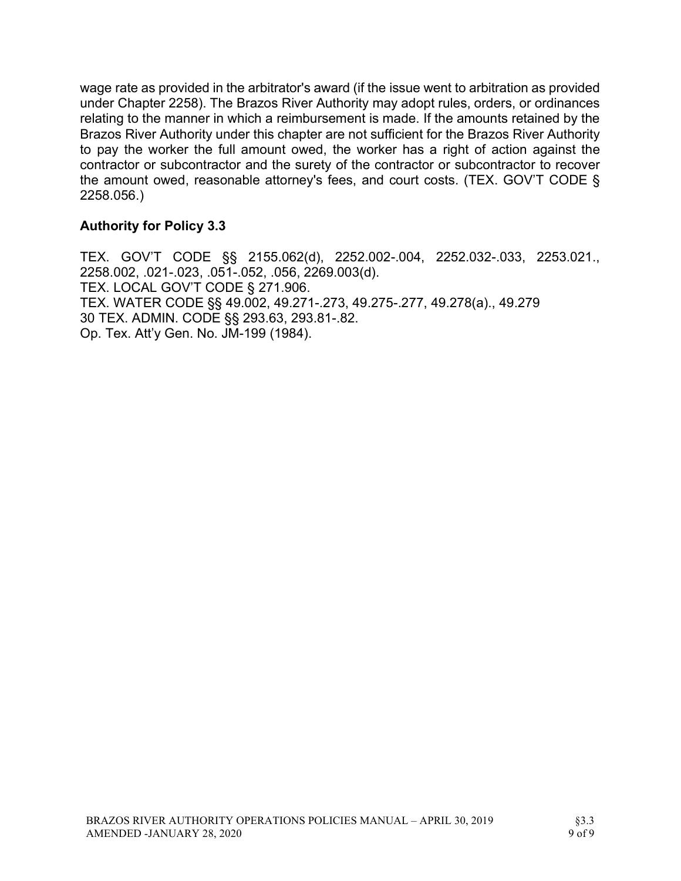wage rate as provided in the arbitrator's award (if the issue went to arbitration as provided under Chapter 2258). The Brazos River Authority may adopt rules, orders, or ordinances relating to the manner in which a reimbursement is made. If the amounts retained by the Brazos River Authority under this chapter are not sufficient for the Brazos River Authority to pay the worker the full amount owed, the worker has a right of action against the contractor or subcontractor and the surety of the contractor or subcontractor to recover the amount owed, reasonable attorney's fees, and court costs. (TEX. GOV'T CODE § 2258.056.)

### Authority for Policy 3.3

TEX. GOV'T CODE §§ 2155.062(d), 2252.002-.004, 2252.032-.033, 2253.021., 2258.002, .021-.023, .051-.052, .056, 2269.003(d).
TEX. LOCAL GOV'T CODE § 271.906.
TEX. WATER CODE §§ 49.002, 49.271-.273, 49.275-.277, 49.278(a)., 49.279
30 TEX. ADMIN. CODE §§ 293.63, 293.81-.82.
Op. Tex. Att'y Gen. No. JM-199 (1984).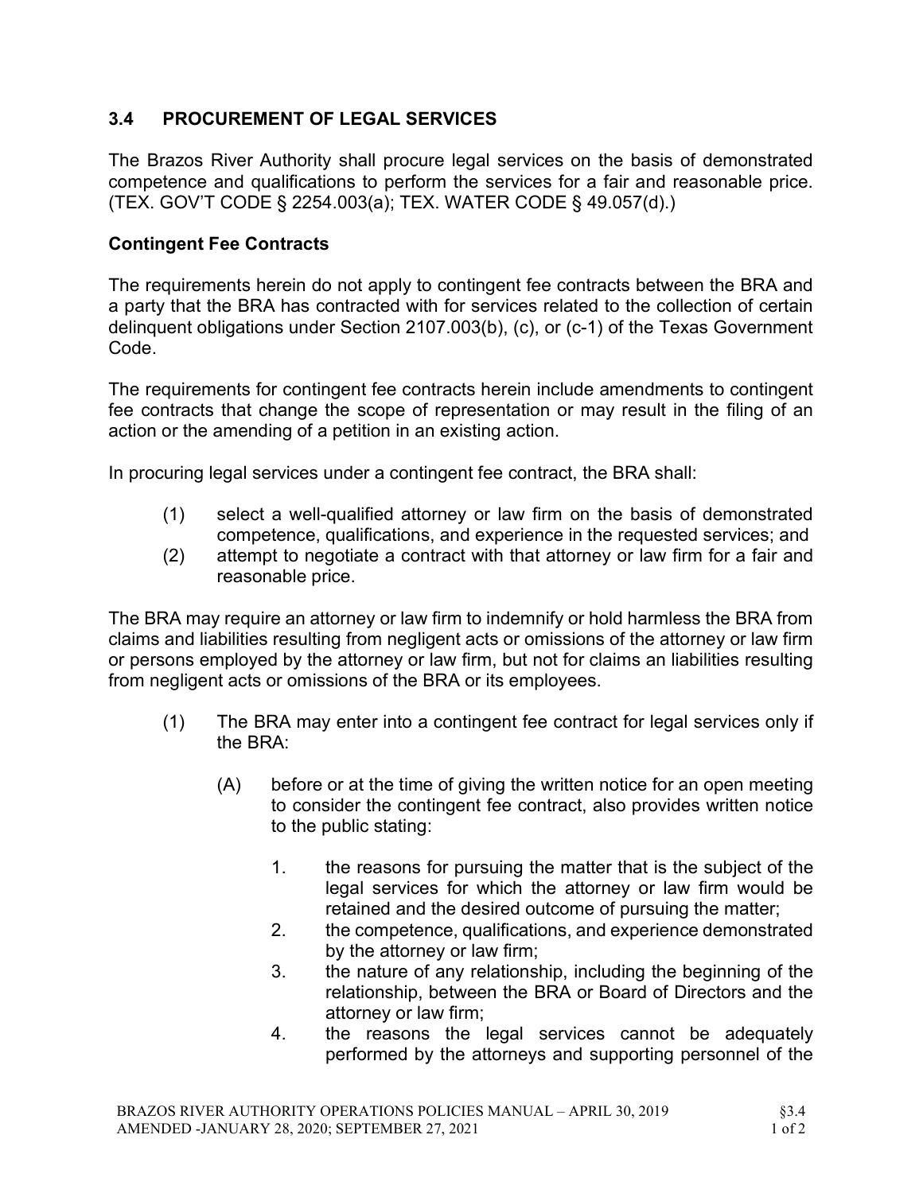## 3.4 PROCUREMENT OF LEGAL SERVICES

The Brazos River Authority shall procure legal services on the basis of demonstrated competence and qualifications to perform the services for a fair and reasonable price. (TEX. GOV'T CODE § 2254.003(a); TEX. WATER CODE § 49.057(d).)

### Contingent Fee Contracts

The requirements herein do not apply to contingent fee contracts between the BRA and a party that the BRA has contracted with for services related to the collection of certain delinquent obligations under Section 2107.003(b), (c), or (c-1) of the Texas Government Code.

The requirements for contingent fee contracts herein include amendments to contingent fee contracts that change the scope of representation or may result in the filing of an action or the amending of a petition in an existing action.

In procuring legal services under a contingent fee contract, the BRA shall:

(1) select a well-qualified attorney or law firm on the basis of demonstrated competence, qualifications, and experience in the requested services; and
(2) attempt to negotiate a contract with that attorney or law firm for a fair and reasonable price.

The BRA may require an attorney or law firm to indemnify or hold harmless the BRA from claims and liabilities resulting from negligent acts or omissions of the attorney or law firm or persons employed by the attorney or law firm, but not for claims an liabilities resulting from negligent acts or omissions of the BRA or its employees.

(1) The BRA may enter into a contingent fee contract for legal services only if the BRA:

   (A) before or at the time of giving the written notice for an open meeting to consider the contingent fee contract, also provides written notice to the public stating:

      1. the reasons for pursuing the matter that is the subject of the legal services for which the attorney or law firm would be retained and the desired outcome of pursuing the matter;
      2. the competence, qualifications, and experience demonstrated by the attorney or law firm;
      3. the nature of any relationship, including the beginning of the relationship, between the BRA or Board of Directors and the attorney or law firm;
      4. the reasons the legal services cannot be adequately performed by the attorneys and supporting personnel of the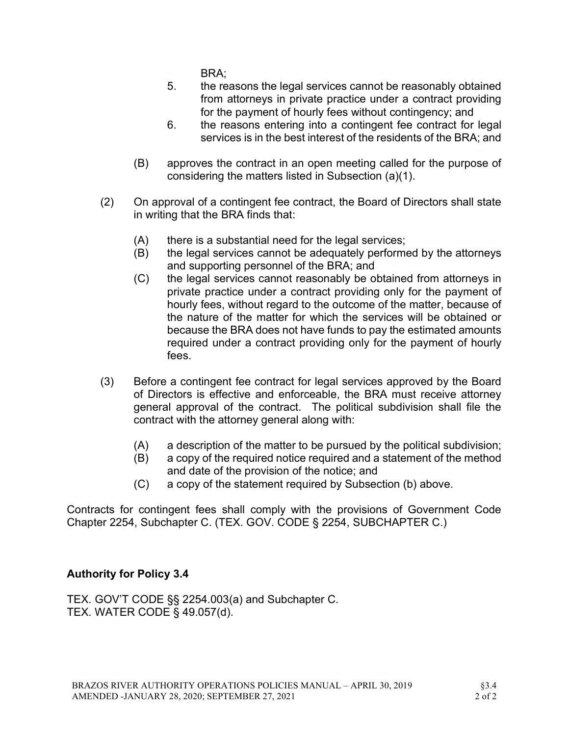BRA;

5. the reasons the legal services cannot be reasonably obtained from attorneys in private practice under a contract providing for the payment of hourly fees without contingency; and
6. the reasons entering into a contingent fee contract for legal services is in the best interest of the residents of the BRA; and

(B) approves the contract in an open meeting called for the purpose of considering the matters listed in Subsection (a)(1).

(2) On approval of a contingent fee contract, the Board of Directors shall state in writing that the BRA finds that:

(A) there is a substantial need for the legal services;
(B) the legal services cannot be adequately performed by the attorneys and supporting personnel of the BRA; and
(C) the legal services cannot reasonably be obtained from attorneys in private practice under a contract providing only for the payment of hourly fees, without regard to the outcome of the matter, because of the nature of the matter for which the services will be obtained or because the BRA does not have funds to pay the estimated amounts required under a contract providing only for the payment of hourly fees.

(3) Before a contingent fee contract for legal services approved by the Board of Directors is effective and enforceable, the BRA must receive attorney general approval of the contract. The political subdivision shall file the contract with the attorney general along with:

(A) a description of the matter to be pursued by the political subdivision;
(B) a copy of the required notice required and a statement of the method and date of the provision of the notice; and
(C) a copy of the statement required by Subsection (b) above.

Contracts for contingent fees shall comply with the provisions of Government Code Chapter 2254, Subchapter C. (TEX. GOV. CODE § 2254, SUBCHAPTER C.)

**Authority for Policy 3.4**

TEX. GOV'T CODE §§ 2254.003(a) and Subchapter C.
TEX. WATER CODE § 49.057(d).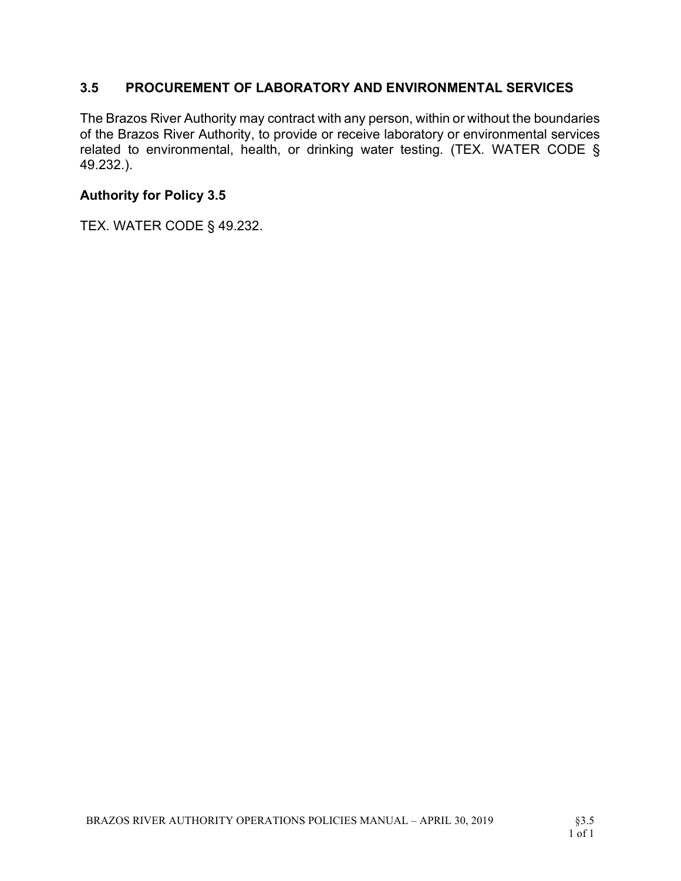## 3.5 PROCUREMENT OF LABORATORY AND ENVIRONMENTAL SERVICES

The Brazos River Authority may contract with any person, within or without the boundaries of the Brazos River Authority, to provide or receive laboratory or environmental services related to environmental, health, or drinking water testing. (TEX. WATER CODE § 49.232.).

### Authority for Policy 3.5

TEX. WATER CODE § 49.232.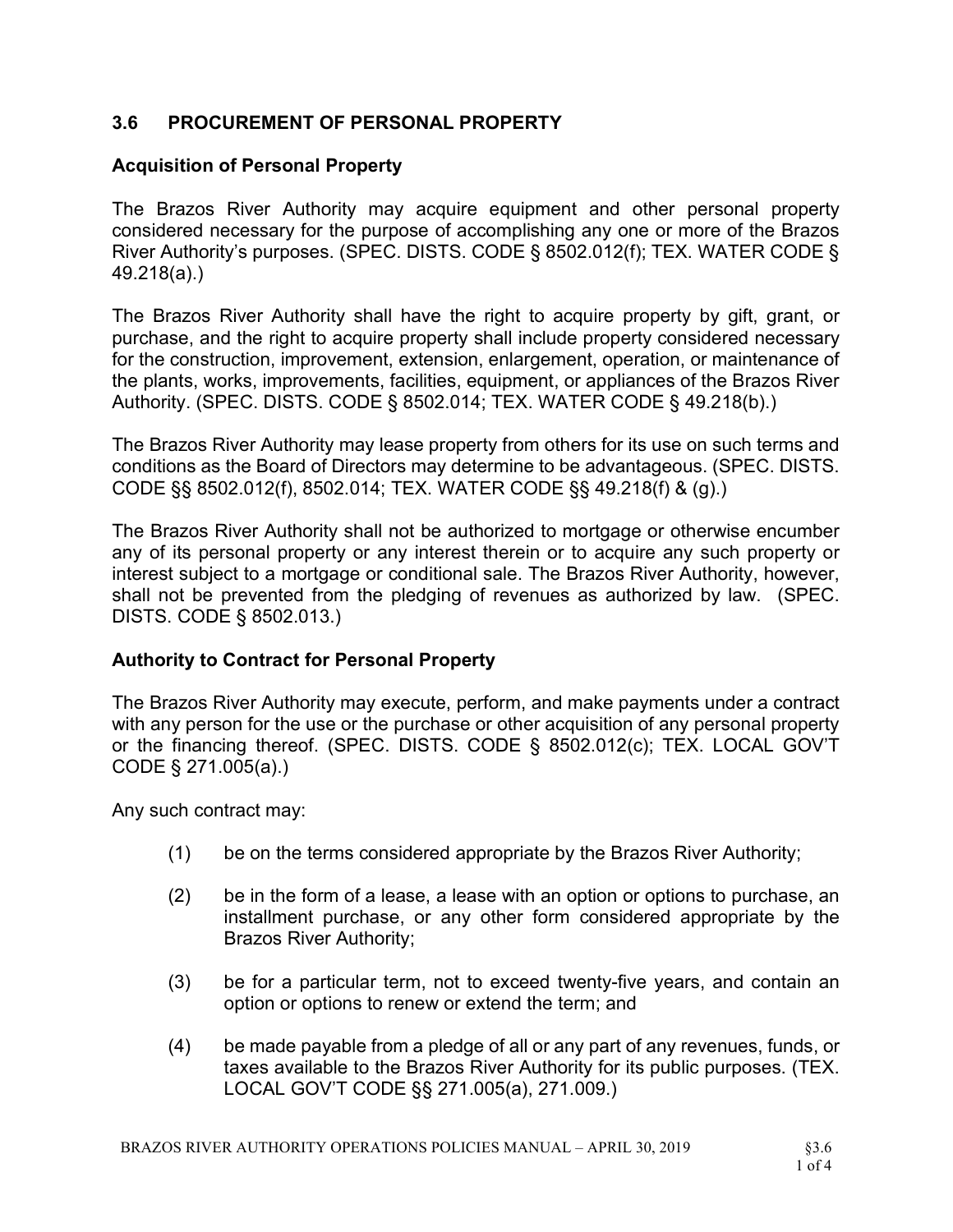## 3.6 PROCUREMENT OF PERSONAL PROPERTY

### Acquisition of Personal Property

The Brazos River Authority may acquire equipment and other personal property considered necessary for the purpose of accomplishing any one or more of the Brazos River Authority's purposes. (SPEC. DISTS. CODE § 8502.012(f); TEX. WATER CODE § 49.218(a).)

The Brazos River Authority shall have the right to acquire property by gift, grant, or purchase, and the right to acquire property shall include property considered necessary for the construction, improvement, extension, enlargement, operation, or maintenance of the plants, works, improvements, facilities, equipment, or appliances of the Brazos River Authority. (SPEC. DISTS. CODE § 8502.014; TEX. WATER CODE § 49.218(b).)

The Brazos River Authority may lease property from others for its use on such terms and conditions as the Board of Directors may determine to be advantageous. (SPEC. DISTS. CODE §§ 8502.012(f), 8502.014; TEX. WATER CODE §§ 49.218(f) & (g).)

The Brazos River Authority shall not be authorized to mortgage or otherwise encumber any of its personal property or any interest therein or to acquire any such property or interest subject to a mortgage or conditional sale. The Brazos River Authority, however, shall not be prevented from the pledging of revenues as authorized by law. (SPEC. DISTS. CODE § 8502.013.)

### Authority to Contract for Personal Property

The Brazos River Authority may execute, perform, and make payments under a contract with any person for the use or the purchase or other acquisition of any personal property or the financing thereof. (SPEC. DISTS. CODE § 8502.012(c); TEX. LOCAL GOV'T CODE § 271.005(a).)

Any such contract may:

(1) be on the terms considered appropriate by the Brazos River Authority;

(2) be in the form of a lease, a lease with an option or options to purchase, an installment purchase, or any other form considered appropriate by the Brazos River Authority;

(3) be for a particular term, not to exceed twenty-five years, and contain an option or options to renew or extend the term; and

(4) be made payable from a pledge of all or any part of any revenues, funds, or taxes available to the Brazos River Authority for its public purposes. (TEX. LOCAL GOV'T CODE §§ 271.005(a), 271.009.)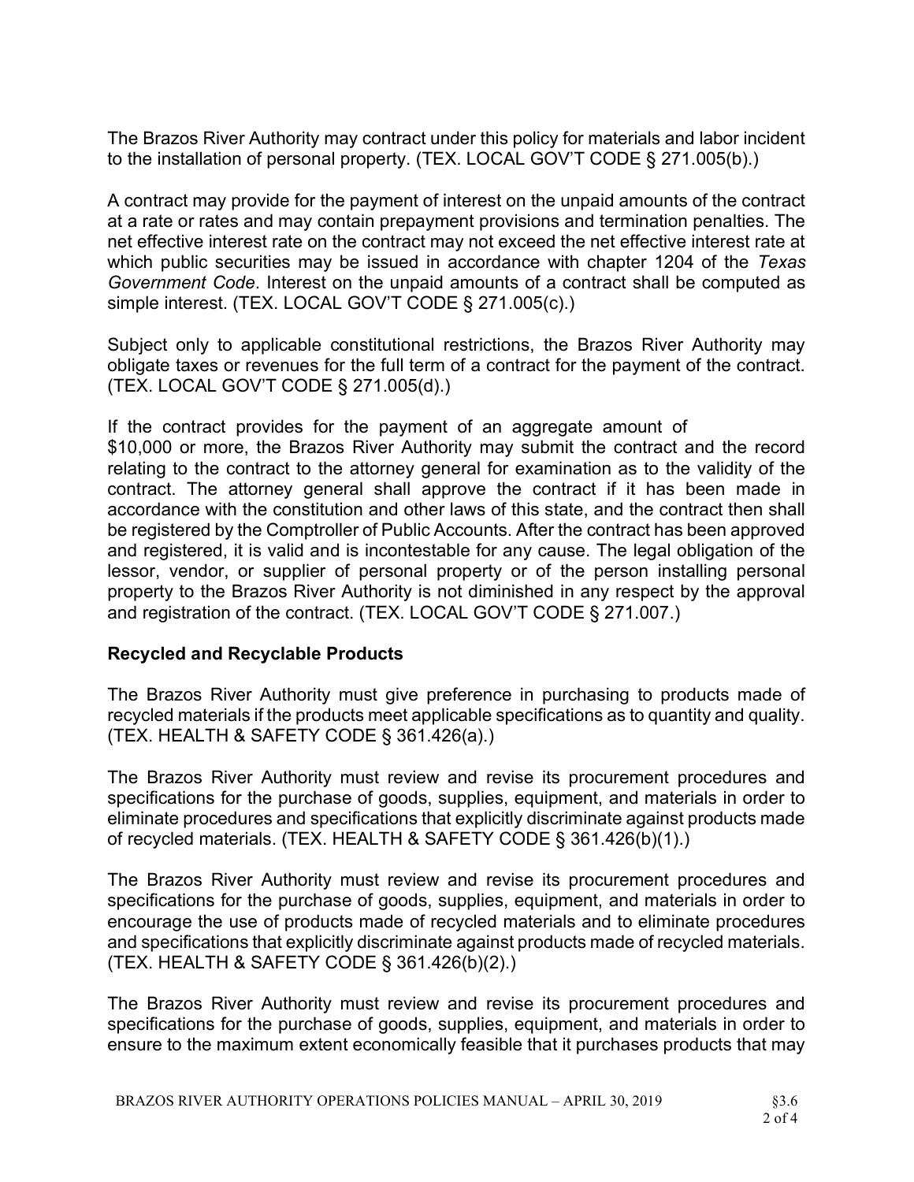The Brazos River Authority may contract under this policy for materials and labor incident to the installation of personal property. (TEX. LOCAL GOV'T CODE § 271.005(b).)

A contract may provide for the payment of interest on the unpaid amounts of the contract at a rate or rates and may contain prepayment provisions and termination penalties. The net effective interest rate on the contract may not exceed the net effective interest rate at which public securities may be issued in accordance with chapter 1204 of the *Texas Government Code*. Interest on the unpaid amounts of a contract shall be computed as simple interest. (TEX. LOCAL GOV'T CODE § 271.005(c).)

Subject only to applicable constitutional restrictions, the Brazos River Authority may obligate taxes or revenues for the full term of a contract for the payment of the contract. (TEX. LOCAL GOV'T CODE § 271.005(d).)

If the contract provides for the payment of an aggregate amount of $10,000 or more, the Brazos River Authority may submit the contract and the record relating to the contract to the attorney general for examination as to the validity of the contract. The attorney general shall approve the contract if it has been made in accordance with the constitution and other laws of this state, and the contract then shall be registered by the Comptroller of Public Accounts. After the contract has been approved and registered, it is valid and is incontestable for any cause. The legal obligation of the lessor, vendor, or supplier of personal property or of the person installing personal property to the Brazos River Authority is not diminished in any respect by the approval and registration of the contract. (TEX. LOCAL GOV'T CODE § 271.007.)

### Recycled and Recyclable Products

The Brazos River Authority must give preference in purchasing to products made of recycled materials if the products meet applicable specifications as to quantity and quality. (TEX. HEALTH & SAFETY CODE § 361.426(a).)

The Brazos River Authority must review and revise its procurement procedures and specifications for the purchase of goods, supplies, equipment, and materials in order to eliminate procedures and specifications that explicitly discriminate against products made of recycled materials. (TEX. HEALTH & SAFETY CODE § 361.426(b)(1).)

The Brazos River Authority must review and revise its procurement procedures and specifications for the purchase of goods, supplies, equipment, and materials in order to encourage the use of products made of recycled materials and to eliminate procedures and specifications that explicitly discriminate against products made of recycled materials. (TEX. HEALTH & SAFETY CODE § 361.426(b)(2).)

The Brazos River Authority must review and revise its procurement procedures and specifications for the purchase of goods, supplies, equipment, and materials in order to ensure to the maximum extent economically feasible that it purchases products that may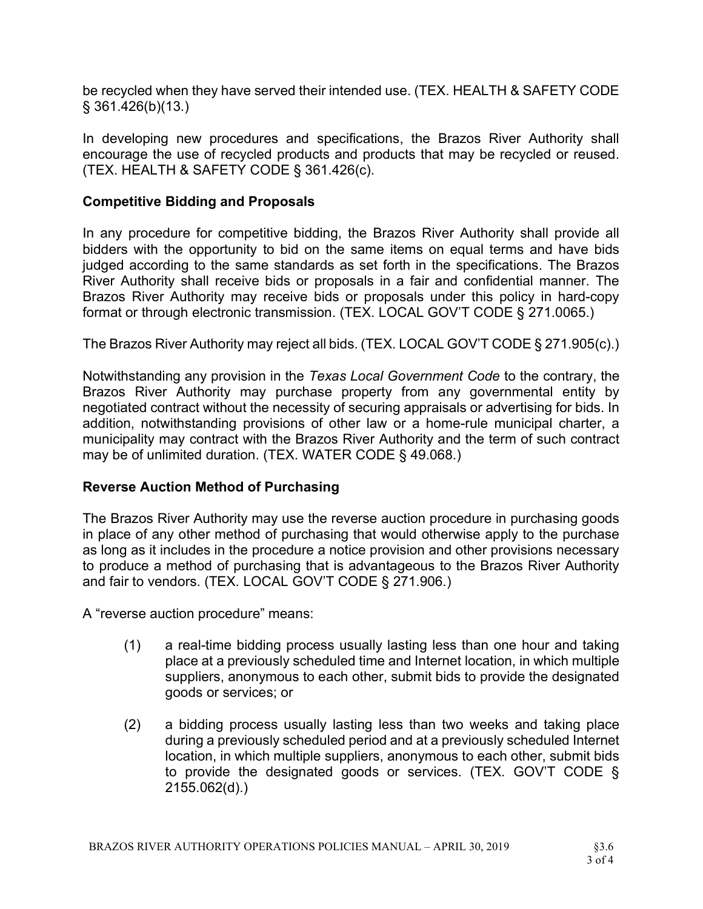be recycled when they have served their intended use. (TEX. HEALTH & SAFETY CODE § 361.426(b)(13.)

In developing new procedures and specifications, the Brazos River Authority shall encourage the use of recycled products and products that may be recycled or reused. (TEX. HEALTH & SAFETY CODE § 361.426(c).

**Competitive Bidding and Proposals**

In any procedure for competitive bidding, the Brazos River Authority shall provide all bidders with the opportunity to bid on the same items on equal terms and have bids judged according to the same standards as set forth in the specifications. The Brazos River Authority shall receive bids or proposals in a fair and confidential manner. The Brazos River Authority may receive bids or proposals under this policy in hard-copy format or through electronic transmission. (TEX. LOCAL GOV'T CODE § 271.0065.)

The Brazos River Authority may reject all bids. (TEX. LOCAL GOV'T CODE § 271.905(c).)

Notwithstanding any provision in the *Texas Local Government Code* to the contrary, the Brazos River Authority may purchase property from any governmental entity by negotiated contract without the necessity of securing appraisals or advertising for bids. In addition, notwithstanding provisions of other law or a home-rule municipal charter, a municipality may contract with the Brazos River Authority and the term of such contract may be of unlimited duration. (TEX. WATER CODE § 49.068.)

**Reverse Auction Method of Purchasing**

The Brazos River Authority may use the reverse auction procedure in purchasing goods in place of any other method of purchasing that would otherwise apply to the purchase as long as it includes in the procedure a notice provision and other provisions necessary to produce a method of purchasing that is advantageous to the Brazos River Authority and fair to vendors. (TEX. LOCAL GOV'T CODE § 271.906.)

A "reverse auction procedure" means:

(1) a real-time bidding process usually lasting less than one hour and taking place at a previously scheduled time and Internet location, in which multiple suppliers, anonymous to each other, submit bids to provide the designated goods or services; or

(2) a bidding process usually lasting less than two weeks and taking place during a previously scheduled period and at a previously scheduled Internet location, in which multiple suppliers, anonymous to each other, submit bids to provide the designated goods or services. (TEX. GOV'T CODE § 2155.062(d).)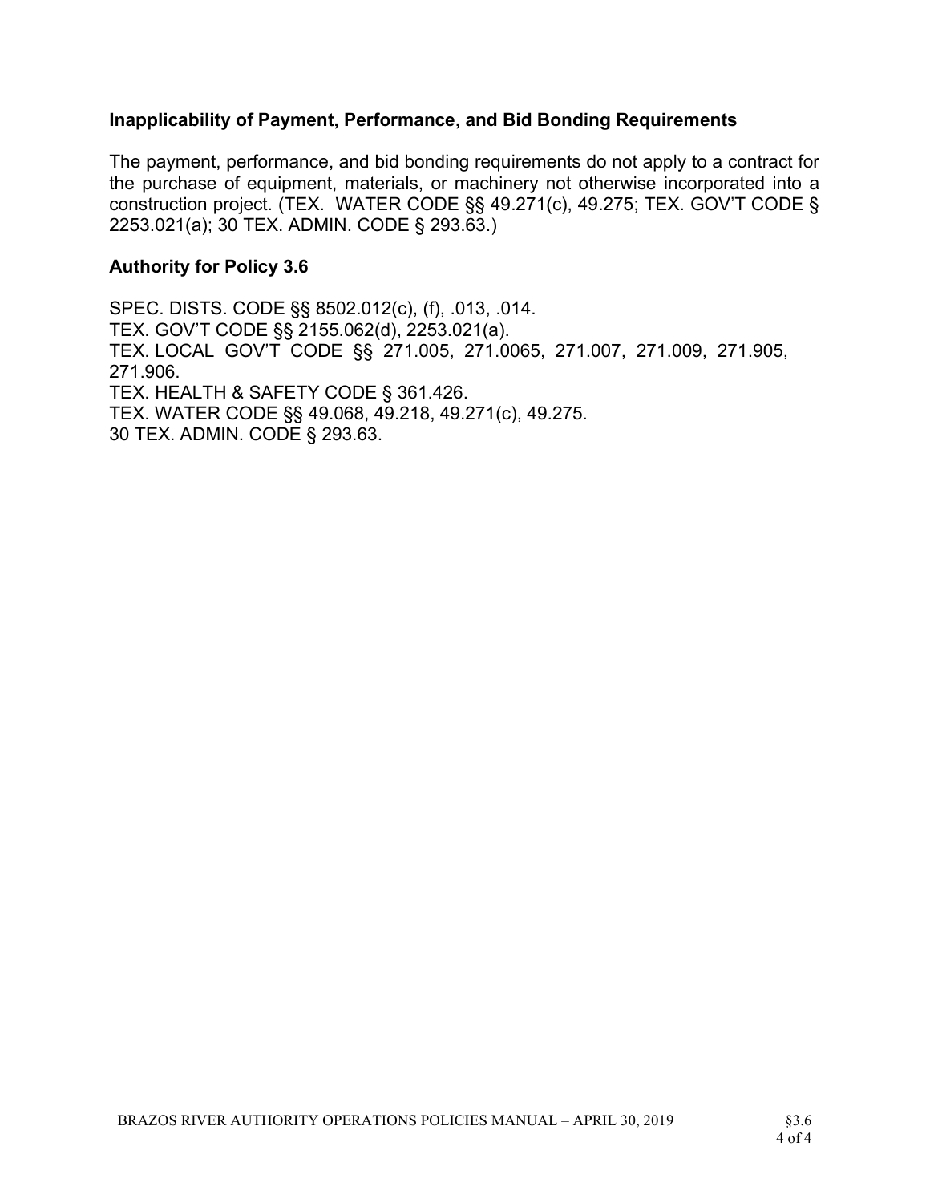### Inapplicability of Payment, Performance, and Bid Bonding Requirements

The payment, performance, and bid bonding requirements do not apply to a contract for the purchase of equipment, materials, or machinery not otherwise incorporated into a construction project. (TEX. WATER CODE §§ 49.271(c), 49.275; TEX. GOV'T CODE § 2253.021(a); 30 TEX. ADMIN. CODE § 293.63.)

### Authority for Policy 3.6

SPEC. DISTS. CODE §§ 8502.012(c), (f), .013, .014.
TEX. GOV'T CODE §§ 2155.062(d), 2253.021(a).
TEX. LOCAL GOV'T CODE §§ 271.005, 271.0065, 271.007, 271.009, 271.905, 271.906.
TEX. HEALTH & SAFETY CODE § 361.426.
TEX. WATER CODE §§ 49.068, 49.218, 49.271(c), 49.275.
30 TEX. ADMIN. CODE § 293.63.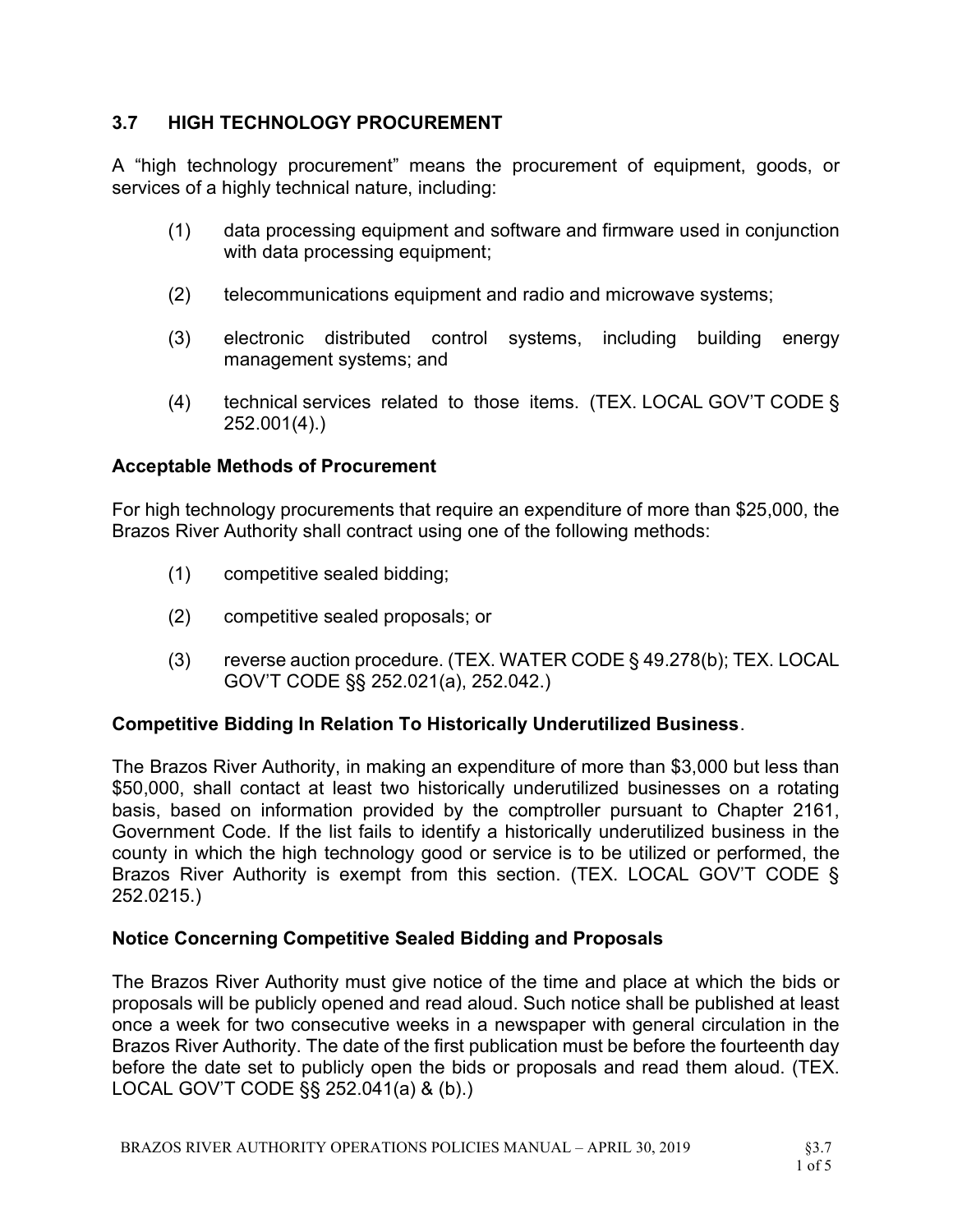## 3.7 HIGH TECHNOLOGY PROCUREMENT

A "high technology procurement" means the procurement of equipment, goods, or services of a highly technical nature, including:

(1) data processing equipment and software and firmware used in conjunction with data processing equipment;

(2) telecommunications equipment and radio and microwave systems;

(3) electronic distributed control systems, including building energy management systems; and

(4) technical services related to those items. (TEX. LOCAL GOV'T CODE § 252.001(4).)

### Acceptable Methods of Procurement

For high technology procurements that require an expenditure of more than $25,000, the Brazos River Authority shall contract using one of the following methods:

(1) competitive sealed bidding;

(2) competitive sealed proposals; or

(3) reverse auction procedure. (TEX. WATER CODE § 49.278(b); TEX. LOCAL GOV'T CODE §§ 252.021(a), 252.042.)

### Competitive Bidding In Relation To Historically Underutilized Business.

The Brazos River Authority, in making an expenditure of more than $3,000 but less than $50,000, shall contact at least two historically underutilized businesses on a rotating basis, based on information provided by the comptroller pursuant to Chapter 2161, Government Code. If the list fails to identify a historically underutilized business in the county in which the high technology good or service is to be utilized or performed, the Brazos River Authority is exempt from this section. (TEX. LOCAL GOV'T CODE § 252.0215.)

### Notice Concerning Competitive Sealed Bidding and Proposals

The Brazos River Authority must give notice of the time and place at which the bids or proposals will be publicly opened and read aloud. Such notice shall be published at least once a week for two consecutive weeks in a newspaper with general circulation in the Brazos River Authority. The date of the first publication must be before the fourteenth day before the date set to publicly open the bids or proposals and read them aloud. (TEX. LOCAL GOV'T CODE §§ 252.041(a) & (b).)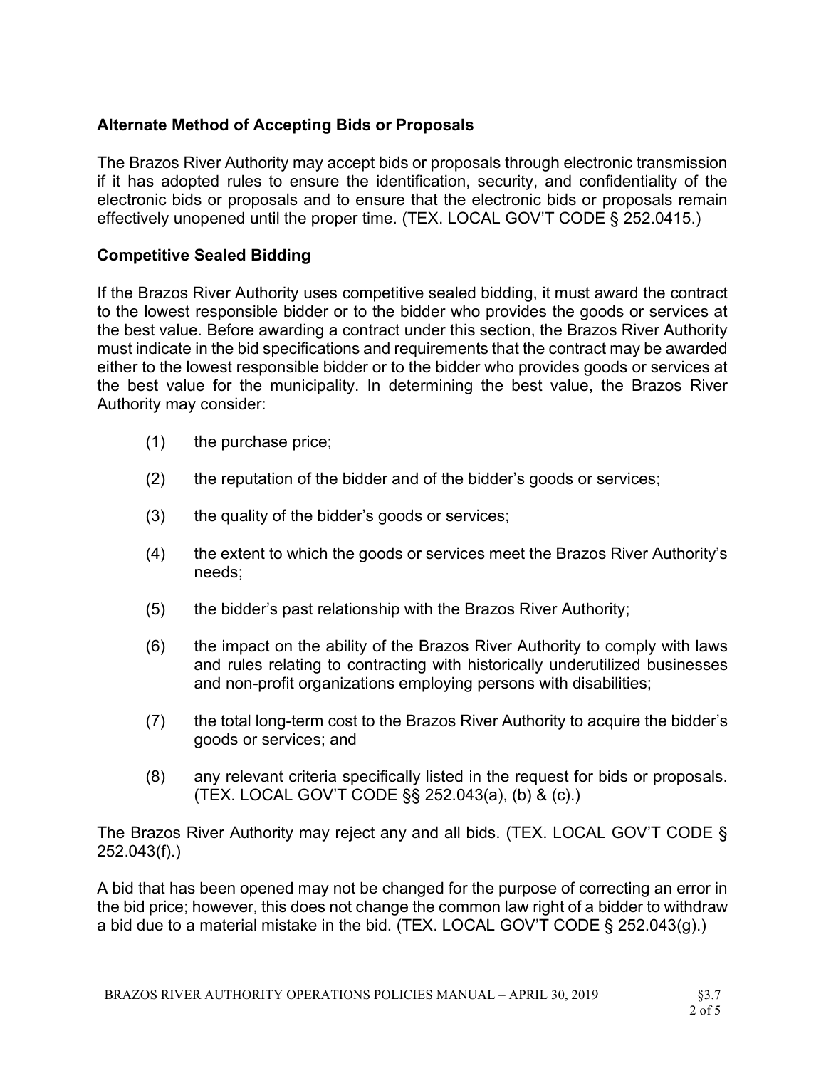### Alternate Method of Accepting Bids or Proposals

The Brazos River Authority may accept bids or proposals through electronic transmission if it has adopted rules to ensure the identification, security, and confidentiality of the electronic bids or proposals and to ensure that the electronic bids or proposals remain effectively unopened until the proper time. (TEX. LOCAL GOV'T CODE § 252.0415.)

### Competitive Sealed Bidding

If the Brazos River Authority uses competitive sealed bidding, it must award the contract to the lowest responsible bidder or to the bidder who provides the goods or services at the best value. Before awarding a contract under this section, the Brazos River Authority must indicate in the bid specifications and requirements that the contract may be awarded either to the lowest responsible bidder or to the bidder who provides goods or services at the best value for the municipality. In determining the best value, the Brazos River Authority may consider:

(1) the purchase price;

(2) the reputation of the bidder and of the bidder's goods or services;

(3) the quality of the bidder's goods or services;

(4) the extent to which the goods or services meet the Brazos River Authority's needs;

(5) the bidder's past relationship with the Brazos River Authority;

(6) the impact on the ability of the Brazos River Authority to comply with laws and rules relating to contracting with historically underutilized businesses and non-profit organizations employing persons with disabilities;

(7) the total long-term cost to the Brazos River Authority to acquire the bidder's goods or services; and

(8) any relevant criteria specifically listed in the request for bids or proposals. (TEX. LOCAL GOV'T CODE §§ 252.043(a), (b) & (c).)

The Brazos River Authority may reject any and all bids. (TEX. LOCAL GOV'T CODE § 252.043(f).)

A bid that has been opened may not be changed for the purpose of correcting an error in the bid price; however, this does not change the common law right of a bidder to withdraw a bid due to a material mistake in the bid. (TEX. LOCAL GOV'T CODE § 252.043(g).)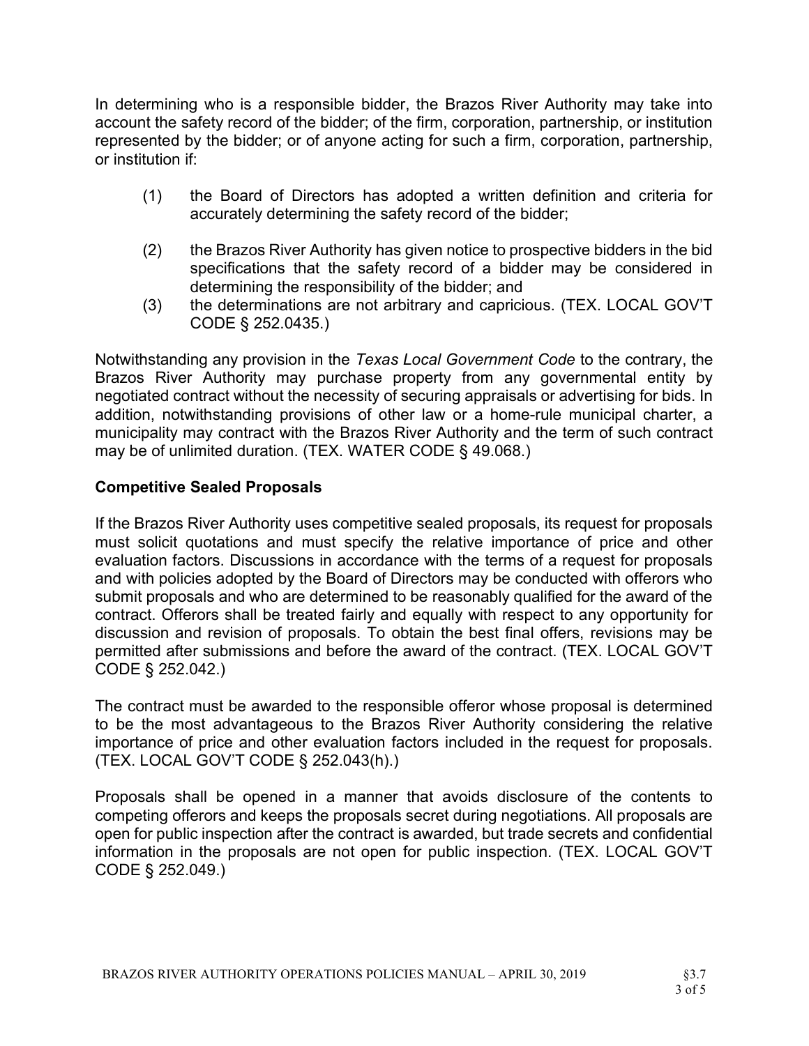In determining who is a responsible bidder, the Brazos River Authority may take into account the safety record of the bidder; of the firm, corporation, partnership, or institution represented by the bidder; or of anyone acting for such a firm, corporation, partnership, or institution if:

(1) the Board of Directors has adopted a written definition and criteria for accurately determining the safety record of the bidder;

(2) the Brazos River Authority has given notice to prospective bidders in the bid specifications that the safety record of a bidder may be considered in determining the responsibility of the bidder; and

(3) the determinations are not arbitrary and capricious. (TEX. LOCAL GOV'T CODE § 252.0435.)

Notwithstanding any provision in the *Texas Local Government Code* to the contrary, the Brazos River Authority may purchase property from any governmental entity by negotiated contract without the necessity of securing appraisals or advertising for bids. In addition, notwithstanding provisions of other law or a home-rule municipal charter, a municipality may contract with the Brazos River Authority and the term of such contract may be of unlimited duration. (TEX. WATER CODE § 49.068.)

**Competitive Sealed Proposals**

If the Brazos River Authority uses competitive sealed proposals, its request for proposals must solicit quotations and must specify the relative importance of price and other evaluation factors. Discussions in accordance with the terms of a request for proposals and with policies adopted by the Board of Directors may be conducted with offerors who submit proposals and who are determined to be reasonably qualified for the award of the contract. Offerors shall be treated fairly and equally with respect to any opportunity for discussion and revision of proposals. To obtain the best final offers, revisions may be permitted after submissions and before the award of the contract. (TEX. LOCAL GOV'T CODE § 252.042.)

The contract must be awarded to the responsible offeror whose proposal is determined to be the most advantageous to the Brazos River Authority considering the relative importance of price and other evaluation factors included in the request for proposals. (TEX. LOCAL GOV'T CODE § 252.043(h).)

Proposals shall be opened in a manner that avoids disclosure of the contents to competing offerors and keeps the proposals secret during negotiations. All proposals are open for public inspection after the contract is awarded, but trade secrets and confidential information in the proposals are not open for public inspection. (TEX. LOCAL GOV'T CODE § 252.049.)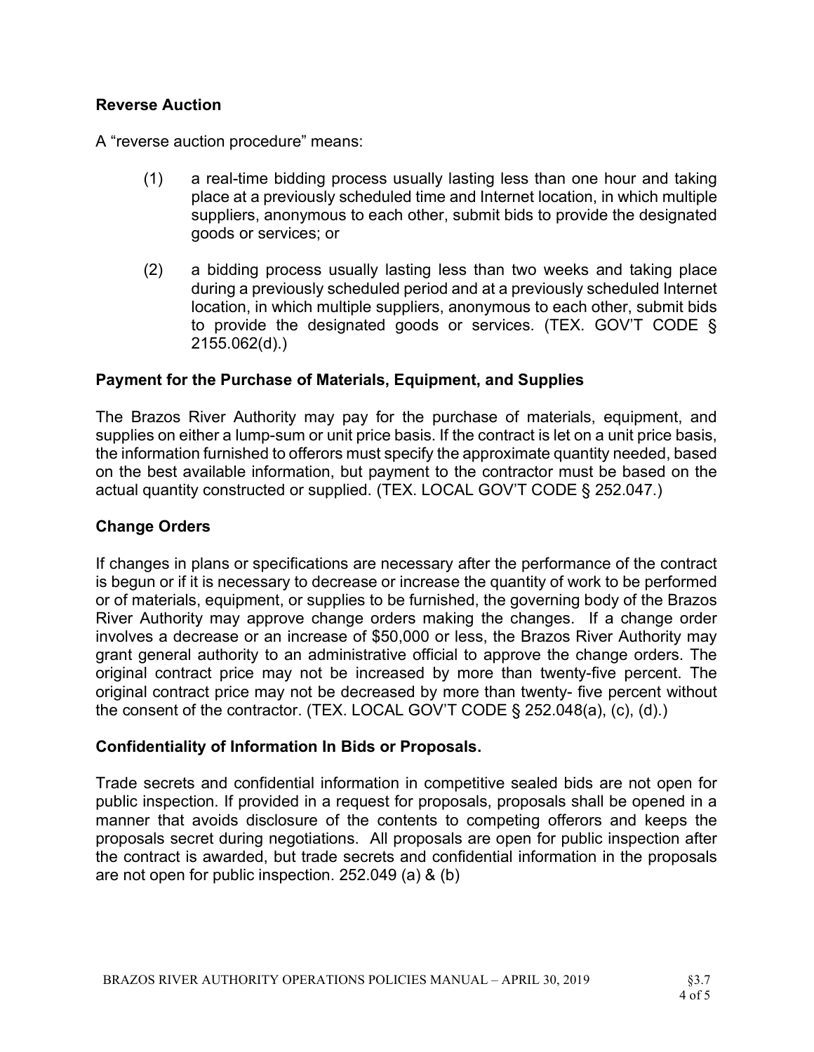## Reverse Auction

A "reverse auction procedure" means:

(1) a real-time bidding process usually lasting less than one hour and taking place at a previously scheduled time and Internet location, in which multiple suppliers, anonymous to each other, submit bids to provide the designated goods or services; or

(2) a bidding process usually lasting less than two weeks and taking place during a previously scheduled period and at a previously scheduled Internet location, in which multiple suppliers, anonymous to each other, submit bids to provide the designated goods or services. (TEX. GOV'T CODE § 2155.062(d).)

## Payment for the Purchase of Materials, Equipment, and Supplies

The Brazos River Authority may pay for the purchase of materials, equipment, and supplies on either a lump-sum or unit price basis. If the contract is let on a unit price basis, the information furnished to offerors must specify the approximate quantity needed, based on the best available information, but payment to the contractor must be based on the actual quantity constructed or supplied. (TEX. LOCAL GOV'T CODE § 252.047.)

## Change Orders

If changes in plans or specifications are necessary after the performance of the contract is begun or if it is necessary to decrease or increase the quantity of work to be performed or of materials, equipment, or supplies to be furnished, the governing body of the Brazos River Authority may approve change orders making the changes. If a change order involves a decrease or an increase of $50,000 or less, the Brazos River Authority may grant general authority to an administrative official to approve the change orders. The original contract price may not be increased by more than twenty-five percent. The original contract price may not be decreased by more than twenty- five percent without the consent of the contractor. (TEX. LOCAL GOV'T CODE § 252.048(a), (c), (d).)

## Confidentiality of Information In Bids or Proposals.

Trade secrets and confidential information in competitive sealed bids are not open for public inspection. If provided in a request for proposals, proposals shall be opened in a manner that avoids disclosure of the contents to competing offerors and keeps the proposals secret during negotiations. All proposals are open for public inspection after the contract is awarded, but trade secrets and confidential information in the proposals are not open for public inspection. 252.049 (a) & (b)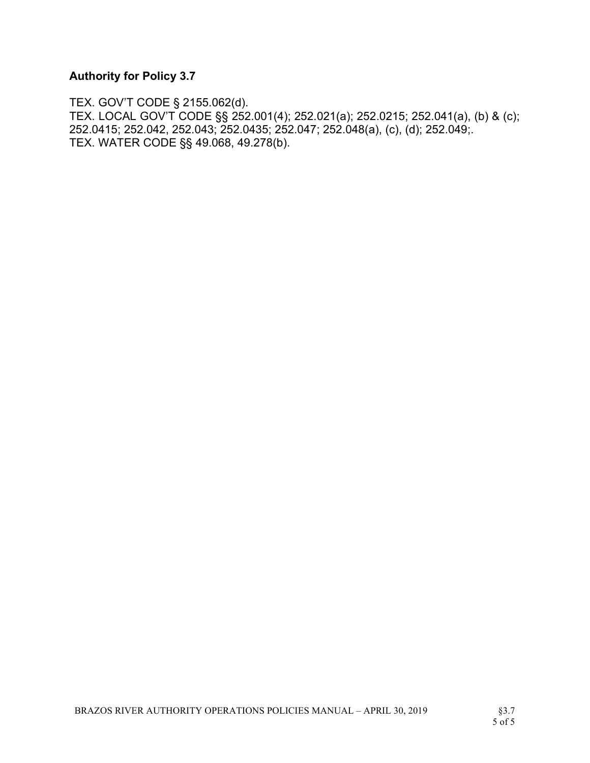### Authority for Policy 3.7

TEX. GOV'T CODE § 2155.062(d).
TEX. LOCAL GOV'T CODE §§ 252.001(4); 252.021(a); 252.0215; 252.041(a), (b) & (c); 252.0415; 252.042, 252.043; 252.0435; 252.047; 252.048(a), (c), (d); 252.049;.
TEX. WATER CODE §§ 49.068, 49.278(b).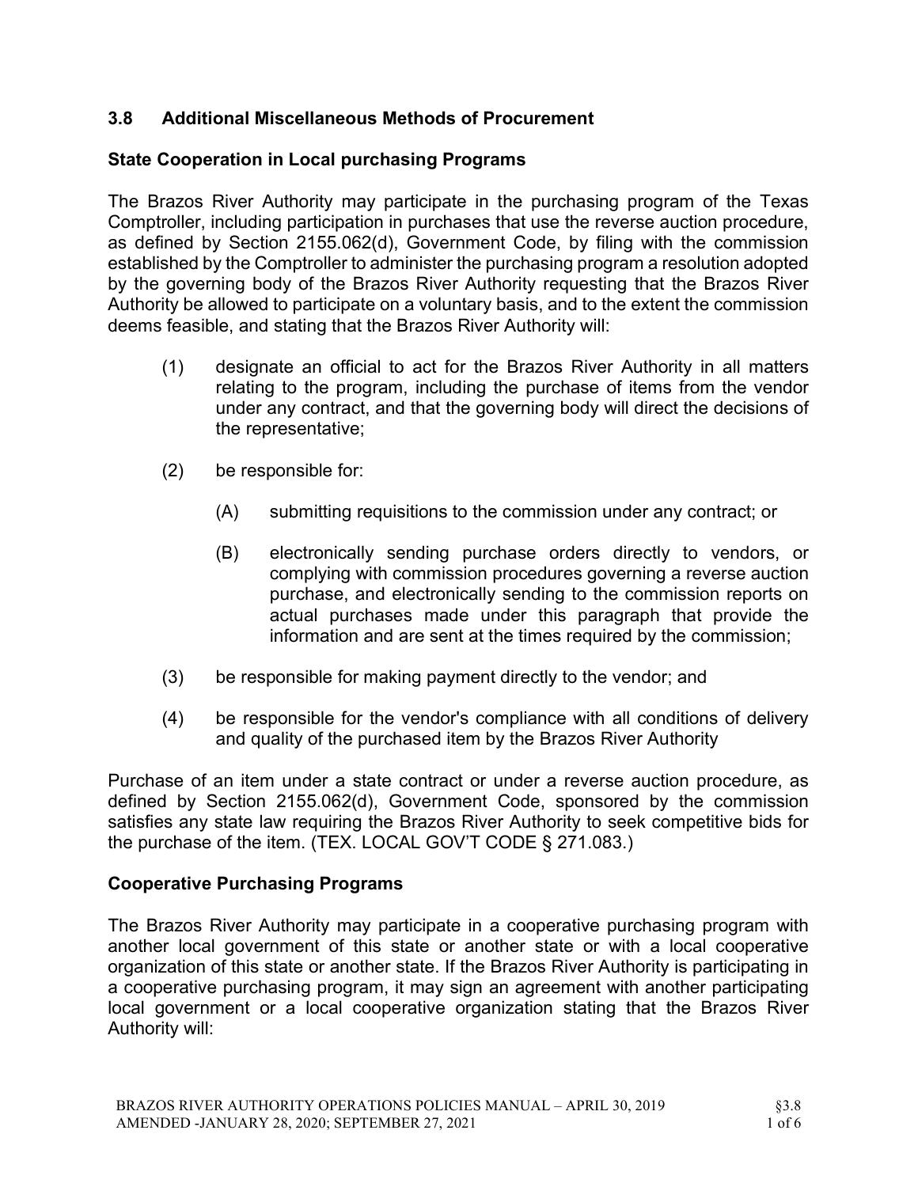## 3.8 Additional Miscellaneous Methods of Procurement

### State Cooperation in Local purchasing Programs

The Brazos River Authority may participate in the purchasing program of the Texas Comptroller, including participation in purchases that use the reverse auction procedure, as defined by Section 2155.062(d), Government Code, by filing with the commission established by the Comptroller to administer the purchasing program a resolution adopted by the governing body of the Brazos River Authority requesting that the Brazos River Authority be allowed to participate on a voluntary basis, and to the extent the commission deems feasible, and stating that the Brazos River Authority will:

(1) designate an official to act for the Brazos River Authority in all matters relating to the program, including the purchase of items from the vendor under any contract, and that the governing body will direct the decisions of the representative;

(2) be responsible for:

   (A) submitting requisitions to the commission under any contract; or

   (B) electronically sending purchase orders directly to vendors, or complying with commission procedures governing a reverse auction purchase, and electronically sending to the commission reports on actual purchases made under this paragraph that provide the information and are sent at the times required by the commission;

(3) be responsible for making payment directly to the vendor; and

(4) be responsible for the vendor's compliance with all conditions of delivery and quality of the purchased item by the Brazos River Authority

Purchase of an item under a state contract or under a reverse auction procedure, as defined by Section 2155.062(d), Government Code, sponsored by the commission satisfies any state law requiring the Brazos River Authority to seek competitive bids for the purchase of the item. (TEX. LOCAL GOV'T CODE § 271.083.)

### Cooperative Purchasing Programs

The Brazos River Authority may participate in a cooperative purchasing program with another local government of this state or another state or with a local cooperative organization of this state or another state. If the Brazos River Authority is participating in a cooperative purchasing program, it may sign an agreement with another participating local government or a local cooperative organization stating that the Brazos River Authority will: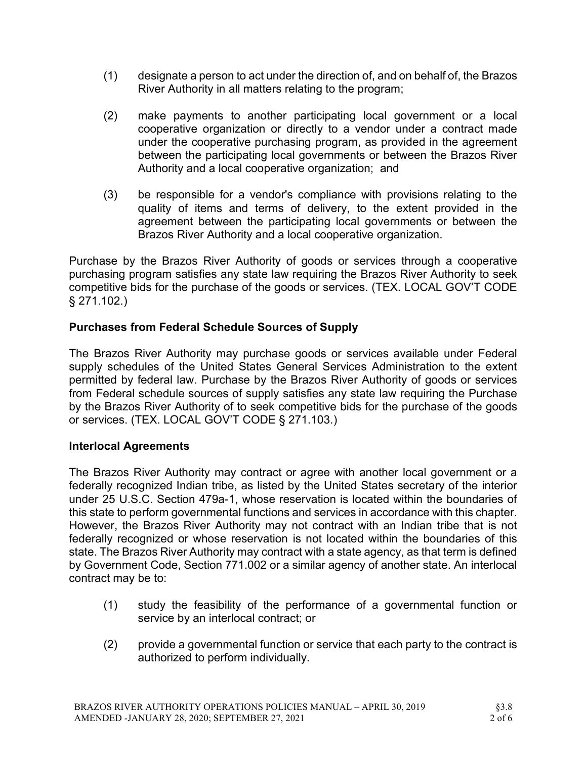(1) designate a person to act under the direction of, and on behalf of, the Brazos River Authority in all matters relating to the program;

(2) make payments to another participating local government or a local cooperative organization or directly to a vendor under a contract made under the cooperative purchasing program, as provided in the agreement between the participating local governments or between the Brazos River Authority and a local cooperative organization; and

(3) be responsible for a vendor's compliance with provisions relating to the quality of items and terms of delivery, to the extent provided in the agreement between the participating local governments or between the Brazos River Authority and a local cooperative organization.

Purchase by the Brazos River Authority of goods or services through a cooperative purchasing program satisfies any state law requiring the Brazos River Authority to seek competitive bids for the purchase of the goods or services. (TEX. LOCAL GOV'T CODE § 271.102.)

**Purchases from Federal Schedule Sources of Supply**

The Brazos River Authority may purchase goods or services available under Federal supply schedules of the United States General Services Administration to the extent permitted by federal law. Purchase by the Brazos River Authority of goods or services from Federal schedule sources of supply satisfies any state law requiring the Purchase by the Brazos River Authority of to seek competitive bids for the purchase of the goods or services. (TEX. LOCAL GOV'T CODE § 271.103.)

**Interlocal Agreements**

The Brazos River Authority may contract or agree with another local government or a federally recognized Indian tribe, as listed by the United States secretary of the interior under 25 U.S.C. Section 479a-1, whose reservation is located within the boundaries of this state to perform governmental functions and services in accordance with this chapter. However, the Brazos River Authority may not contract with an Indian tribe that is not federally recognized or whose reservation is not located within the boundaries of this state. The Brazos River Authority may contract with a state agency, as that term is defined by Government Code, Section 771.002 or a similar agency of another state. An interlocal contract may be to:

(1) study the feasibility of the performance of a governmental function or service by an interlocal contract; or

(2) provide a governmental function or service that each party to the contract is authorized to perform individually.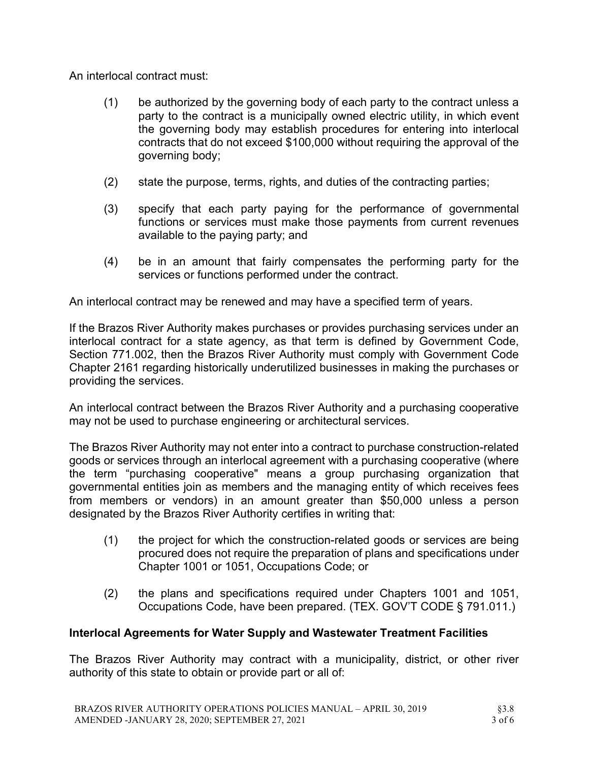An interlocal contract must:

(1) be authorized by the governing body of each party to the contract unless a party to the contract is a municipally owned electric utility, in which event the governing body may establish procedures for entering into interlocal contracts that do not exceed $100,000 without requiring the approval of the governing body;

(2) state the purpose, terms, rights, and duties of the contracting parties;

(3) specify that each party paying for the performance of governmental functions or services must make those payments from current revenues available to the paying party; and

(4) be in an amount that fairly compensates the performing party for the services or functions performed under the contract.

An interlocal contract may be renewed and may have a specified term of years.

If the Brazos River Authority makes purchases or provides purchasing services under an interlocal contract for a state agency, as that term is defined by Government Code, Section 771.002, then the Brazos River Authority must comply with Government Code Chapter 2161 regarding historically underutilized businesses in making the purchases or providing the services.

An interlocal contract between the Brazos River Authority and a purchasing cooperative may not be used to purchase engineering or architectural services.

The Brazos River Authority may not enter into a contract to purchase construction-related goods or services through an interlocal agreement with a purchasing cooperative (where the term "purchasing cooperative" means a group purchasing organization that governmental entities join as members and the managing entity of which receives fees from members or vendors) in an amount greater than $50,000 unless a person designated by the Brazos River Authority certifies in writing that:

(1) the project for which the construction-related goods or services are being procured does not require the preparation of plans and specifications under Chapter 1001 or 1051, Occupations Code; or

(2) the plans and specifications required under Chapters 1001 and 1051, Occupations Code, have been prepared. (TEX. GOV'T CODE § 791.011.)

### Interlocal Agreements for Water Supply and Wastewater Treatment Facilities

The Brazos River Authority may contract with a municipality, district, or other river authority of this state to obtain or provide part or all of: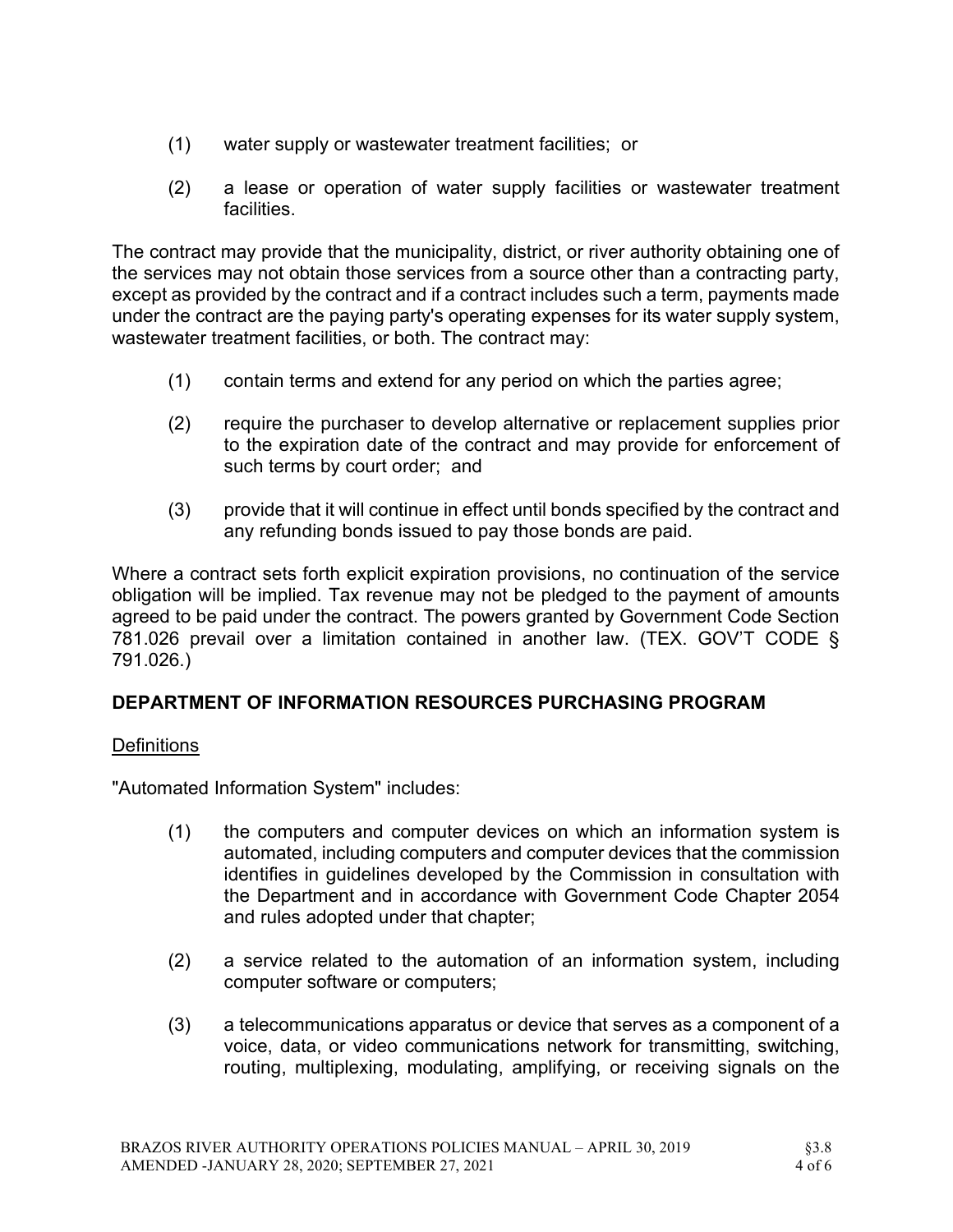(1) water supply or wastewater treatment facilities; or

(2) a lease or operation of water supply facilities or wastewater treatment facilities.

The contract may provide that the municipality, district, or river authority obtaining one of the services may not obtain those services from a source other than a contracting party, except as provided by the contract and if a contract includes such a term, payments made under the contract are the paying party's operating expenses for its water supply system, wastewater treatment facilities, or both. The contract may:

(1) contain terms and extend for any period on which the parties agree;

(2) require the purchaser to develop alternative or replacement supplies prior to the expiration date of the contract and may provide for enforcement of such terms by court order; and

(3) provide that it will continue in effect until bonds specified by the contract and any refunding bonds issued to pay those bonds are paid.

Where a contract sets forth explicit expiration provisions, no continuation of the service obligation will be implied. Tax revenue may not be pledged to the payment of amounts agreed to be paid under the contract. The powers granted by Government Code Section 781.026 prevail over a limitation contained in another law. (TEX. GOV'T CODE § 791.026.)

## DEPARTMENT OF INFORMATION RESOURCES PURCHASING PROGRAM

Definitions

"Automated Information System" includes:

(1) the computers and computer devices on which an information system is automated, including computers and computer devices that the commission identifies in guidelines developed by the Commission in consultation with the Department and in accordance with Government Code Chapter 2054 and rules adopted under that chapter;

(2) a service related to the automation of an information system, including computer software or computers;

(3) a telecommunications apparatus or device that serves as a component of a voice, data, or video communications network for transmitting, switching, routing, multiplexing, modulating, amplifying, or receiving signals on the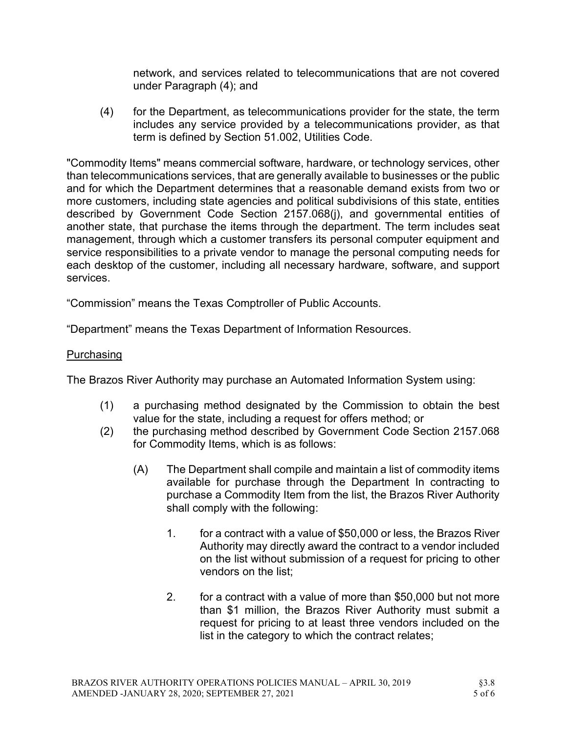network, and services related to telecommunications that are not covered under Paragraph (4); and

(4) for the Department, as telecommunications provider for the state, the term includes any service provided by a telecommunications provider, as that term is defined by Section 51.002, Utilities Code.

"Commodity Items" means commercial software, hardware, or technology services, other than telecommunications services, that are generally available to businesses or the public and for which the Department determines that a reasonable demand exists from two or more customers, including state agencies and political subdivisions of this state, entities described by Government Code Section 2157.068(j), and governmental entities of another state, that purchase the items through the department. The term includes seat management, through which a customer transfers its personal computer equipment and service responsibilities to a private vendor to manage the personal computing needs for each desktop of the customer, including all necessary hardware, software, and support services.

“Commission” means the Texas Comptroller of Public Accounts.

“Department” means the Texas Department of Information Resources.

<u>Purchasing</u>

The Brazos River Authority may purchase an Automated Information System using:

(1) a purchasing method designated by the Commission to obtain the best value for the state, including a request for offers method; or

(2) the purchasing method described by Government Code Section 2157.068 for Commodity Items, which is as follows:

   (A) The Department shall compile and maintain a list of commodity items available for purchase through the Department In contracting to purchase a Commodity Item from the list, the Brazos River Authority shall comply with the following:

      1. for a contract with a value of $50,000 or less, the Brazos River Authority may directly award the contract to a vendor included on the list without submission of a request for pricing to other vendors on the list;

      2. for a contract with a value of more than $50,000 but not more than $1 million, the Brazos River Authority must submit a request for pricing to at least three vendors included on the list in the category to which the contract relates;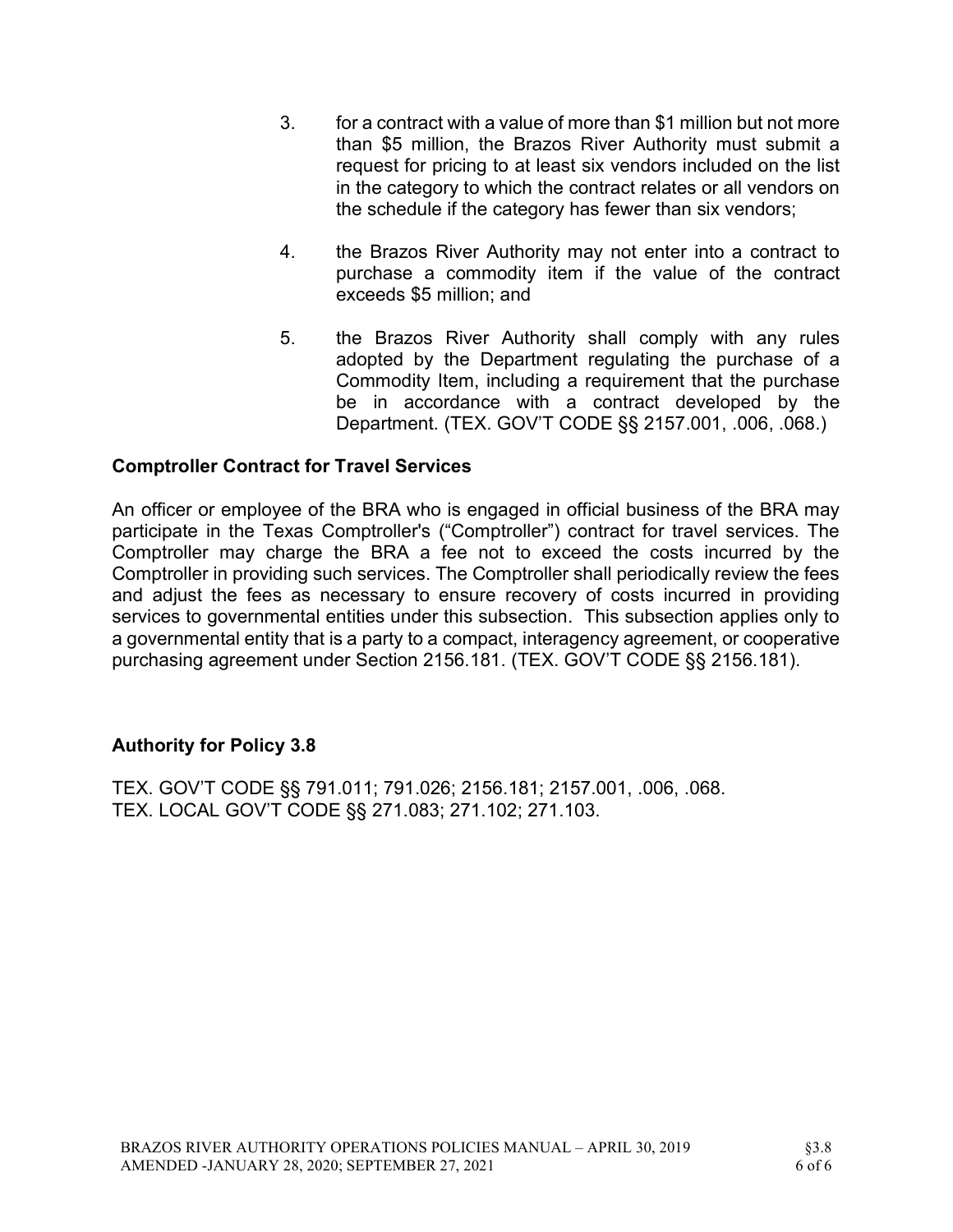3. for a contract with a value of more than \$1 million but not more than \$5 million, the Brazos River Authority must submit a request for pricing to at least six vendors included on the list in the category to which the contract relates or all vendors on the schedule if the category has fewer than six vendors;

4. the Brazos River Authority may not enter into a contract to purchase a commodity item if the value of the contract exceeds \$5 million; and

5. the Brazos River Authority shall comply with any rules adopted by the Department regulating the purchase of a Commodity Item, including a requirement that the purchase be in accordance with a contract developed by the Department. (TEX. GOV'T CODE §§ 2157.001, .006, .068.)

**Comptroller Contract for Travel Services**

An officer or employee of the BRA who is engaged in official business of the BRA may participate in the Texas Comptroller's ("Comptroller") contract for travel services. The Comptroller may charge the BRA a fee not to exceed the costs incurred by the Comptroller in providing such services. The Comptroller shall periodically review the fees and adjust the fees as necessary to ensure recovery of costs incurred in providing services to governmental entities under this subsection. This subsection applies only to a governmental entity that is a party to a compact, interagency agreement, or cooperative purchasing agreement under Section 2156.181. (TEX. GOV'T CODE §§ 2156.181).

**Authority for Policy 3.8**

TEX. GOV'T CODE §§ 791.011; 791.026; 2156.181; 2157.001, .006, .068.
TEX. LOCAL GOV'T CODE §§ 271.083; 271.102; 271.103.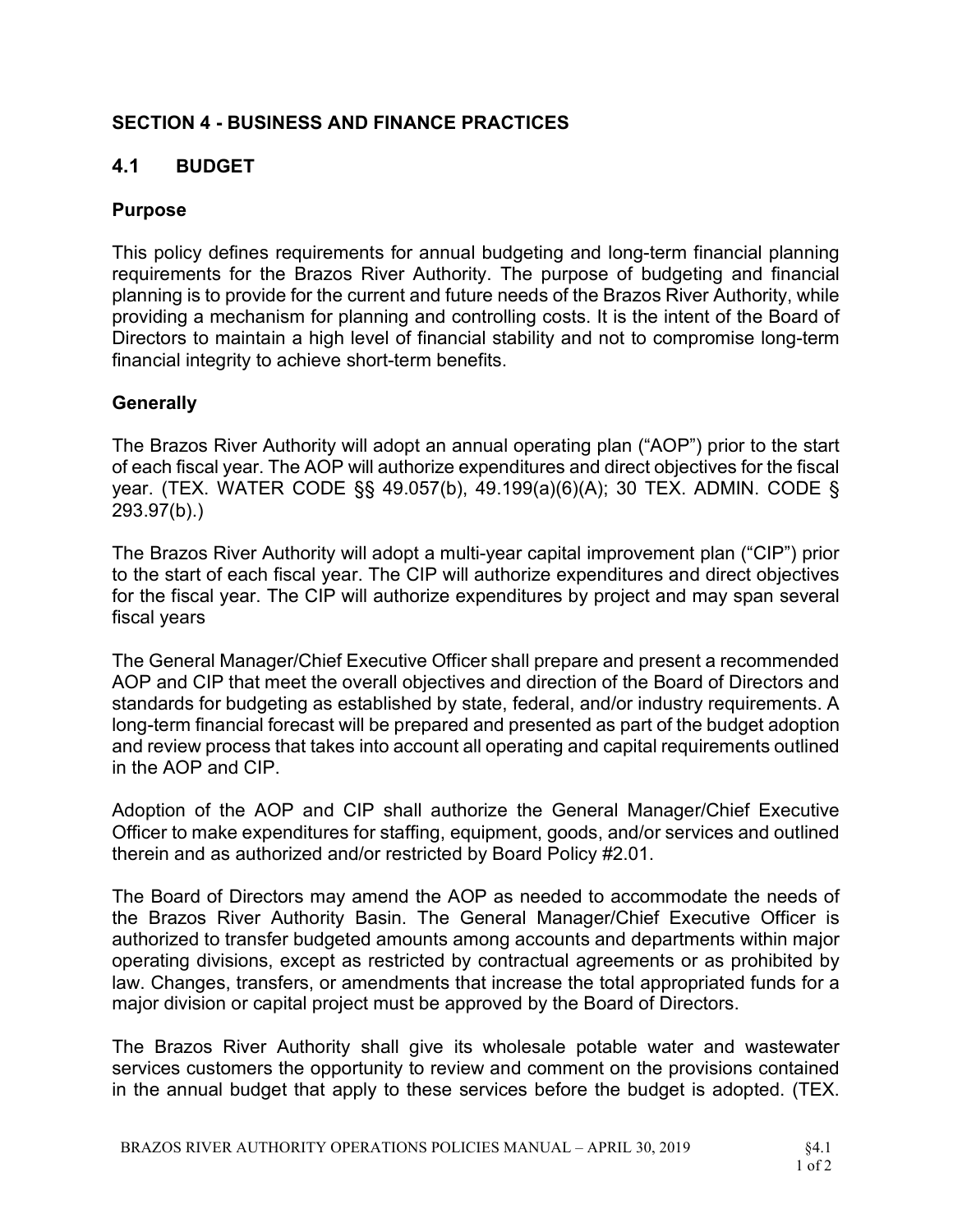## SECTION 4 - BUSINESS AND FINANCE PRACTICES

## 4.1 BUDGET

### Purpose

This policy defines requirements for annual budgeting and long-term financial planning requirements for the Brazos River Authority. The purpose of budgeting and financial planning is to provide for the current and future needs of the Brazos River Authority, while providing a mechanism for planning and controlling costs. It is the intent of the Board of Directors to maintain a high level of financial stability and not to compromise long-term financial integrity to achieve short-term benefits.

### Generally

The Brazos River Authority will adopt an annual operating plan ("AOP") prior to the start of each fiscal year. The AOP will authorize expenditures and direct objectives for the fiscal year. (TEX. WATER CODE §§ 49.057(b), 49.199(a)(6)(A); 30 TEX. ADMIN. CODE § 293.97(b).)

The Brazos River Authority will adopt a multi-year capital improvement plan ("CIP") prior to the start of each fiscal year. The CIP will authorize expenditures and direct objectives for the fiscal year. The CIP will authorize expenditures by project and may span several fiscal years

The General Manager/Chief Executive Officer shall prepare and present a recommended AOP and CIP that meet the overall objectives and direction of the Board of Directors and standards for budgeting as established by state, federal, and/or industry requirements. A long-term financial forecast will be prepared and presented as part of the budget adoption and review process that takes into account all operating and capital requirements outlined in the AOP and CIP.

Adoption of the AOP and CIP shall authorize the General Manager/Chief Executive Officer to make expenditures for staffing, equipment, goods, and/or services and outlined therein and as authorized and/or restricted by Board Policy #2.01.

The Board of Directors may amend the AOP as needed to accommodate the needs of the Brazos River Authority Basin. The General Manager/Chief Executive Officer is authorized to transfer budgeted amounts among accounts and departments within major operating divisions, except as restricted by contractual agreements or as prohibited by law. Changes, transfers, or amendments that increase the total appropriated funds for a major division or capital project must be approved by the Board of Directors.

The Brazos River Authority shall give its wholesale potable water and wastewater services customers the opportunity to review and comment on the provisions contained in the annual budget that apply to these services before the budget is adopted. (TEX.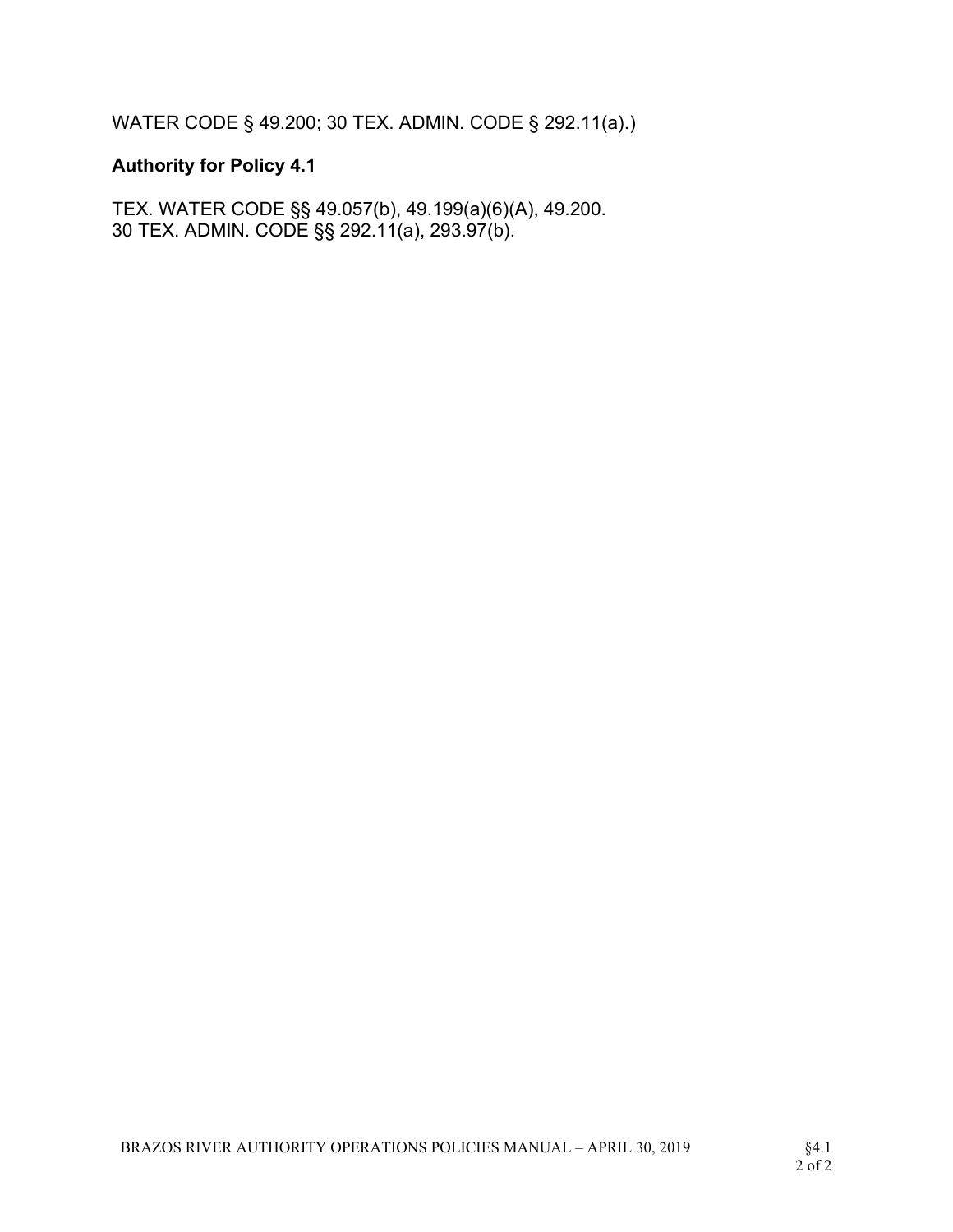WATER CODE § 49.200; 30 TEX. ADMIN. CODE § 292.11(a).)

**Authority for Policy 4.1**

TEX. WATER CODE §§ 49.057(b), 49.199(a)(6)(A), 49.200.
30 TEX. ADMIN. CODE §§ 292.11(a), 293.97(b).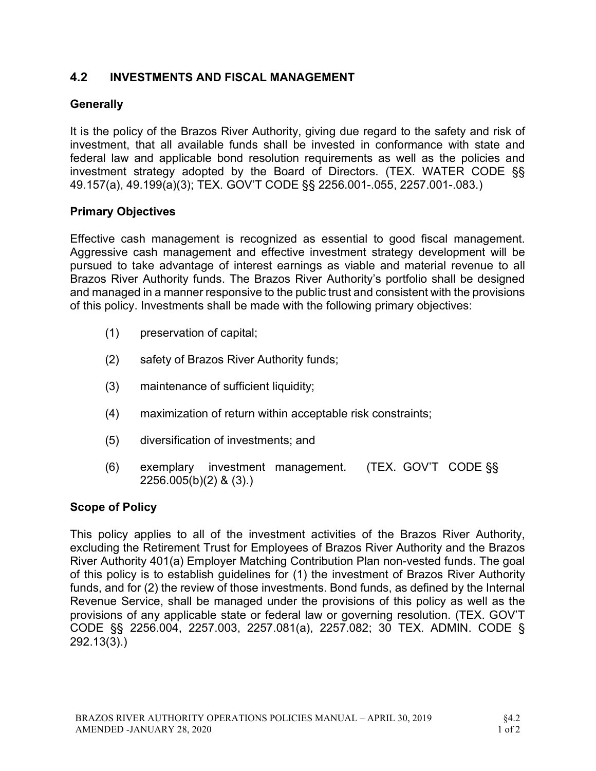## 4.2 INVESTMENTS AND FISCAL MANAGEMENT

### Generally

It is the policy of the Brazos River Authority, giving due regard to the safety and risk of investment, that all available funds shall be invested in conformance with state and federal law and applicable bond resolution requirements as well as the policies and investment strategy adopted by the Board of Directors. (TEX. WATER CODE §§ 49.157(a), 49.199(a)(3); TEX. GOV'T CODE §§ 2256.001-.055, 2257.001-.083.)

### Primary Objectives

Effective cash management is recognized as essential to good fiscal management. Aggressive cash management and effective investment strategy development will be pursued to take advantage of interest earnings as viable and material revenue to all Brazos River Authority funds. The Brazos River Authority's portfolio shall be designed and managed in a manner responsive to the public trust and consistent with the provisions of this policy. Investments shall be made with the following primary objectives:

(1) preservation of capital;

(2) safety of Brazos River Authority funds;

(3) maintenance of sufficient liquidity;

(4) maximization of return within acceptable risk constraints;

(5) diversification of investments; and

(6) exemplary investment management. (TEX. GOV'T CODE §§ 2256.005(b)(2) & (3).)

### Scope of Policy

This policy applies to all of the investment activities of the Brazos River Authority, excluding the Retirement Trust for Employees of Brazos River Authority and the Brazos River Authority 401(a) Employer Matching Contribution Plan non-vested funds. The goal of this policy is to establish guidelines for (1) the investment of Brazos River Authority funds, and for (2) the review of those investments. Bond funds, as defined by the Internal Revenue Service, shall be managed under the provisions of this policy as well as the provisions of any applicable state or federal law or governing resolution. (TEX. GOV'T CODE §§ 2256.004, 2257.003, 2257.081(a), 2257.082; 30 TEX. ADMIN. CODE § 292.13(3).)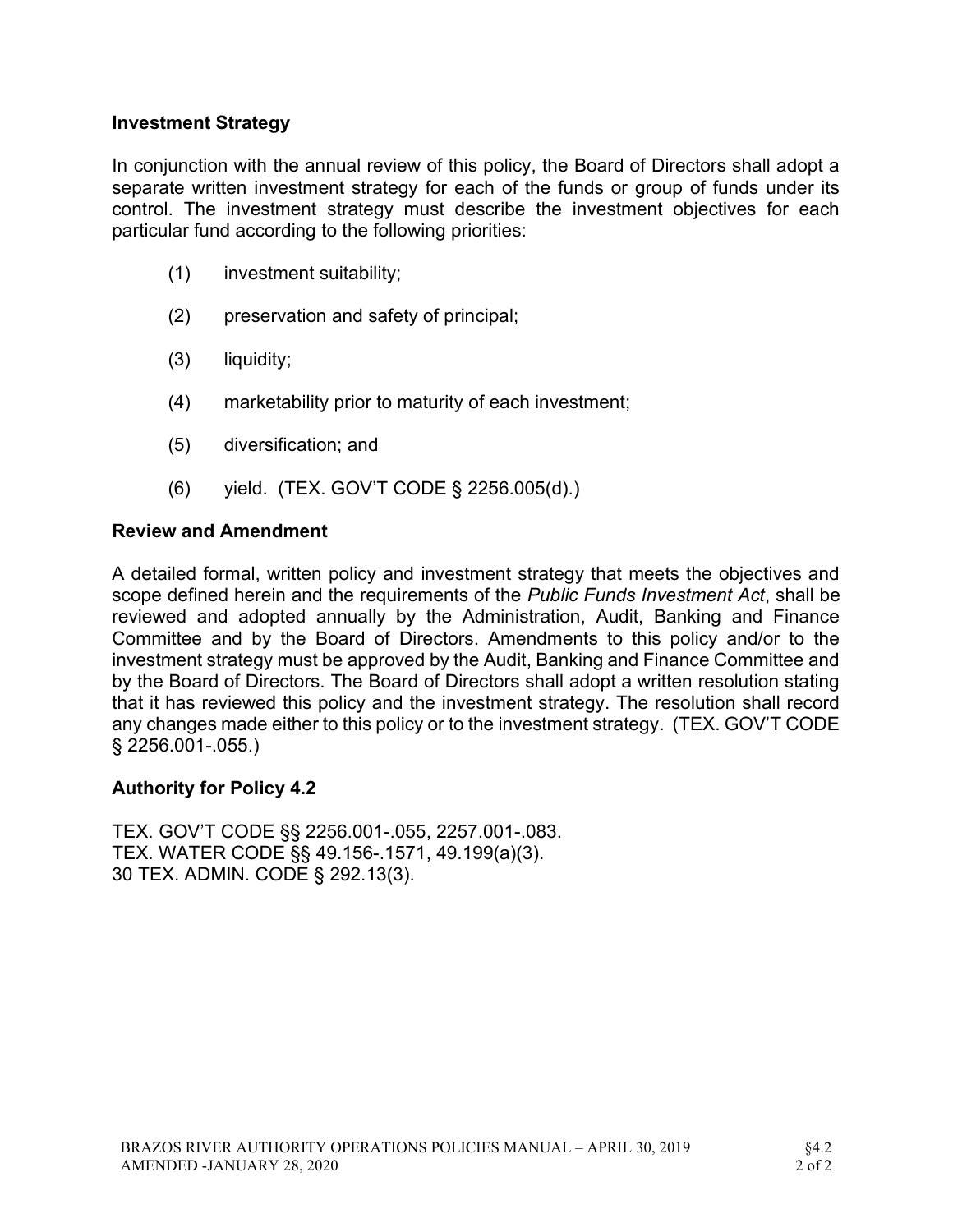### Investment Strategy

In conjunction with the annual review of this policy, the Board of Directors shall adopt a separate written investment strategy for each of the funds or group of funds under its control. The investment strategy must describe the investment objectives for each particular fund according to the following priorities:

(1) investment suitability;

(2) preservation and safety of principal;

(3) liquidity;

(4) marketability prior to maturity of each investment;

(5) diversification; and

(6) yield. (TEX. GOV'T CODE § 2256.005(d).)

### Review and Amendment

A detailed formal, written policy and investment strategy that meets the objectives and scope defined herein and the requirements of the *Public Funds Investment Act*, shall be reviewed and adopted annually by the Administration, Audit, Banking and Finance Committee and by the Board of Directors. Amendments to this policy and/or to the investment strategy must be approved by the Audit, Banking and Finance Committee and by the Board of Directors. The Board of Directors shall adopt a written resolution stating that it has reviewed this policy and the investment strategy. The resolution shall record any changes made either to this policy or to the investment strategy. (TEX. GOV'T CODE § 2256.001-.055.)

### Authority for Policy 4.2

TEX. GOV'T CODE §§ 2256.001-.055, 2257.001-.083.
TEX. WATER CODE §§ 49.156-.1571, 49.199(a)(3).
30 TEX. ADMIN. CODE § 292.13(3).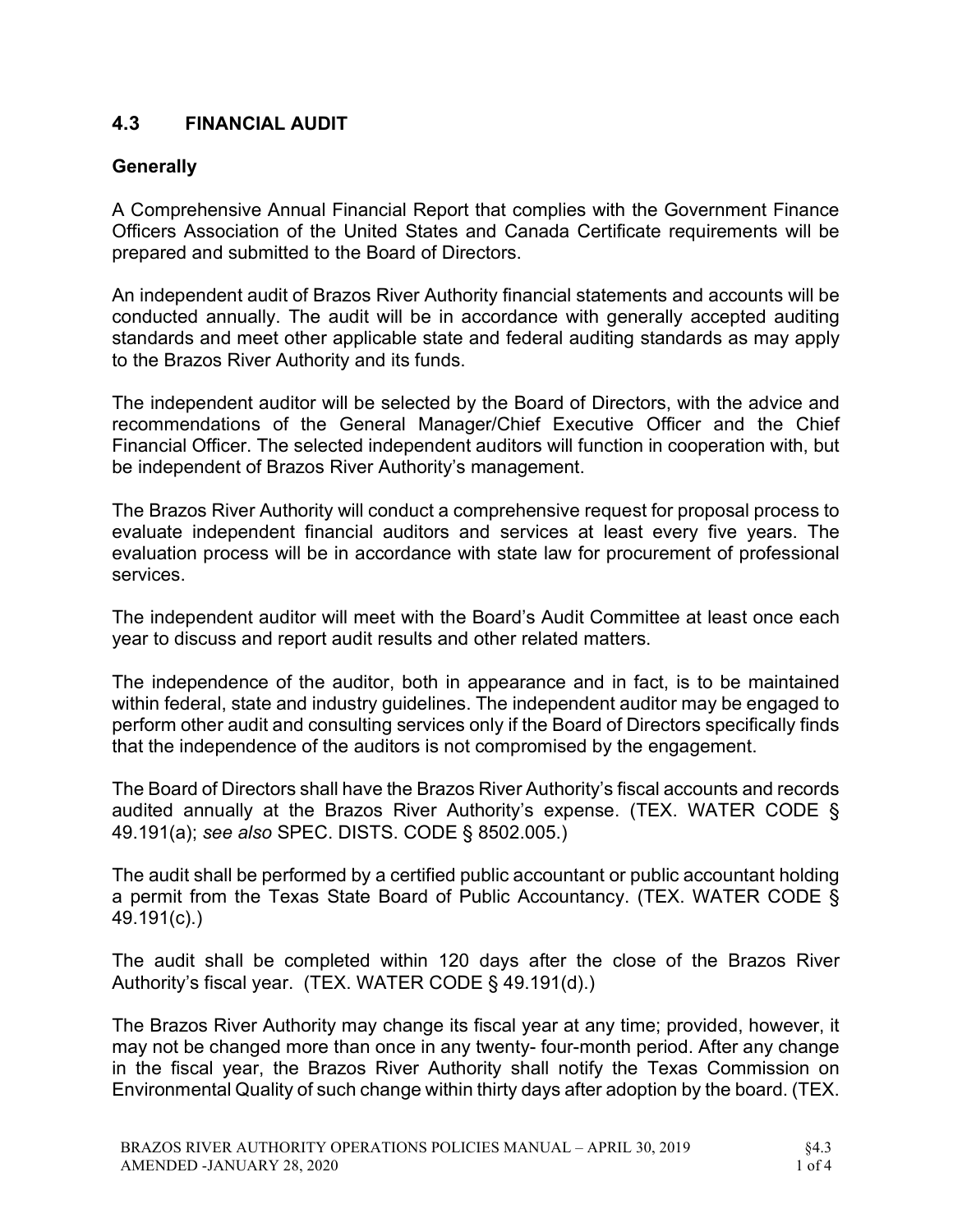## 4.3 FINANCIAL AUDIT

### Generally

A Comprehensive Annual Financial Report that complies with the Government Finance Officers Association of the United States and Canada Certificate requirements will be prepared and submitted to the Board of Directors.

An independent audit of Brazos River Authority financial statements and accounts will be conducted annually. The audit will be in accordance with generally accepted auditing standards and meet other applicable state and federal auditing standards as may apply to the Brazos River Authority and its funds.

The independent auditor will be selected by the Board of Directors, with the advice and recommendations of the General Manager/Chief Executive Officer and the Chief Financial Officer. The selected independent auditors will function in cooperation with, but be independent of Brazos River Authority's management.

The Brazos River Authority will conduct a comprehensive request for proposal process to evaluate independent financial auditors and services at least every five years. The evaluation process will be in accordance with state law for procurement of professional services.

The independent auditor will meet with the Board's Audit Committee at least once each year to discuss and report audit results and other related matters.

The independence of the auditor, both in appearance and in fact, is to be maintained within federal, state and industry guidelines. The independent auditor may be engaged to perform other audit and consulting services only if the Board of Directors specifically finds that the independence of the auditors is not compromised by the engagement.

The Board of Directors shall have the Brazos River Authority's fiscal accounts and records audited annually at the Brazos River Authority's expense. (TEX. WATER CODE § 49.191(a); *see also* SPEC. DISTS. CODE § 8502.005.)

The audit shall be performed by a certified public accountant or public accountant holding a permit from the Texas State Board of Public Accountancy. (TEX. WATER CODE § 49.191(c).)

The audit shall be completed within 120 days after the close of the Brazos River Authority's fiscal year. (TEX. WATER CODE § 49.191(d).)

The Brazos River Authority may change its fiscal year at any time; provided, however, it may not be changed more than once in any twenty- four-month period. After any change in the fiscal year, the Brazos River Authority shall notify the Texas Commission on Environmental Quality of such change within thirty days after adoption by the board. (TEX.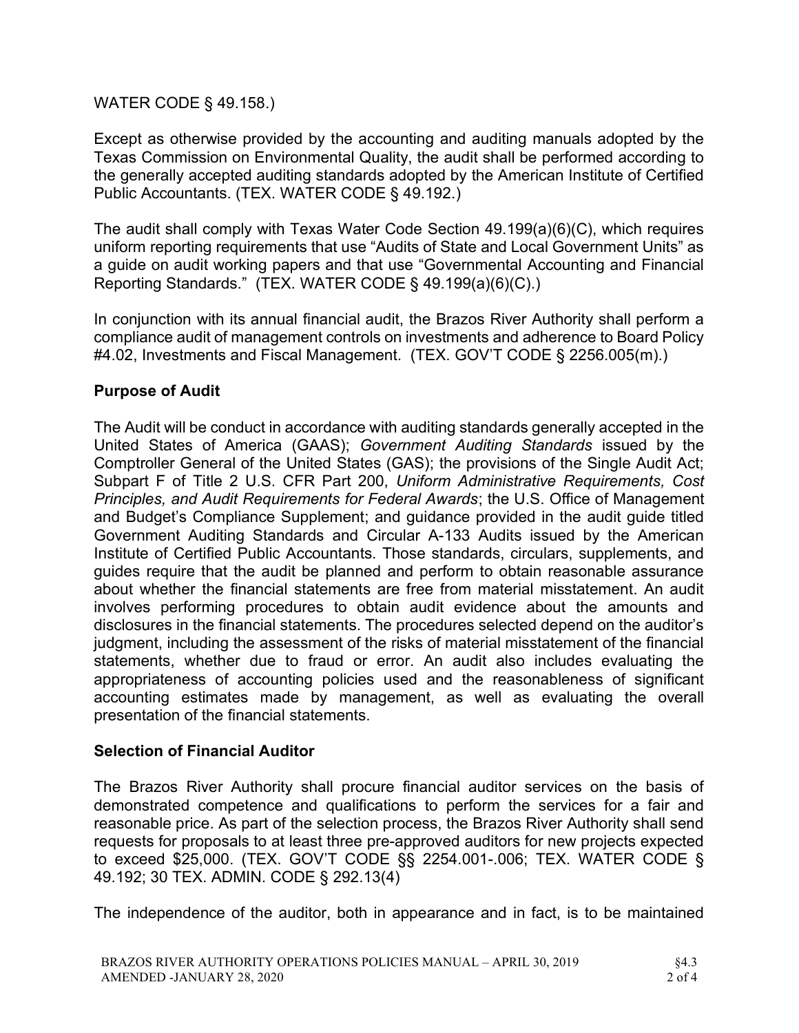WATER CODE § 49.158.)

Except as otherwise provided by the accounting and auditing manuals adopted by the Texas Commission on Environmental Quality, the audit shall be performed according to the generally accepted auditing standards adopted by the American Institute of Certified Public Accountants. (TEX. WATER CODE § 49.192.)

The audit shall comply with Texas Water Code Section 49.199(a)(6)(C), which requires uniform reporting requirements that use "Audits of State and Local Government Units" as a guide on audit working papers and that use "Governmental Accounting and Financial Reporting Standards." (TEX. WATER CODE § 49.199(a)(6)(C).)

In conjunction with its annual financial audit, the Brazos River Authority shall perform a compliance audit of management controls on investments and adherence to Board Policy #4.02, Investments and Fiscal Management. (TEX. GOV'T CODE § 2256.005(m).)

**Purpose of Audit**

The Audit will be conduct in accordance with auditing standards generally accepted in the United States of America (GAAS); *Government Auditing Standards* issued by the Comptroller General of the United States (GAS); the provisions of the Single Audit Act; Subpart F of Title 2 U.S. CFR Part 200, *Uniform Administrative Requirements, Cost Principles, and Audit Requirements for Federal Awards*; the U.S. Office of Management and Budget's Compliance Supplement; and guidance provided in the audit guide titled Government Auditing Standards and Circular A-133 Audits issued by the American Institute of Certified Public Accountants. Those standards, circulars, supplements, and guides require that the audit be planned and perform to obtain reasonable assurance about whether the financial statements are free from material misstatement. An audit involves performing procedures to obtain audit evidence about the amounts and disclosures in the financial statements. The procedures selected depend on the auditor's judgment, including the assessment of the risks of material misstatement of the financial statements, whether due to fraud or error. An audit also includes evaluating the appropriateness of accounting policies used and the reasonableness of significant accounting estimates made by management, as well as evaluating the overall presentation of the financial statements.

**Selection of Financial Auditor**

The Brazos River Authority shall procure financial auditor services on the basis of demonstrated competence and qualifications to perform the services for a fair and reasonable price. As part of the selection process, the Brazos River Authority shall send requests for proposals to at least three pre-approved auditors for new projects expected to exceed $25,000. (TEX. GOV'T CODE §§ 2254.001-.006; TEX. WATER CODE § 49.192; 30 TEX. ADMIN. CODE § 292.13(4)

The independence of the auditor, both in appearance and in fact, is to be maintained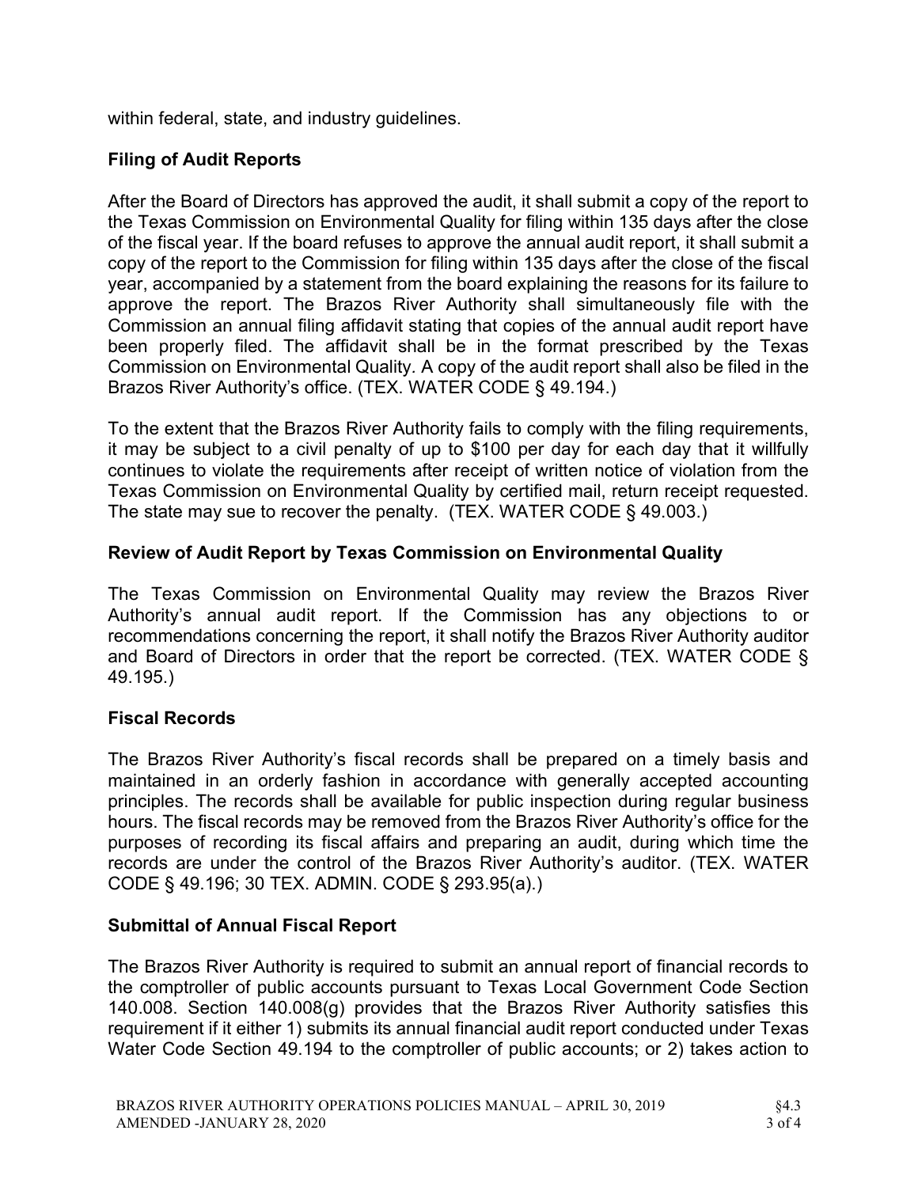within federal, state, and industry guidelines.

### Filing of Audit Reports

After the Board of Directors has approved the audit, it shall submit a copy of the report to the Texas Commission on Environmental Quality for filing within 135 days after the close of the fiscal year. If the board refuses to approve the annual audit report, it shall submit a copy of the report to the Commission for filing within 135 days after the close of the fiscal year, accompanied by a statement from the board explaining the reasons for its failure to approve the report. The Brazos River Authority shall simultaneously file with the Commission an annual filing affidavit stating that copies of the annual audit report have been properly filed. The affidavit shall be in the format prescribed by the Texas Commission on Environmental Quality. A copy of the audit report shall also be filed in the Brazos River Authority's office. (TEX. WATER CODE § 49.194.)

To the extent that the Brazos River Authority fails to comply with the filing requirements, it may be subject to a civil penalty of up to $100 per day for each day that it willfully continues to violate the requirements after receipt of written notice of violation from the Texas Commission on Environmental Quality by certified mail, return receipt requested. The state may sue to recover the penalty. (TEX. WATER CODE § 49.003.)

### Review of Audit Report by Texas Commission on Environmental Quality

The Texas Commission on Environmental Quality may review the Brazos River Authority's annual audit report. If the Commission has any objections to or recommendations concerning the report, it shall notify the Brazos River Authority auditor and Board of Directors in order that the report be corrected. (TEX. WATER CODE § 49.195.)

### Fiscal Records

The Brazos River Authority's fiscal records shall be prepared on a timely basis and maintained in an orderly fashion in accordance with generally accepted accounting principles. The records shall be available for public inspection during regular business hours. The fiscal records may be removed from the Brazos River Authority's office for the purposes of recording its fiscal affairs and preparing an audit, during which time the records are under the control of the Brazos River Authority's auditor. (TEX. WATER CODE § 49.196; 30 TEX. ADMIN. CODE § 293.95(a).)

### Submittal of Annual Fiscal Report

The Brazos River Authority is required to submit an annual report of financial records to the comptroller of public accounts pursuant to Texas Local Government Code Section 140.008. Section 140.008(g) provides that the Brazos River Authority satisfies this requirement if it either 1) submits its annual financial audit report conducted under Texas Water Code Section 49.194 to the comptroller of public accounts; or 2) takes action to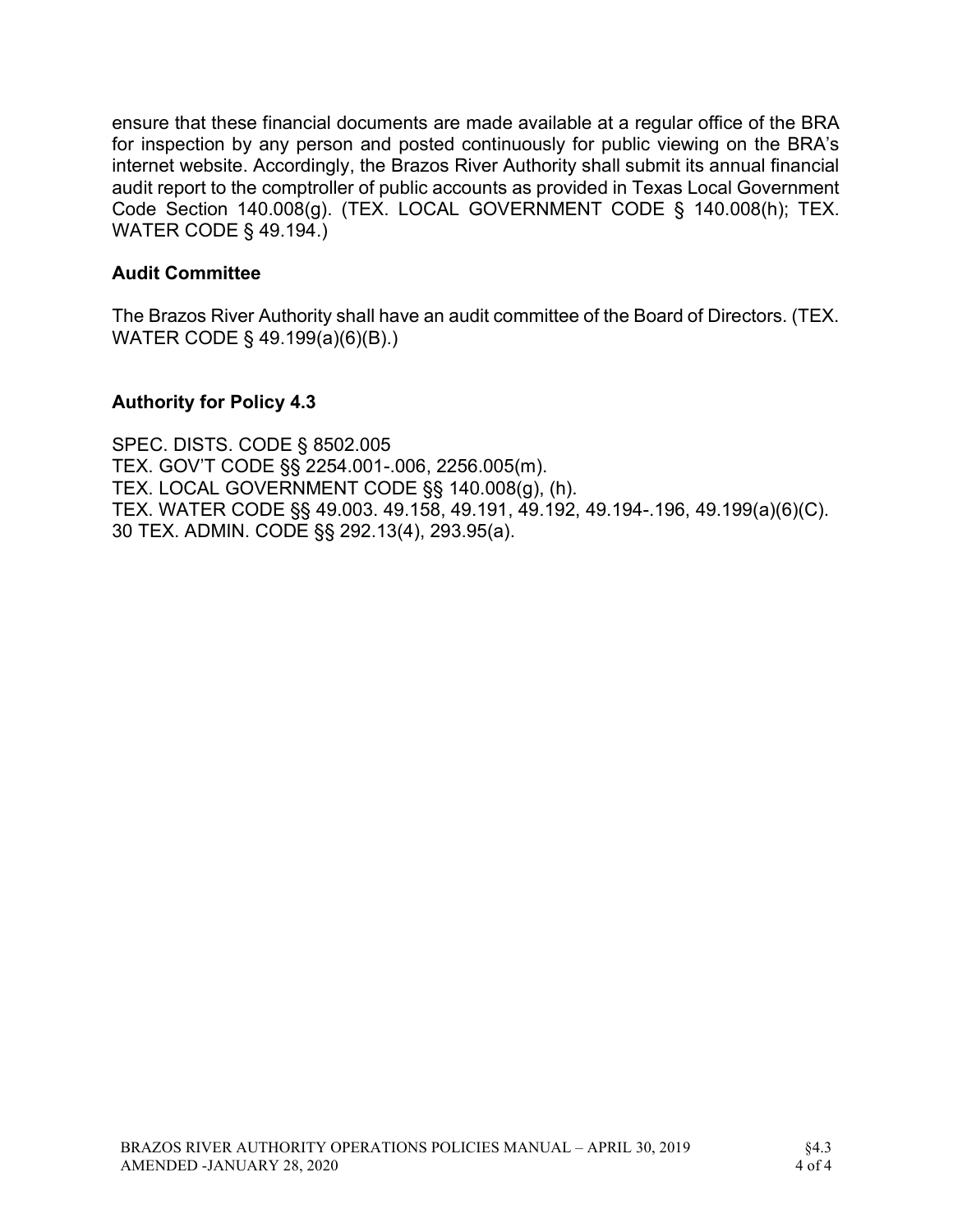ensure that these financial documents are made available at a regular office of the BRA for inspection by any person and posted continuously for public viewing on the BRA's internet website. Accordingly, the Brazos River Authority shall submit its annual financial audit report to the comptroller of public accounts as provided in Texas Local Government Code Section 140.008(g). (TEX. LOCAL GOVERNMENT CODE § 140.008(h); TEX. WATER CODE § 49.194.)

### Audit Committee

The Brazos River Authority shall have an audit committee of the Board of Directors. (TEX. WATER CODE § 49.199(a)(6)(B).)

### Authority for Policy 4.3

SPEC. DISTS. CODE § 8502.005
TEX. GOV'T CODE §§ 2254.001-.006, 2256.005(m).
TEX. LOCAL GOVERNMENT CODE §§ 140.008(g), (h).
TEX. WATER CODE §§ 49.003. 49.158, 49.191, 49.192, 49.194-.196, 49.199(a)(6)(C).
30 TEX. ADMIN. CODE §§ 292.13(4), 293.95(a).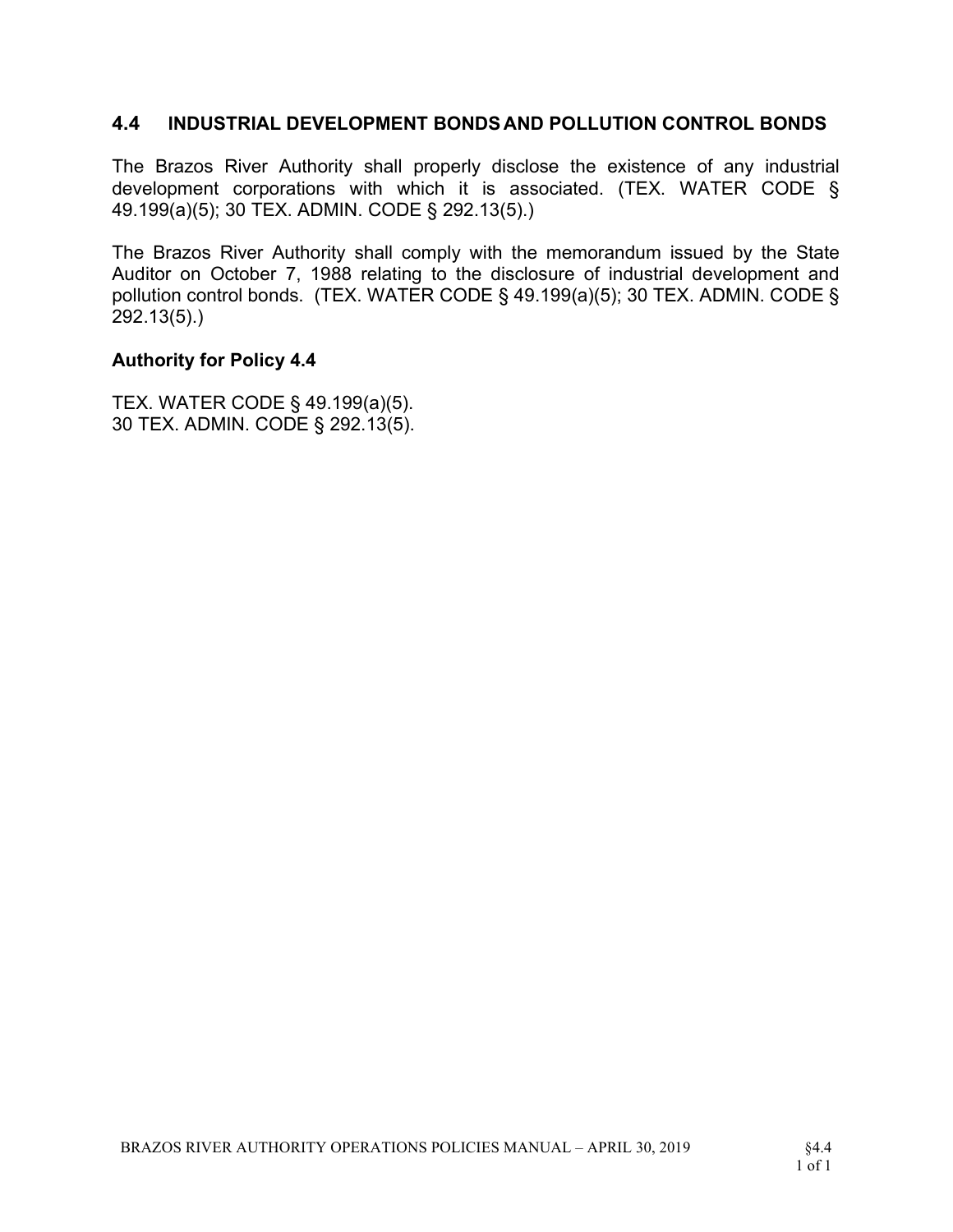## 4.4 INDUSTRIAL DEVELOPMENT BONDS AND POLLUTION CONTROL BONDS

The Brazos River Authority shall properly disclose the existence of any industrial development corporations with which it is associated. (TEX. WATER CODE § 49.199(a)(5); 30 TEX. ADMIN. CODE § 292.13(5).)

The Brazos River Authority shall comply with the memorandum issued by the State Auditor on October 7, 1988 relating to the disclosure of industrial development and pollution control bonds. (TEX. WATER CODE § 49.199(a)(5); 30 TEX. ADMIN. CODE § 292.13(5).)

### Authority for Policy 4.4

TEX. WATER CODE § 49.199(a)(5).
30 TEX. ADMIN. CODE § 292.13(5).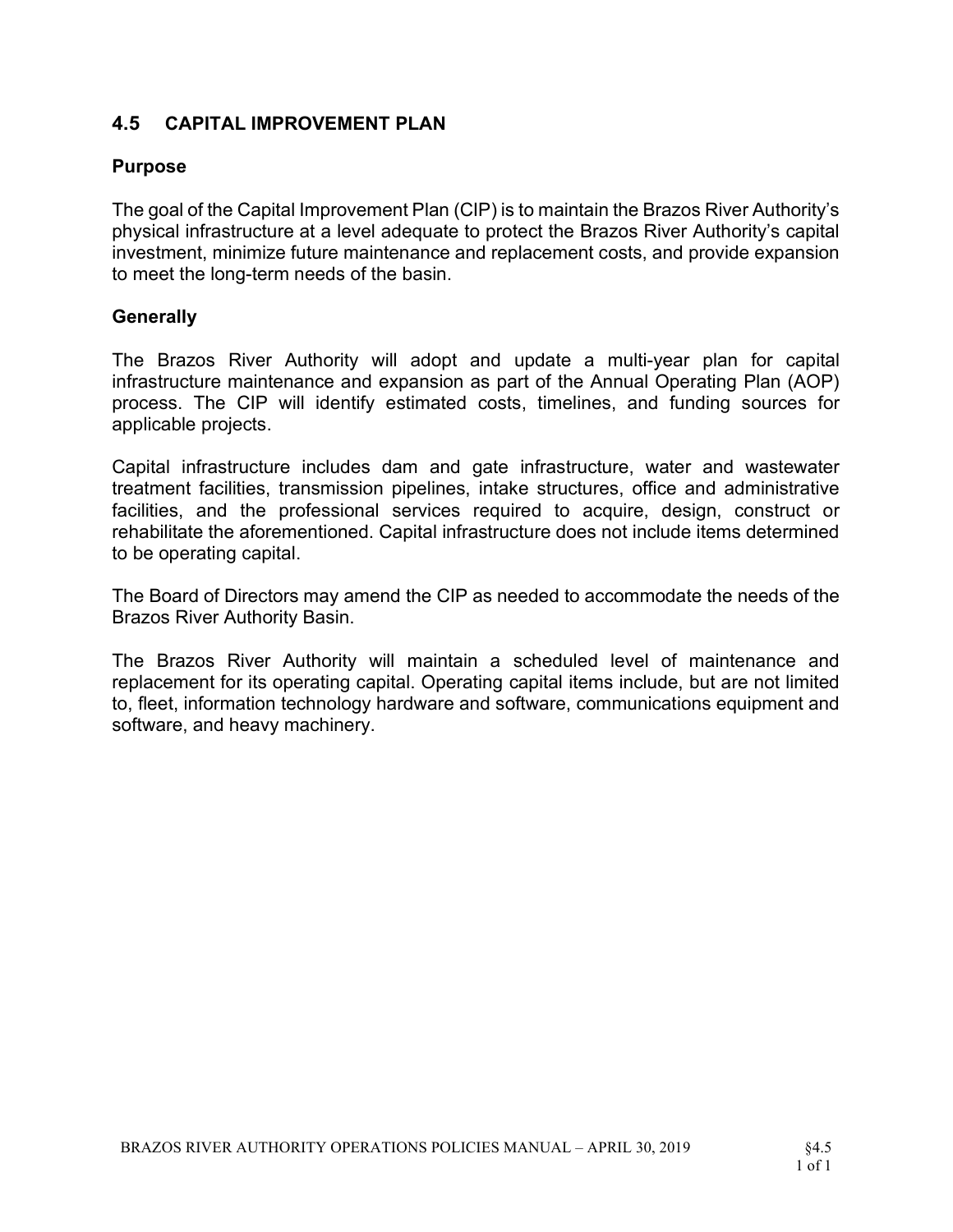## 4.5 CAPITAL IMPROVEMENT PLAN

### Purpose

The goal of the Capital Improvement Plan (CIP) is to maintain the Brazos River Authority's physical infrastructure at a level adequate to protect the Brazos River Authority's capital investment, minimize future maintenance and replacement costs, and provide expansion to meet the long-term needs of the basin.

### Generally

The Brazos River Authority will adopt and update a multi-year plan for capital infrastructure maintenance and expansion as part of the Annual Operating Plan (AOP) process. The CIP will identify estimated costs, timelines, and funding sources for applicable projects.

Capital infrastructure includes dam and gate infrastructure, water and wastewater treatment facilities, transmission pipelines, intake structures, office and administrative facilities, and the professional services required to acquire, design, construct or rehabilitate the aforementioned. Capital infrastructure does not include items determined to be operating capital.

The Board of Directors may amend the CIP as needed to accommodate the needs of the Brazos River Authority Basin.

The Brazos River Authority will maintain a scheduled level of maintenance and replacement for its operating capital. Operating capital items include, but are not limited to, fleet, information technology hardware and software, communications equipment and software, and heavy machinery.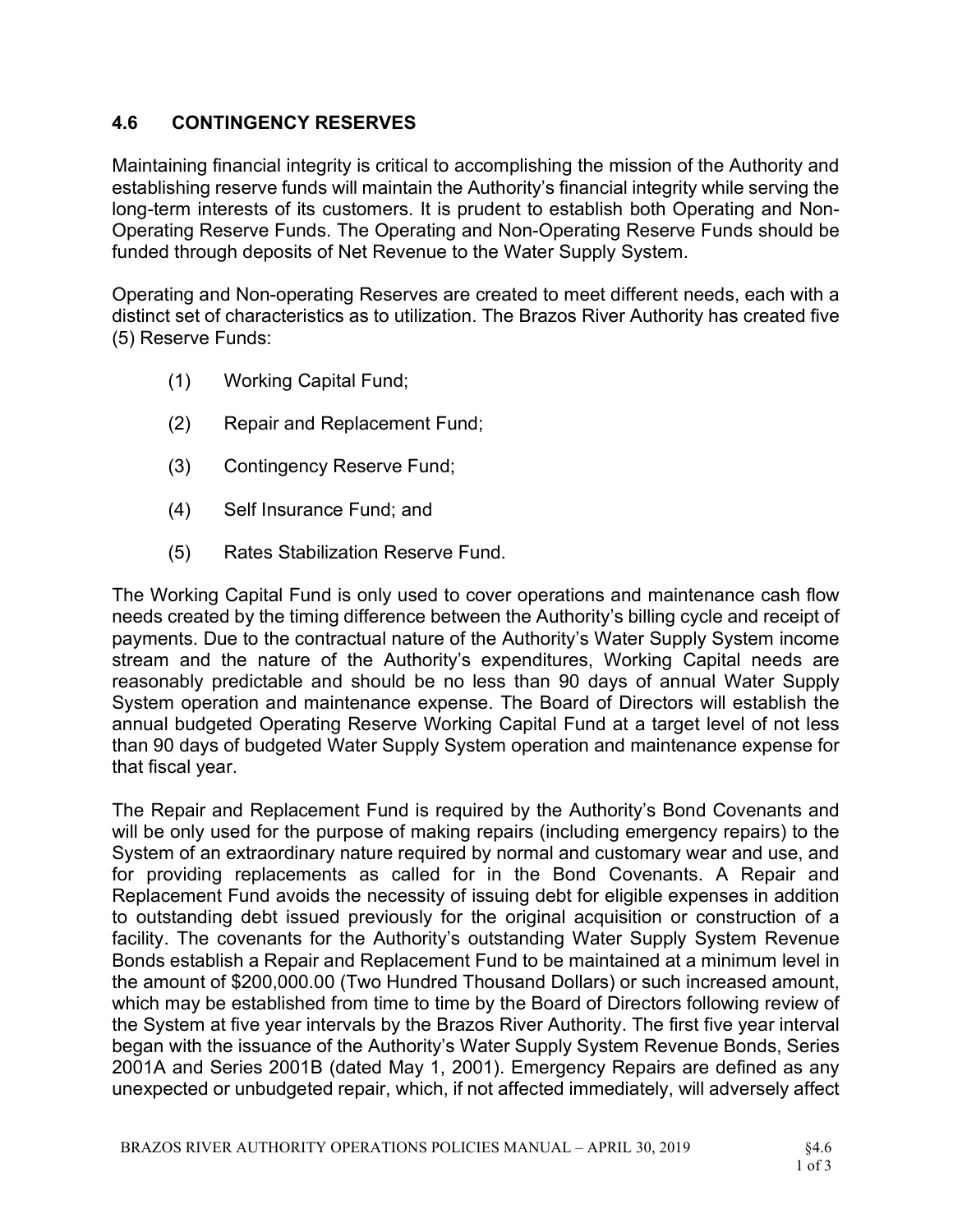## 4.6 CONTINGENCY RESERVES

Maintaining financial integrity is critical to accomplishing the mission of the Authority and establishing reserve funds will maintain the Authority's financial integrity while serving the long-term interests of its customers. It is prudent to establish both Operating and Non-Operating Reserve Funds. The Operating and Non-Operating Reserve Funds should be funded through deposits of Net Revenue to the Water Supply System.

Operating and Non-operating Reserves are created to meet different needs, each with a distinct set of characteristics as to utilization. The Brazos River Authority has created five (5) Reserve Funds:

(1) Working Capital Fund;

(2) Repair and Replacement Fund;

(3) Contingency Reserve Fund;

(4) Self Insurance Fund; and

(5) Rates Stabilization Reserve Fund.

The Working Capital Fund is only used to cover operations and maintenance cash flow needs created by the timing difference between the Authority's billing cycle and receipt of payments. Due to the contractual nature of the Authority's Water Supply System income stream and the nature of the Authority's expenditures, Working Capital needs are reasonably predictable and should be no less than 90 days of annual Water Supply System operation and maintenance expense. The Board of Directors will establish the annual budgeted Operating Reserve Working Capital Fund at a target level of not less than 90 days of budgeted Water Supply System operation and maintenance expense for that fiscal year.

The Repair and Replacement Fund is required by the Authority's Bond Covenants and will be only used for the purpose of making repairs (including emergency repairs) to the System of an extraordinary nature required by normal and customary wear and use, and for providing replacements as called for in the Bond Covenants. A Repair and Replacement Fund avoids the necessity of issuing debt for eligible expenses in addition to outstanding debt issued previously for the original acquisition or construction of a facility. The covenants for the Authority's outstanding Water Supply System Revenue Bonds establish a Repair and Replacement Fund to be maintained at a minimum level in the amount of $200,000.00 (Two Hundred Thousand Dollars) or such increased amount, which may be established from time to time by the Board of Directors following review of the System at five year intervals by the Brazos River Authority. The first five year interval began with the issuance of the Authority's Water Supply System Revenue Bonds, Series 2001A and Series 2001B (dated May 1, 2001). Emergency Repairs are defined as any unexpected or unbudgeted repair, which, if not affected immediately, will adversely affect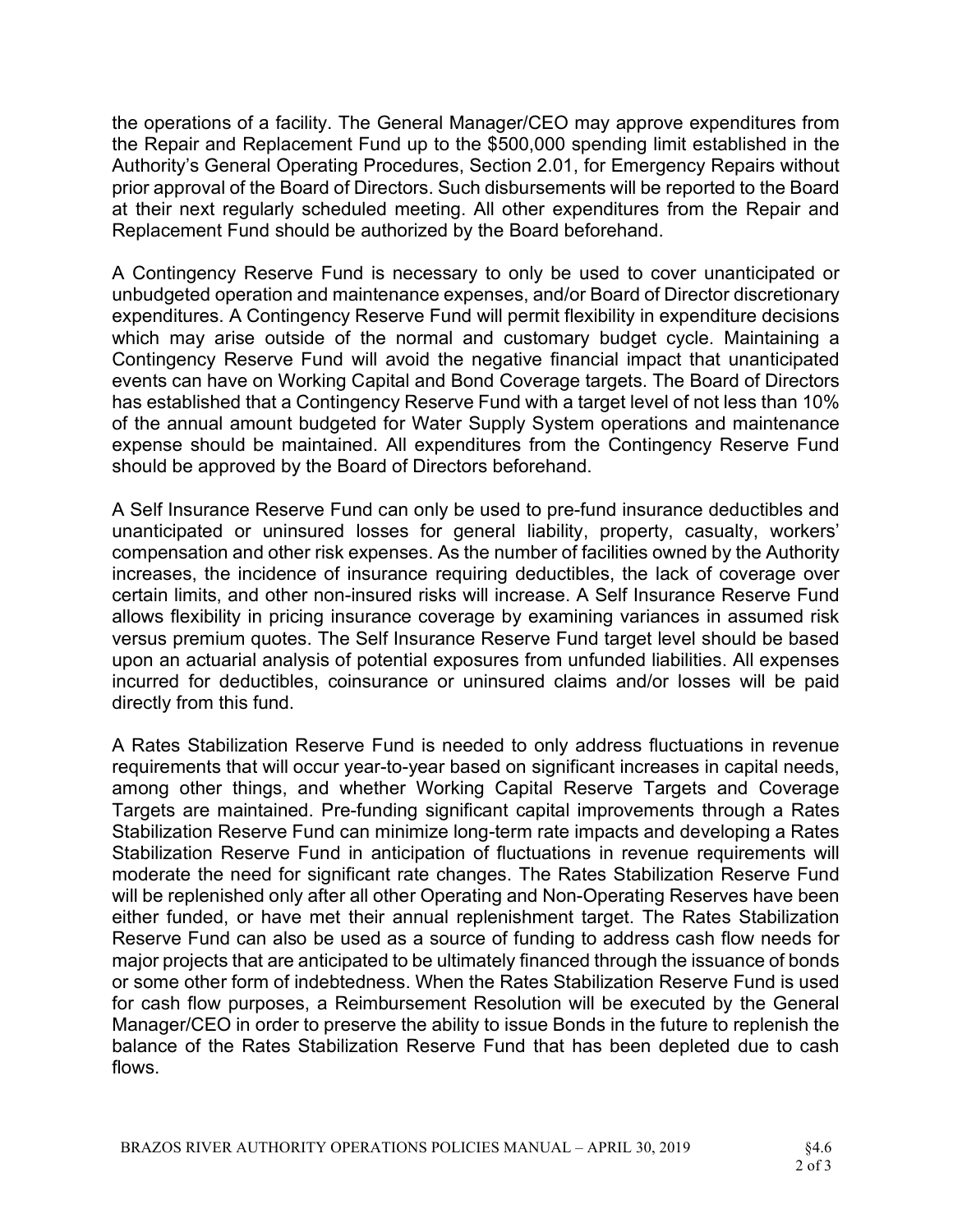the operations of a facility. The General Manager/CEO may approve expenditures from the Repair and Replacement Fund up to the $500,000 spending limit established in the Authority's General Operating Procedures, Section 2.01, for Emergency Repairs without prior approval of the Board of Directors. Such disbursements will be reported to the Board at their next regularly scheduled meeting. All other expenditures from the Repair and Replacement Fund should be authorized by the Board beforehand.

A Contingency Reserve Fund is necessary to only be used to cover unanticipated or unbudgeted operation and maintenance expenses, and/or Board of Director discretionary expenditures. A Contingency Reserve Fund will permit flexibility in expenditure decisions which may arise outside of the normal and customary budget cycle. Maintaining a Contingency Reserve Fund will avoid the negative financial impact that unanticipated events can have on Working Capital and Bond Coverage targets. The Board of Directors has established that a Contingency Reserve Fund with a target level of not less than 10% of the annual amount budgeted for Water Supply System operations and maintenance expense should be maintained. All expenditures from the Contingency Reserve Fund should be approved by the Board of Directors beforehand.

A Self Insurance Reserve Fund can only be used to pre-fund insurance deductibles and unanticipated or uninsured losses for general liability, property, casualty, workers' compensation and other risk expenses. As the number of facilities owned by the Authority increases, the incidence of insurance requiring deductibles, the lack of coverage over certain limits, and other non-insured risks will increase. A Self Insurance Reserve Fund allows flexibility in pricing insurance coverage by examining variances in assumed risk versus premium quotes. The Self Insurance Reserve Fund target level should be based upon an actuarial analysis of potential exposures from unfunded liabilities. All expenses incurred for deductibles, coinsurance or uninsured claims and/or losses will be paid directly from this fund.

A Rates Stabilization Reserve Fund is needed to only address fluctuations in revenue requirements that will occur year-to-year based on significant increases in capital needs, among other things, and whether Working Capital Reserve Targets and Coverage Targets are maintained. Pre-funding significant capital improvements through a Rates Stabilization Reserve Fund can minimize long-term rate impacts and developing a Rates Stabilization Reserve Fund in anticipation of fluctuations in revenue requirements will moderate the need for significant rate changes. The Rates Stabilization Reserve Fund will be replenished only after all other Operating and Non-Operating Reserves have been either funded, or have met their annual replenishment target. The Rates Stabilization Reserve Fund can also be used as a source of funding to address cash flow needs for major projects that are anticipated to be ultimately financed through the issuance of bonds or some other form of indebtedness. When the Rates Stabilization Reserve Fund is used for cash flow purposes, a Reimbursement Resolution will be executed by the General Manager/CEO in order to preserve the ability to issue Bonds in the future to replenish the balance of the Rates Stabilization Reserve Fund that has been depleted due to cash flows.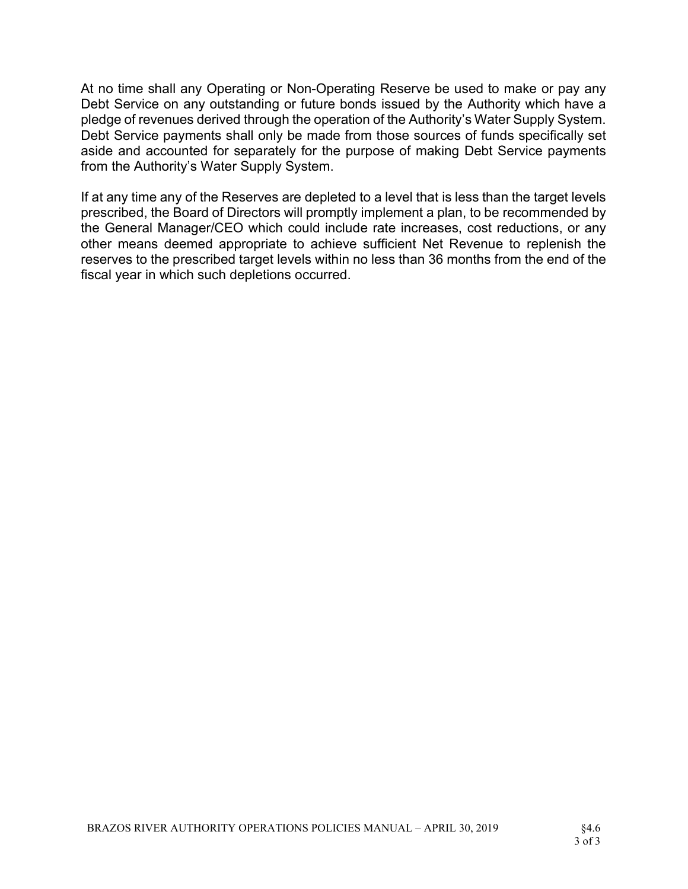At no time shall any Operating or Non-Operating Reserve be used to make or pay any Debt Service on any outstanding or future bonds issued by the Authority which have a pledge of revenues derived through the operation of the Authority's Water Supply System. Debt Service payments shall only be made from those sources of funds specifically set aside and accounted for separately for the purpose of making Debt Service payments from the Authority's Water Supply System.

If at any time any of the Reserves are depleted to a level that is less than the target levels prescribed, the Board of Directors will promptly implement a plan, to be recommended by the General Manager/CEO which could include rate increases, cost reductions, or any other means deemed appropriate to achieve sufficient Net Revenue to replenish the reserves to the prescribed target levels within no less than 36 months from the end of the fiscal year in which such depletions occurred.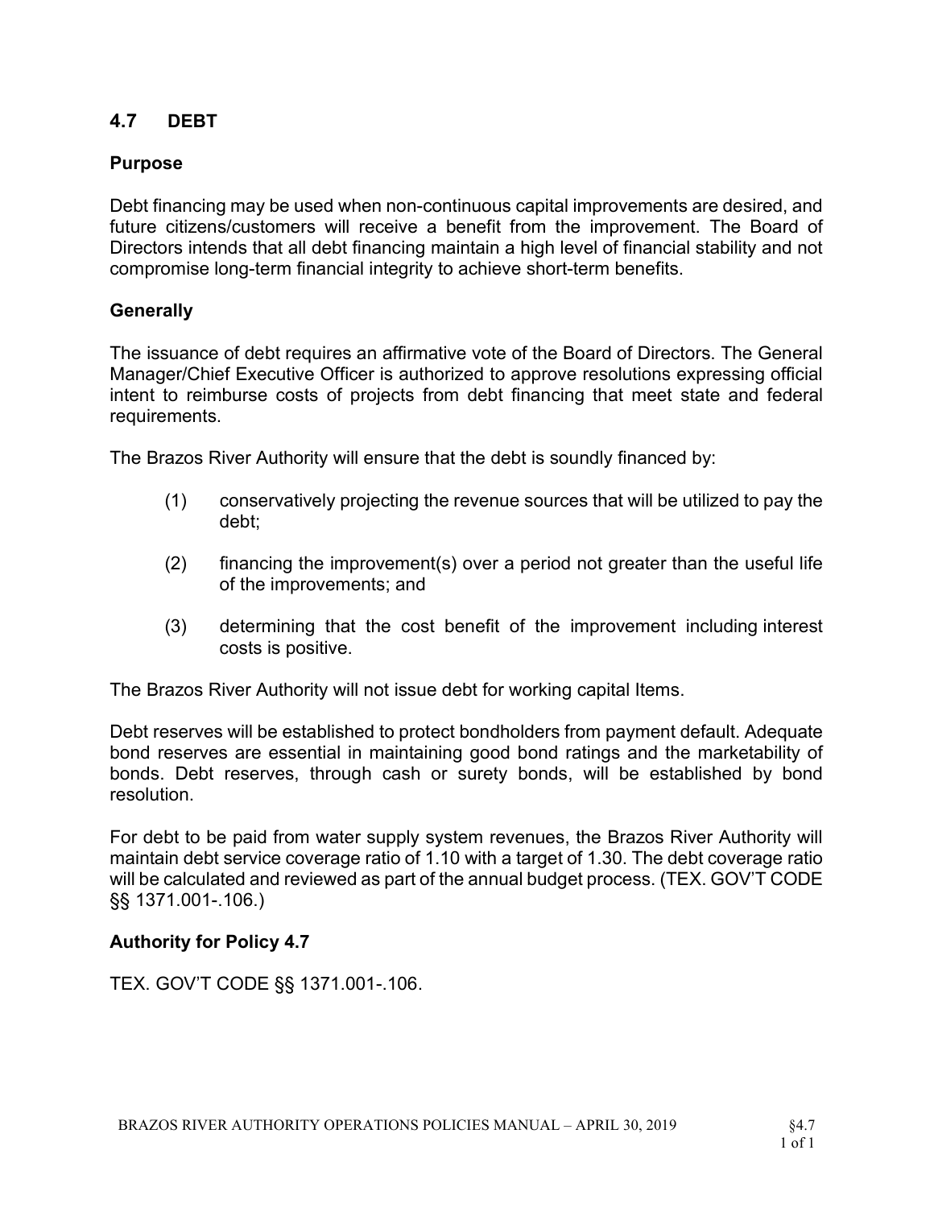## 4.7 DEBT

### Purpose

Debt financing may be used when non-continuous capital improvements are desired, and future citizens/customers will receive a benefit from the improvement. The Board of Directors intends that all debt financing maintain a high level of financial stability and not compromise long-term financial integrity to achieve short-term benefits.

### Generally

The issuance of debt requires an affirmative vote of the Board of Directors. The General Manager/Chief Executive Officer is authorized to approve resolutions expressing official intent to reimburse costs of projects from debt financing that meet state and federal requirements.

The Brazos River Authority will ensure that the debt is soundly financed by:

(1) conservatively projecting the revenue sources that will be utilized to pay the debt;

(2) financing the improvement(s) over a period not greater than the useful life of the improvements; and

(3) determining that the cost benefit of the improvement including interest costs is positive.

The Brazos River Authority will not issue debt for working capital Items.

Debt reserves will be established to protect bondholders from payment default. Adequate bond reserves are essential in maintaining good bond ratings and the marketability of bonds. Debt reserves, through cash or surety bonds, will be established by bond resolution.

For debt to be paid from water supply system revenues, the Brazos River Authority will maintain debt service coverage ratio of 1.10 with a target of 1.30. The debt coverage ratio will be calculated and reviewed as part of the annual budget process. (TEX. GOV'T CODE §§ 1371.001-.106.)

### Authority for Policy 4.7

TEX. GOV'T CODE §§ 1371.001-.106.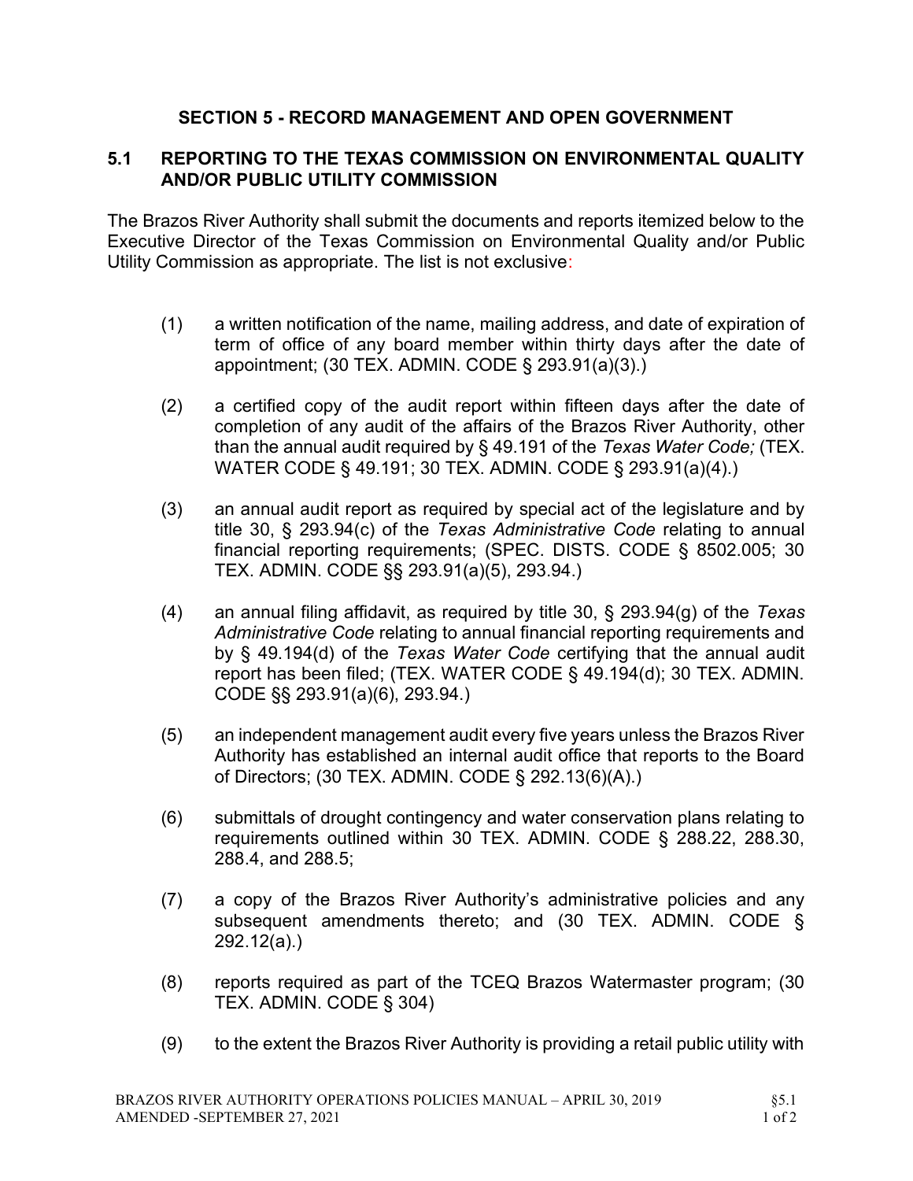## SECTION 5 - RECORD MANAGEMENT AND OPEN GOVERNMENT

### 5.1 REPORTING TO THE TEXAS COMMISSION ON ENVIRONMENTAL QUALITY AND/OR PUBLIC UTILITY COMMISSION

The Brazos River Authority shall submit the documents and reports itemized below to the Executive Director of the Texas Commission on Environmental Quality and/or Public Utility Commission as appropriate. The list is not exclusive:

(1) a written notification of the name, mailing address, and date of expiration of term of office of any board member within thirty days after the date of appointment; (30 TEX. ADMIN. CODE § 293.91(a)(3).)

(2) a certified copy of the audit report within fifteen days after the date of completion of any audit of the affairs of the Brazos River Authority, other than the annual audit required by § 49.191 of the *Texas Water Code;* (TEX. WATER CODE § 49.191; 30 TEX. ADMIN. CODE § 293.91(a)(4).)

(3) an annual audit report as required by special act of the legislature and by title 30, § 293.94(c) of the *Texas Administrative Code* relating to annual financial reporting requirements; (SPEC. DISTS. CODE § 8502.005; 30 TEX. ADMIN. CODE §§ 293.91(a)(5), 293.94.)

(4) an annual filing affidavit, as required by title 30, § 293.94(g) of the *Texas Administrative Code* relating to annual financial reporting requirements and by § 49.194(d) of the *Texas Water Code* certifying that the annual audit report has been filed; (TEX. WATER CODE § 49.194(d); 30 TEX. ADMIN. CODE §§ 293.91(a)(6), 293.94.)

(5) an independent management audit every five years unless the Brazos River Authority has established an internal audit office that reports to the Board of Directors; (30 TEX. ADMIN. CODE § 292.13(6)(A).)

(6) submittals of drought contingency and water conservation plans relating to requirements outlined within 30 TEX. ADMIN. CODE § 288.22, 288.30, 288.4, and 288.5;

(7) a copy of the Brazos River Authority's administrative policies and any subsequent amendments thereto; and (30 TEX. ADMIN. CODE § 292.12(a).)

(8) reports required as part of the TCEQ Brazos Watermaster program; (30 TEX. ADMIN. CODE § 304)

(9) to the extent the Brazos River Authority is providing a retail public utility with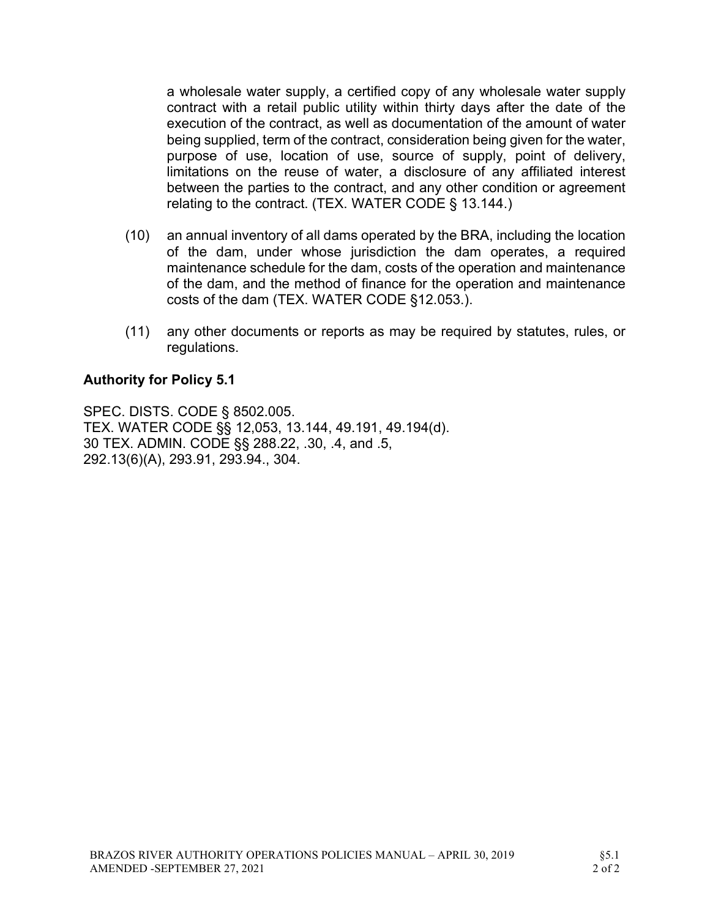a wholesale water supply, a certified copy of any wholesale water supply contract with a retail public utility within thirty days after the date of the execution of the contract, as well as documentation of the amount of water being supplied, term of the contract, consideration being given for the water, purpose of use, location of use, source of supply, point of delivery, limitations on the reuse of water, a disclosure of any affiliated interest between the parties to the contract, and any other condition or agreement relating to the contract. (TEX. WATER CODE § 13.144.)

(10) an annual inventory of all dams operated by the BRA, including the location of the dam, under whose jurisdiction the dam operates, a required maintenance schedule for the dam, costs of the operation and maintenance of the dam, and the method of finance for the operation and maintenance costs of the dam (TEX. WATER CODE §12.053.).

(11) any other documents or reports as may be required by statutes, rules, or regulations.

### Authority for Policy 5.1

SPEC. DISTS. CODE § 8502.005.
TEX. WATER CODE §§ 12,053, 13.144, 49.191, 49.194(d).
30 TEX. ADMIN. CODE §§ 288.22, .30, .4, and .5,
292.13(6)(A), 293.91, 293.94., 304.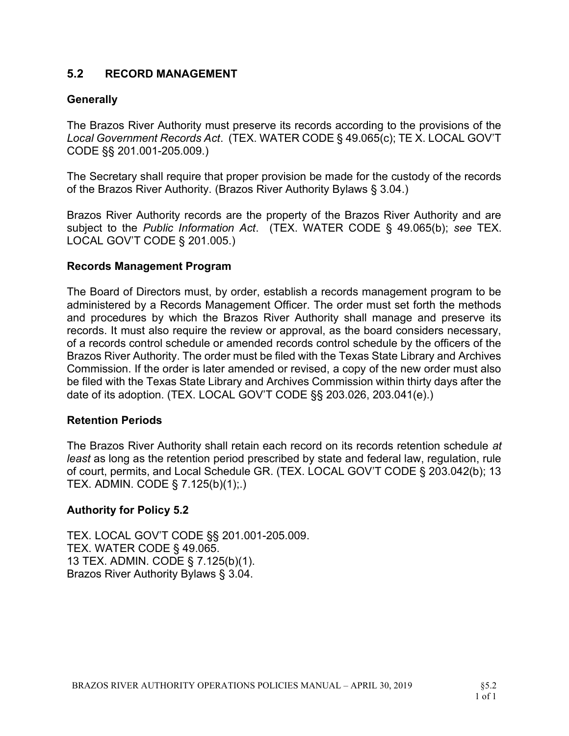## 5.2 RECORD MANAGEMENT

### Generally

The Brazos River Authority must preserve its records according to the provisions of the *Local Government Records Act*. (TEX. WATER CODE § 49.065(c); TE X. LOCAL GOV'T CODE §§ 201.001-205.009.)

The Secretary shall require that proper provision be made for the custody of the records of the Brazos River Authority. (Brazos River Authority Bylaws § 3.04.)

Brazos River Authority records are the property of the Brazos River Authority and are subject to the *Public Information Act*. (TEX. WATER CODE § 49.065(b); *see* TEX. LOCAL GOV'T CODE § 201.005.)

### Records Management Program

The Board of Directors must, by order, establish a records management program to be administered by a Records Management Officer. The order must set forth the methods and procedures by which the Brazos River Authority shall manage and preserve its records. It must also require the review or approval, as the board considers necessary, of a records control schedule or amended records control schedule by the officers of the Brazos River Authority. The order must be filed with the Texas State Library and Archives Commission. If the order is later amended or revised, a copy of the new order must also be filed with the Texas State Library and Archives Commission within thirty days after the date of its adoption. (TEX. LOCAL GOV'T CODE §§ 203.026, 203.041(e).)

### Retention Periods

The Brazos River Authority shall retain each record on its records retention schedule *at least* as long as the retention period prescribed by state and federal law, regulation, rule of court, permits, and Local Schedule GR. (TEX. LOCAL GOV'T CODE § 203.042(b); 13 TEX. ADMIN. CODE § 7.125(b)(1);.)

### Authority for Policy 5.2

TEX. LOCAL GOV'T CODE §§ 201.001-205.009.
TEX. WATER CODE § 49.065.
13 TEX. ADMIN. CODE § 7.125(b)(1).
Brazos River Authority Bylaws § 3.04.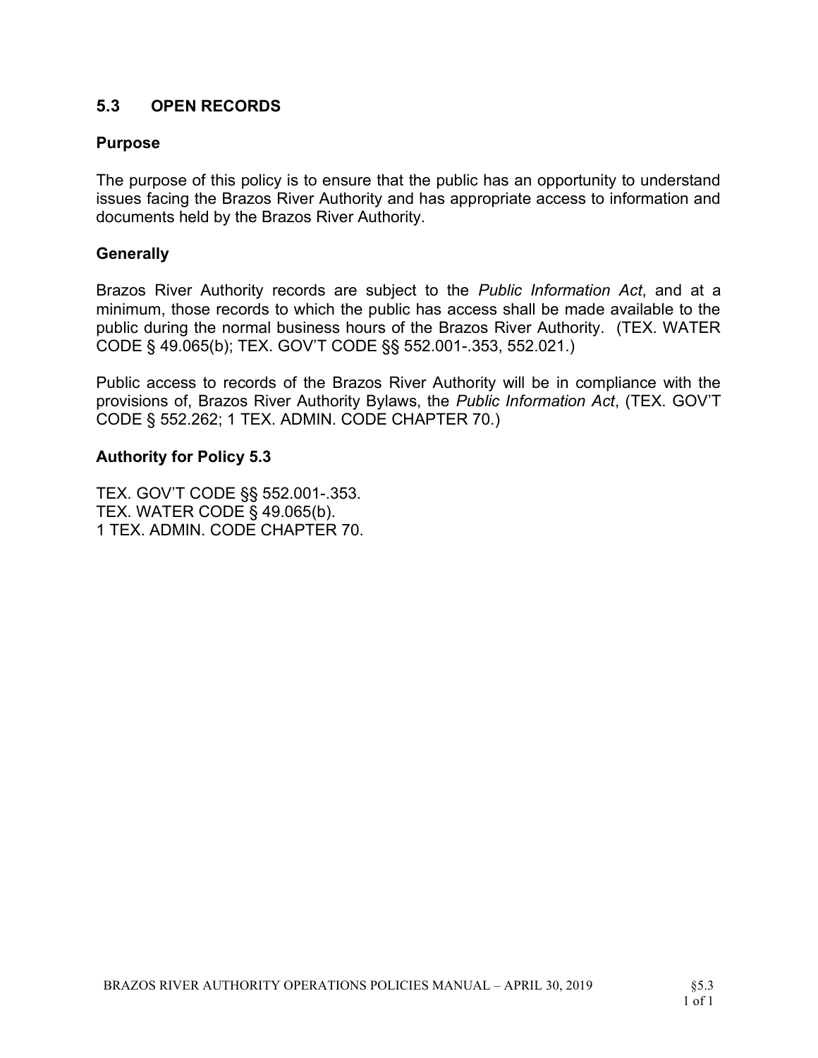## 5.3 OPEN RECORDS

### Purpose

The purpose of this policy is to ensure that the public has an opportunity to understand issues facing the Brazos River Authority and has appropriate access to information and documents held by the Brazos River Authority.

### Generally

Brazos River Authority records are subject to the *Public Information Act*, and at a minimum, those records to which the public has access shall be made available to the public during the normal business hours of the Brazos River Authority. (TEX. WATER CODE § 49.065(b); TEX. GOV'T CODE §§ 552.001-.353, 552.021.)

Public access to records of the Brazos River Authority will be in compliance with the provisions of, Brazos River Authority Bylaws, the *Public Information Act*, (TEX. GOV'T CODE § 552.262; 1 TEX. ADMIN. CODE CHAPTER 70.)

### Authority for Policy 5.3

TEX. GOV'T CODE §§ 552.001-.353.
TEX. WATER CODE § 49.065(b).
1 TEX. ADMIN. CODE CHAPTER 70.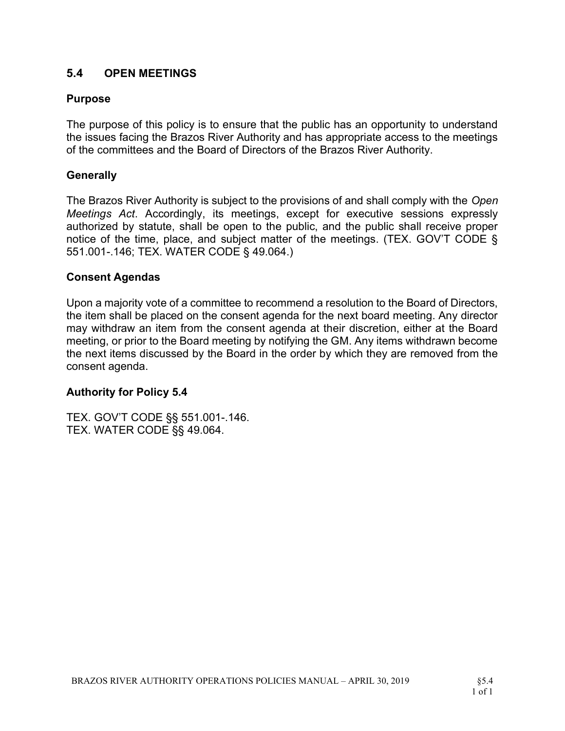## 5.4 OPEN MEETINGS

### Purpose

The purpose of this policy is to ensure that the public has an opportunity to understand the issues facing the Brazos River Authority and has appropriate access to the meetings of the committees and the Board of Directors of the Brazos River Authority.

### Generally

The Brazos River Authority is subject to the provisions of and shall comply with the *Open Meetings Act*. Accordingly, its meetings, except for executive sessions expressly authorized by statute, shall be open to the public, and the public shall receive proper notice of the time, place, and subject matter of the meetings. (TEX. GOV'T CODE § 551.001-.146; TEX. WATER CODE § 49.064.)

### Consent Agendas

Upon a majority vote of a committee to recommend a resolution to the Board of Directors, the item shall be placed on the consent agenda for the next board meeting. Any director may withdraw an item from the consent agenda at their discretion, either at the Board meeting, or prior to the Board meeting by notifying the GM. Any items withdrawn become the next items discussed by the Board in the order by which they are removed from the consent agenda.

### Authority for Policy 5.4

TEX. GOV'T CODE §§ 551.001-.146.
TEX. WATER CODE §§ 49.064.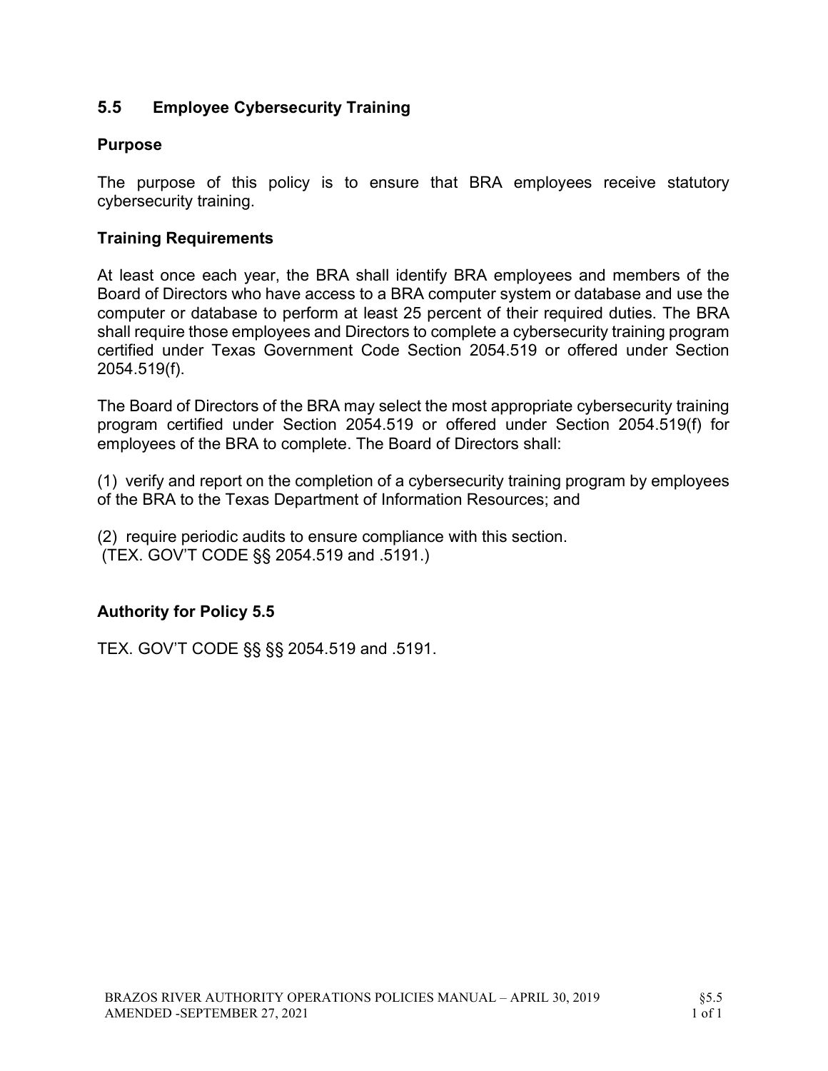## 5.5 Employee Cybersecurity Training

### Purpose

The purpose of this policy is to ensure that BRA employees receive statutory cybersecurity training.

### Training Requirements

At least once each year, the BRA shall identify BRA employees and members of the Board of Directors who have access to a BRA computer system or database and use the computer or database to perform at least 25 percent of their required duties. The BRA shall require those employees and Directors to complete a cybersecurity training program certified under Texas Government Code Section 2054.519 or offered under Section 2054.519(f).

The Board of Directors of the BRA may select the most appropriate cybersecurity training program certified under Section 2054.519 or offered under Section 2054.519(f) for employees of the BRA to complete. The Board of Directors shall:

(1) verify and report on the completion of a cybersecurity training program by employees of the BRA to the Texas Department of Information Resources; and

(2) require periodic audits to ensure compliance with this section.
(TEX. GOV'T CODE §§ 2054.519 and .5191.)

### Authority for Policy 5.5

TEX. GOV'T CODE §§ §§ 2054.519 and .5191.

BRAZOS RIVER AUTHORITY OPERATIONS POLICIES MANUAL – APRIL 30, 2019
AMENDED -SEPTEMBER 27, 2021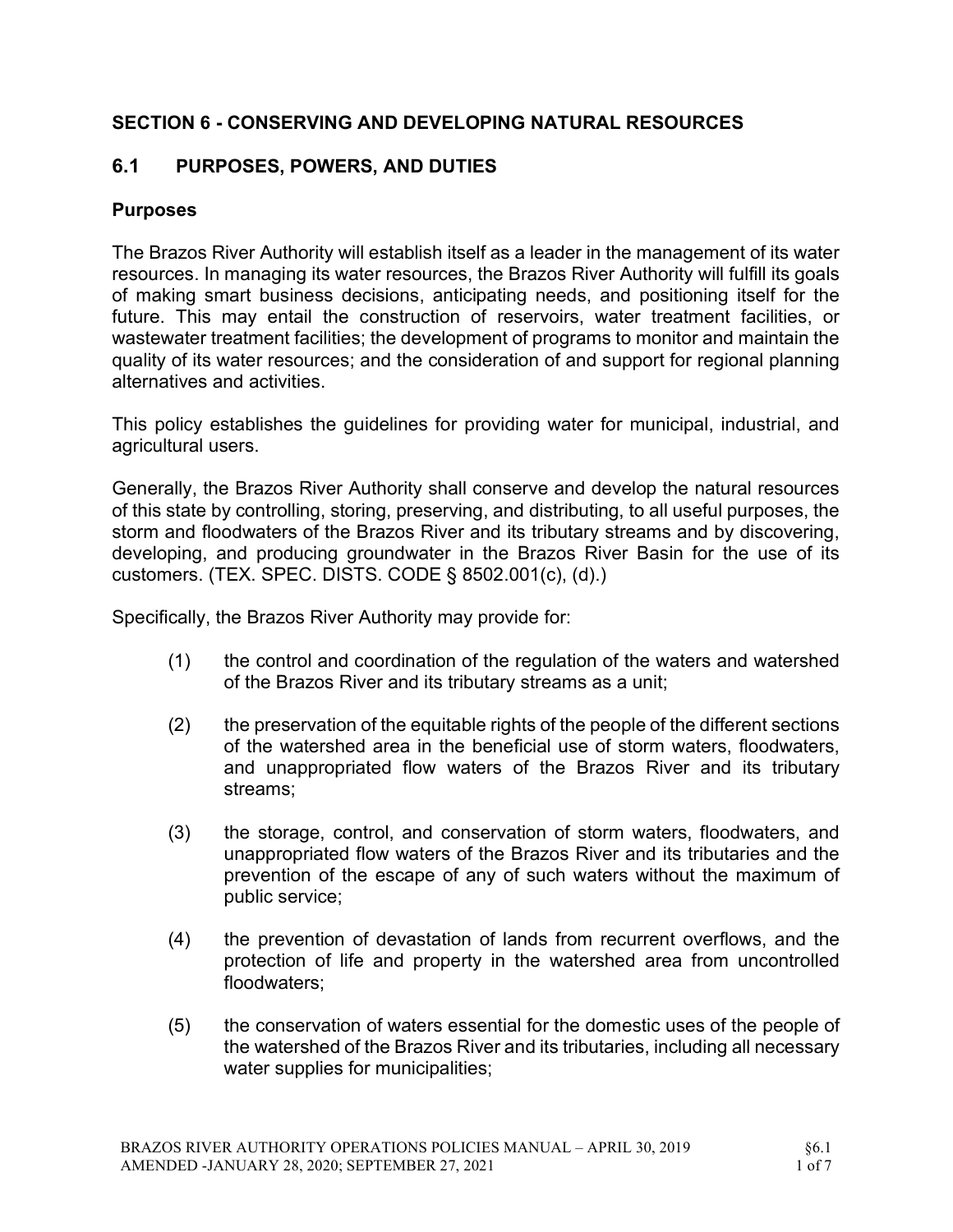## SECTION 6 - CONSERVING AND DEVELOPING NATURAL RESOURCES

## 6.1 PURPOSES, POWERS, AND DUTIES

### Purposes

The Brazos River Authority will establish itself as a leader in the management of its water resources. In managing its water resources, the Brazos River Authority will fulfill its goals of making smart business decisions, anticipating needs, and positioning itself for the future. This may entail the construction of reservoirs, water treatment facilities, or wastewater treatment facilities; the development of programs to monitor and maintain the quality of its water resources; and the consideration of and support for regional planning alternatives and activities.

This policy establishes the guidelines for providing water for municipal, industrial, and agricultural users.

Generally, the Brazos River Authority shall conserve and develop the natural resources of this state by controlling, storing, preserving, and distributing, to all useful purposes, the storm and floodwaters of the Brazos River and its tributary streams and by discovering, developing, and producing groundwater in the Brazos River Basin for the use of its customers. (TEX. SPEC. DISTS. CODE § 8502.001(c), (d).)

Specifically, the Brazos River Authority may provide for:

(1) the control and coordination of the regulation of the waters and watershed of the Brazos River and its tributary streams as a unit;

(2) the preservation of the equitable rights of the people of the different sections of the watershed area in the beneficial use of storm waters, floodwaters, and unappropriated flow waters of the Brazos River and its tributary streams;

(3) the storage, control, and conservation of storm waters, floodwaters, and unappropriated flow waters of the Brazos River and its tributaries and the prevention of the escape of any of such waters without the maximum of public service;

(4) the prevention of devastation of lands from recurrent overflows, and the protection of life and property in the watershed area from uncontrolled floodwaters;

(5) the conservation of waters essential for the domestic uses of the people of the watershed of the Brazos River and its tributaries, including all necessary water supplies for municipalities;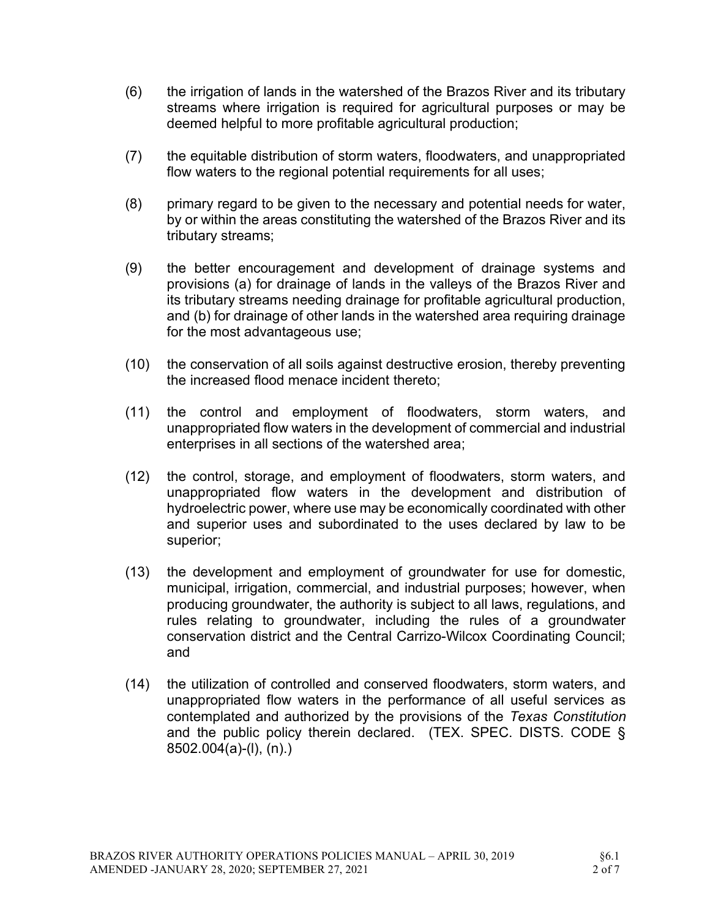(6) the irrigation of lands in the watershed of the Brazos River and its tributary streams where irrigation is required for agricultural purposes or may be deemed helpful to more profitable agricultural production;

(7) the equitable distribution of storm waters, floodwaters, and unappropriated flow waters to the regional potential requirements for all uses;

(8) primary regard to be given to the necessary and potential needs for water, by or within the areas constituting the watershed of the Brazos River and its tributary streams;

(9) the better encouragement and development of drainage systems and provisions (a) for drainage of lands in the valleys of the Brazos River and its tributary streams needing drainage for profitable agricultural production, and (b) for drainage of other lands in the watershed area requiring drainage for the most advantageous use;

(10) the conservation of all soils against destructive erosion, thereby preventing the increased flood menace incident thereto;

(11) the control and employment of floodwaters, storm waters, and unappropriated flow waters in the development of commercial and industrial enterprises in all sections of the watershed area;

(12) the control, storage, and employment of floodwaters, storm waters, and unappropriated flow waters in the development and distribution of hydroelectric power, where use may be economically coordinated with other and superior uses and subordinated to the uses declared by law to be superior;

(13) the development and employment of groundwater for use for domestic, municipal, irrigation, commercial, and industrial purposes; however, when producing groundwater, the authority is subject to all laws, regulations, and rules relating to groundwater, including the rules of a groundwater conservation district and the Central Carrizo-Wilcox Coordinating Council; and

(14) the utilization of controlled and conserved floodwaters, storm waters, and unappropriated flow waters in the performance of all useful services as contemplated and authorized by the provisions of the *Texas Constitution* and the public policy therein declared. (TEX. SPEC. DISTS. CODE § 8502.004(a)-(l), (n).)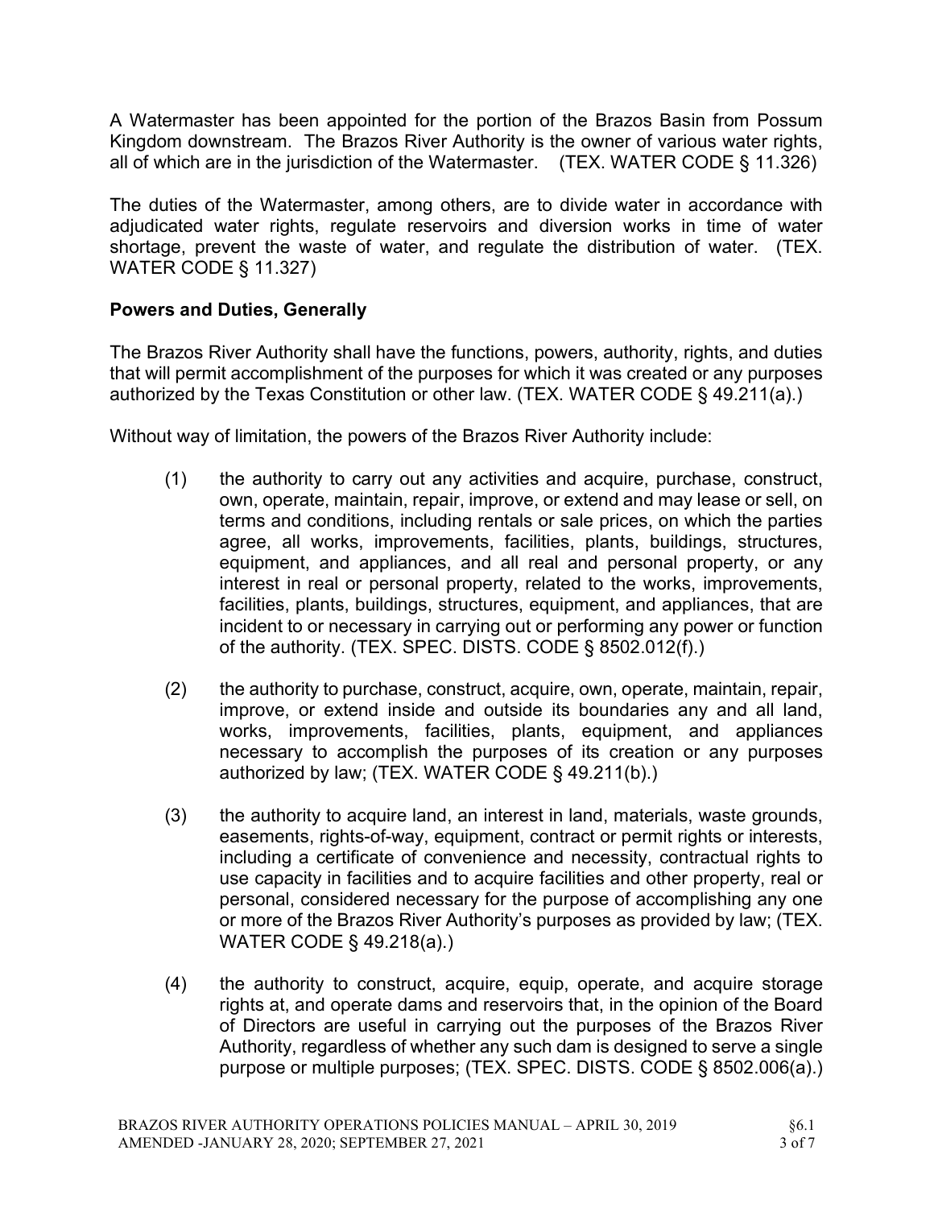A Watermaster has been appointed for the portion of the Brazos Basin from Possum Kingdom downstream. The Brazos River Authority is the owner of various water rights, all of which are in the jurisdiction of the Watermaster. (TEX. WATER CODE § 11.326)

The duties of the Watermaster, among others, are to divide water in accordance with adjudicated water rights, regulate reservoirs and diversion works in time of water shortage, prevent the waste of water, and regulate the distribution of water. (TEX. WATER CODE § 11.327)

### Powers and Duties, Generally

The Brazos River Authority shall have the functions, powers, authority, rights, and duties that will permit accomplishment of the purposes for which it was created or any purposes authorized by the Texas Constitution or other law. (TEX. WATER CODE § 49.211(a).)

Without way of limitation, the powers of the Brazos River Authority include:

(1) the authority to carry out any activities and acquire, purchase, construct, own, operate, maintain, repair, improve, or extend and may lease or sell, on terms and conditions, including rentals or sale prices, on which the parties agree, all works, improvements, facilities, plants, buildings, structures, equipment, and appliances, and all real and personal property, or any interest in real or personal property, related to the works, improvements, facilities, plants, buildings, structures, equipment, and appliances, that are incident to or necessary in carrying out or performing any power or function of the authority. (TEX. SPEC. DISTS. CODE § 8502.012(f).)

(2) the authority to purchase, construct, acquire, own, operate, maintain, repair, improve, or extend inside and outside its boundaries any and all land, works, improvements, facilities, plants, equipment, and appliances necessary to accomplish the purposes of its creation or any purposes authorized by law; (TEX. WATER CODE § 49.211(b).)

(3) the authority to acquire land, an interest in land, materials, waste grounds, easements, rights-of-way, equipment, contract or permit rights or interests, including a certificate of convenience and necessity, contractual rights to use capacity in facilities and to acquire facilities and other property, real or personal, considered necessary for the purpose of accomplishing any one or more of the Brazos River Authority's purposes as provided by law; (TEX. WATER CODE § 49.218(a).)

(4) the authority to construct, acquire, equip, operate, and acquire storage rights at, and operate dams and reservoirs that, in the opinion of the Board of Directors are useful in carrying out the purposes of the Brazos River Authority, regardless of whether any such dam is designed to serve a single purpose or multiple purposes; (TEX. SPEC. DISTS. CODE § 8502.006(a).)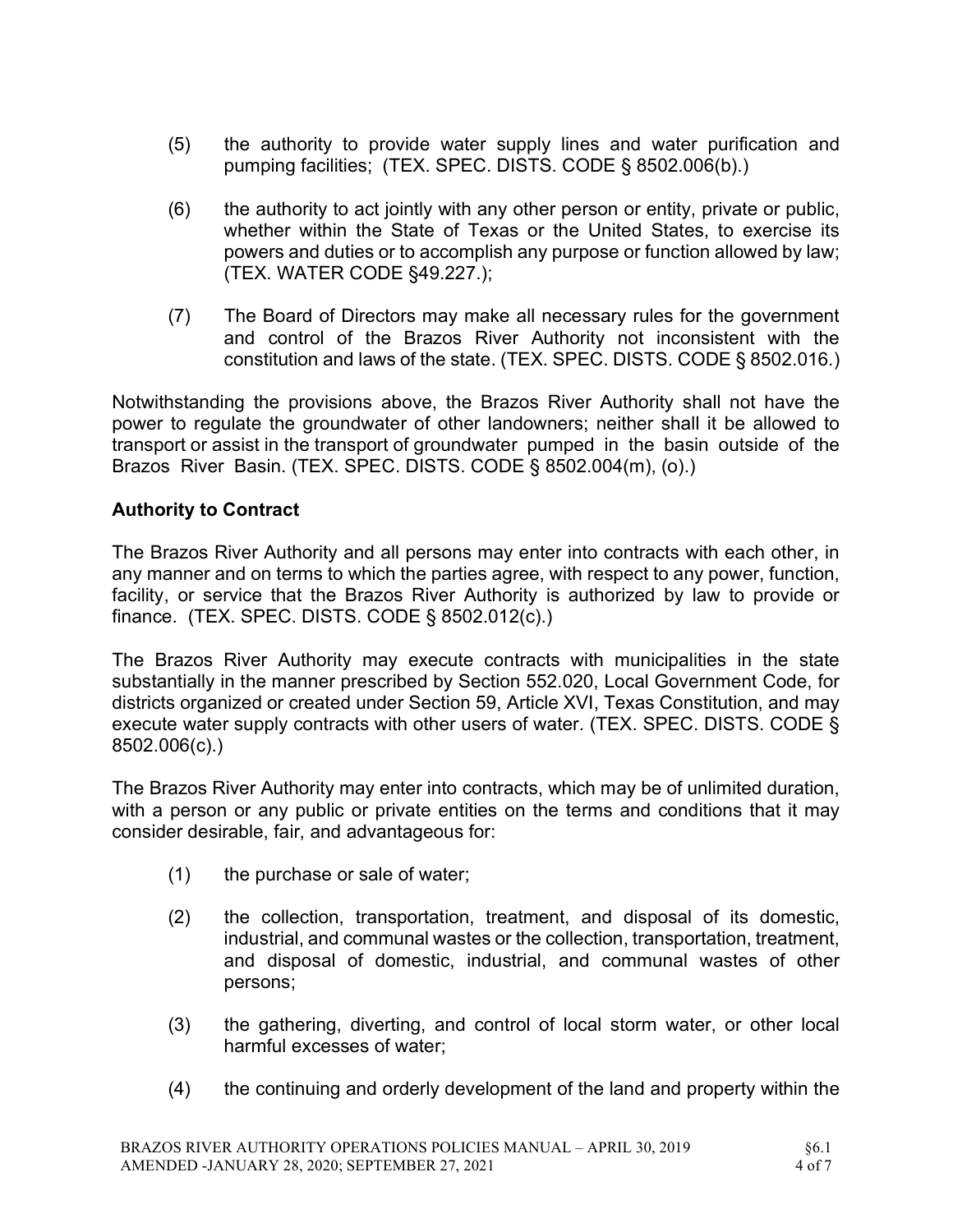(5) the authority to provide water supply lines and water purification and pumping facilities; (TEX. SPEC. DISTS. CODE § 8502.006(b).)

(6) the authority to act jointly with any other person or entity, private or public, whether within the State of Texas or the United States, to exercise its powers and duties or to accomplish any purpose or function allowed by law; (TEX. WATER CODE §49.227.);

(7) The Board of Directors may make all necessary rules for the government and control of the Brazos River Authority not inconsistent with the constitution and laws of the state. (TEX. SPEC. DISTS. CODE § 8502.016.)

Notwithstanding the provisions above, the Brazos River Authority shall not have the power to regulate the groundwater of other landowners; neither shall it be allowed to transport or assist in the transport of groundwater pumped in the basin outside of the Brazos River Basin. (TEX. SPEC. DISTS. CODE § 8502.004(m), (o).)

**Authority to Contract**

The Brazos River Authority and all persons may enter into contracts with each other, in any manner and on terms to which the parties agree, with respect to any power, function, facility, or service that the Brazos River Authority is authorized by law to provide or finance. (TEX. SPEC. DISTS. CODE § 8502.012(c).)

The Brazos River Authority may execute contracts with municipalities in the state substantially in the manner prescribed by Section 552.020, Local Government Code, for districts organized or created under Section 59, Article XVI, Texas Constitution, and may execute water supply contracts with other users of water. (TEX. SPEC. DISTS. CODE § 8502.006(c).)

The Brazos River Authority may enter into contracts, which may be of unlimited duration, with a person or any public or private entities on the terms and conditions that it may consider desirable, fair, and advantageous for:

(1) the purchase or sale of water;

(2) the collection, transportation, treatment, and disposal of its domestic, industrial, and communal wastes or the collection, transportation, treatment, and disposal of domestic, industrial, and communal wastes of other persons;

(3) the gathering, diverting, and control of local storm water, or other local harmful excesses of water;

(4) the continuing and orderly development of the land and property within the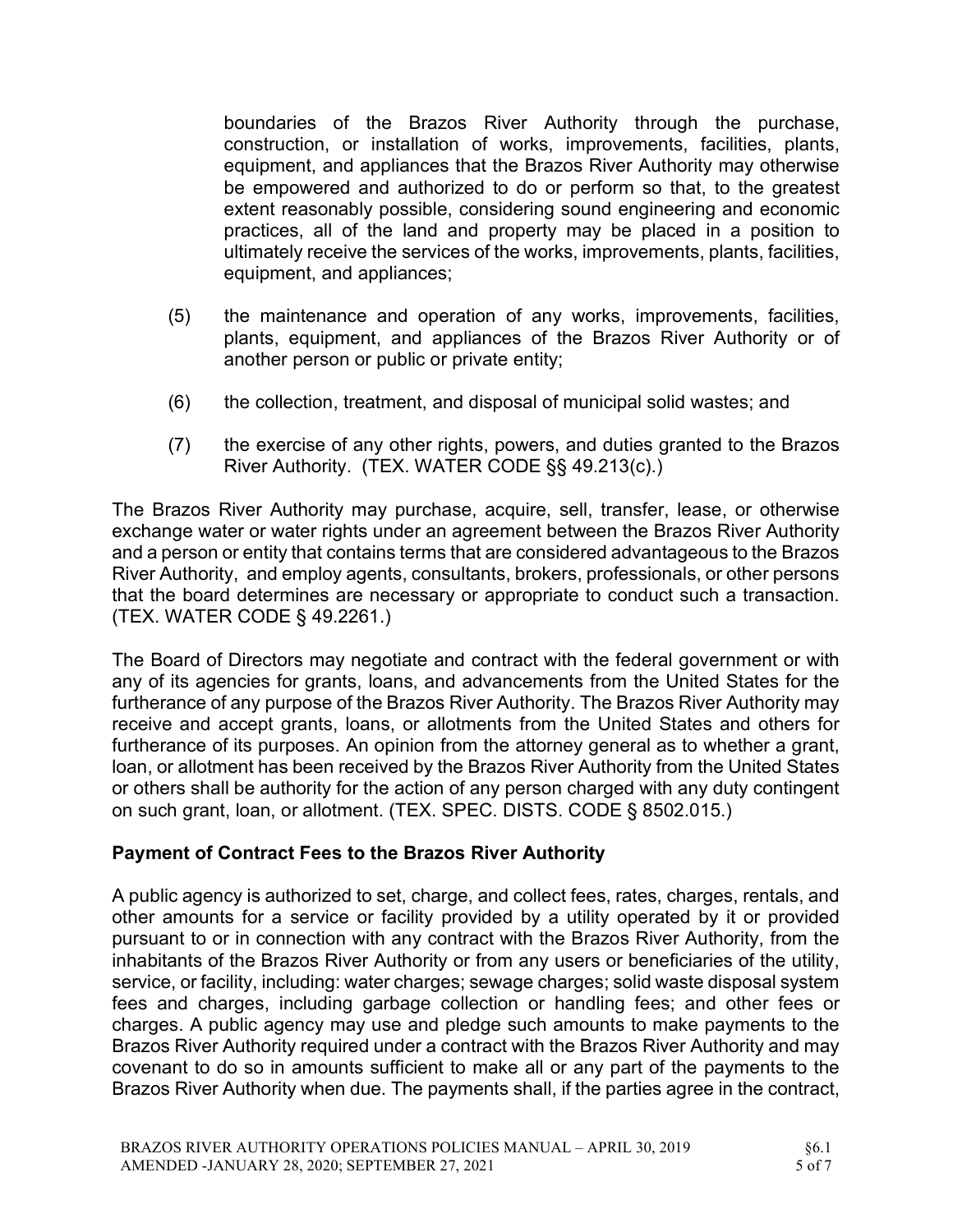boundaries of the Brazos River Authority through the purchase, construction, or installation of works, improvements, facilities, plants, equipment, and appliances that the Brazos River Authority may otherwise be empowered and authorized to do or perform so that, to the greatest extent reasonably possible, considering sound engineering and economic practices, all of the land and property may be placed in a position to ultimately receive the services of the works, improvements, plants, facilities, equipment, and appliances;

(5) the maintenance and operation of any works, improvements, facilities, plants, equipment, and appliances of the Brazos River Authority or of another person or public or private entity;

(6) the collection, treatment, and disposal of municipal solid wastes; and

(7) the exercise of any other rights, powers, and duties granted to the Brazos River Authority. (TEX. WATER CODE §§ 49.213(c).)

The Brazos River Authority may purchase, acquire, sell, transfer, lease, or otherwise exchange water or water rights under an agreement between the Brazos River Authority and a person or entity that contains terms that are considered advantageous to the Brazos River Authority, and employ agents, consultants, brokers, professionals, or other persons that the board determines are necessary or appropriate to conduct such a transaction. (TEX. WATER CODE § 49.2261.)

The Board of Directors may negotiate and contract with the federal government or with any of its agencies for grants, loans, and advancements from the United States for the furtherance of any purpose of the Brazos River Authority. The Brazos River Authority may receive and accept grants, loans, or allotments from the United States and others for furtherance of its purposes. An opinion from the attorney general as to whether a grant, loan, or allotment has been received by the Brazos River Authority from the United States or others shall be authority for the action of any person charged with any duty contingent on such grant, loan, or allotment. (TEX. SPEC. DISTS. CODE § 8502.015.)

### Payment of Contract Fees to the Brazos River Authority

A public agency is authorized to set, charge, and collect fees, rates, charges, rentals, and other amounts for a service or facility provided by a utility operated by it or provided pursuant to or in connection with any contract with the Brazos River Authority, from the inhabitants of the Brazos River Authority or from any users or beneficiaries of the utility, service, or facility, including: water charges; sewage charges; solid waste disposal system fees and charges, including garbage collection or handling fees; and other fees or charges. A public agency may use and pledge such amounts to make payments to the Brazos River Authority required under a contract with the Brazos River Authority and may covenant to do so in amounts sufficient to make all or any part of the payments to the Brazos River Authority when due. The payments shall, if the parties agree in the contract,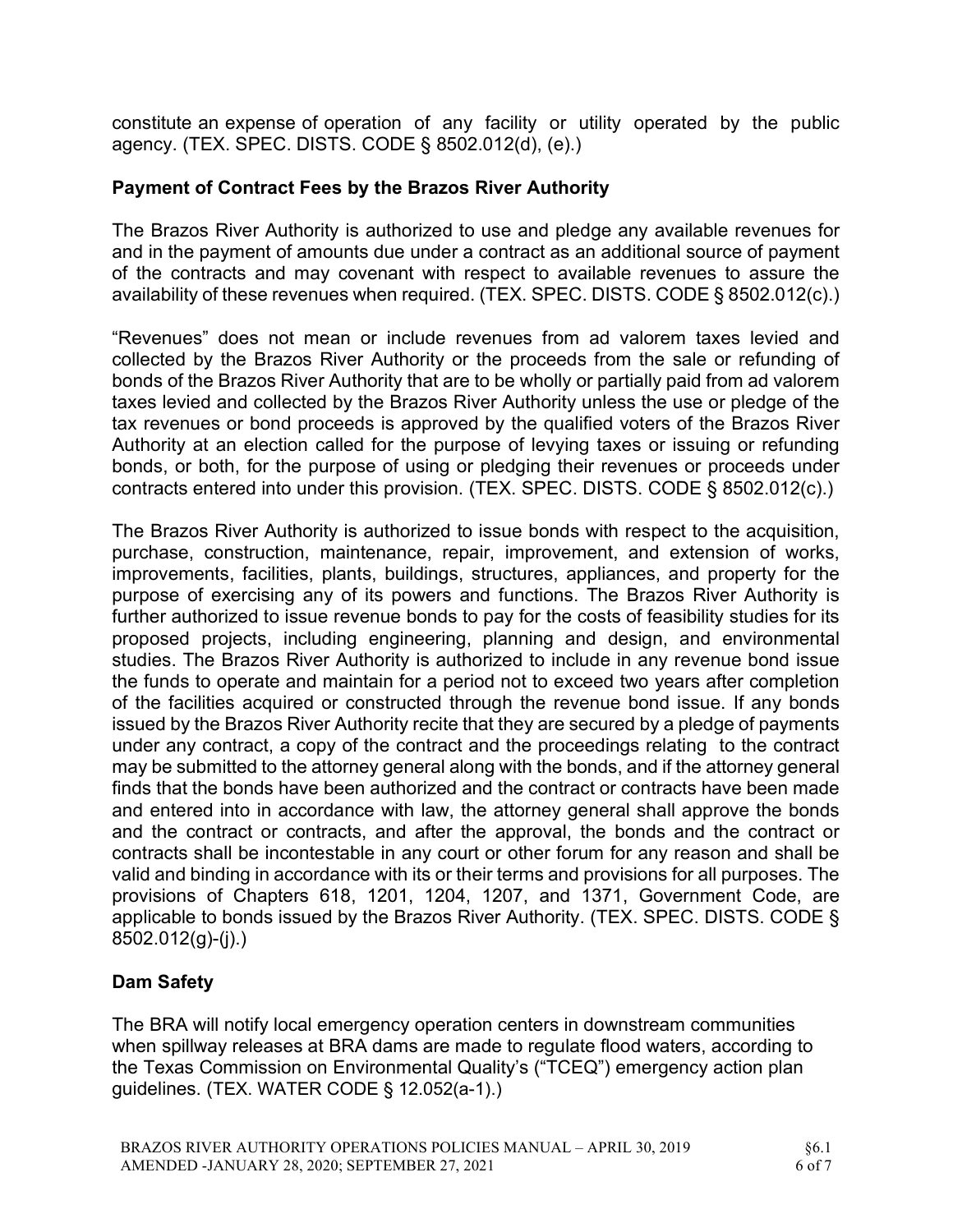constitute an expense of operation of any facility or utility operated by the public agency. (TEX. SPEC. DISTS. CODE § 8502.012(d), (e).)

## Payment of Contract Fees by the Brazos River Authority

The Brazos River Authority is authorized to use and pledge any available revenues for and in the payment of amounts due under a contract as an additional source of payment of the contracts and may covenant with respect to available revenues to assure the availability of these revenues when required. (TEX. SPEC. DISTS. CODE § 8502.012(c).)

"Revenues" does not mean or include revenues from ad valorem taxes levied and collected by the Brazos River Authority or the proceeds from the sale or refunding of bonds of the Brazos River Authority that are to be wholly or partially paid from ad valorem taxes levied and collected by the Brazos River Authority unless the use or pledge of the tax revenues or bond proceeds is approved by the qualified voters of the Brazos River Authority at an election called for the purpose of levying taxes or issuing or refunding bonds, or both, for the purpose of using or pledging their revenues or proceeds under contracts entered into under this provision. (TEX. SPEC. DISTS. CODE § 8502.012(c).)

The Brazos River Authority is authorized to issue bonds with respect to the acquisition, purchase, construction, maintenance, repair, improvement, and extension of works, improvements, facilities, plants, buildings, structures, appliances, and property for the purpose of exercising any of its powers and functions. The Brazos River Authority is further authorized to issue revenue bonds to pay for the costs of feasibility studies for its proposed projects, including engineering, planning and design, and environmental studies. The Brazos River Authority is authorized to include in any revenue bond issue the funds to operate and maintain for a period not to exceed two years after completion of the facilities acquired or constructed through the revenue bond issue. If any bonds issued by the Brazos River Authority recite that they are secured by a pledge of payments under any contract, a copy of the contract and the proceedings relating to the contract may be submitted to the attorney general along with the bonds, and if the attorney general finds that the bonds have been authorized and the contract or contracts have been made and entered into in accordance with law, the attorney general shall approve the bonds and the contract or contracts, and after the approval, the bonds and the contract or contracts shall be incontestable in any court or other forum for any reason and shall be valid and binding in accordance with its or their terms and provisions for all purposes. The provisions of Chapters 618, 1201, 1204, 1207, and 1371, Government Code, are applicable to bonds issued by the Brazos River Authority. (TEX. SPEC. DISTS. CODE § 8502.012(g)-(j).)

## Dam Safety

The BRA will notify local emergency operation centers in downstream communities when spillway releases at BRA dams are made to regulate flood waters, according to the Texas Commission on Environmental Quality's ("TCEQ") emergency action plan guidelines. (TEX. WATER CODE § 12.052(a-1).)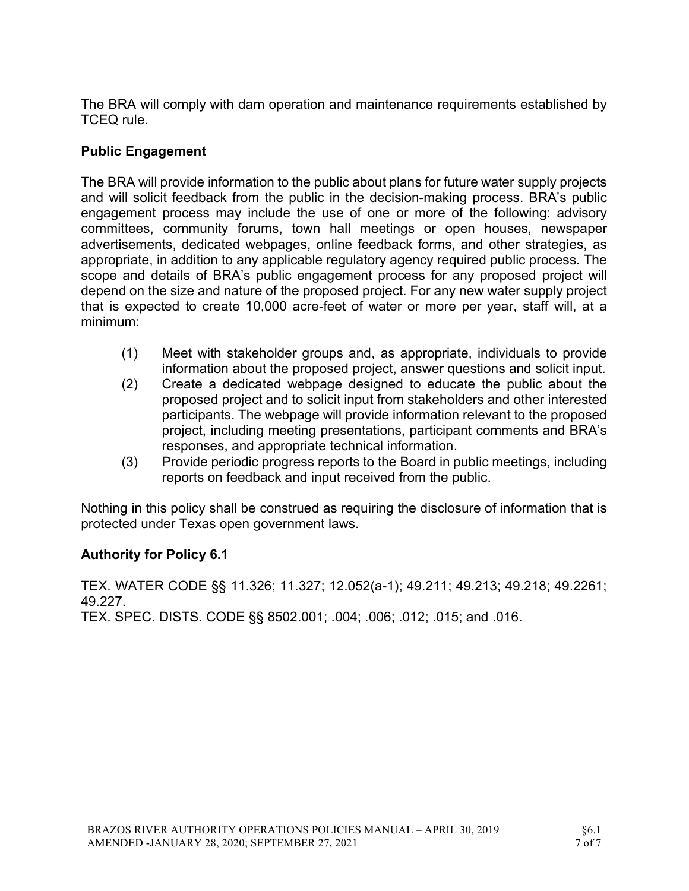The BRA will comply with dam operation and maintenance requirements established by TCEQ rule.

## Public Engagement

The BRA will provide information to the public about plans for future water supply projects and will solicit feedback from the public in the decision-making process. BRA's public engagement process may include the use of one or more of the following: advisory committees, community forums, town hall meetings or open houses, newspaper advertisements, dedicated webpages, online feedback forms, and other strategies, as appropriate, in addition to any applicable regulatory agency required public process. The scope and details of BRA's public engagement process for any proposed project will depend on the size and nature of the proposed project. For any new water supply project that is expected to create 10,000 acre-feet of water or more per year, staff will, at a minimum:

(1) Meet with stakeholder groups and, as appropriate, individuals to provide information about the proposed project, answer questions and solicit input.

(2) Create a dedicated webpage designed to educate the public about the proposed project and to solicit input from stakeholders and other interested participants. The webpage will provide information relevant to the proposed project, including meeting presentations, participant comments and BRA's responses, and appropriate technical information.

(3) Provide periodic progress reports to the Board in public meetings, including reports on feedback and input received from the public.

Nothing in this policy shall be construed as requiring the disclosure of information that is protected under Texas open government laws.

## Authority for Policy 6.1

TEX. WATER CODE §§ 11.326; 11.327; 12.052(a-1); 49.211; 49.213; 49.218; 49.2261; 49.227.
TEX. SPEC. DISTS. CODE §§ 8502.001; .004; .006; .012; .015; and .016.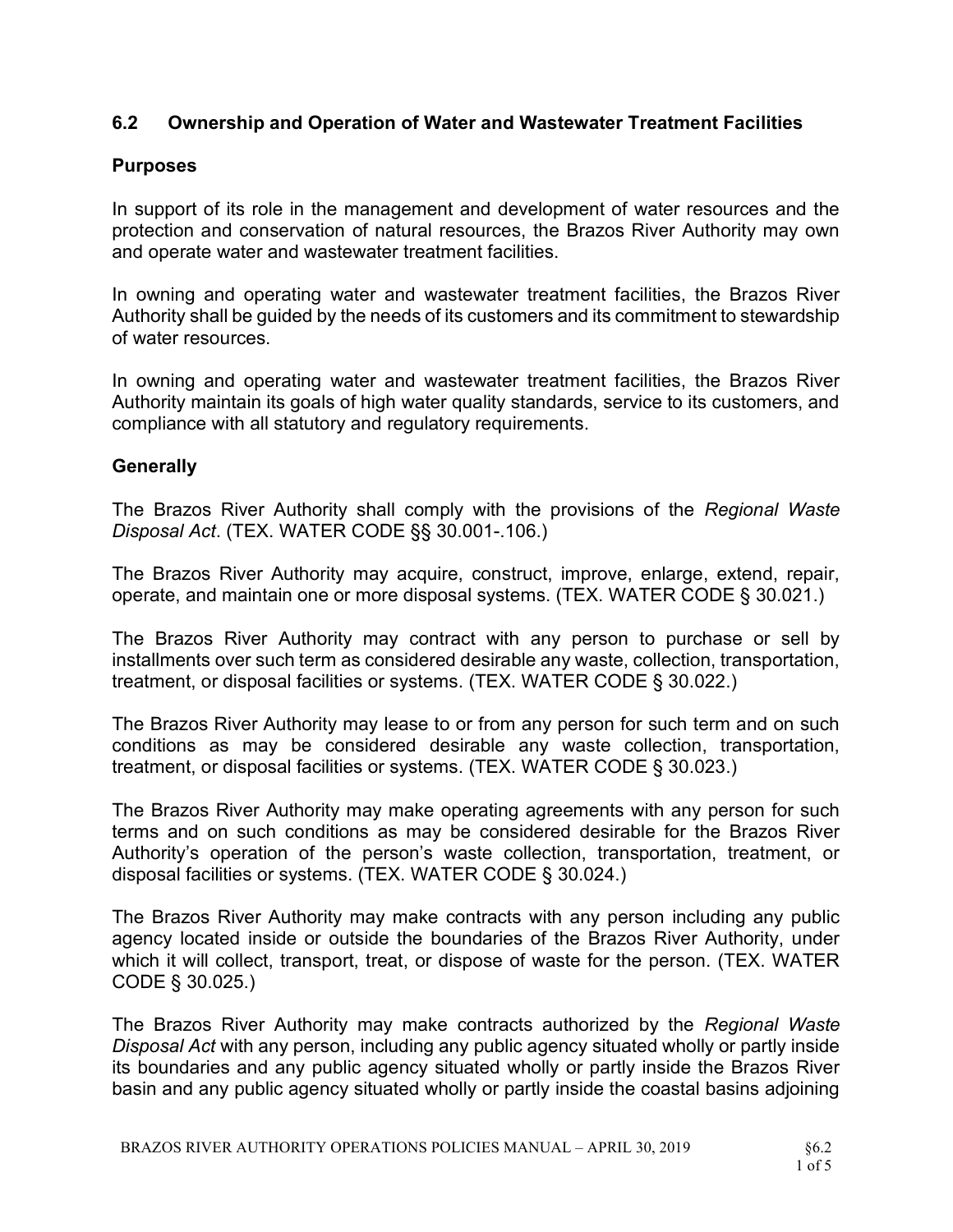## 6.2 Ownership and Operation of Water and Wastewater Treatment Facilities

### Purposes

In support of its role in the management and development of water resources and the protection and conservation of natural resources, the Brazos River Authority may own and operate water and wastewater treatment facilities.

In owning and operating water and wastewater treatment facilities, the Brazos River Authority shall be guided by the needs of its customers and its commitment to stewardship of water resources.

In owning and operating water and wastewater treatment facilities, the Brazos River Authority maintain its goals of high water quality standards, service to its customers, and compliance with all statutory and regulatory requirements.

### Generally

The Brazos River Authority shall comply with the provisions of the *Regional Waste Disposal Act*. (TEX. WATER CODE §§ 30.001-.106.)

The Brazos River Authority may acquire, construct, improve, enlarge, extend, repair, operate, and maintain one or more disposal systems. (TEX. WATER CODE § 30.021.)

The Brazos River Authority may contract with any person to purchase or sell by installments over such term as considered desirable any waste, collection, transportation, treatment, or disposal facilities or systems. (TEX. WATER CODE § 30.022.)

The Brazos River Authority may lease to or from any person for such term and on such conditions as may be considered desirable any waste collection, transportation, treatment, or disposal facilities or systems. (TEX. WATER CODE § 30.023.)

The Brazos River Authority may make operating agreements with any person for such terms and on such conditions as may be considered desirable for the Brazos River Authority's operation of the person's waste collection, transportation, treatment, or disposal facilities or systems. (TEX. WATER CODE § 30.024.)

The Brazos River Authority may make contracts with any person including any public agency located inside or outside the boundaries of the Brazos River Authority, under which it will collect, transport, treat, or dispose of waste for the person. (TEX. WATER CODE § 30.025.)

The Brazos River Authority may make contracts authorized by the *Regional Waste Disposal Act* with any person, including any public agency situated wholly or partly inside its boundaries and any public agency situated wholly or partly inside the Brazos River basin and any public agency situated wholly or partly inside the coastal basins adjoining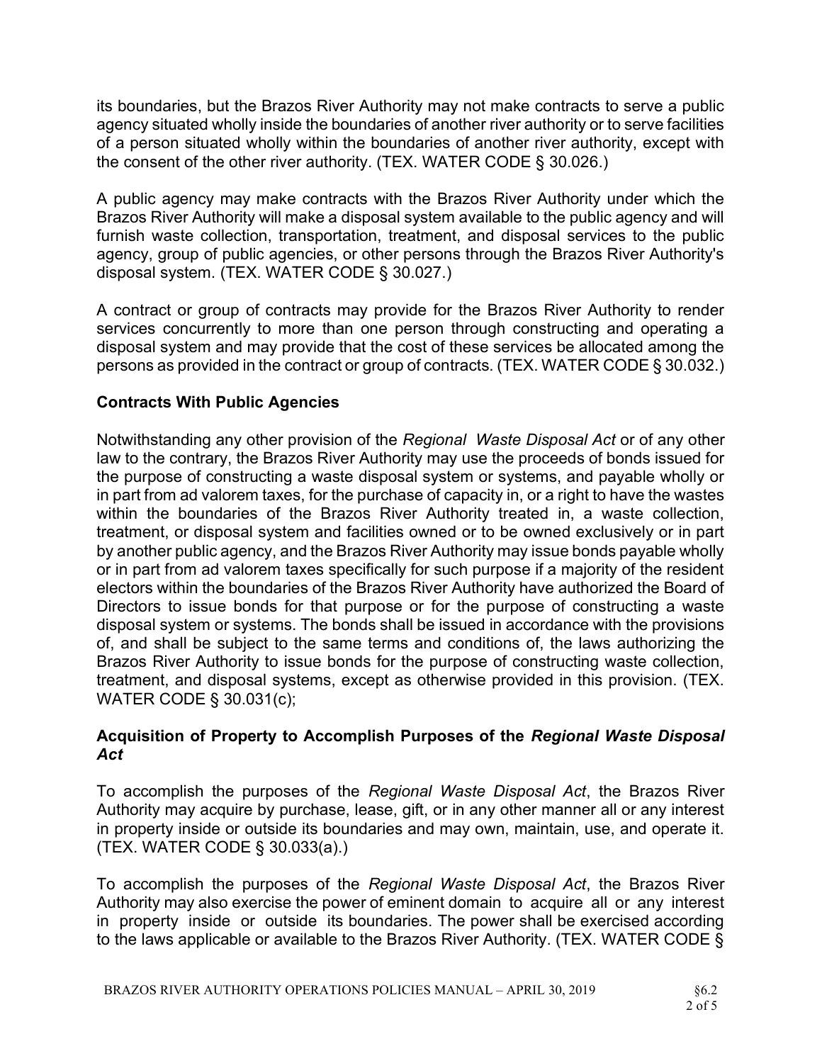its boundaries, but the Brazos River Authority may not make contracts to serve a public agency situated wholly inside the boundaries of another river authority or to serve facilities of a person situated wholly within the boundaries of another river authority, except with the consent of the other river authority. (TEX. WATER CODE § 30.026.)

A public agency may make contracts with the Brazos River Authority under which the Brazos River Authority will make a disposal system available to the public agency and will furnish waste collection, transportation, treatment, and disposal services to the public agency, group of public agencies, or other persons through the Brazos River Authority's disposal system. (TEX. WATER CODE § 30.027.)

A contract or group of contracts may provide for the Brazos River Authority to render services concurrently to more than one person through constructing and operating a disposal system and may provide that the cost of these services be allocated among the persons as provided in the contract or group of contracts. (TEX. WATER CODE § 30.032.)

### Contracts With Public Agencies

Notwithstanding any other provision of the *Regional Waste Disposal Act* or of any other law to the contrary, the Brazos River Authority may use the proceeds of bonds issued for the purpose of constructing a waste disposal system or systems, and payable wholly or in part from ad valorem taxes, for the purchase of capacity in, or a right to have the wastes within the boundaries of the Brazos River Authority treated in, a waste collection, treatment, or disposal system and facilities owned or to be owned exclusively or in part by another public agency, and the Brazos River Authority may issue bonds payable wholly or in part from ad valorem taxes specifically for such purpose if a majority of the resident electors within the boundaries of the Brazos River Authority have authorized the Board of Directors to issue bonds for that purpose or for the purpose of constructing a waste disposal system or systems. The bonds shall be issued in accordance with the provisions of, and shall be subject to the same terms and conditions of, the laws authorizing the Brazos River Authority to issue bonds for the purpose of constructing waste collection, treatment, and disposal systems, except as otherwise provided in this provision. (TEX. WATER CODE § 30.031(c);

### Acquisition of Property to Accomplish Purposes of the *Regional Waste Disposal Act*

To accomplish the purposes of the *Regional Waste Disposal Act*, the Brazos River Authority may acquire by purchase, lease, gift, or in any other manner all or any interest in property inside or outside its boundaries and may own, maintain, use, and operate it. (TEX. WATER CODE § 30.033(a).)

To accomplish the purposes of the *Regional Waste Disposal Act*, the Brazos River Authority may also exercise the power of eminent domain to acquire all or any interest in property inside or outside its boundaries. The power shall be exercised according to the laws applicable or available to the Brazos River Authority. (TEX. WATER CODE §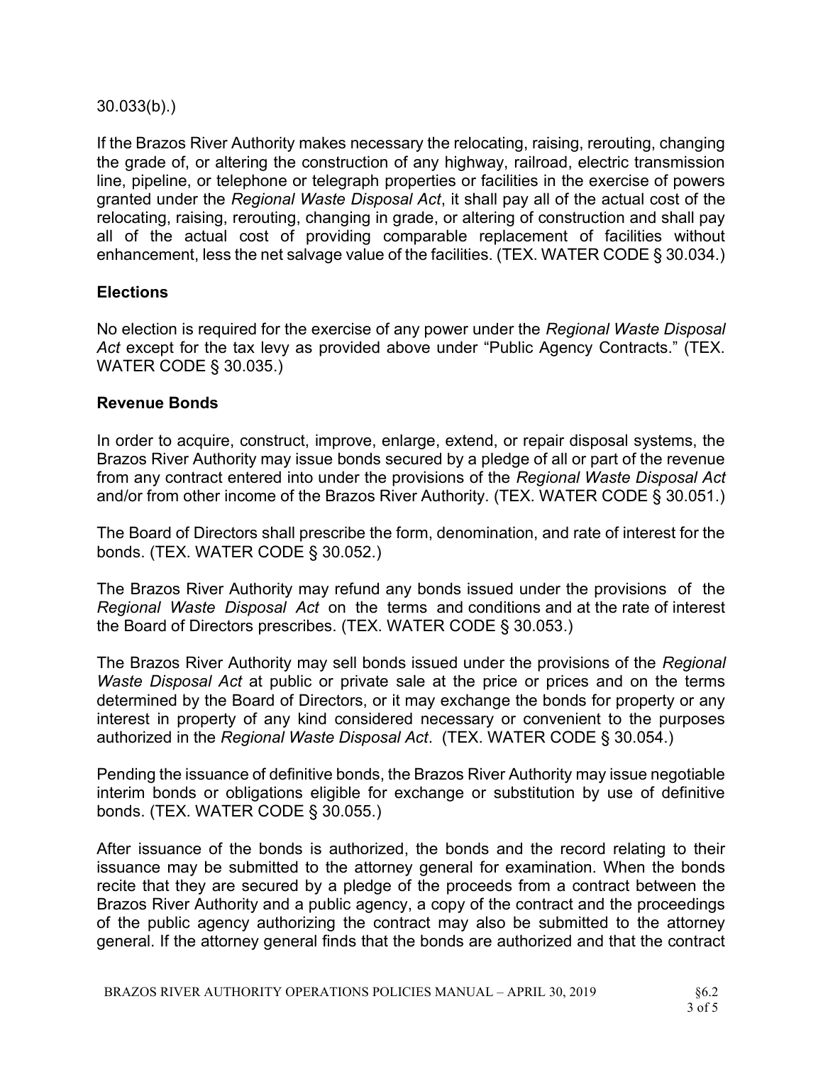30.033(b).)

If the Brazos River Authority makes necessary the relocating, raising, rerouting, changing the grade of, or altering the construction of any highway, railroad, electric transmission line, pipeline, or telephone or telegraph properties or facilities in the exercise of powers granted under the *Regional Waste Disposal Act*, it shall pay all of the actual cost of the relocating, raising, rerouting, changing in grade, or altering of construction and shall pay all of the actual cost of providing comparable replacement of facilities without enhancement, less the net salvage value of the facilities. (TEX. WATER CODE § 30.034.)

**Elections**

No election is required for the exercise of any power under the *Regional Waste Disposal Act* except for the tax levy as provided above under "Public Agency Contracts." (TEX. WATER CODE § 30.035.)

**Revenue Bonds**

In order to acquire, construct, improve, enlarge, extend, or repair disposal systems, the Brazos River Authority may issue bonds secured by a pledge of all or part of the revenue from any contract entered into under the provisions of the *Regional Waste Disposal Act* and/or from other income of the Brazos River Authority. (TEX. WATER CODE § 30.051.)

The Board of Directors shall prescribe the form, denomination, and rate of interest for the bonds. (TEX. WATER CODE § 30.052.)

The Brazos River Authority may refund any bonds issued under the provisions of the *Regional Waste Disposal Act* on the terms and conditions and at the rate of interest the Board of Directors prescribes. (TEX. WATER CODE § 30.053.)

The Brazos River Authority may sell bonds issued under the provisions of the *Regional Waste Disposal Act* at public or private sale at the price or prices and on the terms determined by the Board of Directors, or it may exchange the bonds for property or any interest in property of any kind considered necessary or convenient to the purposes authorized in the *Regional Waste Disposal Act*. (TEX. WATER CODE § 30.054.)

Pending the issuance of definitive bonds, the Brazos River Authority may issue negotiable interim bonds or obligations eligible for exchange or substitution by use of definitive bonds. (TEX. WATER CODE § 30.055.)

After issuance of the bonds is authorized, the bonds and the record relating to their issuance may be submitted to the attorney general for examination. When the bonds recite that they are secured by a pledge of the proceeds from a contract between the Brazos River Authority and a public agency, a copy of the contract and the proceedings of the public agency authorizing the contract may also be submitted to the attorney general. If the attorney general finds that the bonds are authorized and that the contract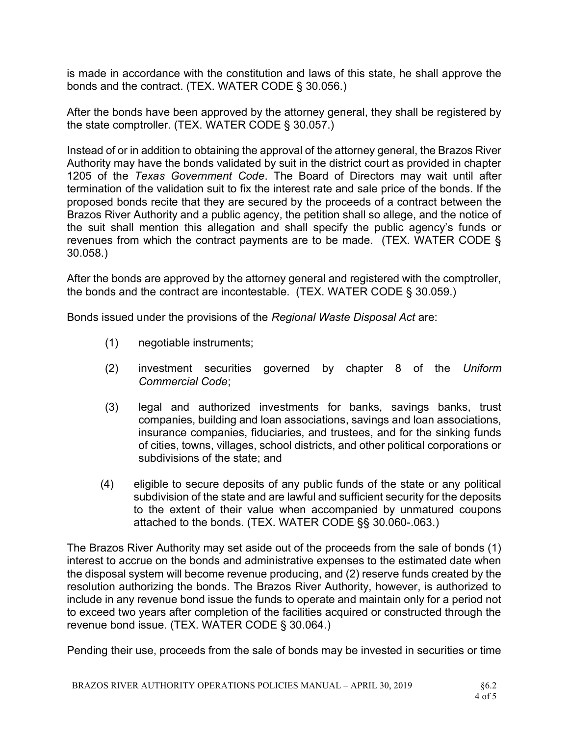is made in accordance with the constitution and laws of this state, he shall approve the bonds and the contract. (TEX. WATER CODE § 30.056.)

After the bonds have been approved by the attorney general, they shall be registered by the state comptroller. (TEX. WATER CODE § 30.057.)

Instead of or in addition to obtaining the approval of the attorney general, the Brazos River Authority may have the bonds validated by suit in the district court as provided in chapter 1205 of the *Texas Government Code*. The Board of Directors may wait until after termination of the validation suit to fix the interest rate and sale price of the bonds. If the proposed bonds recite that they are secured by the proceeds of a contract between the Brazos River Authority and a public agency, the petition shall so allege, and the notice of the suit shall mention this allegation and shall specify the public agency's funds or revenues from which the contract payments are to be made. (TEX. WATER CODE § 30.058.)

After the bonds are approved by the attorney general and registered with the comptroller, the bonds and the contract are incontestable. (TEX. WATER CODE § 30.059.)

Bonds issued under the provisions of the *Regional Waste Disposal Act* are:

(1) negotiable instruments;

(2) investment securities governed by chapter 8 of the *Uniform Commercial Code*;

(3) legal and authorized investments for banks, savings banks, trust companies, building and loan associations, savings and loan associations, insurance companies, fiduciaries, and trustees, and for the sinking funds of cities, towns, villages, school districts, and other political corporations or subdivisions of the state; and

(4) eligible to secure deposits of any public funds of the state or any political subdivision of the state and are lawful and sufficient security for the deposits to the extent of their value when accompanied by unmatured coupons attached to the bonds. (TEX. WATER CODE §§ 30.060-.063.)

The Brazos River Authority may set aside out of the proceeds from the sale of bonds (1) interest to accrue on the bonds and administrative expenses to the estimated date when the disposal system will become revenue producing, and (2) reserve funds created by the resolution authorizing the bonds. The Brazos River Authority, however, is authorized to include in any revenue bond issue the funds to operate and maintain only for a period not to exceed two years after completion of the facilities acquired or constructed through the revenue bond issue. (TEX. WATER CODE § 30.064.)

Pending their use, proceeds from the sale of bonds may be invested in securities or time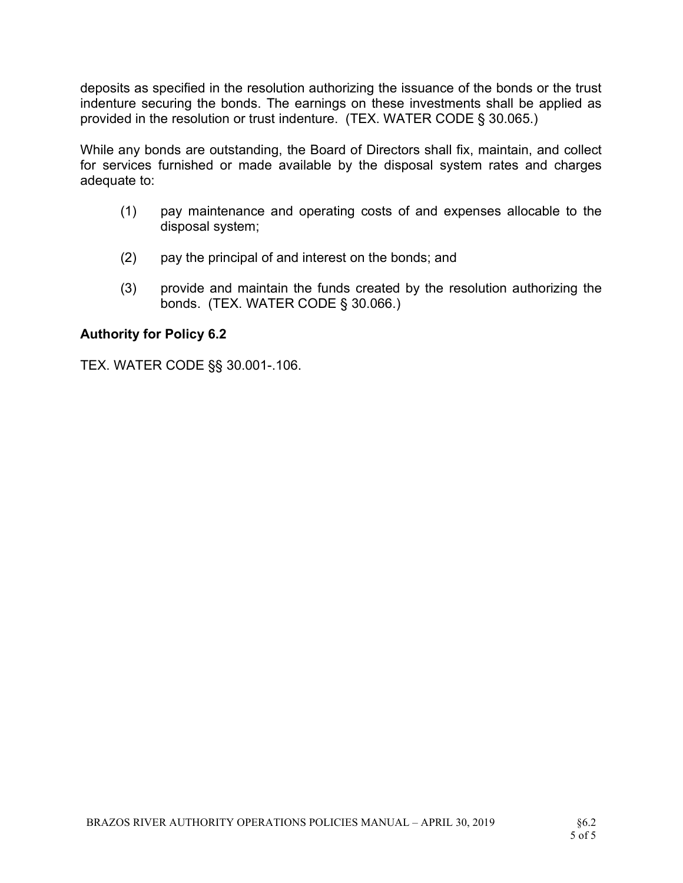deposits as specified in the resolution authorizing the issuance of the bonds or the trust indenture securing the bonds. The earnings on these investments shall be applied as provided in the resolution or trust indenture. (TEX. WATER CODE § 30.065.)

While any bonds are outstanding, the Board of Directors shall fix, maintain, and collect for services furnished or made available by the disposal system rates and charges adequate to:

(1) pay maintenance and operating costs of and expenses allocable to the disposal system;

(2) pay the principal of and interest on the bonds; and

(3) provide and maintain the funds created by the resolution authorizing the bonds. (TEX. WATER CODE § 30.066.)

### Authority for Policy 6.2

TEX. WATER CODE §§ 30.001-.106.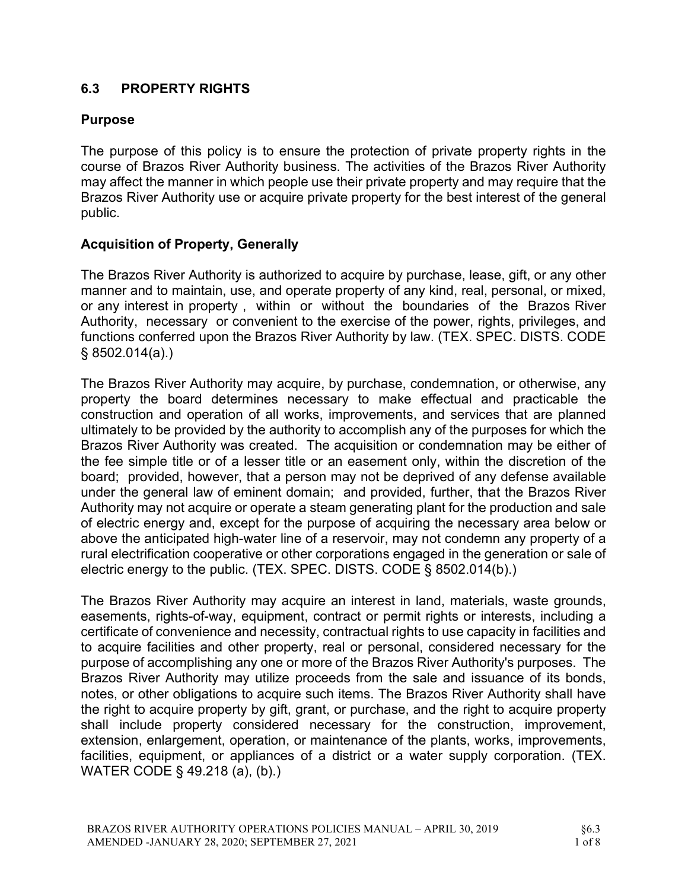## 6.3 PROPERTY RIGHTS

### Purpose

The purpose of this policy is to ensure the protection of private property rights in the course of Brazos River Authority business. The activities of the Brazos River Authority may affect the manner in which people use their private property and may require that the Brazos River Authority use or acquire private property for the best interest of the general public.

### Acquisition of Property, Generally

The Brazos River Authority is authorized to acquire by purchase, lease, gift, or any other manner and to maintain, use, and operate property of any kind, real, personal, or mixed, or any interest in property , within or without the boundaries of the Brazos River Authority, necessary or convenient to the exercise of the power, rights, privileges, and functions conferred upon the Brazos River Authority by law. (TEX. SPEC. DISTS. CODE § 8502.014(a).)

The Brazos River Authority may acquire, by purchase, condemnation, or otherwise, any property the board determines necessary to make effectual and practicable the construction and operation of all works, improvements, and services that are planned ultimately to be provided by the authority to accomplish any of the purposes for which the Brazos River Authority was created. The acquisition or condemnation may be either of the fee simple title or of a lesser title or an easement only, within the discretion of the board; provided, however, that a person may not be deprived of any defense available under the general law of eminent domain; and provided, further, that the Brazos River Authority may not acquire or operate a steam generating plant for the production and sale of electric energy and, except for the purpose of acquiring the necessary area below or above the anticipated high-water line of a reservoir, may not condemn any property of a rural electrification cooperative or other corporations engaged in the generation or sale of electric energy to the public. (TEX. SPEC. DISTS. CODE § 8502.014(b).)

The Brazos River Authority may acquire an interest in land, materials, waste grounds, easements, rights-of-way, equipment, contract or permit rights or interests, including a certificate of convenience and necessity, contractual rights to use capacity in facilities and to acquire facilities and other property, real or personal, considered necessary for the purpose of accomplishing any one or more of the Brazos River Authority's purposes. The Brazos River Authority may utilize proceeds from the sale and issuance of its bonds, notes, or other obligations to acquire such items. The Brazos River Authority shall have the right to acquire property by gift, grant, or purchase, and the right to acquire property shall include property considered necessary for the construction, improvement, extension, enlargement, operation, or maintenance of the plants, works, improvements, facilities, equipment, or appliances of a district or a water supply corporation. (TEX. WATER CODE § 49.218 (a), (b).)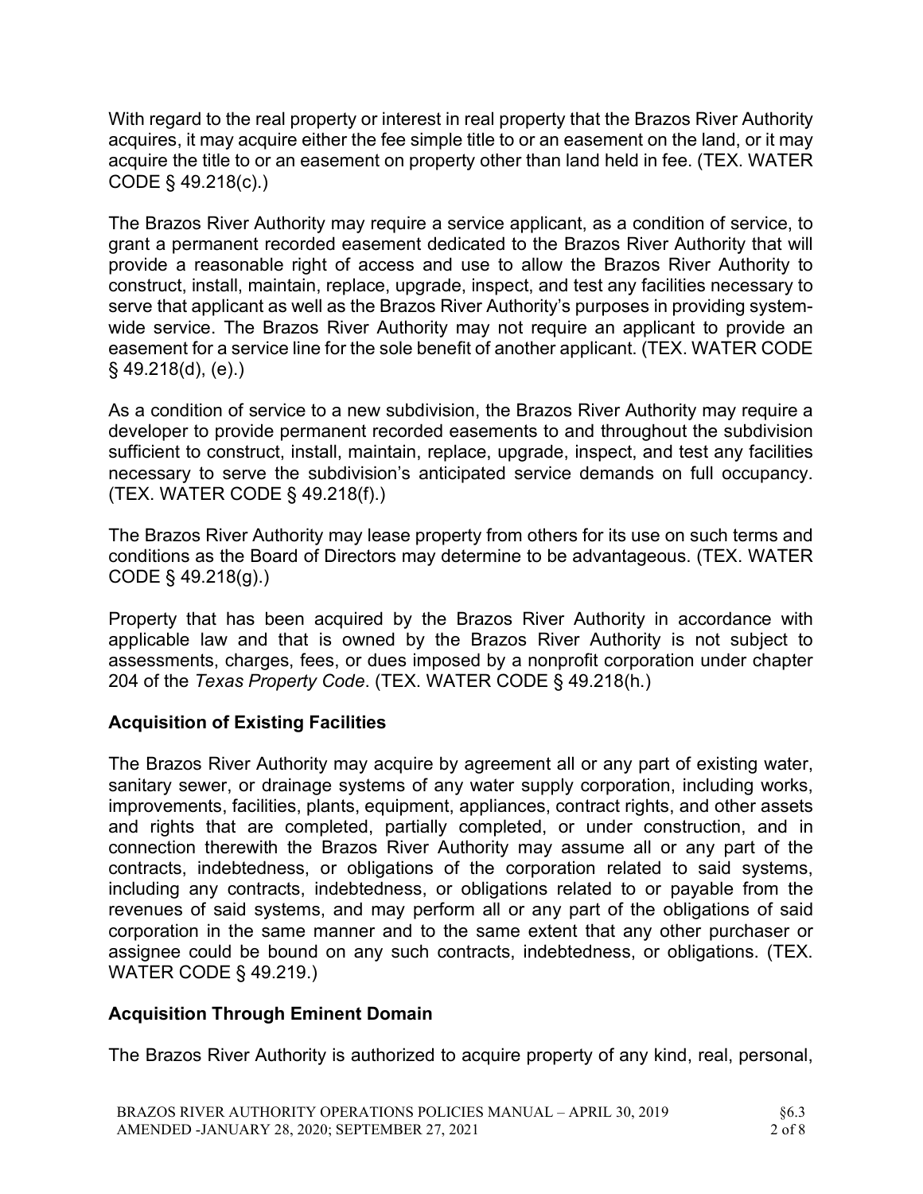With regard to the real property or interest in real property that the Brazos River Authority acquires, it may acquire either the fee simple title to or an easement on the land, or it may acquire the title to or an easement on property other than land held in fee. (TEX. WATER CODE § 49.218(c).)

The Brazos River Authority may require a service applicant, as a condition of service, to grant a permanent recorded easement dedicated to the Brazos River Authority that will provide a reasonable right of access and use to allow the Brazos River Authority to construct, install, maintain, replace, upgrade, inspect, and test any facilities necessary to serve that applicant as well as the Brazos River Authority's purposes in providing system-wide service. The Brazos River Authority may not require an applicant to provide an easement for a service line for the sole benefit of another applicant. (TEX. WATER CODE § 49.218(d), (e).)

As a condition of service to a new subdivision, the Brazos River Authority may require a developer to provide permanent recorded easements to and throughout the subdivision sufficient to construct, install, maintain, replace, upgrade, inspect, and test any facilities necessary to serve the subdivision's anticipated service demands on full occupancy. (TEX. WATER CODE § 49.218(f).)

The Brazos River Authority may lease property from others for its use on such terms and conditions as the Board of Directors may determine to be advantageous. (TEX. WATER CODE § 49.218(g).)

Property that has been acquired by the Brazos River Authority in accordance with applicable law and that is owned by the Brazos River Authority is not subject to assessments, charges, fees, or dues imposed by a nonprofit corporation under chapter 204 of the *Texas Property Code*. (TEX. WATER CODE § 49.218(h.)

**Acquisition of Existing Facilities**

The Brazos River Authority may acquire by agreement all or any part of existing water, sanitary sewer, or drainage systems of any water supply corporation, including works, improvements, facilities, plants, equipment, appliances, contract rights, and other assets and rights that are completed, partially completed, or under construction, and in connection therewith the Brazos River Authority may assume all or any part of the contracts, indebtedness, or obligations of the corporation related to said systems, including any contracts, indebtedness, or obligations related to or payable from the revenues of said systems, and may perform all or any part of the obligations of said corporation in the same manner and to the same extent that any other purchaser or assignee could be bound on any such contracts, indebtedness, or obligations. (TEX. WATER CODE § 49.219.)

**Acquisition Through Eminent Domain**

The Brazos River Authority is authorized to acquire property of any kind, real, personal,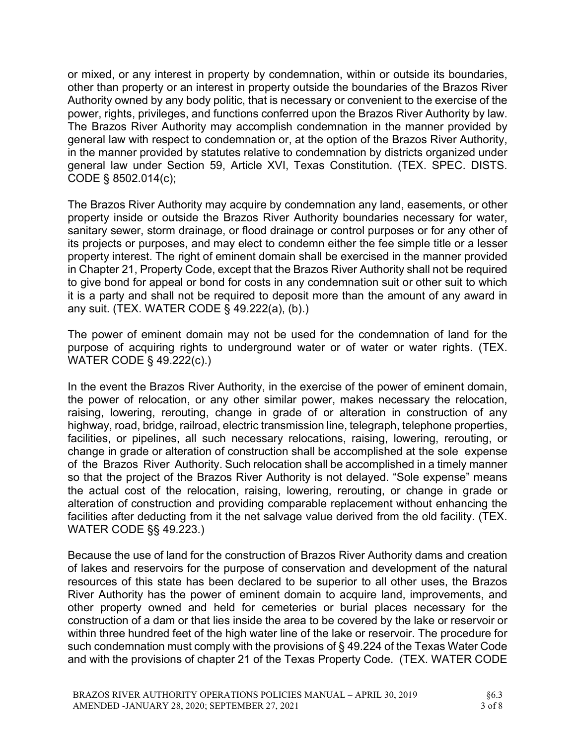or mixed, or any interest in property by condemnation, within or outside its boundaries, other than property or an interest in property outside the boundaries of the Brazos River Authority owned by any body politic, that is necessary or convenient to the exercise of the power, rights, privileges, and functions conferred upon the Brazos River Authority by law. The Brazos River Authority may accomplish condemnation in the manner provided by general law with respect to condemnation or, at the option of the Brazos River Authority, in the manner provided by statutes relative to condemnation by districts organized under general law under Section 59, Article XVI, Texas Constitution. (TEX. SPEC. DISTS. CODE § 8502.014(c);

The Brazos River Authority may acquire by condemnation any land, easements, or other property inside or outside the Brazos River Authority boundaries necessary for water, sanitary sewer, storm drainage, or flood drainage or control purposes or for any other of its projects or purposes, and may elect to condemn either the fee simple title or a lesser property interest. The right of eminent domain shall be exercised in the manner provided in Chapter 21, Property Code, except that the Brazos River Authority shall not be required to give bond for appeal or bond for costs in any condemnation suit or other suit to which it is a party and shall not be required to deposit more than the amount of any award in any suit. (TEX. WATER CODE § 49.222(a), (b).)

The power of eminent domain may not be used for the condemnation of land for the purpose of acquiring rights to underground water or of water or water rights. (TEX. WATER CODE § 49.222(c).)

In the event the Brazos River Authority, in the exercise of the power of eminent domain, the power of relocation, or any other similar power, makes necessary the relocation, raising, lowering, rerouting, change in grade of or alteration in construction of any highway, road, bridge, railroad, electric transmission line, telegraph, telephone properties, facilities, or pipelines, all such necessary relocations, raising, lowering, rerouting, or change in grade or alteration of construction shall be accomplished at the sole expense of the Brazos River Authority. Such relocation shall be accomplished in a timely manner so that the project of the Brazos River Authority is not delayed. "Sole expense" means the actual cost of the relocation, raising, lowering, rerouting, or change in grade or alteration of construction and providing comparable replacement without enhancing the facilities after deducting from it the net salvage value derived from the old facility. (TEX. WATER CODE §§ 49.223.)

Because the use of land for the construction of Brazos River Authority dams and creation of lakes and reservoirs for the purpose of conservation and development of the natural resources of this state has been declared to be superior to all other uses, the Brazos River Authority has the power of eminent domain to acquire land, improvements, and other property owned and held for cemeteries or burial places necessary for the construction of a dam or that lies inside the area to be covered by the lake or reservoir or within three hundred feet of the high water line of the lake or reservoir. The procedure for such condemnation must comply with the provisions of § 49.224 of the Texas Water Code and with the provisions of chapter 21 of the Texas Property Code. (TEX. WATER CODE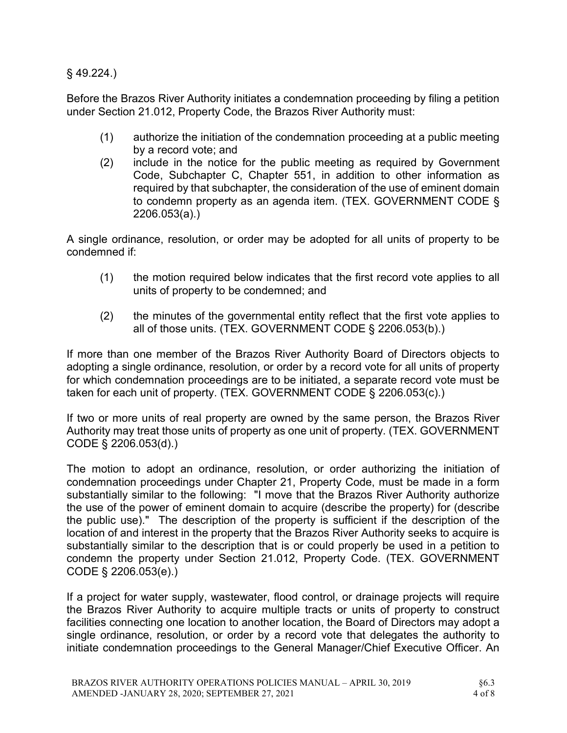§ 49.224.)

Before the Brazos River Authority initiates a condemnation proceeding by filing a petition under Section 21.012, Property Code, the Brazos River Authority must:

(1) authorize the initiation of the condemnation proceeding at a public meeting by a record vote; and

(2) include in the notice for the public meeting as required by Government Code, Subchapter C, Chapter 551, in addition to other information as required by that subchapter, the consideration of the use of eminent domain to condemn property as an agenda item. (TEX. GOVERNMENT CODE § 2206.053(a).)

A single ordinance, resolution, or order may be adopted for all units of property to be condemned if:

(1) the motion required below indicates that the first record vote applies to all units of property to be condemned; and

(2) the minutes of the governmental entity reflect that the first vote applies to all of those units. (TEX. GOVERNMENT CODE § 2206.053(b).)

If more than one member of the Brazos River Authority Board of Directors objects to adopting a single ordinance, resolution, or order by a record vote for all units of property for which condemnation proceedings are to be initiated, a separate record vote must be taken for each unit of property. (TEX. GOVERNMENT CODE § 2206.053(c).)

If two or more units of real property are owned by the same person, the Brazos River Authority may treat those units of property as one unit of property. (TEX. GOVERNMENT CODE § 2206.053(d).)

The motion to adopt an ordinance, resolution, or order authorizing the initiation of condemnation proceedings under Chapter 21, Property Code, must be made in a form substantially similar to the following: "I move that the Brazos River Authority authorize the use of the power of eminent domain to acquire (describe the property) for (describe the public use)." The description of the property is sufficient if the description of the location of and interest in the property that the Brazos River Authority seeks to acquire is substantially similar to the description that is or could properly be used in a petition to condemn the property under Section 21.012, Property Code. (TEX. GOVERNMENT CODE § 2206.053(e).)

If a project for water supply, wastewater, flood control, or drainage projects will require the Brazos River Authority to acquire multiple tracts or units of property to construct facilities connecting one location to another location, the Board of Directors may adopt a single ordinance, resolution, or order by a record vote that delegates the authority to initiate condemnation proceedings to the General Manager/Chief Executive Officer. An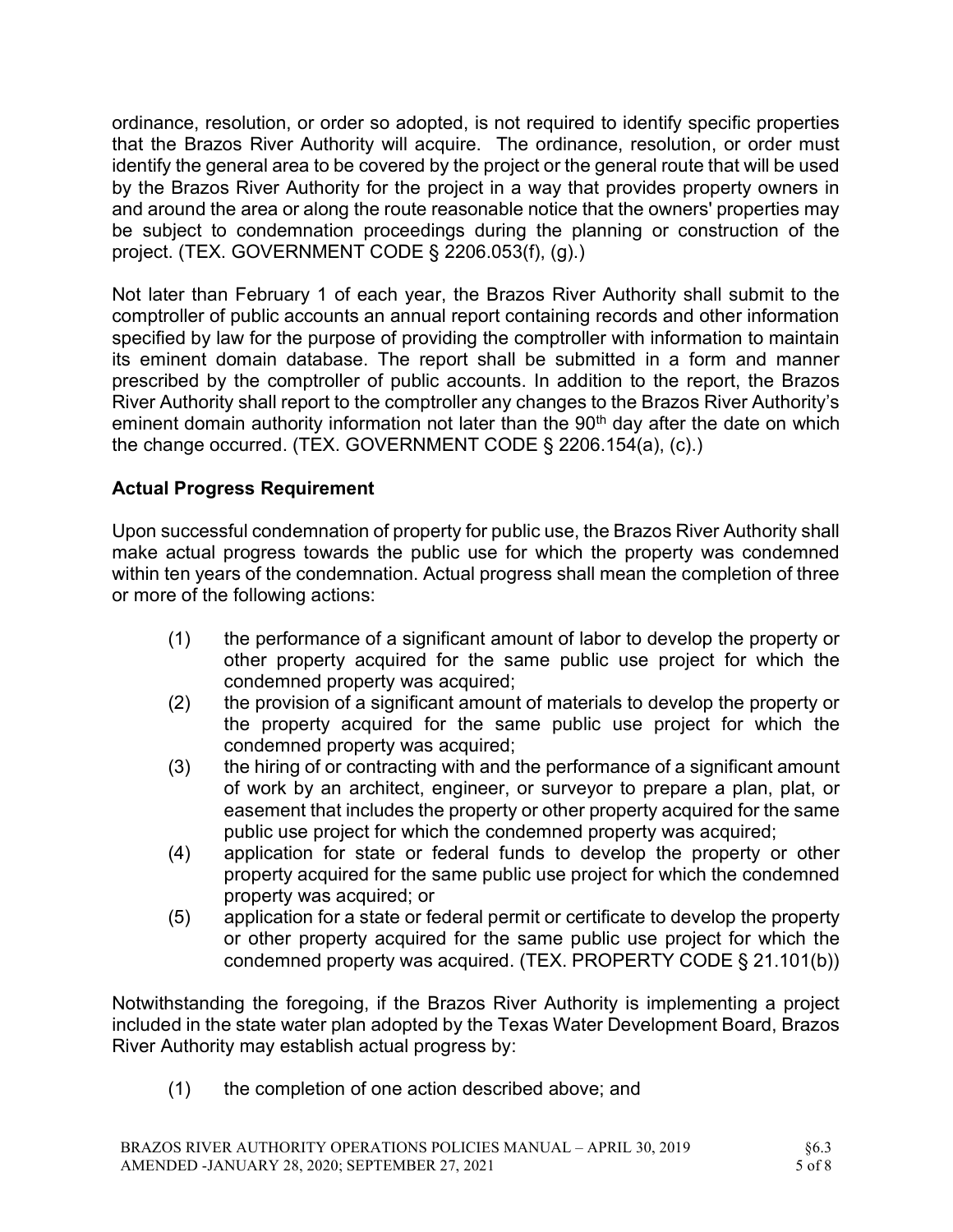ordinance, resolution, or order so adopted, is not required to identify specific properties that the Brazos River Authority will acquire. The ordinance, resolution, or order must identify the general area to be covered by the project or the general route that will be used by the Brazos River Authority for the project in a way that provides property owners in and around the area or along the route reasonable notice that the owners' properties may be subject to condemnation proceedings during the planning or construction of the project. (TEX. GOVERNMENT CODE § 2206.053(f), (g).)

Not later than February 1 of each year, the Brazos River Authority shall submit to the comptroller of public accounts an annual report containing records and other information specified by law for the purpose of providing the comptroller with information to maintain its eminent domain database. The report shall be submitted in a form and manner prescribed by the comptroller of public accounts. In addition to the report, the Brazos River Authority shall report to the comptroller any changes to the Brazos River Authority's eminent domain authority information not later than the 90th day after the date on which the change occurred. (TEX. GOVERNMENT CODE § 2206.154(a), (c).)

**Actual Progress Requirement**

Upon successful condemnation of property for public use, the Brazos River Authority shall make actual progress towards the public use for which the property was condemned within ten years of the condemnation. Actual progress shall mean the completion of three or more of the following actions:

(1) the performance of a significant amount of labor to develop the property or other property acquired for the same public use project for which the condemned property was acquired;

(2) the provision of a significant amount of materials to develop the property or the property acquired for the same public use project for which the condemned property was acquired;

(3) the hiring of or contracting with and the performance of a significant amount of work by an architect, engineer, or surveyor to prepare a plan, plat, or easement that includes the property or other property acquired for the same public use project for which the condemned property was acquired;

(4) application for state or federal funds to develop the property or other property acquired for the same public use project for which the condemned property was acquired; or

(5) application for a state or federal permit or certificate to develop the property or other property acquired for the same public use project for which the condemned property was acquired. (TEX. PROPERTY CODE § 21.101(b))

Notwithstanding the foregoing, if the Brazos River Authority is implementing a project included in the state water plan adopted by the Texas Water Development Board, Brazos River Authority may establish actual progress by:

(1) the completion of one action described above; and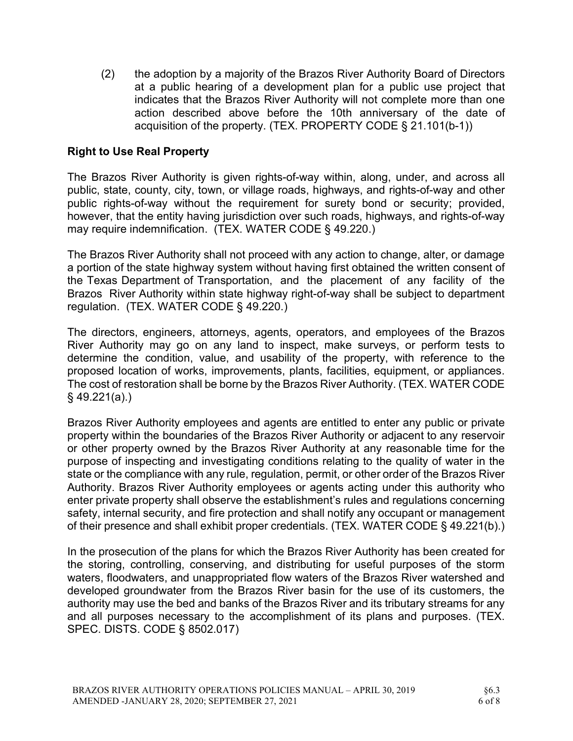(2) the adoption by a majority of the Brazos River Authority Board of Directors at a public hearing of a development plan for a public use project that indicates that the Brazos River Authority will not complete more than one action described above before the 10th anniversary of the date of acquisition of the property. (TEX. PROPERTY CODE § 21.101(b-1))

**Right to Use Real Property**

The Brazos River Authority is given rights-of-way within, along, under, and across all public, state, county, city, town, or village roads, highways, and rights-of-way and other public rights-of-way without the requirement for surety bond or security; provided, however, that the entity having jurisdiction over such roads, highways, and rights-of-way may require indemnification. (TEX. WATER CODE § 49.220.)

The Brazos River Authority shall not proceed with any action to change, alter, or damage a portion of the state highway system without having first obtained the written consent of the Texas Department of Transportation, and the placement of any facility of the Brazos River Authority within state highway right-of-way shall be subject to department regulation. (TEX. WATER CODE § 49.220.)

The directors, engineers, attorneys, agents, operators, and employees of the Brazos River Authority may go on any land to inspect, make surveys, or perform tests to determine the condition, value, and usability of the property, with reference to the proposed location of works, improvements, plants, facilities, equipment, or appliances. The cost of restoration shall be borne by the Brazos River Authority. (TEX. WATER CODE § 49.221(a).)

Brazos River Authority employees and agents are entitled to enter any public or private property within the boundaries of the Brazos River Authority or adjacent to any reservoir or other property owned by the Brazos River Authority at any reasonable time for the purpose of inspecting and investigating conditions relating to the quality of water in the state or the compliance with any rule, regulation, permit, or other order of the Brazos River Authority. Brazos River Authority employees or agents acting under this authority who enter private property shall observe the establishment's rules and regulations concerning safety, internal security, and fire protection and shall notify any occupant or management of their presence and shall exhibit proper credentials. (TEX. WATER CODE § 49.221(b).)

In the prosecution of the plans for which the Brazos River Authority has been created for the storing, controlling, conserving, and distributing for useful purposes of the storm waters, floodwaters, and unappropriated flow waters of the Brazos River watershed and developed groundwater from the Brazos River basin for the use of its customers, the authority may use the bed and banks of the Brazos River and its tributary streams for any and all purposes necessary to the accomplishment of its plans and purposes. (TEX. SPEC. DISTS. CODE § 8502.017)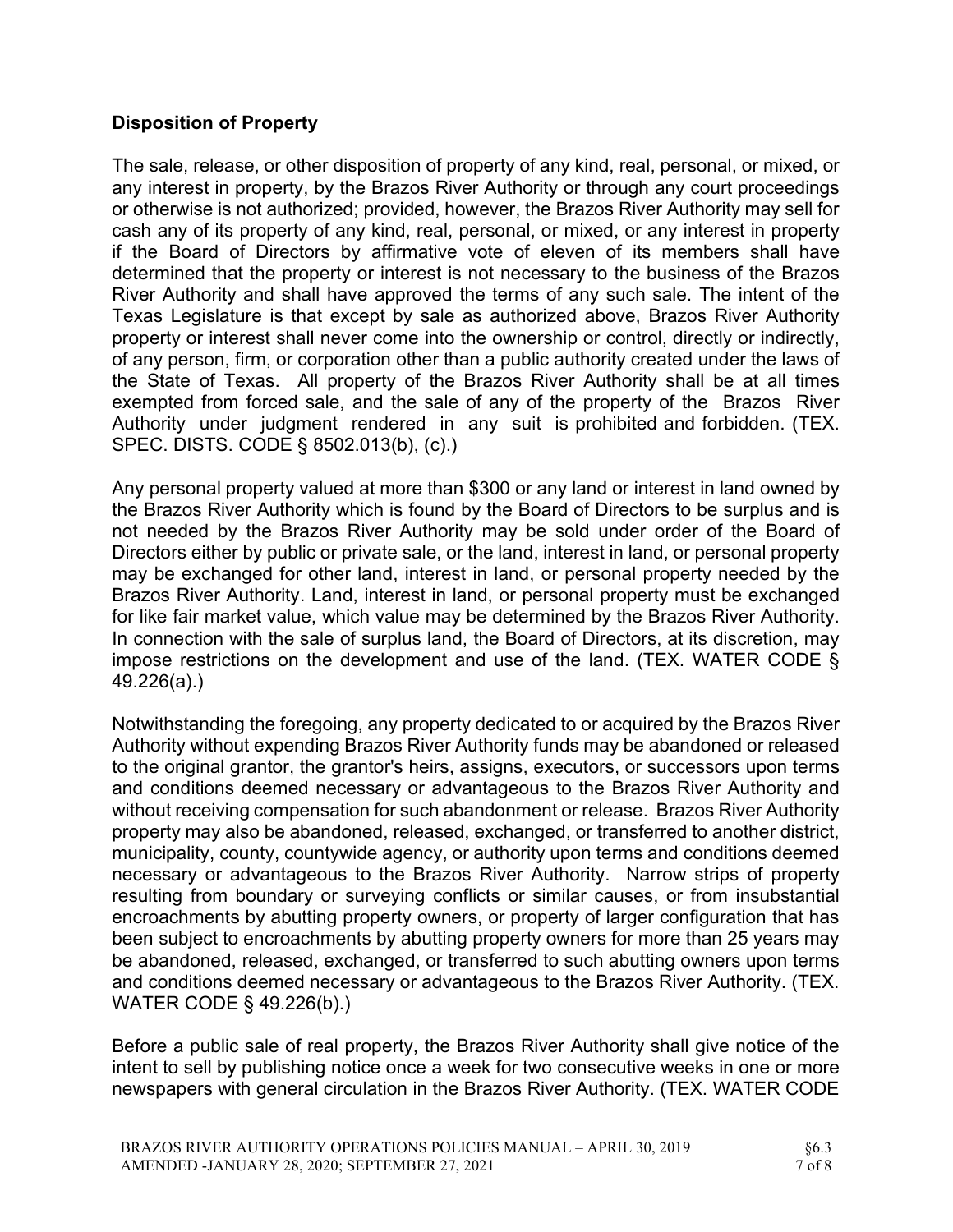**Disposition of Property**

The sale, release, or other disposition of property of any kind, real, personal, or mixed, or any interest in property, by the Brazos River Authority or through any court proceedings or otherwise is not authorized; provided, however, the Brazos River Authority may sell for cash any of its property of any kind, real, personal, or mixed, or any interest in property if the Board of Directors by affirmative vote of eleven of its members shall have determined that the property or interest is not necessary to the business of the Brazos River Authority and shall have approved the terms of any such sale. The intent of the Texas Legislature is that except by sale as authorized above, Brazos River Authority property or interest shall never come into the ownership or control, directly or indirectly, of any person, firm, or corporation other than a public authority created under the laws of the State of Texas. All property of the Brazos River Authority shall be at all times exempted from forced sale, and the sale of any of the property of the Brazos River Authority under judgment rendered in any suit is prohibited and forbidden. (TEX. SPEC. DISTS. CODE § 8502.013(b), (c).)

Any personal property valued at more than $300 or any land or interest in land owned by the Brazos River Authority which is found by the Board of Directors to be surplus and is not needed by the Brazos River Authority may be sold under order of the Board of Directors either by public or private sale, or the land, interest in land, or personal property may be exchanged for other land, interest in land, or personal property needed by the Brazos River Authority. Land, interest in land, or personal property must be exchanged for like fair market value, which value may be determined by the Brazos River Authority. In connection with the sale of surplus land, the Board of Directors, at its discretion, may impose restrictions on the development and use of the land. (TEX. WATER CODE § 49.226(a).)

Notwithstanding the foregoing, any property dedicated to or acquired by the Brazos River Authority without expending Brazos River Authority funds may be abandoned or released to the original grantor, the grantor's heirs, assigns, executors, or successors upon terms and conditions deemed necessary or advantageous to the Brazos River Authority and without receiving compensation for such abandonment or release. Brazos River Authority property may also be abandoned, released, exchanged, or transferred to another district, municipality, county, countywide agency, or authority upon terms and conditions deemed necessary or advantageous to the Brazos River Authority. Narrow strips of property resulting from boundary or surveying conflicts or similar causes, or from insubstantial encroachments by abutting property owners, or property of larger configuration that has been subject to encroachments by abutting property owners for more than 25 years may be abandoned, released, exchanged, or transferred to such abutting owners upon terms and conditions deemed necessary or advantageous to the Brazos River Authority. (TEX. WATER CODE § 49.226(b).)

Before a public sale of real property, the Brazos River Authority shall give notice of the intent to sell by publishing notice once a week for two consecutive weeks in one or more newspapers with general circulation in the Brazos River Authority. (TEX. WATER CODE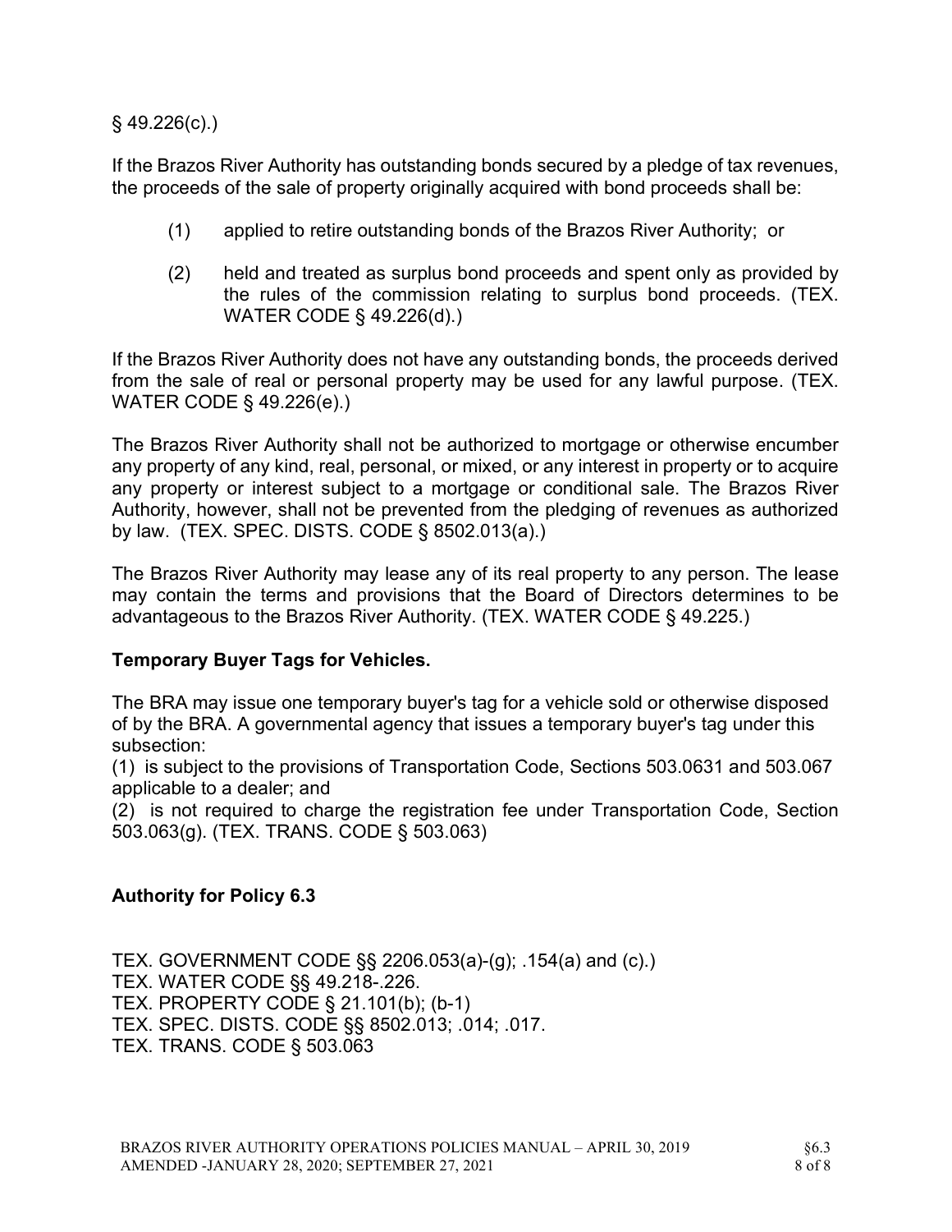§ 49.226(c).)

If the Brazos River Authority has outstanding bonds secured by a pledge of tax revenues, the proceeds of the sale of property originally acquired with bond proceeds shall be:

(1) applied to retire outstanding bonds of the Brazos River Authority; or

(2) held and treated as surplus bond proceeds and spent only as provided by the rules of the commission relating to surplus bond proceeds. (TEX. WATER CODE § 49.226(d).)

If the Brazos River Authority does not have any outstanding bonds, the proceeds derived from the sale of real or personal property may be used for any lawful purpose. (TEX. WATER CODE § 49.226(e).)

The Brazos River Authority shall not be authorized to mortgage or otherwise encumber any property of any kind, real, personal, or mixed, or any interest in property or to acquire any property or interest subject to a mortgage or conditional sale. The Brazos River Authority, however, shall not be prevented from the pledging of revenues as authorized by law. (TEX. SPEC. DISTS. CODE § 8502.013(a).)

The Brazos River Authority may lease any of its real property to any person. The lease may contain the terms and provisions that the Board of Directors determines to be advantageous to the Brazos River Authority. (TEX. WATER CODE § 49.225.)

**Temporary Buyer Tags for Vehicles.**

The BRA may issue one temporary buyer's tag for a vehicle sold or otherwise disposed of by the BRA. A governmental agency that issues a temporary buyer's tag under this subsection:

(1) is subject to the provisions of Transportation Code, Sections 503.0631 and 503.067 applicable to a dealer; and

(2) is not required to charge the registration fee under Transportation Code, Section 503.063(g). (TEX. TRANS. CODE § 503.063)

**Authority for Policy 6.3**

TEX. GOVERNMENT CODE §§ 2206.053(a)-(g); .154(a) and (c).)
TEX. WATER CODE §§ 49.218-.226.
TEX. PROPERTY CODE § 21.101(b); (b-1)
TEX. SPEC. DISTS. CODE §§ 8502.013; .014; .017.
TEX. TRANS. CODE § 503.063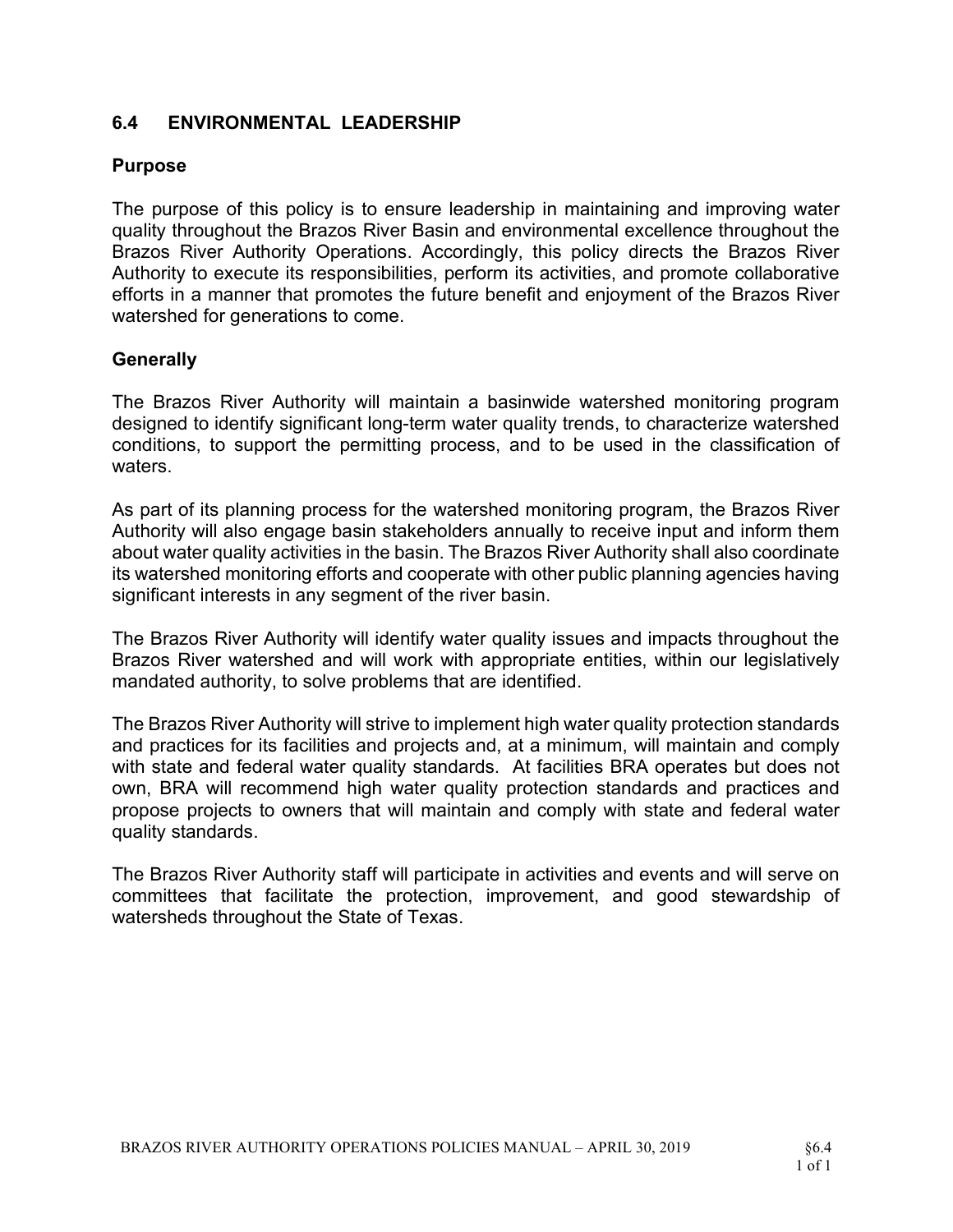## 6.4 ENVIRONMENTAL LEADERSHIP

### Purpose

The purpose of this policy is to ensure leadership in maintaining and improving water quality throughout the Brazos River Basin and environmental excellence throughout the Brazos River Authority Operations. Accordingly, this policy directs the Brazos River Authority to execute its responsibilities, perform its activities, and promote collaborative efforts in a manner that promotes the future benefit and enjoyment of the Brazos River watershed for generations to come.

### Generally

The Brazos River Authority will maintain a basinwide watershed monitoring program designed to identify significant long-term water quality trends, to characterize watershed conditions, to support the permitting process, and to be used in the classification of waters.

As part of its planning process for the watershed monitoring program, the Brazos River Authority will also engage basin stakeholders annually to receive input and inform them about water quality activities in the basin. The Brazos River Authority shall also coordinate its watershed monitoring efforts and cooperate with other public planning agencies having significant interests in any segment of the river basin.

The Brazos River Authority will identify water quality issues and impacts throughout the Brazos River watershed and will work with appropriate entities, within our legislatively mandated authority, to solve problems that are identified.

The Brazos River Authority will strive to implement high water quality protection standards and practices for its facilities and projects and, at a minimum, will maintain and comply with state and federal water quality standards. At facilities BRA operates but does not own, BRA will recommend high water quality protection standards and practices and propose projects to owners that will maintain and comply with state and federal water quality standards.

The Brazos River Authority staff will participate in activities and events and will serve on committees that facilitate the protection, improvement, and good stewardship of watersheds throughout the State of Texas.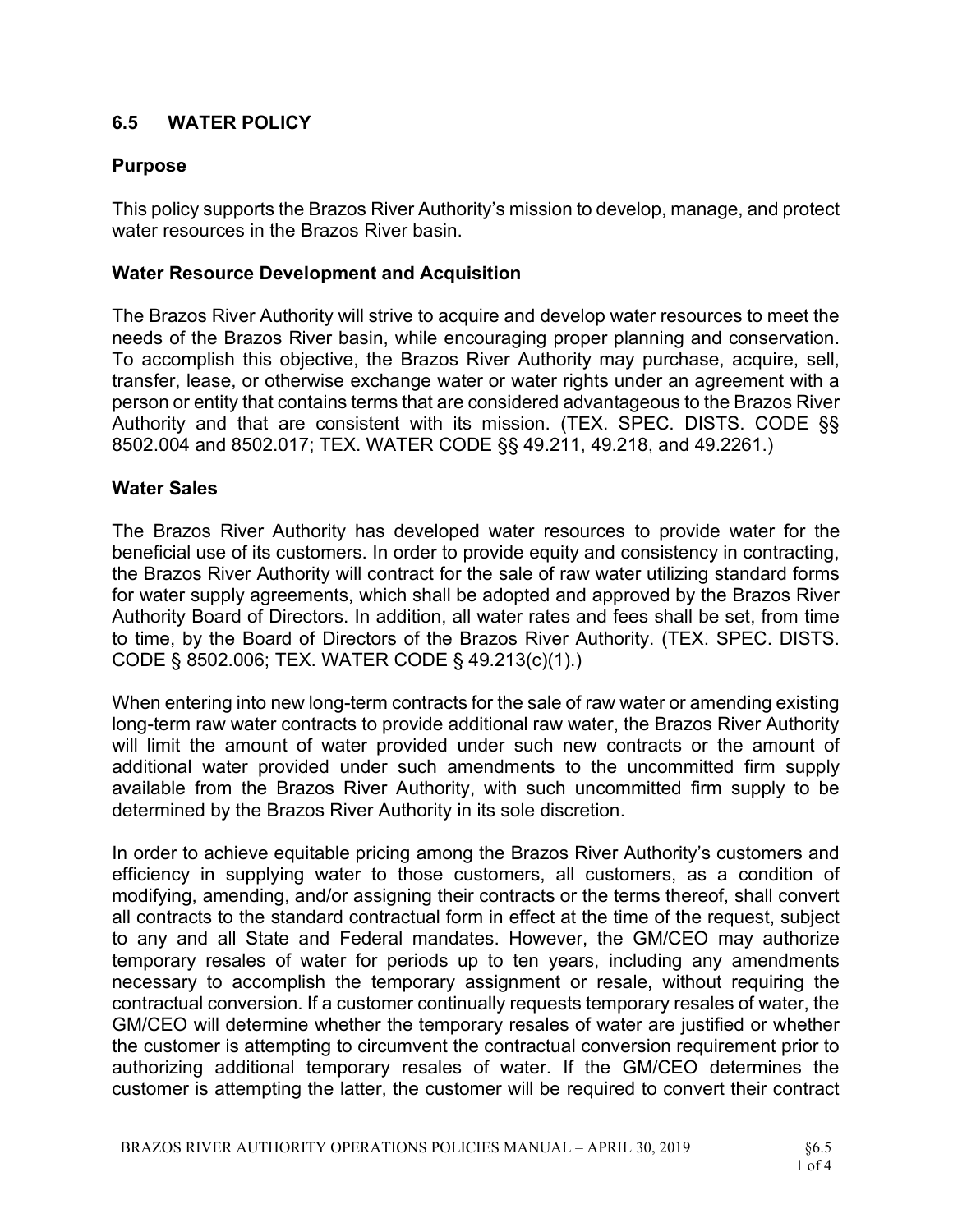## 6.5 WATER POLICY

### Purpose

This policy supports the Brazos River Authority's mission to develop, manage, and protect water resources in the Brazos River basin.

### Water Resource Development and Acquisition

The Brazos River Authority will strive to acquire and develop water resources to meet the needs of the Brazos River basin, while encouraging proper planning and conservation. To accomplish this objective, the Brazos River Authority may purchase, acquire, sell, transfer, lease, or otherwise exchange water or water rights under an agreement with a person or entity that contains terms that are considered advantageous to the Brazos River Authority and that are consistent with its mission. (TEX. SPEC. DISTS. CODE §§ 8502.004 and 8502.017; TEX. WATER CODE §§ 49.211, 49.218, and 49.2261.)

### Water Sales

The Brazos River Authority has developed water resources to provide water for the beneficial use of its customers. In order to provide equity and consistency in contracting, the Brazos River Authority will contract for the sale of raw water utilizing standard forms for water supply agreements, which shall be adopted and approved by the Brazos River Authority Board of Directors. In addition, all water rates and fees shall be set, from time to time, by the Board of Directors of the Brazos River Authority. (TEX. SPEC. DISTS. CODE § 8502.006; TEX. WATER CODE § 49.213(c)(1).)

When entering into new long-term contracts for the sale of raw water or amending existing long-term raw water contracts to provide additional raw water, the Brazos River Authority will limit the amount of water provided under such new contracts or the amount of additional water provided under such amendments to the uncommitted firm supply available from the Brazos River Authority, with such uncommitted firm supply to be determined by the Brazos River Authority in its sole discretion.

In order to achieve equitable pricing among the Brazos River Authority's customers and efficiency in supplying water to those customers, all customers, as a condition of modifying, amending, and/or assigning their contracts or the terms thereof, shall convert all contracts to the standard contractual form in effect at the time of the request, subject to any and all State and Federal mandates. However, the GM/CEO may authorize temporary resales of water for periods up to ten years, including any amendments necessary to accomplish the temporary assignment or resale, without requiring the contractual conversion. If a customer continually requests temporary resales of water, the GM/CEO will determine whether the temporary resales of water are justified or whether the customer is attempting to circumvent the contractual conversion requirement prior to authorizing additional temporary resales of water. If the GM/CEO determines the customer is attempting the latter, the customer will be required to convert their contract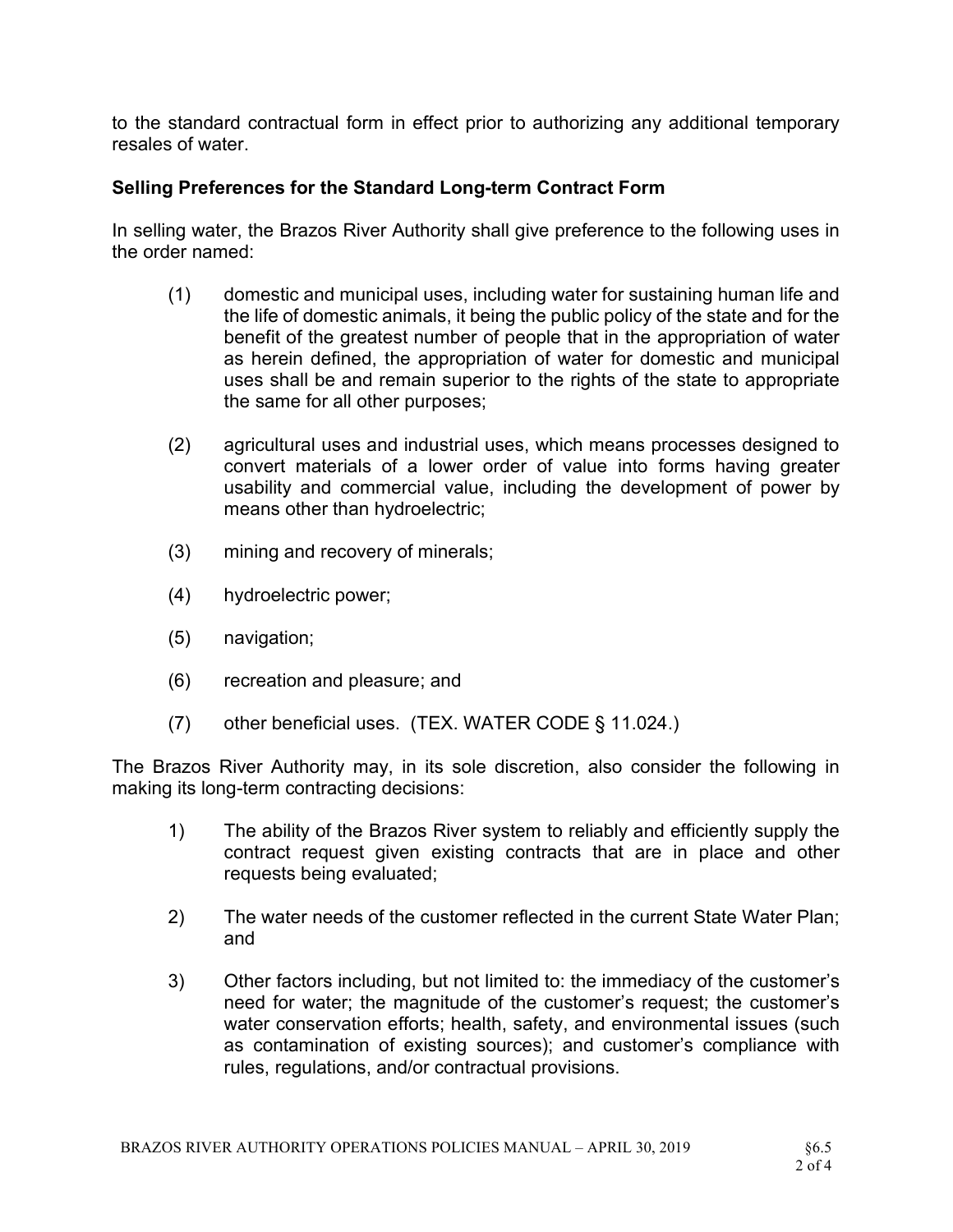to the standard contractual form in effect prior to authorizing any additional temporary resales of water.

### Selling Preferences for the Standard Long-term Contract Form

In selling water, the Brazos River Authority shall give preference to the following uses in the order named:

(1) domestic and municipal uses, including water for sustaining human life and the life of domestic animals, it being the public policy of the state and for the benefit of the greatest number of people that in the appropriation of water as herein defined, the appropriation of water for domestic and municipal uses shall be and remain superior to the rights of the state to appropriate the same for all other purposes;

(2) agricultural uses and industrial uses, which means processes designed to convert materials of a lower order of value into forms having greater usability and commercial value, including the development of power by means other than hydroelectric;

(3) mining and recovery of minerals;

(4) hydroelectric power;

(5) navigation;

(6) recreation and pleasure; and

(7) other beneficial uses. (TEX. WATER CODE § 11.024.)

The Brazos River Authority may, in its sole discretion, also consider the following in making its long-term contracting decisions:

1) The ability of the Brazos River system to reliably and efficiently supply the contract request given existing contracts that are in place and other requests being evaluated;

2) The water needs of the customer reflected in the current State Water Plan; and

3) Other factors including, but not limited to: the immediacy of the customer's need for water; the magnitude of the customer's request; the customer's water conservation efforts; health, safety, and environmental issues (such as contamination of existing sources); and customer's compliance with rules, regulations, and/or contractual provisions.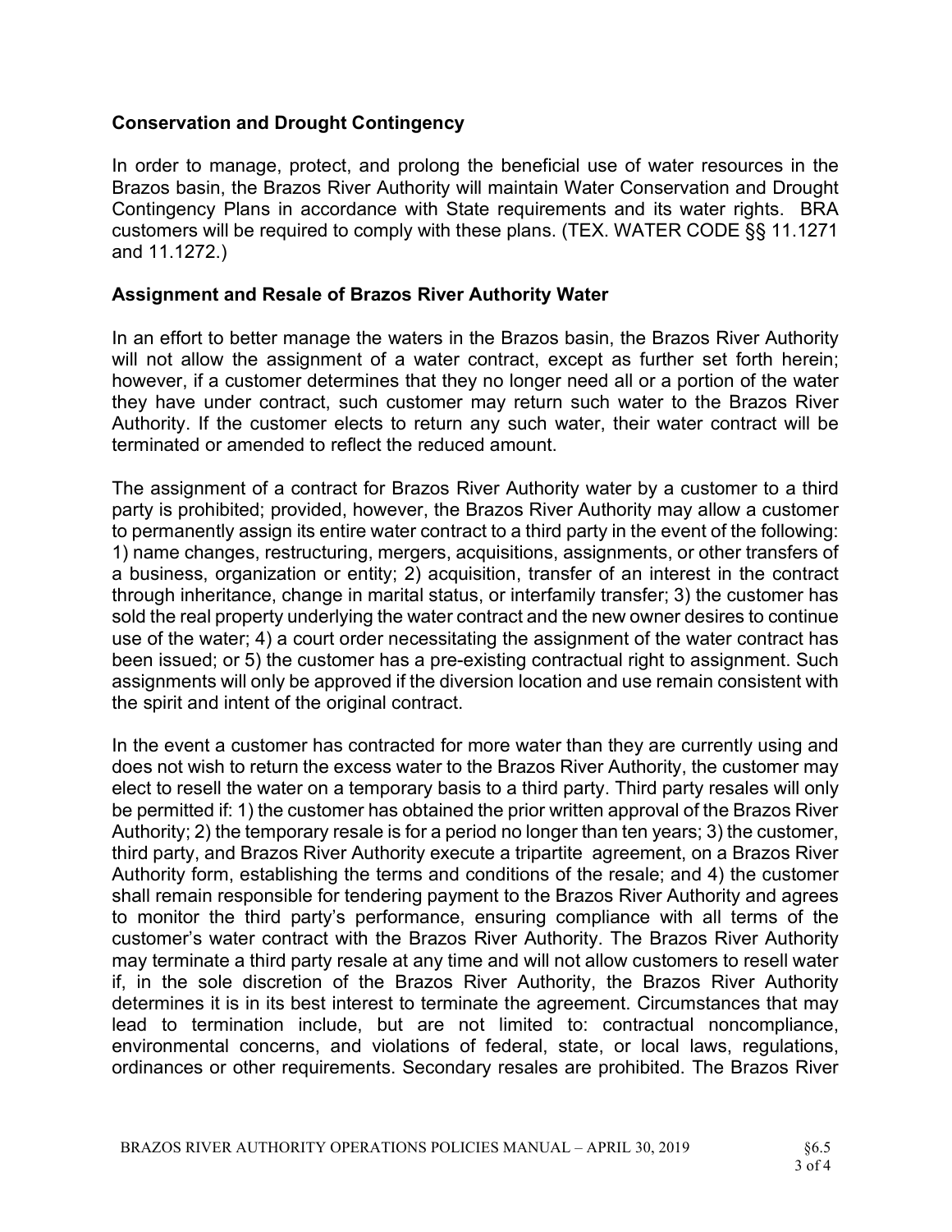**Conservation and Drought Contingency**

In order to manage, protect, and prolong the beneficial use of water resources in the Brazos basin, the Brazos River Authority will maintain Water Conservation and Drought Contingency Plans in accordance with State requirements and its water rights. BRA customers will be required to comply with these plans. (TEX. WATER CODE §§ 11.1271 and 11.1272.)

**Assignment and Resale of Brazos River Authority Water**

In an effort to better manage the waters in the Brazos basin, the Brazos River Authority will not allow the assignment of a water contract, except as further set forth herein; however, if a customer determines that they no longer need all or a portion of the water they have under contract, such customer may return such water to the Brazos River Authority. If the customer elects to return any such water, their water contract will be terminated or amended to reflect the reduced amount.

The assignment of a contract for Brazos River Authority water by a customer to a third party is prohibited; provided, however, the Brazos River Authority may allow a customer to permanently assign its entire water contract to a third party in the event of the following: 1) name changes, restructuring, mergers, acquisitions, assignments, or other transfers of a business, organization or entity; 2) acquisition, transfer of an interest in the contract through inheritance, change in marital status, or interfamily transfer; 3) the customer has sold the real property underlying the water contract and the new owner desires to continue use of the water; 4) a court order necessitating the assignment of the water contract has been issued; or 5) the customer has a pre-existing contractual right to assignment. Such assignments will only be approved if the diversion location and use remain consistent with the spirit and intent of the original contract.

In the event a customer has contracted for more water than they are currently using and does not wish to return the excess water to the Brazos River Authority, the customer may elect to resell the water on a temporary basis to a third party. Third party resales will only be permitted if: 1) the customer has obtained the prior written approval of the Brazos River Authority; 2) the temporary resale is for a period no longer than ten years; 3) the customer, third party, and Brazos River Authority execute a tripartite agreement, on a Brazos River Authority form, establishing the terms and conditions of the resale; and 4) the customer shall remain responsible for tendering payment to the Brazos River Authority and agrees to monitor the third party's performance, ensuring compliance with all terms of the customer's water contract with the Brazos River Authority. The Brazos River Authority may terminate a third party resale at any time and will not allow customers to resell water if, in the sole discretion of the Brazos River Authority, the Brazos River Authority determines it is in its best interest to terminate the agreement. Circumstances that may lead to termination include, but are not limited to: contractual noncompliance, environmental concerns, and violations of federal, state, or local laws, regulations, ordinances or other requirements. Secondary resales are prohibited. The Brazos River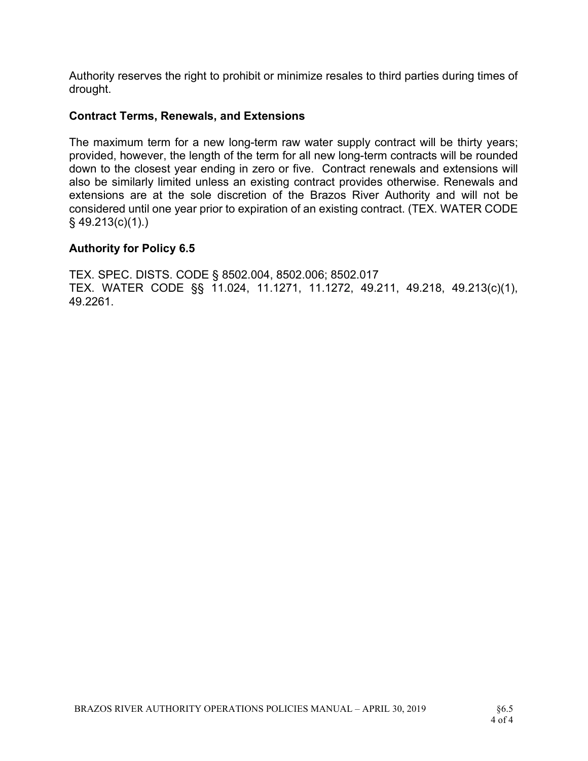Authority reserves the right to prohibit or minimize resales to third parties during times of drought.

### Contract Terms, Renewals, and Extensions

The maximum term for a new long-term raw water supply contract will be thirty years; provided, however, the length of the term for all new long-term contracts will be rounded down to the closest year ending in zero or five. Contract renewals and extensions will also be similarly limited unless an existing contract provides otherwise. Renewals and extensions are at the sole discretion of the Brazos River Authority and will not be considered until one year prior to expiration of an existing contract. (TEX. WATER CODE § 49.213(c)(1).)

### Authority for Policy 6.5

TEX. SPEC. DISTS. CODE § 8502.004, 8502.006; 8502.017
TEX. WATER CODE §§ 11.024, 11.1271, 11.1272, 49.211, 49.218, 49.213(c)(1), 49.2261.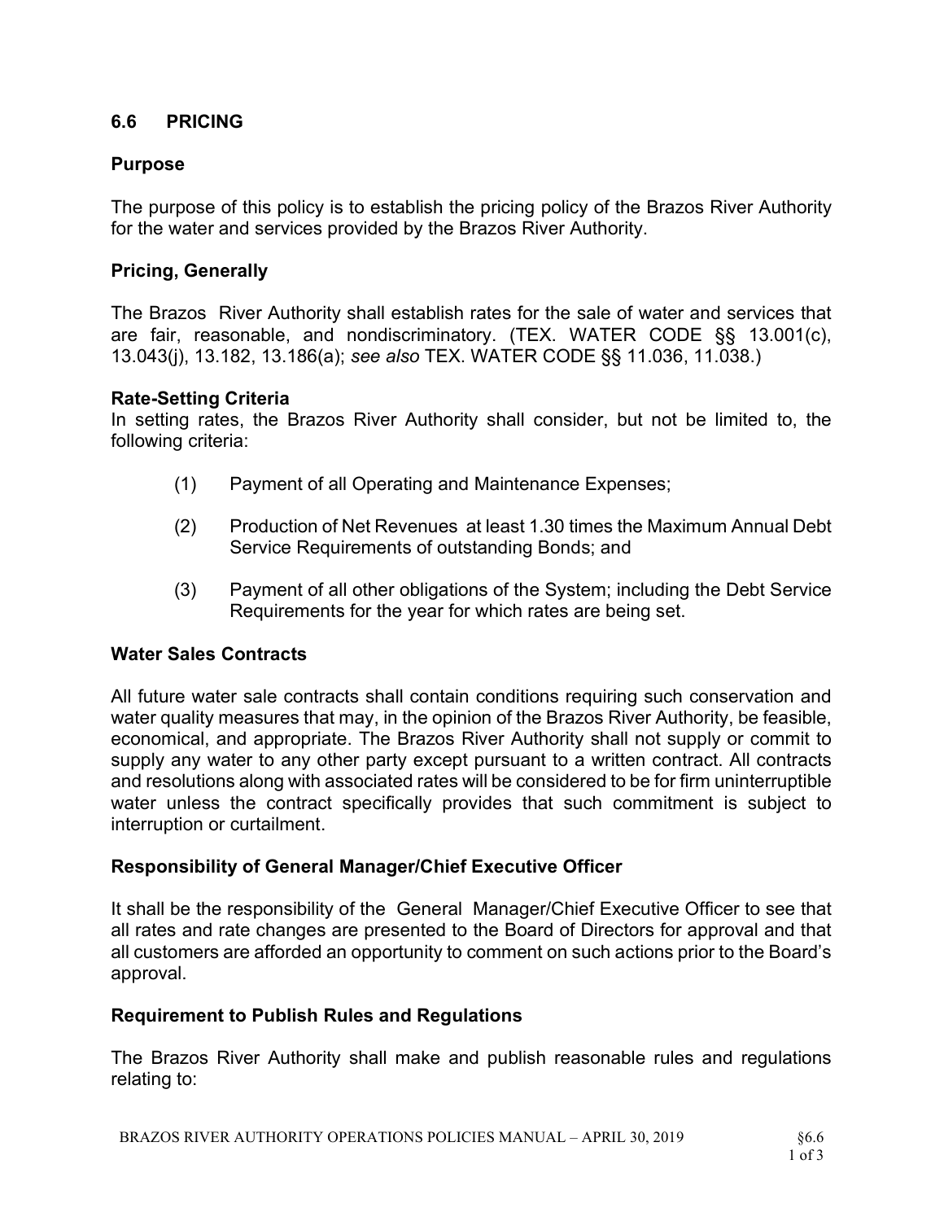## 6.6 PRICING

### Purpose

The purpose of this policy is to establish the pricing policy of the Brazos River Authority for the water and services provided by the Brazos River Authority.

### Pricing, Generally

The Brazos River Authority shall establish rates for the sale of water and services that are fair, reasonable, and nondiscriminatory. (TEX. WATER CODE §§ 13.001(c), 13.043(j), 13.182, 13.186(a); *see also* TEX. WATER CODE §§ 11.036, 11.038.)

### Rate-Setting Criteria

In setting rates, the Brazos River Authority shall consider, but not be limited to, the following criteria:

(1) Payment of all Operating and Maintenance Expenses;

(2) Production of Net Revenues at least 1.30 times the Maximum Annual Debt Service Requirements of outstanding Bonds; and

(3) Payment of all other obligations of the System; including the Debt Service Requirements for the year for which rates are being set.

### Water Sales Contracts

All future water sale contracts shall contain conditions requiring such conservation and water quality measures that may, in the opinion of the Brazos River Authority, be feasible, economical, and appropriate. The Brazos River Authority shall not supply or commit to supply any water to any other party except pursuant to a written contract. All contracts and resolutions along with associated rates will be considered to be for firm uninterruptible water unless the contract specifically provides that such commitment is subject to interruption or curtailment.

### Responsibility of General Manager/Chief Executive Officer

It shall be the responsibility of the General Manager/Chief Executive Officer to see that all rates and rate changes are presented to the Board of Directors for approval and that all customers are afforded an opportunity to comment on such actions prior to the Board's approval.

### Requirement to Publish Rules and Regulations

The Brazos River Authority shall make and publish reasonable rules and regulations relating to: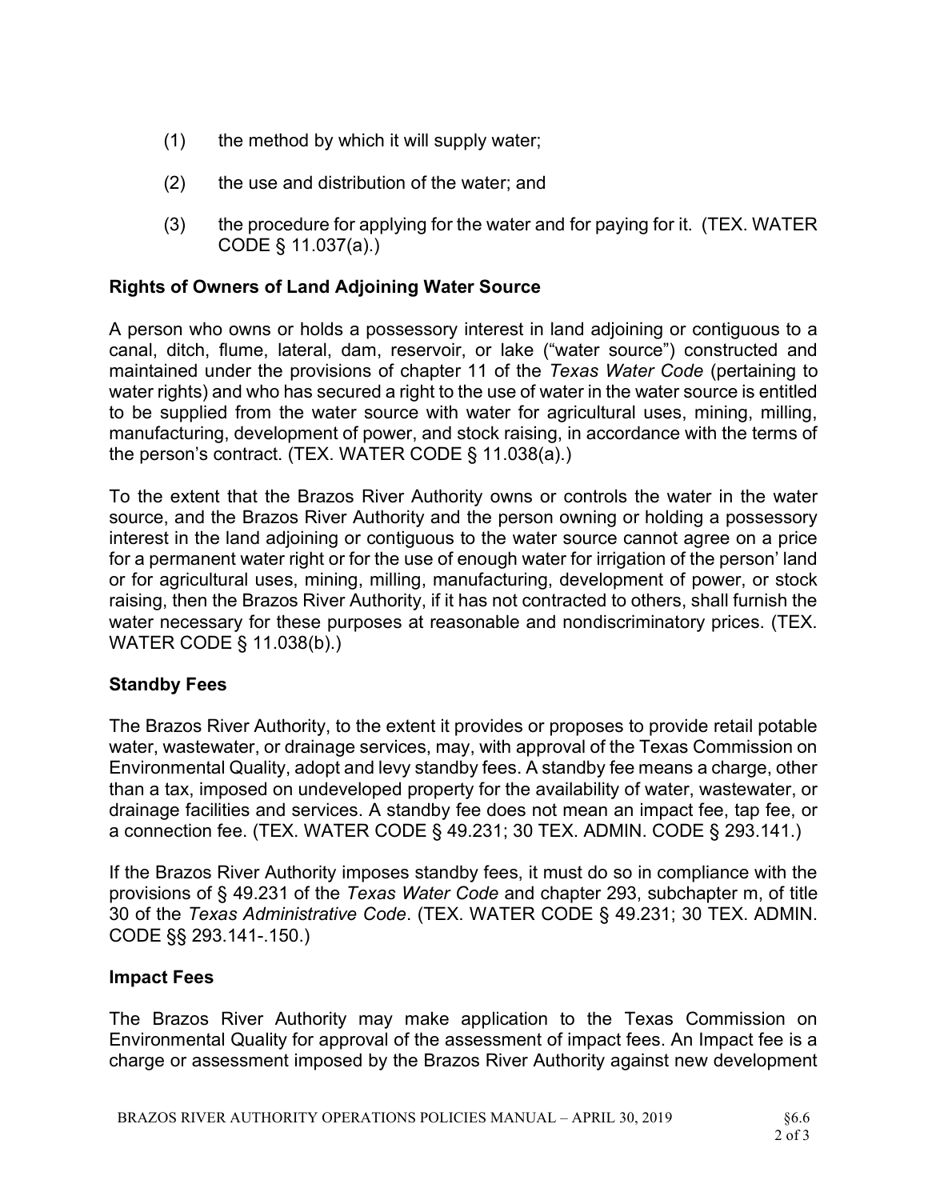(1) the method by which it will supply water;

(2) the use and distribution of the water; and

(3) the procedure for applying for the water and for paying for it. (TEX. WATER CODE § 11.037(a).)

**Rights of Owners of Land Adjoining Water Source**

A person who owns or holds a possessory interest in land adjoining or contiguous to a canal, ditch, flume, lateral, dam, reservoir, or lake ("water source") constructed and maintained under the provisions of chapter 11 of the *Texas Water Code* (pertaining to water rights) and who has secured a right to the use of water in the water source is entitled to be supplied from the water source with water for agricultural uses, mining, milling, manufacturing, development of power, and stock raising, in accordance with the terms of the person's contract. (TEX. WATER CODE § 11.038(a).)

To the extent that the Brazos River Authority owns or controls the water in the water source, and the Brazos River Authority and the person owning or holding a possessory interest in the land adjoining or contiguous to the water source cannot agree on a price for a permanent water right or for the use of enough water for irrigation of the person' land or for agricultural uses, mining, milling, manufacturing, development of power, or stock raising, then the Brazos River Authority, if it has not contracted to others, shall furnish the water necessary for these purposes at reasonable and nondiscriminatory prices. (TEX. WATER CODE § 11.038(b).)

**Standby Fees**

The Brazos River Authority, to the extent it provides or proposes to provide retail potable water, wastewater, or drainage services, may, with approval of the Texas Commission on Environmental Quality, adopt and levy standby fees. A standby fee means a charge, other than a tax, imposed on undeveloped property for the availability of water, wastewater, or drainage facilities and services. A standby fee does not mean an impact fee, tap fee, or a connection fee. (TEX. WATER CODE § 49.231; 30 TEX. ADMIN. CODE § 293.141.)

If the Brazos River Authority imposes standby fees, it must do so in compliance with the provisions of § 49.231 of the *Texas Water Code* and chapter 293, subchapter m, of title 30 of the *Texas Administrative Code*. (TEX. WATER CODE § 49.231; 30 TEX. ADMIN. CODE §§ 293.141-.150.)

**Impact Fees**

The Brazos River Authority may make application to the Texas Commission on Environmental Quality for approval of the assessment of impact fees. An Impact fee is a charge or assessment imposed by the Brazos River Authority against new development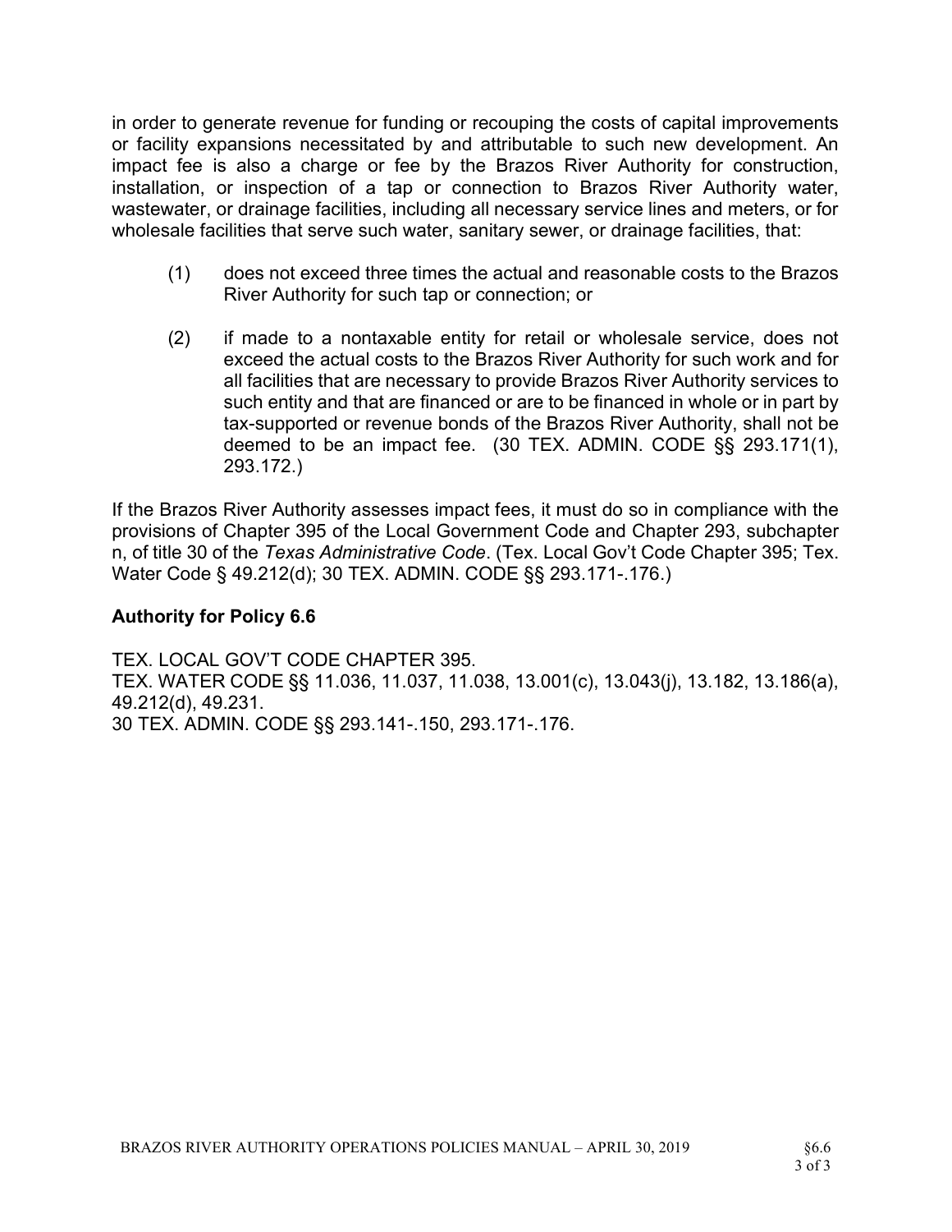in order to generate revenue for funding or recouping the costs of capital improvements or facility expansions necessitated by and attributable to such new development. An impact fee is also a charge or fee by the Brazos River Authority for construction, installation, or inspection of a tap or connection to Brazos River Authority water, wastewater, or drainage facilities, including all necessary service lines and meters, or for wholesale facilities that serve such water, sanitary sewer, or drainage facilities, that:

(1) does not exceed three times the actual and reasonable costs to the Brazos River Authority for such tap or connection; or

(2) if made to a nontaxable entity for retail or wholesale service, does not exceed the actual costs to the Brazos River Authority for such work and for all facilities that are necessary to provide Brazos River Authority services to such entity and that are financed or are to be financed in whole or in part by tax-supported or revenue bonds of the Brazos River Authority, shall not be deemed to be an impact fee. (30 TEX. ADMIN. CODE §§ 293.171(1), 293.172.)

If the Brazos River Authority assesses impact fees, it must do so in compliance with the provisions of Chapter 395 of the Local Government Code and Chapter 293, subchapter n, of title 30 of the *Texas Administrative Code*. (Tex. Local Gov't Code Chapter 395; Tex. Water Code § 49.212(d); 30 TEX. ADMIN. CODE §§ 293.171-.176.)

### Authority for Policy 6.6

TEX. LOCAL GOV'T CODE CHAPTER 395.
TEX. WATER CODE §§ 11.036, 11.037, 11.038, 13.001(c), 13.043(j), 13.182, 13.186(a), 49.212(d), 49.231.
30 TEX. ADMIN. CODE §§ 293.141-.150, 293.171-.176.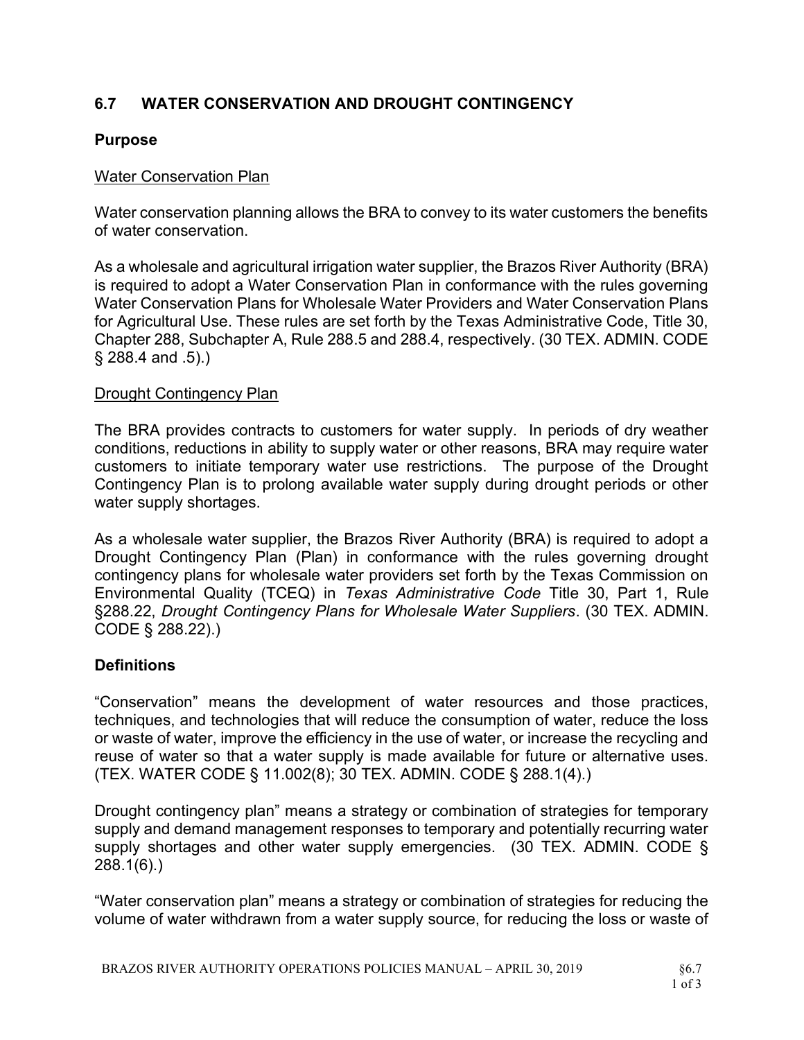## 6.7 WATER CONSERVATION AND DROUGHT CONTINGENCY

### Purpose

Water Conservation Plan

Water conservation planning allows the BRA to convey to its water customers the benefits of water conservation.

As a wholesale and agricultural irrigation water supplier, the Brazos River Authority (BRA) is required to adopt a Water Conservation Plan in conformance with the rules governing Water Conservation Plans for Wholesale Water Providers and Water Conservation Plans for Agricultural Use. These rules are set forth by the Texas Administrative Code, Title 30, Chapter 288, Subchapter A, Rule 288.5 and 288.4, respectively. (30 TEX. ADMIN. CODE § 288.4 and .5).)

Drought Contingency Plan

The BRA provides contracts to customers for water supply. In periods of dry weather conditions, reductions in ability to supply water or other reasons, BRA may require water customers to initiate temporary water use restrictions. The purpose of the Drought Contingency Plan is to prolong available water supply during drought periods or other water supply shortages.

As a wholesale water supplier, the Brazos River Authority (BRA) is required to adopt a Drought Contingency Plan (Plan) in conformance with the rules governing drought contingency plans for wholesale water providers set forth by the Texas Commission on Environmental Quality (TCEQ) in *Texas Administrative Code* Title 30, Part 1, Rule §288.22, *Drought Contingency Plans for Wholesale Water Suppliers*. (30 TEX. ADMIN. CODE § 288.22).)

### Definitions

"Conservation" means the development of water resources and those practices, techniques, and technologies that will reduce the consumption of water, reduce the loss or waste of water, improve the efficiency in the use of water, or increase the recycling and reuse of water so that a water supply is made available for future or alternative uses. (TEX. WATER CODE § 11.002(8); 30 TEX. ADMIN. CODE § 288.1(4).)

Drought contingency plan" means a strategy or combination of strategies for temporary supply and demand management responses to temporary and potentially recurring water supply shortages and other water supply emergencies. (30 TEX. ADMIN. CODE § 288.1(6).)

"Water conservation plan" means a strategy or combination of strategies for reducing the volume of water withdrawn from a water supply source, for reducing the loss or waste of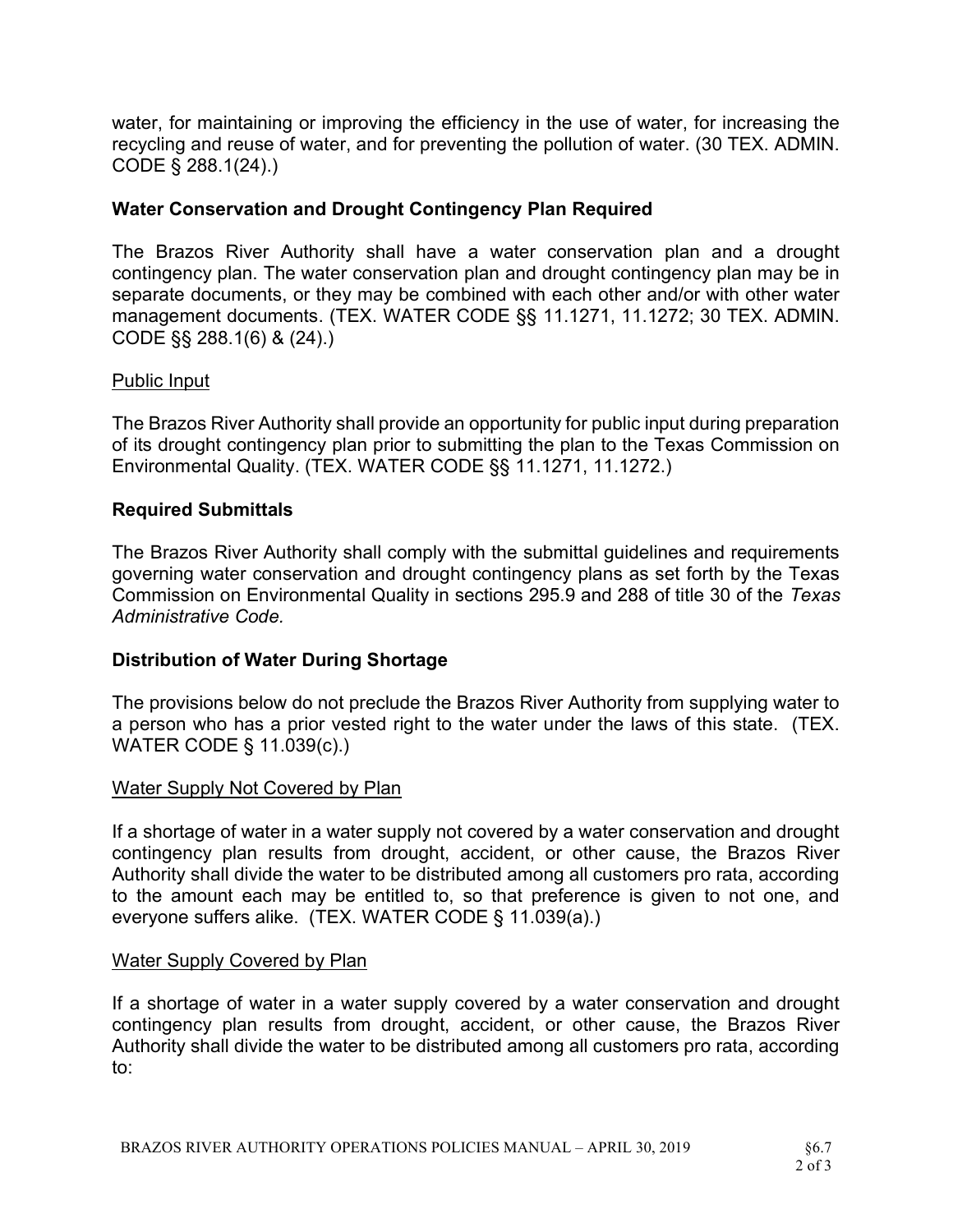water, for maintaining or improving the efficiency in the use of water, for increasing the recycling and reuse of water, and for preventing the pollution of water. (30 TEX. ADMIN. CODE § 288.1(24).)

## Water Conservation and Drought Contingency Plan Required

The Brazos River Authority shall have a water conservation plan and a drought contingency plan. The water conservation plan and drought contingency plan may be in separate documents, or they may be combined with each other and/or with other water management documents. (TEX. WATER CODE §§ 11.1271, 11.1272; 30 TEX. ADMIN. CODE §§ 288.1(6) & (24).)

### Public Input

The Brazos River Authority shall provide an opportunity for public input during preparation of its drought contingency plan prior to submitting the plan to the Texas Commission on Environmental Quality. (TEX. WATER CODE §§ 11.1271, 11.1272.)

## Required Submittals

The Brazos River Authority shall comply with the submittal guidelines and requirements governing water conservation and drought contingency plans as set forth by the Texas Commission on Environmental Quality in sections 295.9 and 288 of title 30 of the *Texas Administrative Code.*

## Distribution of Water During Shortage

The provisions below do not preclude the Brazos River Authority from supplying water to a person who has a prior vested right to the water under the laws of this state. (TEX. WATER CODE § 11.039(c).)

### Water Supply Not Covered by Plan

If a shortage of water in a water supply not covered by a water conservation and drought contingency plan results from drought, accident, or other cause, the Brazos River Authority shall divide the water to be distributed among all customers pro rata, according to the amount each may be entitled to, so that preference is given to not one, and everyone suffers alike. (TEX. WATER CODE § 11.039(a).)

### Water Supply Covered by Plan

If a shortage of water in a water supply covered by a water conservation and drought contingency plan results from drought, accident, or other cause, the Brazos River Authority shall divide the water to be distributed among all customers pro rata, according to: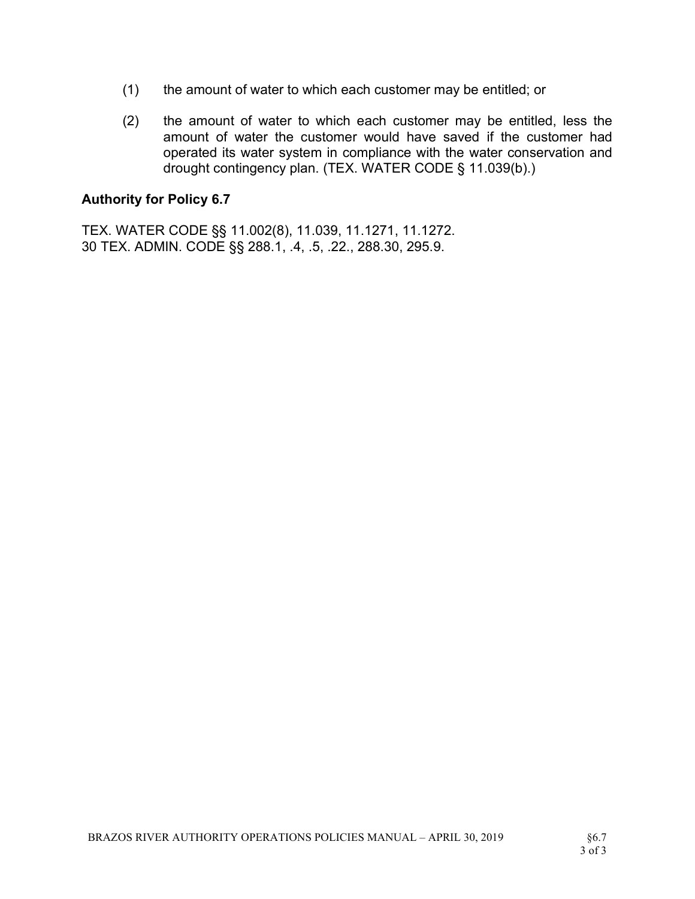(1) the amount of water to which each customer may be entitled; or

(2) the amount of water to which each customer may be entitled, less the amount of water the customer would have saved if the customer had operated its water system in compliance with the water conservation and drought contingency plan. (TEX. WATER CODE § 11.039(b).)

### Authority for Policy 6.7

TEX. WATER CODE §§ 11.002(8), 11.039, 11.1271, 11.1272.
30 TEX. ADMIN. CODE §§ 288.1, .4, .5, .22., 288.30, 295.9.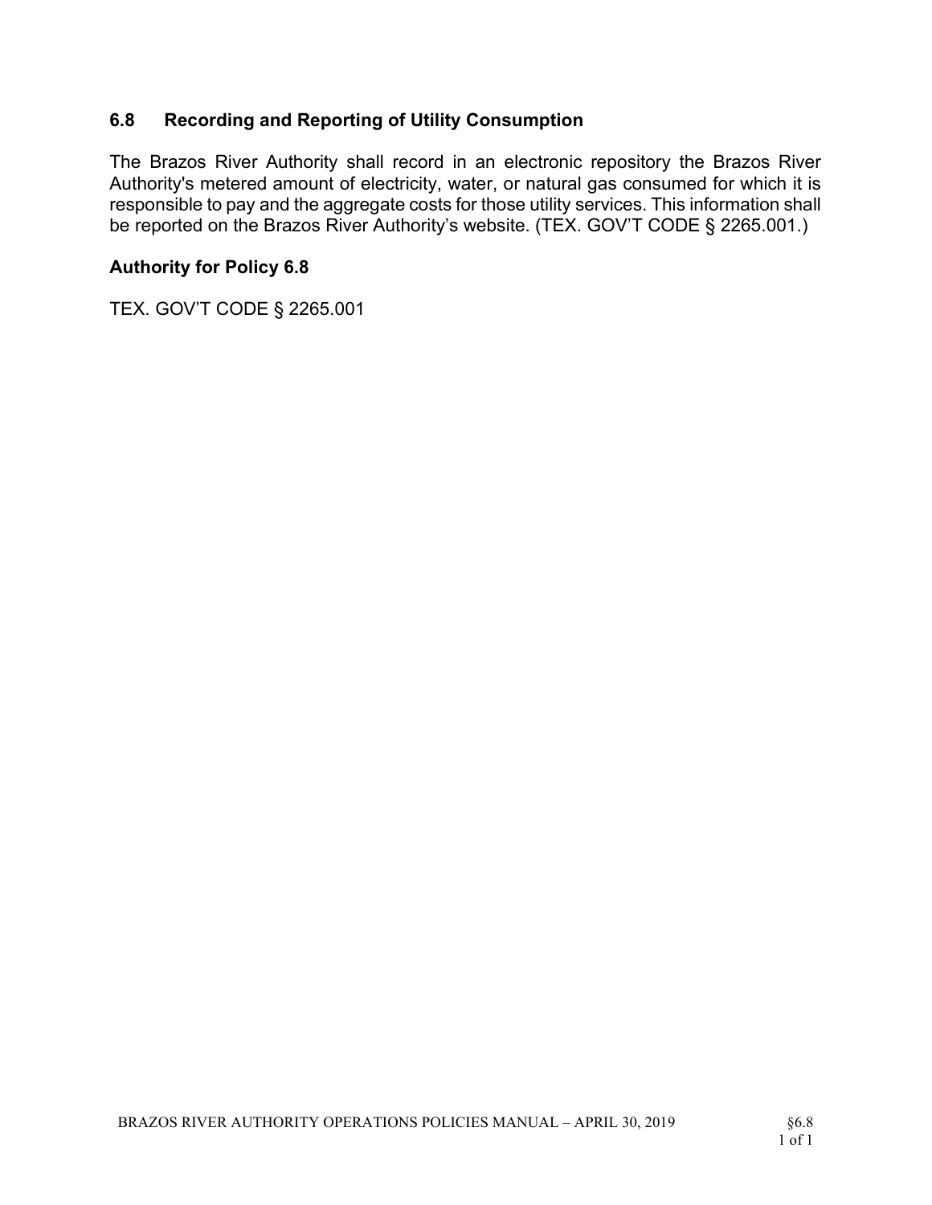## 6.8 Recording and Reporting of Utility Consumption

The Brazos River Authority shall record in an electronic repository the Brazos River Authority's metered amount of electricity, water, or natural gas consumed for which it is responsible to pay and the aggregate costs for those utility services. This information shall be reported on the Brazos River Authority's website. (TEX. GOV'T CODE § 2265.001.)

### Authority for Policy 6.8

TEX. GOV'T CODE § 2265.001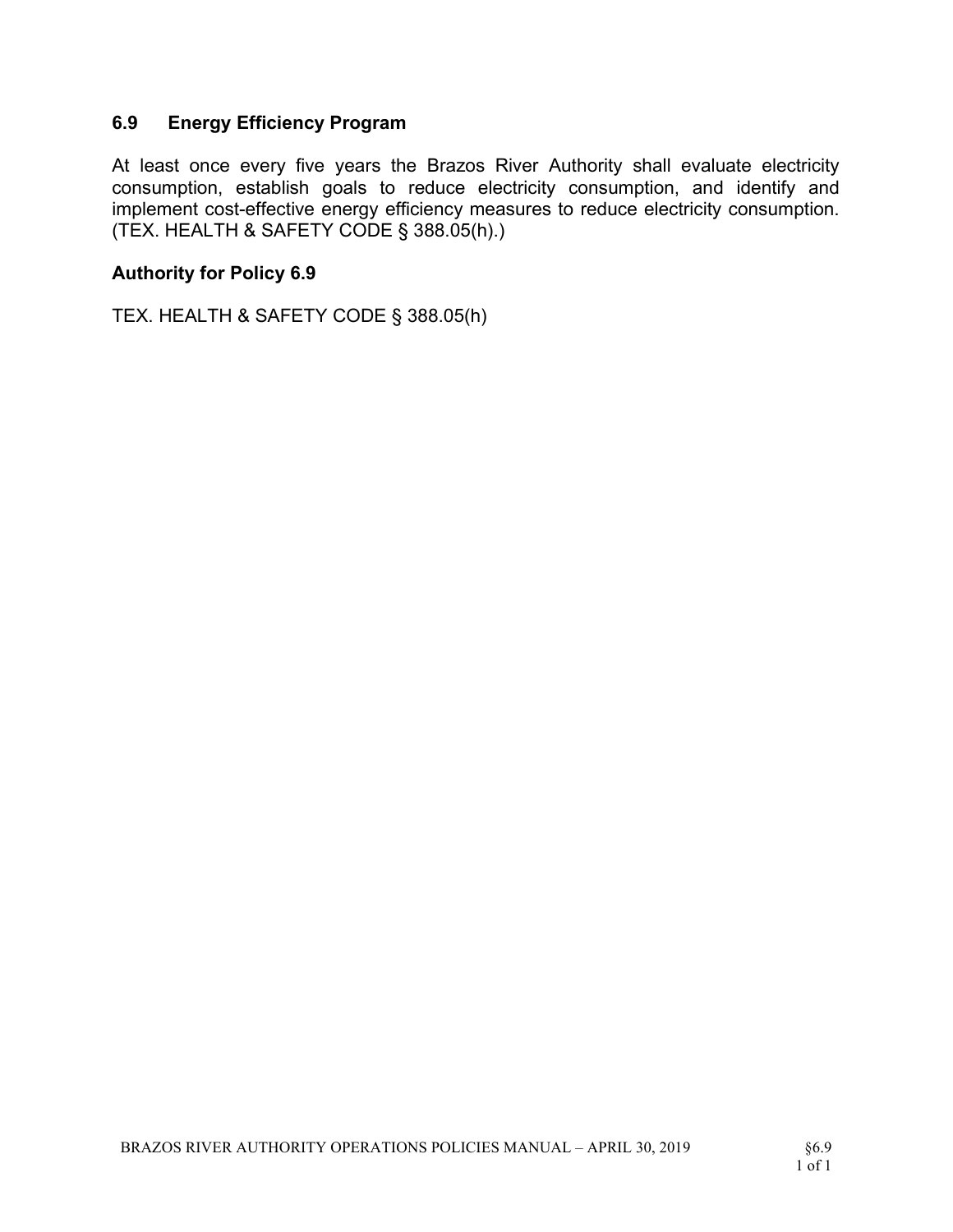## 6.9 Energy Efficiency Program

At least once every five years the Brazos River Authority shall evaluate electricity consumption, establish goals to reduce electricity consumption, and identify and implement cost-effective energy efficiency measures to reduce electricity consumption. (TEX. HEALTH & SAFETY CODE § 388.05(h).)

### Authority for Policy 6.9

TEX. HEALTH & SAFETY CODE § 388.05(h)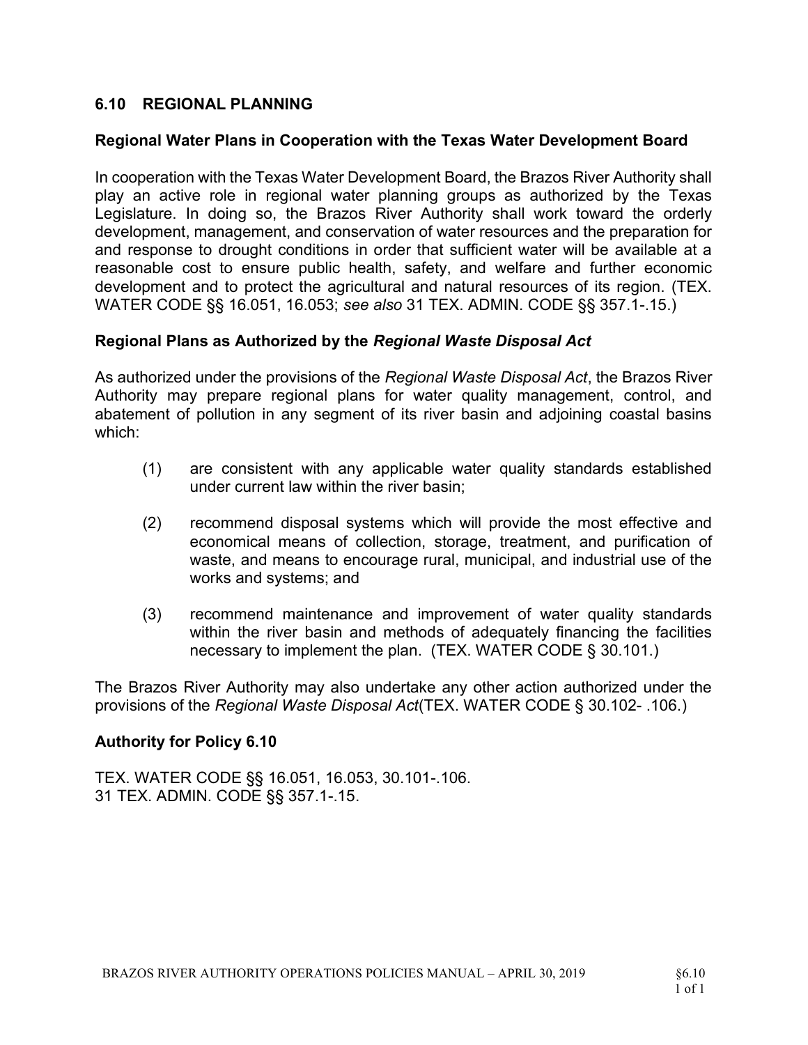## 6.10 REGIONAL PLANNING

### Regional Water Plans in Cooperation with the Texas Water Development Board

In cooperation with the Texas Water Development Board, the Brazos River Authority shall play an active role in regional water planning groups as authorized by the Texas Legislature. In doing so, the Brazos River Authority shall work toward the orderly development, management, and conservation of water resources and the preparation for and response to drought conditions in order that sufficient water will be available at a reasonable cost to ensure public health, safety, and welfare and further economic development and to protect the agricultural and natural resources of its region. (TEX. WATER CODE §§ 16.051, 16.053; *see also* 31 TEX. ADMIN. CODE §§ 357.1-.15.)

### Regional Plans as Authorized by the *Regional Waste Disposal Act*

As authorized under the provisions of the *Regional Waste Disposal Act*, the Brazos River Authority may prepare regional plans for water quality management, control, and abatement of pollution in any segment of its river basin and adjoining coastal basins which:

(1) are consistent with any applicable water quality standards established under current law within the river basin;

(2) recommend disposal systems which will provide the most effective and economical means of collection, storage, treatment, and purification of waste, and means to encourage rural, municipal, and industrial use of the works and systems; and

(3) recommend maintenance and improvement of water quality standards within the river basin and methods of adequately financing the facilities necessary to implement the plan. (TEX. WATER CODE § 30.101.)

The Brazos River Authority may also undertake any other action authorized under the provisions of the *Regional Waste Disposal Act*(TEX. WATER CODE § 30.102- .106.)

### Authority for Policy 6.10

TEX. WATER CODE §§ 16.051, 16.053, 30.101-.106.
31 TEX. ADMIN. CODE §§ 357.1-.15.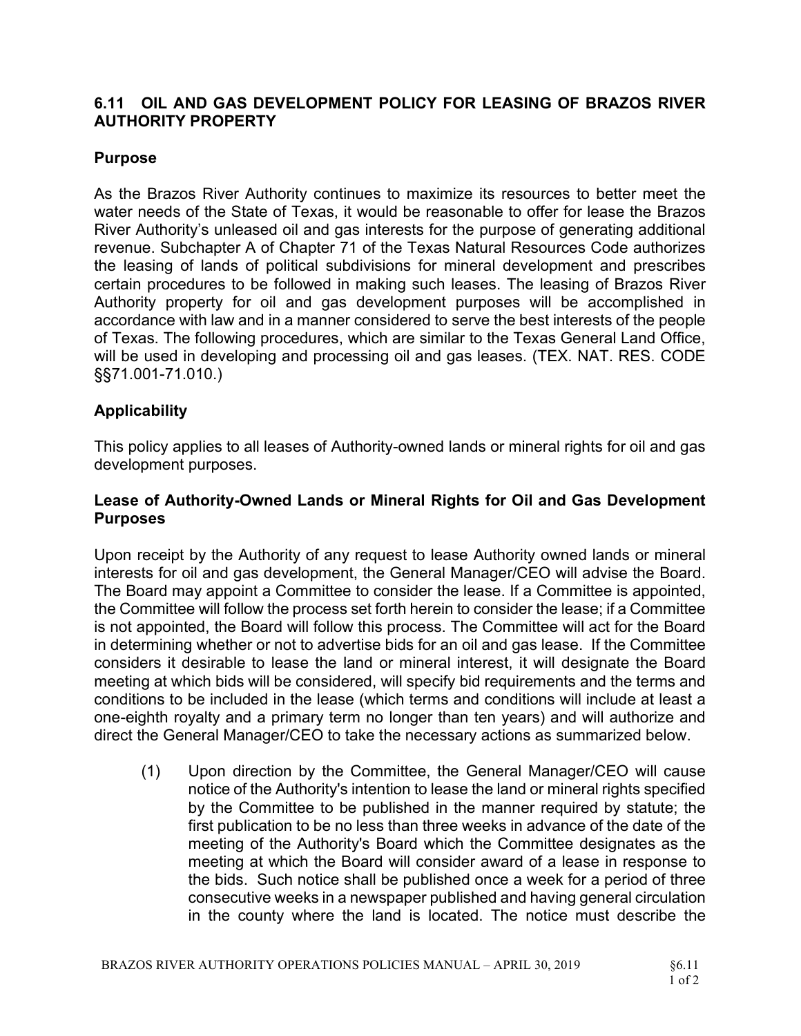## 6.11 OIL AND GAS DEVELOPMENT POLICY FOR LEASING OF BRAZOS RIVER AUTHORITY PROPERTY

### Purpose

As the Brazos River Authority continues to maximize its resources to better meet the water needs of the State of Texas, it would be reasonable to offer for lease the Brazos River Authority's unleased oil and gas interests for the purpose of generating additional revenue. Subchapter A of Chapter 71 of the Texas Natural Resources Code authorizes the leasing of lands of political subdivisions for mineral development and prescribes certain procedures to be followed in making such leases. The leasing of Brazos River Authority property for oil and gas development purposes will be accomplished in accordance with law and in a manner considered to serve the best interests of the people of Texas. The following procedures, which are similar to the Texas General Land Office, will be used in developing and processing oil and gas leases. (TEX. NAT. RES. CODE §§71.001-71.010.)

### Applicability

This policy applies to all leases of Authority-owned lands or mineral rights for oil and gas development purposes.

### Lease of Authority-Owned Lands or Mineral Rights for Oil and Gas Development Purposes

Upon receipt by the Authority of any request to lease Authority owned lands or mineral interests for oil and gas development, the General Manager/CEO will advise the Board. The Board may appoint a Committee to consider the lease. If a Committee is appointed, the Committee will follow the process set forth herein to consider the lease; if a Committee is not appointed, the Board will follow this process. The Committee will act for the Board in determining whether or not to advertise bids for an oil and gas lease. If the Committee considers it desirable to lease the land or mineral interest, it will designate the Board meeting at which bids will be considered, will specify bid requirements and the terms and conditions to be included in the lease (which terms and conditions will include at least a one-eighth royalty and a primary term no longer than ten years) and will authorize and direct the General Manager/CEO to take the necessary actions as summarized below.

(1) Upon direction by the Committee, the General Manager/CEO will cause notice of the Authority's intention to lease the land or mineral rights specified by the Committee to be published in the manner required by statute; the first publication to be no less than three weeks in advance of the date of the meeting of the Authority's Board which the Committee designates as the meeting at which the Board will consider award of a lease in response to the bids. Such notice shall be published once a week for a period of three consecutive weeks in a newspaper published and having general circulation in the county where the land is located. The notice must describe the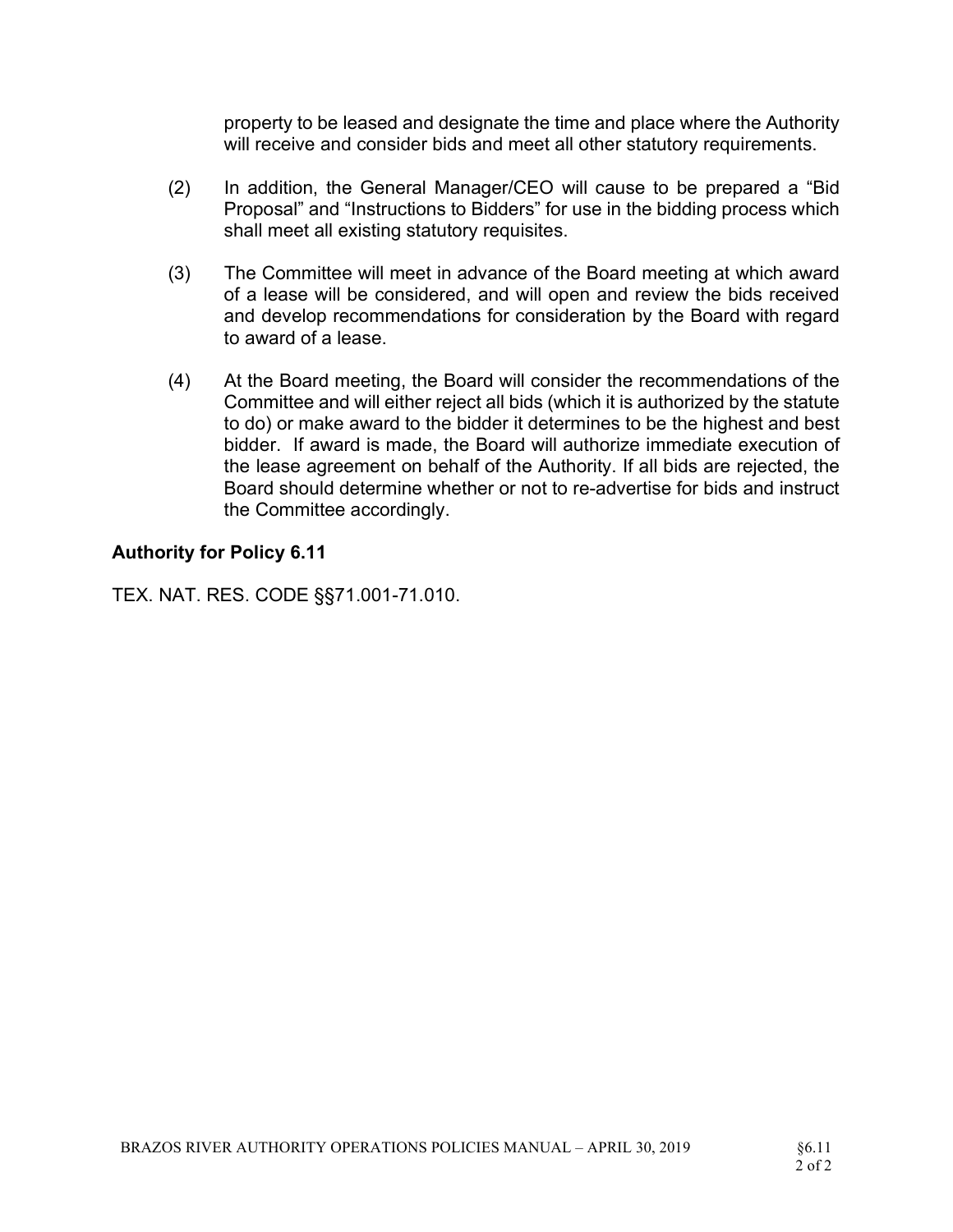property to be leased and designate the time and place where the Authority will receive and consider bids and meet all other statutory requirements.

(2) In addition, the General Manager/CEO will cause to be prepared a "Bid Proposal" and "Instructions to Bidders" for use in the bidding process which shall meet all existing statutory requisites.

(3) The Committee will meet in advance of the Board meeting at which award of a lease will be considered, and will open and review the bids received and develop recommendations for consideration by the Board with regard to award of a lease.

(4) At the Board meeting, the Board will consider the recommendations of the Committee and will either reject all bids (which it is authorized by the statute to do) or make award to the bidder it determines to be the highest and best bidder. If award is made, the Board will authorize immediate execution of the lease agreement on behalf of the Authority. If all bids are rejected, the Board should determine whether or not to re-advertise for bids and instruct the Committee accordingly.

**Authority for Policy 6.11**

TEX. NAT. RES. CODE §§71.001-71.010.